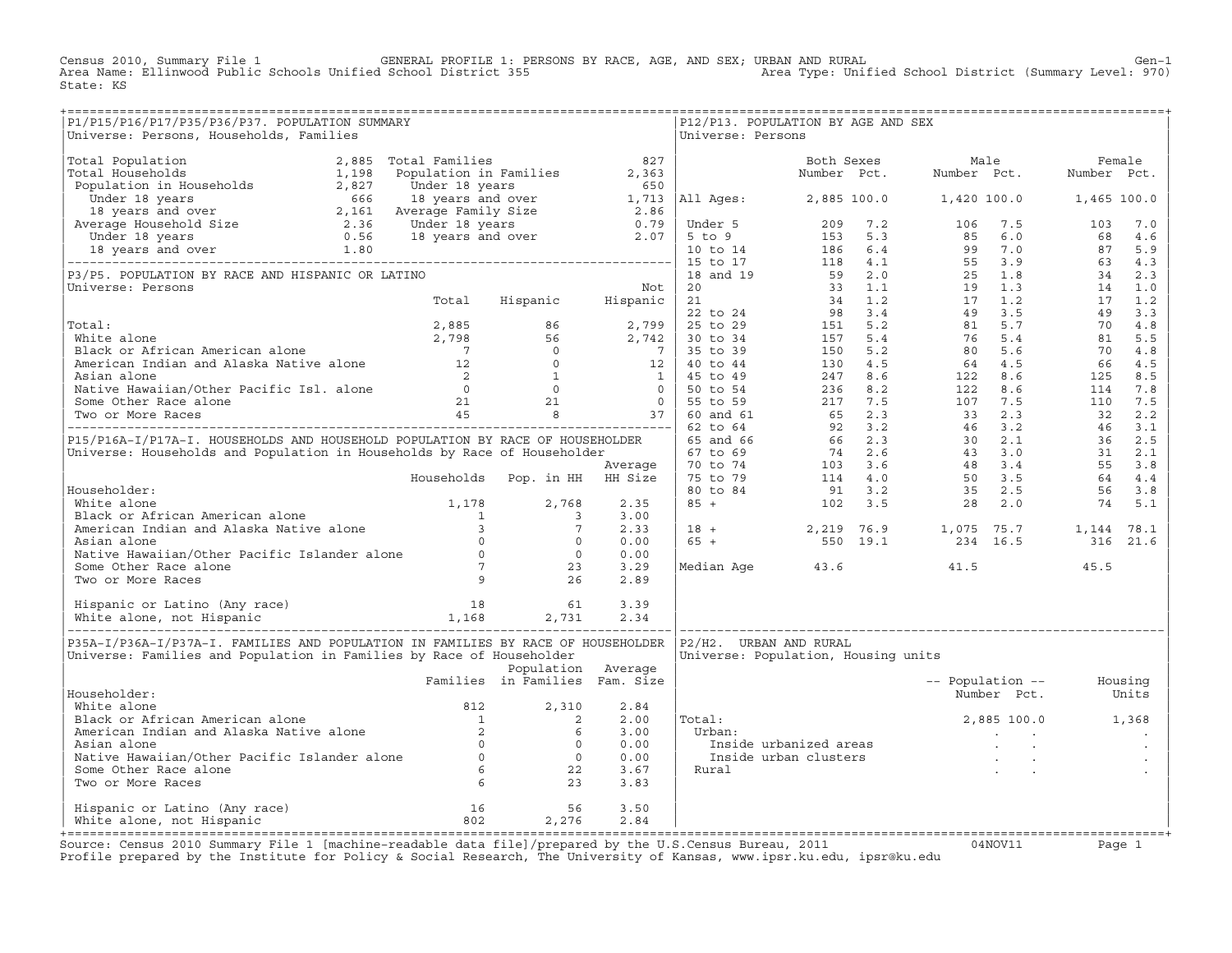Census 2010, Summary File 1 — GENERAL PROFILE 1: PERSONS BY RACE, AGE, AND SEX; URBAN AND RURAL — Gen-1

Area Name: Ellinwood Public Schools Unified School District 355 — Area Type: Unified School District (Summary Level: 970)

State: KS

## P1/P15/P16/P17/P35/P36/P37. POPULATION SUMMARY

Universe: Persons, Households, Families

| | | | |
|---|---|---|---|
| Total Population | 2,885 | Total Families | 827 |
| Total Households | 1,198 | Population in Families | 2,363 |
| Population in Households | 2,827 | Under 18 years | 650 |
| Under 18 years | 666 | 18 years and over | 1,713 |
| 18 years and over | 2,161 | Average Family Size | 2.86 |
| Average Household Size | 2.36 | Under 18 years | 0.79 |
| Under 18 years | 0.56 | 18 years and over | 2.07 |
| 18 years and over | 1.80 | | |

## P3/P5. POPULATION BY RACE AND HISPANIC OR LATINO

Universe: Persons

| | Total | Hispanic | Not Hispanic |
|---|---|---|---|
| Total: | 2,885 | 86 | 2,799 |
| White alone | 2,798 | 56 | 2,742 |
| Black or African American alone | 7 | 0 | 7 |
| American Indian and Alaska Native alone | 12 | 0 | 12 |
| Asian alone | 2 | 1 | 1 |
| Native Hawaiian/Other Pacific Isl. alone | 0 | 0 | 0 |
| Some Other Race alone | 21 | 21 | 0 |
| Two or More Races | 45 | 8 | 37 |

## P15/P16A-I/P17A-I. HOUSEHOLDS AND HOUSEHOLD POPULATION BY RACE OF HOUSEHOLDER

Universe: Households and Population in Households by Race of Householder

| Householder: | Households | Pop. in HH | Average HH Size |
|---|---|---|---|
| White alone | 1,178 | 2,768 | 2.35 |
| Black or African American alone | 1 | 3 | 3.00 |
| American Indian and Alaska Native alone | 3 | 7 | 2.33 |
| Asian alone | 0 | 0 | 0.00 |
| Native Hawaiian/Other Pacific Islander alone | 0 | 0 | 0.00 |
| Some Other Race alone | 7 | 23 | 3.29 |
| Two or More Races | 9 | 26 | 2.89 |
| Hispanic or Latino (Any race) | 18 | 61 | 3.39 |
| White alone, not Hispanic | 1,168 | 2,731 | 2.34 |

## P35A-I/P36A-I/P37A-I. FAMILIES AND POPULATION IN FAMILIES BY RACE OF HOUSEHOLDER

Universe: Families and Population in Families by Race of Householder

| Householder: | Families | Population in Families | Average Fam. Size |
|---|---|---|---|
| White alone | 812 | 2,310 | 2.84 |
| Black or African American alone | 1 | 2 | 2.00 |
| American Indian and Alaska Native alone | 2 | 6 | 3.00 |
| Asian alone | 0 | 0 | 0.00 |
| Native Hawaiian/Other Pacific Islander alone | 0 | 0 | 0.00 |
| Some Other Race alone | 6 | 22 | 3.67 |
| Two or More Races | 6 | 23 | 3.83 |
| Hispanic or Latino (Any race) | 16 | 56 | 3.50 |
| White alone, not Hispanic | 802 | 2,276 | 2.84 |

## P12/P13. POPULATION BY AGE AND SEX

Universe: Persons

| | Both Sexes Number | Both Sexes Pct. | Male Number | Male Pct. | Female Number | Female Pct. |
|---|---|---|---|---|---|---|
| All Ages: | 2,885 | 100.0 | 1,420 | 100.0 | 1,465 | 100.0 |
| Under 5 | 209 | 7.2 | 106 | 7.5 | 103 | 7.0 |
| 5 to 9 | 153 | 5.3 | 85 | 6.0 | 68 | 4.6 |
| 10 to 14 | 186 | 6.4 | 99 | 7.0 | 87 | 5.9 |
| 15 to 17 | 118 | 4.1 | 55 | 3.9 | 63 | 4.3 |
| 18 and 19 | 59 | 2.0 | 25 | 1.8 | 34 | 2.3 |
| 20 | 33 | 1.1 | 19 | 1.3 | 14 | 1.0 |
| 21 | 34 | 1.2 | 17 | 1.2 | 17 | 1.2 |
| 22 to 24 | 98 | 3.4 | 49 | 3.5 | 49 | 3.3 |
| 25 to 29 | 151 | 5.2 | 81 | 5.7 | 70 | 4.8 |
| 30 to 34 | 157 | 5.4 | 76 | 5.4 | 81 | 5.5 |
| 35 to 39 | 150 | 5.2 | 80 | 5.6 | 70 | 4.8 |
| 40 to 44 | 130 | 4.5 | 64 | 4.5 | 66 | 4.5 |
| 45 to 49 | 247 | 8.6 | 122 | 8.6 | 125 | 8.5 |
| 50 to 54 | 236 | 8.2 | 122 | 8.6 | 114 | 7.8 |
| 55 to 59 | 217 | 7.5 | 107 | 7.5 | 110 | 7.5 |
| 60 and 61 | 65 | 2.3 | 33 | 2.3 | 32 | 2.2 |
| 62 to 64 | 92 | 3.2 | 46 | 3.2 | 46 | 3.1 |
| 65 and 66 | 66 | 2.3 | 30 | 2.1 | 36 | 2.5 |
| 67 to 69 | 74 | 2.6 | 43 | 3.0 | 31 | 2.1 |
| 70 to 74 | 103 | 3.6 | 48 | 3.4 | 55 | 3.8 |
| 75 to 79 | 114 | 4.0 | 50 | 3.5 | 64 | 4.4 |
| 80 to 84 | 91 | 3.2 | 35 | 2.5 | 56 | 3.8 |
| 85 + | 102 | 3.5 | 28 | 2.0 | 74 | 5.1 |
| 18 + | 2,219 | 76.9 | 1,075 | 75.7 | 1,144 | 78.1 |
| 65 + | 550 | 19.1 | 234 | 16.5 | 316 | 21.6 |
| Median Age | 43.6 | | 41.5 | | 45.5 | |

## P2/H2. URBAN AND RURAL

Universe: Population, Housing units

| | Population Number | Population Pct. | Housing Units |
|---|---|---|---|
| Total: | 2,885 | 100.0 | 1,368 |
| Urban: | . | . | . |
| Inside urbanized areas | . | . | . |
| Inside urban clusters | . | . | . |
| Rural | . | . | . |

Source: Census 2010 Summary File 1 [machine-readable data file]/prepared by the U.S.Census Bureau, 2011 — 04NOV11

Profile prepared by the Institute for Policy & Social Research, The University of Kansas, www.ipsr.ku.edu, ipsr@ku.edu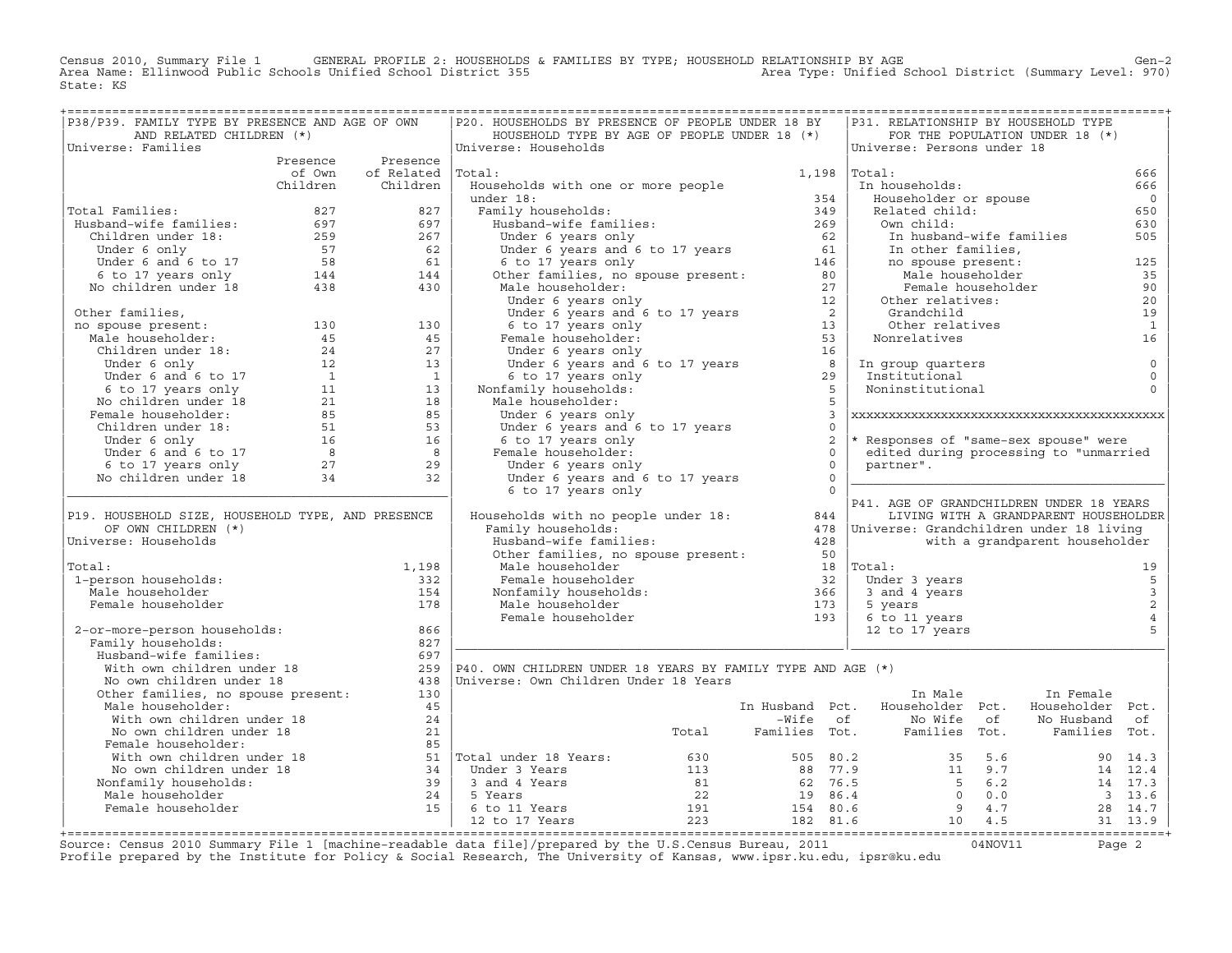Census 2010, Summary File 1 GENERAL PROFILE 2: HOUSEHOLDS & FAMILIES BY TYPE; HOUSEHOLD RELATIONSHIP BY AGE Gen-2
Area Name: Ellinwood Public Schools Unified School District 355 Area Type: Unified School District (Summary Level: 970)
State: KS

## P38/P39. FAMILY TYPE BY PRESENCE AND AGE OF OWN AND RELATED CHILDREN (*)

Universe: Families

| | Presence of Own Children | Presence of Related Children |
|---|---|---|
| Total Families: | 827 | 827 |
| Husband-wife families: | 697 | 697 |
| Children under 18: | 259 | 267 |
| Under 6 only | 57 | 62 |
| Under 6 and 6 to 17 | 58 | 61 |
| 6 to 17 years only | 144 | 144 |
| No children under 18 | 438 | 430 |
| Other families, no spouse present: | 130 | 130 |
| Male householder: | 45 | 45 |
| Children under 18: | 24 | 27 |
| Under 6 only | 12 | 13 |
| Under 6 and 6 to 17 | 1 | 1 |
| 6 to 17 years only | 11 | 13 |
| No children under 18 | 21 | 18 |
| Female householder: | 85 | 85 |
| Children under 18: | 51 | 53 |
| Under 6 only | 16 | 16 |
| Under 6 and 6 to 17 | 8 | 8 |
| 6 to 17 years only | 27 | 29 |
| No children under 18 | 34 | 32 |

## P19. HOUSEHOLD SIZE, HOUSEHOLD TYPE, AND PRESENCE OF OWN CHILDREN (*)

Universe: Households

| | |
|---|---|
| Total: | 1,198 |
| 1-person households: | 332 |
| Male householder | 154 |
| Female householder | 178 |
| 2-or-more-person households: | 866 |
| Family households: | 827 |
| Husband-wife families: | 697 |
| With own children under 18 | 259 |
| No own children under 18 | 438 |
| Other families, no spouse present: | 130 |
| Male householder: | 45 |
| With own children under 18 | 24 |
| No own children under 18 | 21 |
| Female householder: | 85 |
| With own children under 18 | 51 |
| No own children under 18 | 34 |
| Nonfamily households: | 39 |
| Male householder | 24 |
| Female householder | 15 |

## P20. HOUSEHOLDS BY PRESENCE OF PEOPLE UNDER 18 BY HOUSEHOLD TYPE BY AGE OF PEOPLE UNDER 18 (*)

Universe: Households

| | |
|---|---|
| Total: | 1,198 |
| Households with one or more people under 18: | 354 |
| Family households: | 349 |
| Husband-wife families: | 269 |
| Under 6 years only | 62 |
| Under 6 years and 6 to 17 years | 61 |
| 6 to 17 years only | 146 |
| Other families, no spouse present: | 80 |
| Male householder: | 27 |
| Under 6 years only | 12 |
| Under 6 years and 6 to 17 years | 2 |
| 6 to 17 years only | 13 |
| Female householder: | 53 |
| Under 6 years only | 16 |
| Under 6 years and 6 to 17 years | 8 |
| 6 to 17 years only | 29 |
| Nonfamily households: | 5 |
| Male householder: | 5 |
| Under 6 years only | 3 |
| Under 6 years and 6 to 17 years | 0 |
| 6 to 17 years only | 2 |
| Female householder: | 0 |
| Under 6 years only | 0 |
| Under 6 years and 6 to 17 years | 0 |
| 6 to 17 years only | 0 |
| Households with no people under 18: | 844 |
| Family households: | 478 |
| Husband-wife families: | 428 |
| Other families, no spouse present: | 50 |
| Male householder | 18 |
| Female householder | 32 |
| Nonfamily households: | 366 |
| Male householder | 173 |
| Female householder | 193 |

## P31. RELATIONSHIP BY HOUSEHOLD TYPE FOR THE POPULATION UNDER 18 (*)

Universe: Persons under 18

| | |
|---|---|
| Total: | 666 |
| In households: | 666 |
| Householder or spouse | 0 |
| Related child: | 650 |
| Own child: | 630 |
| In husband-wife families | 505 |
| In other families, no spouse present: | 125 |
| Male householder | 35 |
| Female householder | 90 |
| Other relatives: | 20 |
| Grandchild | 19 |
| Other relatives | 1 |
| Nonrelatives | 16 |
| In group quarters | 0 |
| Institutional | 0 |
| Noninstitutional | 0 |

* Responses of "same-sex spouse" were edited during processing to "unmarried partner".

## P41. AGE OF GRANDCHILDREN UNDER 18 YEARS LIVING WITH A GRANDPARENT HOUSEHOLDER

Universe: Grandchildren under 18 living with a grandparent householder

| | |
|---|---|
| Total: | 19 |
| Under 3 years | 5 |
| 3 and 4 years | 3 |
| 5 years | 2 |
| 6 to 11 years | 4 |
| 12 to 17 years | 5 |

## P40. OWN CHILDREN UNDER 18 YEARS BY FAMILY TYPE AND AGE (*)

Universe: Own Children Under 18 Years

| | Total | In Husband-Wife Families | Pct. of Tot. | In Male Householder No Wife Families | Pct. of Tot. | In Female Householder No Husband Families | Pct. of Tot. |
|---|---|---|---|---|---|---|---|
| Total under 18 Years: | 630 | 505 | 80.2 | 35 | 5.6 | 90 | 14.3 |
| Under 3 Years | 113 | 88 | 77.9 | 11 | 9.7 | 14 | 12.4 |
| 3 and 4 Years | 81 | 62 | 76.5 | 5 | 6.2 | 14 | 17.3 |
| 5 Years | 22 | 19 | 86.4 | 0 | 0.0 | 3 | 13.6 |
| 6 to 11 Years | 191 | 154 | 80.6 | 9 | 4.7 | 28 | 14.7 |
| 12 to 17 Years | 223 | 182 | 81.6 | 10 | 4.5 | 31 | 13.9 |

Source: Census 2010 Summary File 1 [machine-readable data file]/prepared by the U.S.Census Bureau, 2011 04NOV11
Profile prepared by the Institute for Policy & Social Research, The University of Kansas, www.ipsr.ku.edu, ipsr@ku.edu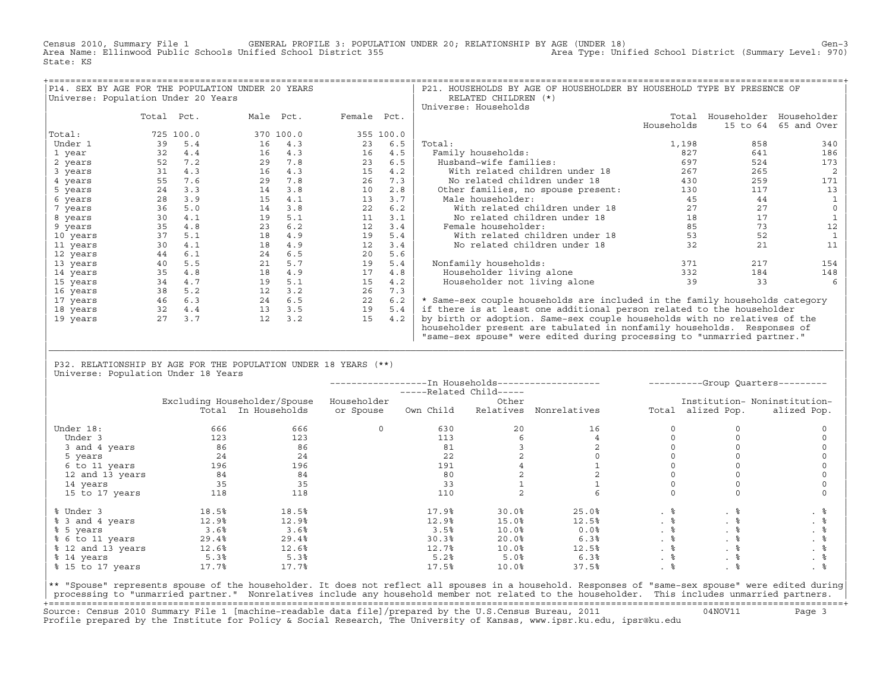Census 2010, Summary File 1 GENERAL PROFILE 3: POPULATION UNDER 20; RELATIONSHIP BY AGE (UNDER 18) Gen-3
Area Name: Ellinwood Public Schools Unified School District 355 Area Type: Unified School District (Summary Level: 970)
State: KS

## P14. SEX BY AGE FOR THE POPULATION UNDER 20 YEARS

Universe: Population Under 20 Years

| | Total | Pct. | Male | Pct. | Female | Pct. |
|---|---|---|---|---|---|---|
| Total: | 725 | 100.0 | 370 | 100.0 | 355 | 100.0 |
| Under 1 | 39 | 5.4 | 16 | 4.3 | 23 | 6.5 |
| 1 year | 32 | 4.4 | 16 | 4.3 | 16 | 4.5 |
| 2 years | 52 | 7.2 | 29 | 7.8 | 23 | 6.5 |
| 3 years | 31 | 4.3 | 16 | 4.3 | 15 | 4.2 |
| 4 years | 55 | 7.6 | 29 | 7.8 | 26 | 7.3 |
| 5 years | 24 | 3.3 | 14 | 3.8 | 10 | 2.8 |
| 6 years | 28 | 3.9 | 15 | 4.1 | 13 | 3.7 |
| 7 years | 36 | 5.0 | 14 | 3.8 | 22 | 6.2 |
| 8 years | 30 | 4.1 | 19 | 5.1 | 11 | 3.1 |
| 9 years | 35 | 4.8 | 23 | 6.2 | 12 | 3.4 |
| 10 years | 37 | 5.1 | 18 | 4.9 | 19 | 5.4 |
| 11 years | 30 | 4.1 | 18 | 4.9 | 12 | 3.4 |
| 12 years | 44 | 6.1 | 24 | 6.5 | 20 | 5.6 |
| 13 years | 40 | 5.5 | 21 | 5.7 | 19 | 5.4 |
| 14 years | 35 | 4.8 | 18 | 4.9 | 17 | 4.8 |
| 15 years | 34 | 4.7 | 19 | 5.1 | 15 | 4.2 |
| 16 years | 38 | 5.2 | 12 | 3.2 | 26 | 7.3 |
| 17 years | 46 | 6.3 | 24 | 6.5 | 22 | 6.2 |
| 18 years | 32 | 4.4 | 13 | 3.5 | 19 | 5.4 |
| 19 years | 27 | 3.7 | 12 | 3.2 | 15 | 4.2 |

## P21. HOUSEHOLDS BY AGE OF HOUSEHOLDER BY HOUSEHOLD TYPE BY PRESENCE OF RELATED CHILDREN (*)

Universe: Households

| | Total Households | Householder 15 to 64 | Householder 65 and Over |
|---|---|---|---|
| Total: | 1,198 | 858 | 340 |
| Family households: | 827 | 641 | 186 |
| Husband-wife families: | 697 | 524 | 173 |
| With related children under 18 | 267 | 265 | 2 |
| No related children under 18 | 430 | 259 | 171 |
| Other families, no spouse present: | 130 | 117 | 13 |
| Male householder: | 45 | 44 | 1 |
| With related children under 18 | 27 | 27 | 0 |
| No related children under 18 | 18 | 17 | 1 |
| Female householder: | 85 | 73 | 12 |
| With related children under 18 | 53 | 52 | 1 |
| No related children under 18 | 32 | 21 | 11 |
| Nonfamily households: | 371 | 217 | 154 |
| Householder living alone | 332 | 184 | 148 |
| Householder not living alone | 39 | 33 | 6 |

* Same-sex couple households are included in the family households category if there is at least one additional person related to the householder by birth or adoption. Same-sex couple households with no relatives of the householder present are tabulated in nonfamily households. Responses of "same-sex spouse" were edited during processing to "unmarried partner."

## P32. RELATIONSHIP BY AGE FOR THE POPULATION UNDER 18 YEARS (**)

Universe: Population Under 18 Years

| | Excluding Householder/Spouse Total | In Households | Householder or Spouse | Related Child: Own Child | Related Child: Other Relatives | Nonrelatives | Group Quarters: Total | Institutionalized Pop. | Noninstitutionalized Pop. |
|---|---|---|---|---|---|---|---|---|---|
| Under 18: | 666 | 666 | 0 | 630 | 20 | 16 | 0 | 0 | 0 |
| Under 3 | 123 | 123 | | 113 | 6 | 4 | 0 | 0 | 0 |
| 3 and 4 years | 86 | 86 | | 81 | 3 | 2 | 0 | 0 | 0 |
| 5 years | 24 | 24 | | 22 | 2 | 0 | 0 | 0 | 0 |
| 6 to 11 years | 196 | 196 | | 191 | 4 | 1 | 0 | 0 | 0 |
| 12 and 13 years | 84 | 84 | | 80 | 2 | 2 | 0 | 0 | 0 |
| 14 years | 35 | 35 | | 33 | 1 | 1 | 0 | 0 | 0 |
| 15 to 17 years | 118 | 118 | | 110 | 2 | 6 | 0 | 0 | 0 |
| % Under 3 | 18.5% | 18.5% | | 17.9% | 30.0% | 25.0% | . % | . % | . % |
| % 3 and 4 years | 12.9% | 12.9% | | 12.9% | 15.0% | 12.5% | . % | . % | . % |
| % 5 years | 3.6% | 3.6% | | 3.5% | 10.0% | 0.0% | . % | . % | . % |
| % 6 to 11 years | 29.4% | 29.4% | | 30.3% | 20.0% | 6.3% | . % | . % | . % |
| % 12 and 13 years | 12.6% | 12.6% | | 12.7% | 10.0% | 12.5% | . % | . % | . % |
| % 14 years | 5.3% | 5.3% | | 5.2% | 5.0% | 6.3% | . % | . % | . % |
| % 15 to 17 years | 17.7% | 17.7% | | 17.5% | 10.0% | 37.5% | . % | . % | . % |

** "Spouse" represents spouse of the householder. It does not reflect all spouses in a household. Responses of "same-sex spouse" were edited during processing to "unmarried partner." Nonrelatives include any household member not related to the householder. This includes unmarried partners.

Source: Census 2010 Summary File 1 [machine-readable data file]/prepared by the U.S.Census Bureau, 2011 04NOV11
Profile prepared by the Institute for Policy & Social Research, The University of Kansas, www.ipsr.ku.edu, ipsr@ku.edu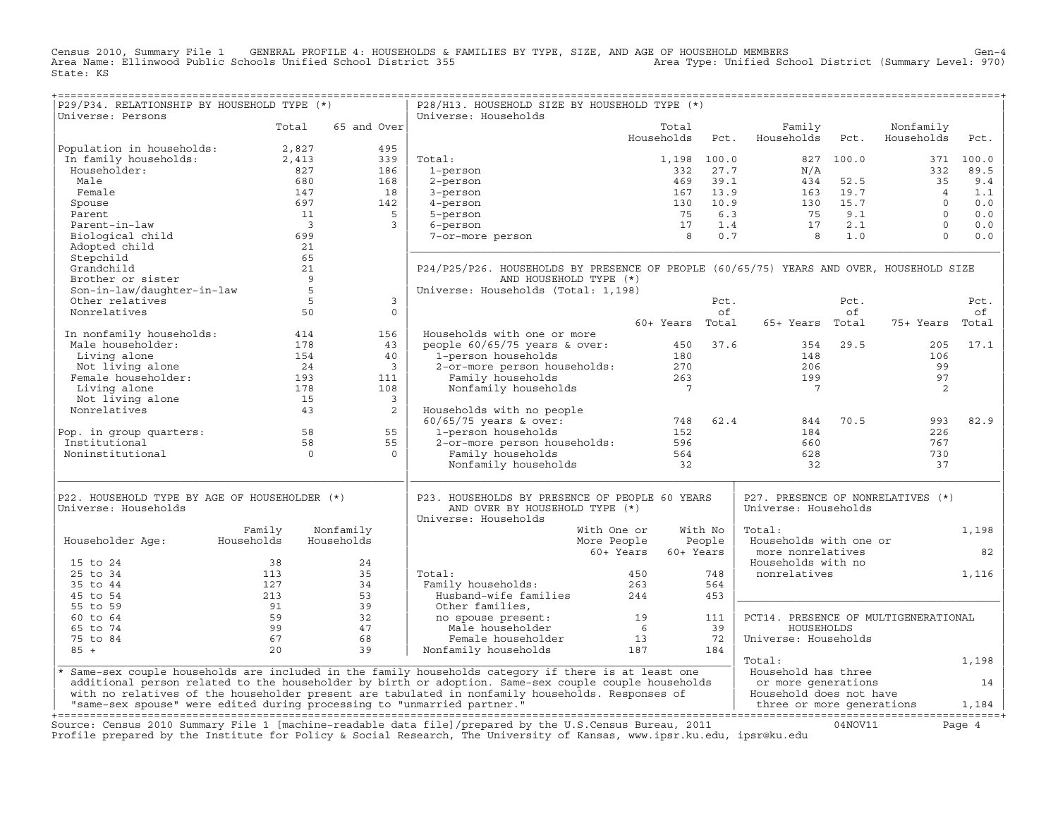Census 2010, Summary File 1 GENERAL PROFILE 4: HOUSEHOLDS & FAMILIES BY TYPE, SIZE, AND AGE OF HOUSEHOLD MEMBERS Gen-4
Area Name: Ellinwood Public Schools Unified School District 355 Area Type: Unified School District (Summary Level: 970)
State: KS

## P29/P34. RELATIONSHIP BY HOUSEHOLD TYPE (*)

Universe: Persons

| | Total | 65 and Over |
|---|---|---|
| Population in households: | 2,827 | 495 |
| In family households: | 2,413 | 339 |
| Householder: | 827 | 186 |
| Male | 680 | 168 |
| Female | 147 | 18 |
| Spouse | 697 | 142 |
| Parent | 11 | 5 |
| Parent-in-law | 3 | 3 |
| Biological child | 699 | |
| Adopted child | 21 | |
| Stepchild | 65 | |
| Grandchild | 21 | |
| Brother or sister | 9 | |
| Son-in-law/daughter-in-law | 5 | |
| Other relatives | 5 | 3 |
| Nonrelatives | 50 | 0 |
| In nonfamily households: | 414 | 156 |
| Male householder: | 178 | 43 |
| Living alone | 154 | 40 |
| Not living alone | 24 | 3 |
| Female householder: | 193 | 111 |
| Living alone | 178 | 108 |
| Not living alone | 15 | 3 |
| Nonrelatives | 43 | 2 |
| Pop. in group quarters: | 58 | 55 |
| Institutional | 58 | 55 |
| Noninstitutional | 0 | 0 |

## P28/H13. HOUSEHOLD SIZE BY HOUSEHOLD TYPE (*)

Universe: Households

| | Total Households | Pct. | Family Households | Pct. | Nonfamily Households | Pct. |
|---|---|---|---|---|---|---|
| Total: | 1,198 | 100.0 | 827 | 100.0 | 371 | 100.0 |
| 1-person | 332 | 27.7 | N/A | | 332 | 89.5 |
| 2-person | 469 | 39.1 | 434 | 52.5 | 35 | 9.4 |
| 3-person | 167 | 13.9 | 163 | 19.7 | 4 | 1.1 |
| 4-person | 130 | 10.9 | 130 | 15.7 | 0 | 0.0 |
| 5-person | 75 | 6.3 | 75 | 9.1 | 0 | 0.0 |
| 6-person | 17 | 1.4 | 17 | 2.1 | 0 | 0.0 |
| 7-or-more person | 8 | 0.7 | 8 | 1.0 | 0 | 0.0 |

## P24/P25/P26. HOUSEHOLDS BY PRESENCE OF PEOPLE (60/65/75) YEARS AND OVER, HOUSEHOLD SIZE AND HOUSEHOLD TYPE (*)

Universe: Households (Total: 1,198)

| | 60+ Years | Pct. of Total | 65+ Years | Pct. of Total | 75+ Years | Pct. of Total |
|---|---|---|---|---|---|---|
| Households with one or more people 60/65/75 years & over: | 450 | 37.6 | 354 | 29.5 | 205 | 17.1 |
| 1-person households | 180 | | 148 | | 106 | |
| 2-or-more person households: | 270 | | 206 | | 99 | |
| Family households | 263 | | 199 | | 97 | |
| Nonfamily households | 7 | | 7 | | 2 | |
| Households with no people 60/65/75 years & over: | 748 | 62.4 | 844 | 70.5 | 993 | 82.9 |
| 1-person households | 152 | | 184 | | 226 | |
| 2-or-more person households: | 596 | | 660 | | 767 | |
| Family households | 564 | | 628 | | 730 | |
| Nonfamily households | 32 | | 32 | | 37 | |

## P22. HOUSEHOLD TYPE BY AGE OF HOUSEHOLDER (*)

Universe: Households

| Householder Age: | Family Households | Nonfamily Households |
|---|---|---|
| 15 to 24 | 38 | 24 |
| 25 to 34 | 113 | 35 |
| 35 to 44 | 127 | 34 |
| 45 to 54 | 213 | 53 |
| 55 to 59 | 91 | 39 |
| 60 to 64 | 59 | 32 |
| 65 to 74 | 99 | 47 |
| 75 to 84 | 67 | 68 |
| 85 + | 20 | 39 |

## P23. HOUSEHOLDS BY PRESENCE OF PEOPLE 60 YEARS AND OVER BY HOUSEHOLD TYPE (*)

Universe: Households

| | With One or More People 60+ Years | With No People 60+ Years |
|---|---|---|
| Total: | 450 | 748 |
| Family households: | 263 | 564 |
| Husband-wife families | 244 | 453 |
| Other families, no spouse present: | 19 | 111 |
| Male householder | 6 | 39 |
| Female householder | 13 | 72 |
| Nonfamily households | 187 | 184 |

## P27. PRESENCE OF NONRELATIVES (*)

Universe: Households

| | |
|---|---|
| Total: | 1,198 |
| Households with one or more nonrelatives | 82 |
| Households with no nonrelatives | 1,116 |

## PCT14. PRESENCE OF MULTIGENERATIONAL HOUSEHOLDS

Universe: Households

| | |
|---|---|
| Total: | 1,198 |
| Household has three or more generations | 14 |
| Household does not have three or more generations | 1,184 |

\* Same-sex couple households are included in the family households category if there is at least one additional person related to the householder by birth or adoption. Same-sex couple couple households with no relatives of the householder present are tabulated in nonfamily households. Responses of "same-sex spouse" were edited during processing to "unmarried partner."

Source: Census 2010 Summary File 1 [machine-readable data file]/prepared by the U.S.Census Bureau, 2011 04NOV11
Profile prepared by the Institute for Policy & Social Research, The University of Kansas, www.ipsr.ku.edu, ipsr@ku.edu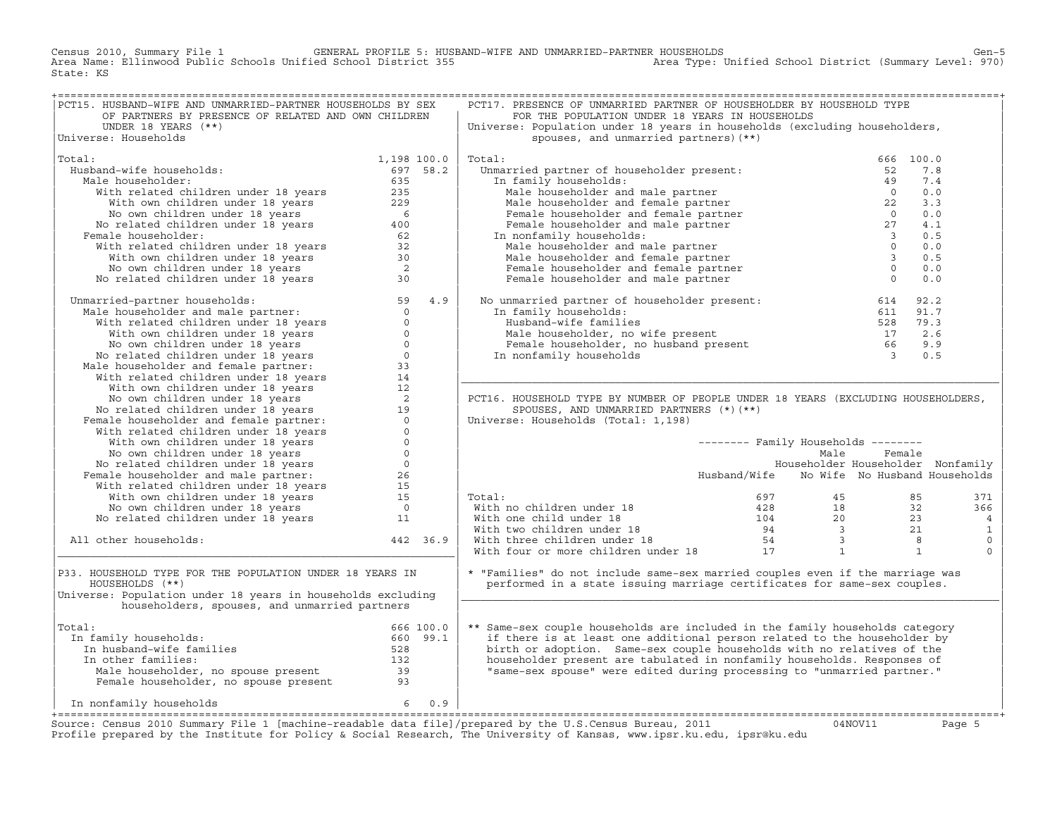Census 2010, Summary File 1 GENERAL PROFILE 5: HUSBAND-WIFE AND UNMARRIED-PARTNER HOUSEHOLDS Gen-5
Area Name: Ellinwood Public Schools Unified School District 355 Area Type: Unified School District (Summary Level: 970)
State: KS

## PCT15. HUSBAND-WIFE AND UNMARRIED-PARTNER HOUSEHOLDS BY SEX OF PARTNERS BY PRESENCE OF RELATED AND OWN CHILDREN UNDER 18 YEARS (**)

Universe: Households

| | Number | Percent |
|---|---|---|
| Total: | 1,198 | 100.0 |
| Husband-wife households: | 697 | 58.2 |
| Male householder: | 635 | |
| With related children under 18 years | 235 | |
| With own children under 18 years | 229 | |
| No own children under 18 years | 6 | |
| No related children under 18 years | 400 | |
| Female householder: | 62 | |
| With related children under 18 years | 32 | |
| With own children under 18 years | 30 | |
| No own children under 18 years | 2 | |
| No related children under 18 years | 30 | |
| Unmarried-partner households: | 59 | 4.9 |
| Male householder and male partner: | 0 | |
| With related children under 18 years | 0 | |
| With own children under 18 years | 0 | |
| No own children under 18 years | 0 | |
| No related children under 18 years | 0 | |
| Male householder and female partner: | 33 | |
| With related children under 18 years | 14 | |
| With own children under 18 years | 12 | |
| No own children under 18 years | 2 | |
| No related children under 18 years | 19 | |
| Female householder and female partner: | 0 | |
| With related children under 18 years | 0 | |
| With own children under 18 years | 0 | |
| No own children under 18 years | 0 | |
| No related children under 18 years | 0 | |
| Female householder and male partner: | 26 | |
| With related children under 18 years | 15 | |
| With own children under 18 years | 15 | |
| No own children under 18 years | 0 | |
| No related children under 18 years | 11 | |
| All other households: | 442 | 36.9 |

## P33. HOUSEHOLD TYPE FOR THE POPULATION UNDER 18 YEARS IN HOUSEHOLDS (**)

Universe: Population under 18 years in households excluding householders, spouses, and unmarried partners

| | Number | Percent |
|---|---|---|
| Total: | 666 | 100.0 |
| In family households: | 660 | 99.1 |
| In husband-wife families | 528 | |
| In other families: | 132 | |
| Male householder, no spouse present | 39 | |
| Female householder, no spouse present | 93 | |
| In nonfamily households | 6 | 0.9 |

## PCT17. PRESENCE OF UNMARRIED PARTNER OF HOUSEHOLDER BY HOUSEHOLD TYPE FOR THE POPULATION UNDER 18 YEARS IN HOUSEHOLDS

Universe: Population under 18 years in households (excluding householders, spouses, and unmarried partners)(**)

| | Number | Percent |
|---|---|---|
| Total: | 666 | 100.0 |
| Unmarried partner of householder present: | 52 | 7.8 |
| In family households: | 49 | 7.4 |
| Male householder and male partner | 0 | 0.0 |
| Male householder and female partner | 22 | 3.3 |
| Female householder and female partner | 0 | 0.0 |
| Female householder and male partner | 27 | 4.1 |
| In nonfamily households: | 3 | 0.5 |
| Male householder and male partner | 0 | 0.0 |
| Male householder and female partner | 3 | 0.5 |
| Female householder and female partner | 0 | 0.0 |
| Female householder and male partner | 0 | 0.0 |
| No unmarried partner of householder present: | 614 | 92.2 |
| In family households: | 611 | 91.7 |
| Husband-wife families | 528 | 79.3 |
| Male householder, no wife present | 17 | 2.6 |
| Female householder, no husband present | 66 | 9.9 |
| In nonfamily households | 3 | 0.5 |

## PCT16. HOUSEHOLD TYPE BY NUMBER OF PEOPLE UNDER 18 YEARS (EXCLUDING HOUSEHOLDERS, SPOUSES, AND UNMARRIED PARTNERS (*)(**)

Universe: Households (Total: 1,198)

| | Family Households: Husband/Wife | Family Households: Male Householder No Wife | Family Households: Female Householder No Husband | Nonfamily Households |
|---|---|---|---|---|
| Total: | 697 | 45 | 85 | 371 |
| With no children under 18 | 428 | 18 | 32 | 366 |
| With one child under 18 | 104 | 20 | 23 | 4 |
| With two children under 18 | 94 | 3 | 21 | 1 |
| With three children under 18 | 54 | 3 | 8 | 0 |
| With four or more children under 18 | 17 | 1 | 1 | 0 |

\* "Families" do not include same-sex married couples even if the marriage was performed in a state issuing marriage certificates for same-sex couples.

** Same-sex couple households are included in the family households category if there is at least one additional person related to the householder by birth or adoption. Same-sex couple households with no relatives of the householder present are tabulated in nonfamily households. Responses of "same-sex spouse" were edited during processing to "unmarried partner."

Source: Census 2010 Summary File 1 [machine-readable data file]/prepared by the U.S.Census Bureau, 2011 04NOV11
Profile prepared by the Institute for Policy & Social Research, The University of Kansas, www.ipsr.ku.edu, ipsr@ku.edu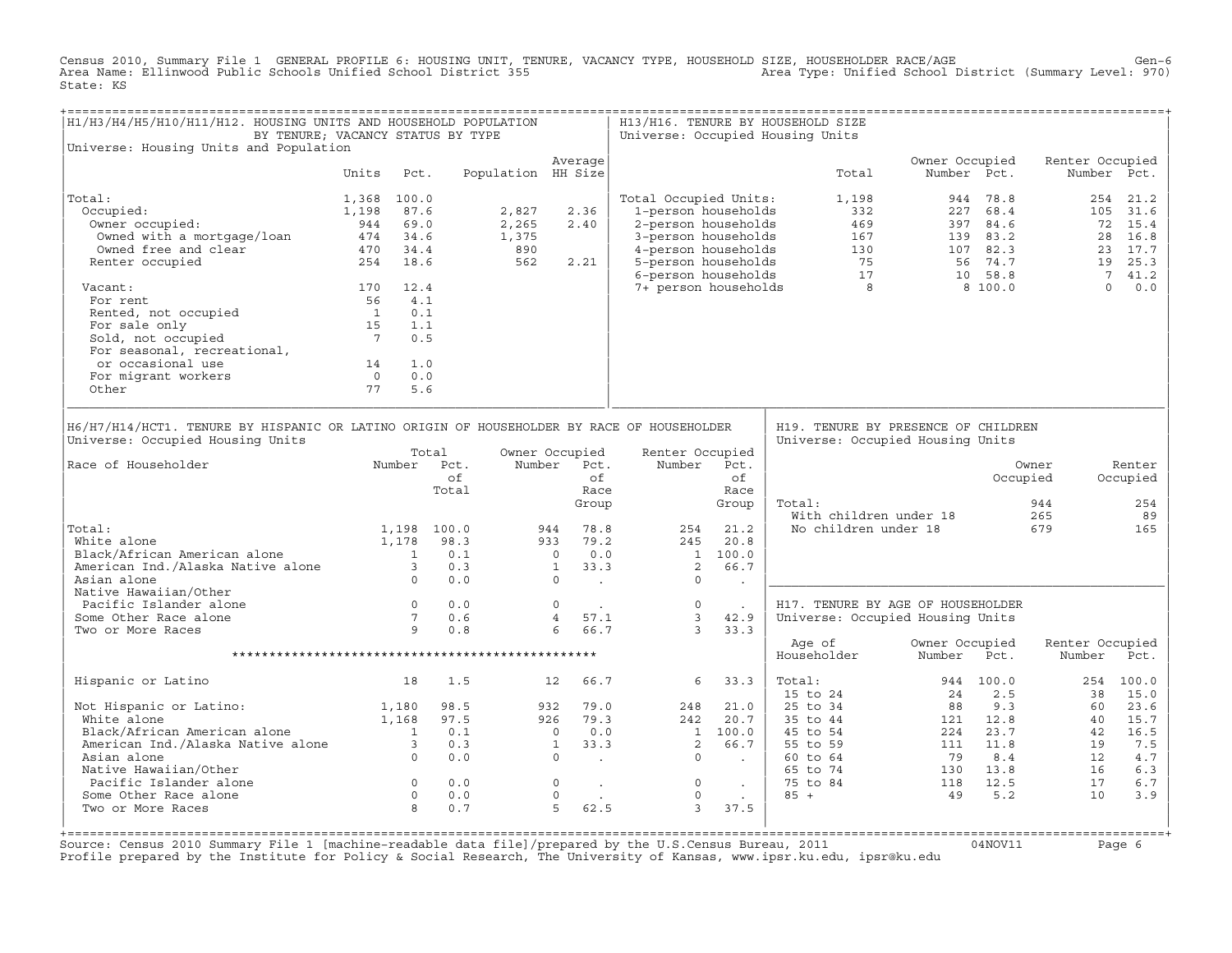Census 2010, Summary File 1 GENERAL PROFILE 6: HOUSING UNIT, TENURE, VACANCY TYPE, HOUSEHOLD SIZE, HOUSEHOLDER RACE/AGE
Area Name: Ellinwood Public Schools Unified School District 355
Area Type: Unified School District (Summary Level: 970)
State: KS

## H1/H3/H4/H5/H10/H11/H12. HOUSING UNITS AND HOUSEHOLD POPULATION BY TENURE; VACANCY STATUS BY TYPE

Universe: Housing Units and Population

| | Units | Pct. | Population | Average HH Size |
|---|---|---|---|---|
| Total: | 1,368 | 100.0 | | |
| Occupied: | 1,198 | 87.6 | 2,827 | 2.36 |
| Owner occupied: | 944 | 69.0 | 2,265 | 2.40 |
| Owned with a mortgage/loan | 474 | 34.6 | 1,375 | |
| Owned free and clear | 470 | 34.4 | 890 | |
| Renter occupied | 254 | 18.6 | 562 | 2.21 |
| Vacant: | 170 | 12.4 | | |
| For rent | 56 | 4.1 | | |
| Rented, not occupied | 1 | 0.1 | | |
| For sale only | 15 | 1.1 | | |
| Sold, not occupied | 7 | 0.5 | | |
| For seasonal, recreational, or occasional use | 14 | 1.0 | | |
| For migrant workers | 0 | 0.0 | | |
| Other | 77 | 5.6 | | |

## H13/H16. TENURE BY HOUSEHOLD SIZE

Universe: Occupied Housing Units

| | Total | Owner Occupied Number | Owner Occupied Pct. | Renter Occupied Number | Renter Occupied Pct. |
|---|---|---|---|---|---|
| Total Occupied Units: | 1,198 | 944 | 78.8 | 254 | 21.2 |
| 1-person households | 332 | 227 | 68.4 | 105 | 31.6 |
| 2-person households | 469 | 397 | 84.6 | 72 | 15.4 |
| 3-person households | 167 | 139 | 83.2 | 28 | 16.8 |
| 4-person households | 130 | 107 | 82.3 | 23 | 17.7 |
| 5-person households | 75 | 56 | 74.7 | 19 | 25.3 |
| 6-person households | 17 | 10 | 58.8 | 7 | 41.2 |
| 7+ person households | 8 | 8 | 100.0 | 0 | 0.0 |

## H6/H7/H14/HCT1. TENURE BY HISPANIC OR LATINO ORIGIN OF HOUSEHOLDER BY RACE OF HOUSEHOLDER

Universe: Occupied Housing Units

| Race of Householder | Total Number | Total Pct. of Total | Owner Occupied Number | Owner Occupied Pct. of Race Group | Renter Occupied Number | Renter Occupied Pct. of Race Group |
|---|---|---|---|---|---|---|
| Total: | 1,198 | 100.0 | 944 | 78.8 | 254 | 21.2 |
| White alone | 1,178 | 98.3 | 933 | 79.2 | 245 | 20.8 |
| Black/African American alone | 1 | 0.1 | 0 | 0.0 | 1 | 100.0 |
| American Ind./Alaska Native alone | 3 | 0.3 | 1 | 33.3 | 2 | 66.7 |
| Asian alone | 0 | 0.0 | 0 | . | 0 | . |
| Native Hawaiian/Other Pacific Islander alone | 0 | 0.0 | 0 | . | 0 | . |
| Some Other Race alone | 7 | 0.6 | 4 | 57.1 | 3 | 42.9 |
| Two or More Races | 9 | 0.8 | 6 | 66.7 | 3 | 33.3 |
| Hispanic or Latino | 18 | 1.5 | 12 | 66.7 | 6 | 33.3 |
| Not Hispanic or Latino: | 1,180 | 98.5 | 932 | 79.0 | 248 | 21.0 |
| White alone | 1,168 | 97.5 | 926 | 79.3 | 242 | 20.7 |
| Black/African American alone | 1 | 0.1 | 0 | 0.0 | 1 | 100.0 |
| American Ind./Alaska Native alone | 3 | 0.3 | 1 | 33.3 | 2 | 66.7 |
| Asian alone | 0 | 0.0 | 0 | . | 0 | . |
| Native Hawaiian/Other Pacific Islander alone | 0 | 0.0 | 0 | . | 0 | . |
| Some Other Race alone | 0 | 0.0 | 0 | . | 0 | . |
| Two or More Races | 8 | 0.7 | 5 | 62.5 | 3 | 37.5 |

## H19. TENURE BY PRESENCE OF CHILDREN

Universe: Occupied Housing Units

| | Owner Occupied | Renter Occupied |
|---|---|---|
| Total: | 944 | 254 |
| With children under 18 | 265 | 89 |
| No children under 18 | 679 | 165 |

## H17. TENURE BY AGE OF HOUSEHOLDER

Universe: Occupied Housing Units

| Age of Householder | Owner Occupied Number | Owner Occupied Pct. | Renter Occupied Number | Renter Occupied Pct. |
|---|---|---|---|---|
| Total: | 944 | 100.0 | 254 | 100.0 |
| 15 to 24 | 24 | 2.5 | 38 | 15.0 |
| 25 to 34 | 88 | 9.3 | 60 | 23.6 |
| 35 to 44 | 121 | 12.8 | 40 | 15.7 |
| 45 to 54 | 224 | 23.7 | 42 | 16.5 |
| 55 to 59 | 111 | 11.8 | 19 | 7.5 |
| 60 to 64 | 79 | 8.4 | 12 | 4.7 |
| 65 to 74 | 130 | 13.8 | 16 | 6.3 |
| 75 to 84 | 118 | 12.5 | 17 | 6.7 |
| 85 + | 49 | 5.2 | 10 | 3.9 |

Source: Census 2010 Summary File 1 [machine-readable data file]/prepared by the U.S.Census Bureau, 2011 04NOV11
Profile prepared by the Institute for Policy & Social Research, The University of Kansas, www.ipsr.ku.edu, ipsr@ku.edu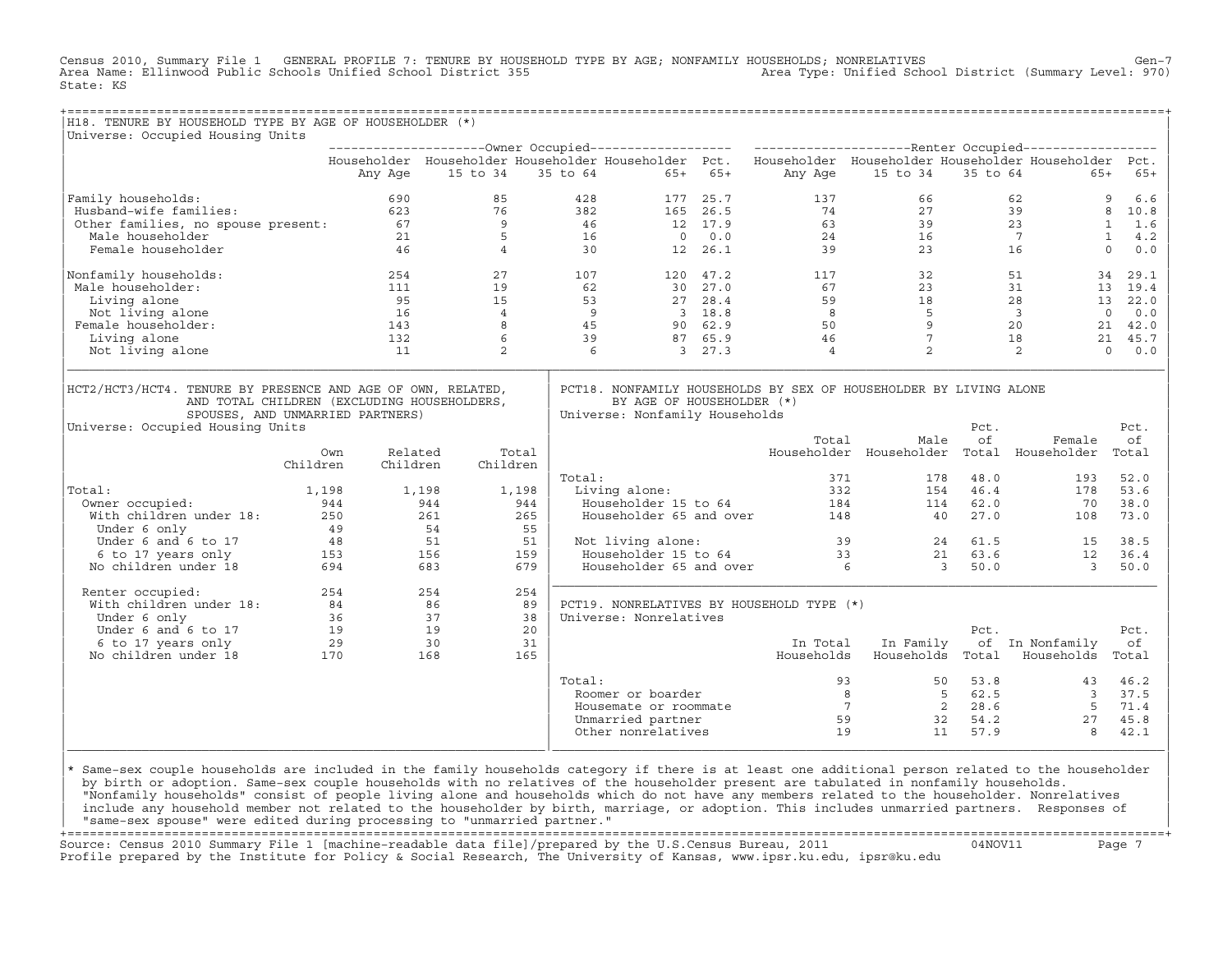Census 2010, Summary File 1 GENERAL PROFILE 7: TENURE BY HOUSEHOLD TYPE BY AGE; NONFAMILY HOUSEHOLDS; NONRELATIVES Gen-7
Area Name: Ellinwood Public Schools Unified School District 355 Area Type: Unified School District (Summary Level: 970)
State: KS

## H18. TENURE BY HOUSEHOLD TYPE BY AGE OF HOUSEHOLDER (*)

Universe: Occupied Housing Units

| | Owner Occupied | | | | | Renter Occupied | | | | |
|---|---|---|---|---|---|---|---|---|---|---|
| | Householder Any Age | Householder 15 to 34 | Householder 35 to 64 | Householder 65+ | Pct. 65+ | Householder Any Age | Householder 15 to 34 | Householder 35 to 64 | Householder 65+ | Pct. 65+ |
| Family households: | 690 | 85 | 428 | 177 | 25.7 | 137 | 66 | 62 | 9 | 6.6 |
| Husband-wife families: | 623 | 76 | 382 | 165 | 26.5 | 74 | 27 | 39 | 8 | 10.8 |
| Other families, no spouse present: | 67 | 9 | 46 | 12 | 17.9 | 63 | 39 | 23 | 1 | 1.6 |
| Male householder | 21 | 5 | 16 | 0 | 0.0 | 24 | 16 | 7 | 1 | 4.2 |
| Female householder | 46 | 4 | 30 | 12 | 26.1 | 39 | 23 | 16 | 0 | 0.0 |
| Nonfamily households: | 254 | 27 | 107 | 120 | 47.2 | 117 | 32 | 51 | 34 | 29.1 |
| Male householder: | 111 | 19 | 62 | 30 | 27.0 | 67 | 23 | 31 | 13 | 19.4 |
| Living alone | 95 | 15 | 53 | 27 | 28.4 | 59 | 18 | 28 | 13 | 22.0 |
| Not living alone | 16 | 4 | 9 | 3 | 18.8 | 8 | 5 | 3 | 0 | 0.0 |
| Female householder: | 143 | 8 | 45 | 90 | 62.9 | 50 | 9 | 20 | 21 | 42.0 |
| Living alone | 132 | 6 | 39 | 87 | 65.9 | 46 | 7 | 18 | 21 | 45.7 |
| Not living alone | 11 | 2 | 6 | 3 | 27.3 | 4 | 2 | 2 | 0 | 0.0 |

## HCT2/HCT3/HCT4. TENURE BY PRESENCE AND AGE OF OWN, RELATED, AND TOTAL CHILDREN (EXCLUDING HOUSEHOLDERS, SPOUSES, AND UNMARRIED PARTNERS)

Universe: Occupied Housing Units

| | Own Children | Related Children | Total Children |
|---|---|---|---|
| Total: | 1,198 | 1,198 | 1,198 |
| Owner occupied: | 944 | 944 | 944 |
| With children under 18: | 250 | 261 | 265 |
| Under 6 only | 49 | 54 | 55 |
| Under 6 and 6 to 17 | 48 | 51 | 51 |
| 6 to 17 years only | 153 | 156 | 159 |
| No children under 18 | 694 | 683 | 679 |
| Renter occupied: | 254 | 254 | 254 |
| With children under 18: | 84 | 86 | 89 |
| Under 6 only | 36 | 37 | 38 |
| Under 6 and 6 to 17 | 19 | 19 | 20 |
| 6 to 17 years only | 29 | 30 | 31 |
| No children under 18 | 170 | 168 | 165 |

## PCT18. NONFAMILY HOUSEHOLDS BY SEX OF HOUSEHOLDER BY LIVING ALONE BY AGE OF HOUSEHOLDER (*)

Universe: Nonfamily Households

| | Total Householder | Male Householder | Pct. of Total | Female Householder | Pct. of Total |
|---|---|---|---|---|---|
| Total: | 371 | 178 | 48.0 | 193 | 52.0 |
| Living alone: | 332 | 154 | 46.4 | 178 | 53.6 |
| Householder 15 to 64 | 184 | 114 | 62.0 | 70 | 38.0 |
| Householder 65 and over | 148 | 40 | 27.0 | 108 | 73.0 |
| Not living alone: | 39 | 24 | 61.5 | 15 | 38.5 |
| Householder 15 to 64 | 33 | 21 | 63.6 | 12 | 36.4 |
| Householder 65 and over | 6 | 3 | 50.0 | 3 | 50.0 |

## PCT19. NONRELATIVES BY HOUSEHOLD TYPE (*)

Universe: Nonrelatives

| | In Total Households | In Family Households | Pct. of Total | In Nonfamily Households | Pct. of Total |
|---|---|---|---|---|---|
| Total: | 93 | 50 | 53.8 | 43 | 46.2 |
| Roomer or boarder | 8 | 5 | 62.5 | 3 | 37.5 |
| Housemate or roommate | 7 | 2 | 28.6 | 5 | 71.4 |
| Unmarried partner | 59 | 32 | 54.2 | 27 | 45.8 |
| Other nonrelatives | 19 | 11 | 57.9 | 8 | 42.1 |

* Same-sex couple households are included in the family households category if there is at least one additional person related to the householder by birth or adoption. Same-sex couple households with no relatives of the householder present are tabulated in nonfamily households. "Nonfamily households" consist of people living alone and households which do not have any members related to the householder. Nonrelatives include any household member not related to the householder by birth, marriage, or adoption. This includes unmarried partners. Responses of "same-sex spouse" were edited during processing to "unmarried partner."

Source: Census 2010 Summary File 1 [machine-readable data file]/prepared by the U.S.Census Bureau, 2011 04NOV11
Profile prepared by the Institute for Policy & Social Research, The University of Kansas, www.ipsr.ku.edu, ipsr@ku.edu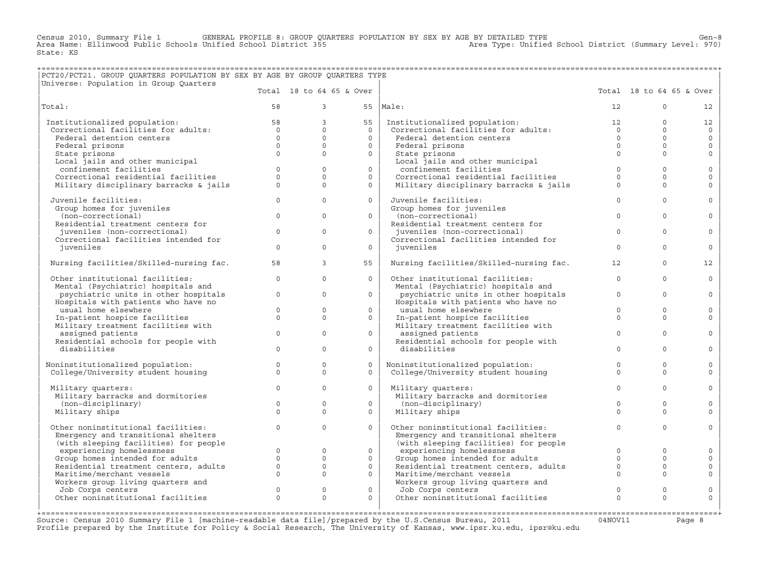Census 2010, Summary File 1 GENERAL PROFILE 8: GROUP QUARTERS POPULATION BY SEX BY AGE BY DETAILED TYPE Gen-8
Area Name: Ellinwood Public Schools Unified School District 355 Area Type: Unified School District (Summary Level: 970)
State: KS

## PCT20/PCT21. GROUP QUARTERS POPULATION BY SEX BY AGE BY GROUP QUARTERS TYPE

Universe: Population in Group Quarters

| | Total | 18 to 64 | 65 & Over | | Total | 18 to 64 | 65 & Over |
|---|---|---|---|---|---|---|---|
| Total: | 58 | 3 | 55 | Male: | 12 | 0 | 12 |
| Institutionalized population: | 58 | 3 | 55 | Institutionalized population: | 12 | 0 | 12 |
| Correctional facilities for adults: | 0 | 0 | 0 | Correctional facilities for adults: | 0 | 0 | 0 |
| Federal detention centers | 0 | 0 | 0 | Federal detention centers | 0 | 0 | 0 |
| Federal prisons | 0 | 0 | 0 | Federal prisons | 0 | 0 | 0 |
| State prisons | 0 | 0 | 0 | State prisons | 0 | 0 | 0 |
| Local jails and other municipal confinement facilities | 0 | 0 | 0 | Local jails and other municipal confinement facilities | 0 | 0 | 0 |
| Correctional residential facilities | 0 | 0 | 0 | Correctional residential facilities | 0 | 0 | 0 |
| Military disciplinary barracks & jails | 0 | 0 | 0 | Military disciplinary barracks & jails | 0 | 0 | 0 |
| Juvenile facilities: | 0 | 0 | 0 | Juvenile facilities: | 0 | 0 | 0 |
| Group homes for juveniles (non-correctional) | 0 | 0 | 0 | Group homes for juveniles (non-correctional) | 0 | 0 | 0 |
| Residential treatment centers for juveniles (non-correctional) | 0 | 0 | 0 | Residential treatment centers for juveniles (non-correctional) | 0 | 0 | 0 |
| Correctional facilities intended for juveniles | 0 | 0 | 0 | Correctional facilities intended for juveniles | 0 | 0 | 0 |
| Nursing facilities/Skilled-nursing fac. | 58 | 3 | 55 | Nursing facilities/Skilled-nursing fac. | 12 | 0 | 12 |
| Other institutional facilities: | 0 | 0 | 0 | Other institutional facilities: | 0 | 0 | 0 |
| Mental (Psychiatric) hospitals and psychiatric units in other hospitals | 0 | 0 | 0 | Mental (Psychiatric) hospitals and psychiatric units in other hospitals | 0 | 0 | 0 |
| Hospitals with patients who have no usual home elsewhere | 0 | 0 | 0 | Hospitals with patients who have no usual home elsewhere | 0 | 0 | 0 |
| In-patient hospice facilities | 0 | 0 | 0 | In-patient hospice facilities | 0 | 0 | 0 |
| Military treatment facilities with assigned patients | 0 | 0 | 0 | Military treatment facilities with assigned patients | 0 | 0 | 0 |
| Residential schools for people with disabilities | 0 | 0 | 0 | Residential schools for people with disabilities | 0 | 0 | 0 |
| Noninstitutionalized population: | 0 | 0 | 0 | Noninstitutionalized population: | 0 | 0 | 0 |
| College/University student housing | 0 | 0 | 0 | College/University student housing | 0 | 0 | 0 |
| Military quarters: | 0 | 0 | 0 | Military quarters: | 0 | 0 | 0 |
| Military barracks and dormitories (non-disciplinary) | 0 | 0 | 0 | Military barracks and dormitories (non-disciplinary) | 0 | 0 | 0 |
| Military ships | 0 | 0 | 0 | Military ships | 0 | 0 | 0 |
| Other noninstitutional facilities: | 0 | 0 | 0 | Other noninstitutional facilities: | 0 | 0 | 0 |
| Emergency and transitional shelters (with sleeping facilities) for people experiencing homelessness | 0 | 0 | 0 | Emergency and transitional shelters (with sleeping facilities) for people experiencing homelessness | 0 | 0 | 0 |
| Group homes intended for adults | 0 | 0 | 0 | Group homes intended for adults | 0 | 0 | 0 |
| Residential treatment centers, adults | 0 | 0 | 0 | Residential treatment centers, adults | 0 | 0 | 0 |
| Maritime/merchant vessels | 0 | 0 | 0 | Maritime/merchant vessels | 0 | 0 | 0 |
| Workers group living quarters and Job Corps centers | 0 | 0 | 0 | Workers group living quarters and Job Corps centers | 0 | 0 | 0 |
| Other noninstitutional facilities | 0 | 0 | 0 | Other noninstitutional facilities | 0 | 0 | 0 |

Source: Census 2010 Summary File 1 [machine-readable data file]/prepared by the U.S.Census Bureau, 2011 04NOV11
Profile prepared by the Institute for Policy & Social Research, The University of Kansas, www.ipsr.ku.edu, ipsr@ku.edu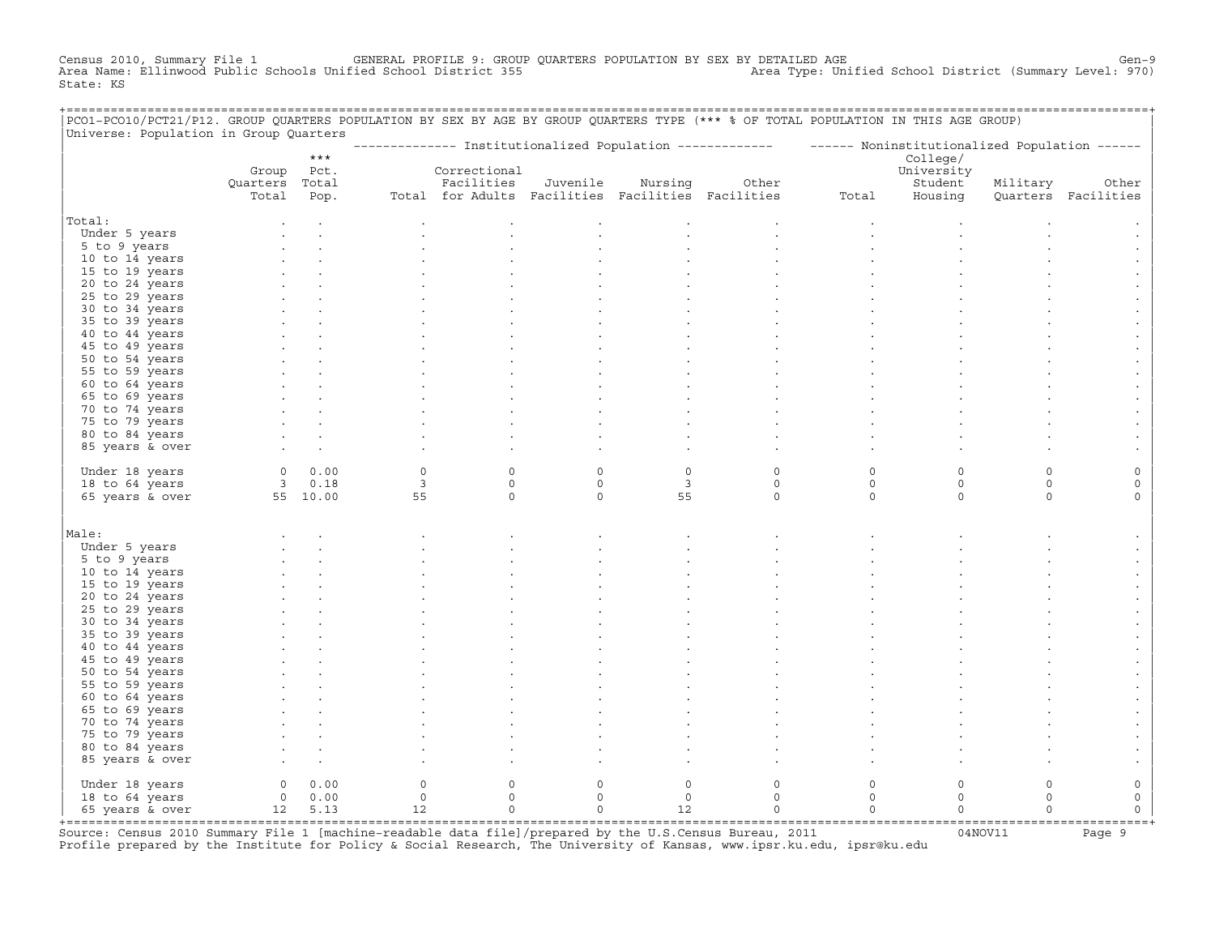Census 2010, Summary File 1 GENERAL PROFILE 9: GROUP QUARTERS POPULATION BY SEX BY DETAILED AGE Gen-9
Area Name: Ellinwood Public Schools Unified School District 355 Area Type: Unified School District (Summary Level: 970)
State: KS

PCO1-PCO10/PCT21/P12. GROUP QUARTERS POPULATION BY SEX BY AGE BY GROUP QUARTERS TYPE (*** % OF TOTAL POPULATION IN THIS AGE GROUP)
Universe: Population in Group Quarters

| | Group Quarters Total | *** Pct. Total Pop. | Institutionalized Population: Total | Correctional Facilities for Adults | Juvenile Facilities | Nursing Facilities | Other Facilities | Noninstitutionalized Population: Total | College/ University Student Housing | Military Quarters | Other Facilities |
|---|---|---|---|---|---|---|---|---|---|---|---|
| **Total:** | . | . | . | . | . | . | . | . | . | . | . |
| Under 5 years | . | . | . | . | . | . | . | . | . | . | . |
| 5 to 9 years | . | . | . | . | . | . | . | . | . | . | . |
| 10 to 14 years | . | . | . | . | . | . | . | . | . | . | . |
| 15 to 19 years | . | . | . | . | . | . | . | . | . | . | . |
| 20 to 24 years | . | . | . | . | . | . | . | . | . | . | . |
| 25 to 29 years | . | . | . | . | . | . | . | . | . | . | . |
| 30 to 34 years | . | . | . | . | . | . | . | . | . | . | . |
| 35 to 39 years | . | . | . | . | . | . | . | . | . | . | . |
| 40 to 44 years | . | . | . | . | . | . | . | . | . | . | . |
| 45 to 49 years | . | . | . | . | . | . | . | . | . | . | . |
| 50 to 54 years | . | . | . | . | . | . | . | . | . | . | . |
| 55 to 59 years | . | . | . | . | . | . | . | . | . | . | . |
| 60 to 64 years | . | . | . | . | . | . | . | . | . | . | . |
| 65 to 69 years | . | . | . | . | . | . | . | . | . | . | . |
| 70 to 74 years | . | . | . | . | . | . | . | . | . | . | . |
| 75 to 79 years | . | . | . | . | . | . | . | . | . | . | . |
| 80 to 84 years | . | . | . | . | . | . | . | . | . | . | . |
| 85 years & over | . | . | . | . | . | . | . | . | . | . | . |
| Under 18 years | 0 | 0.00 | 0 | 0 | 0 | 0 | 0 | 0 | 0 | 0 | 0 |
| 18 to 64 years | 3 | 0.18 | 3 | 0 | 0 | 3 | 0 | 0 | 0 | 0 | 0 |
| 65 years & over | 55 | 10.00 | 55 | 0 | 0 | 55 | 0 | 0 | 0 | 0 | 0 |
| **Male:** | . | . | . | . | . | . | . | . | . | . | . |
| Under 5 years | . | . | . | . | . | . | . | . | . | . | . |
| 5 to 9 years | . | . | . | . | . | . | . | . | . | . | . |
| 10 to 14 years | . | . | . | . | . | . | . | . | . | . | . |
| 15 to 19 years | . | . | . | . | . | . | . | . | . | . | . |
| 20 to 24 years | . | . | . | . | . | . | . | . | . | . | . |
| 25 to 29 years | . | . | . | . | . | . | . | . | . | . | . |
| 30 to 34 years | . | . | . | . | . | . | . | . | . | . | . |
| 35 to 39 years | . | . | . | . | . | . | . | . | . | . | . |
| 40 to 44 years | . | . | . | . | . | . | . | . | . | . | . |
| 45 to 49 years | . | . | . | . | . | . | . | . | . | . | . |
| 50 to 54 years | . | . | . | . | . | . | . | . | . | . | . |
| 55 to 59 years | . | . | . | . | . | . | . | . | . | . | . |
| 60 to 64 years | . | . | . | . | . | . | . | . | . | . | . |
| 65 to 69 years | . | . | . | . | . | . | . | . | . | . | . |
| 70 to 74 years | . | . | . | . | . | . | . | . | . | . | . |
| 75 to 79 years | . | . | . | . | . | . | . | . | . | . | . |
| 80 to 84 years | . | . | . | . | . | . | . | . | . | . | . |
| 85 years & over | . | . | . | . | . | . | . | . | . | . | . |
| Under 18 years | 0 | 0.00 | 0 | 0 | 0 | 0 | 0 | 0 | 0 | 0 | 0 |
| 18 to 64 years | 0 | 0.00 | 0 | 0 | 0 | 0 | 0 | 0 | 0 | 0 | 0 |
| 65 years & over | 12 | 5.13 | 12 | 0 | 0 | 12 | 0 | 0 | 0 | 0 | 0 |

Source: Census 2010 Summary File 1 [machine-readable data file]/prepared by the U.S.Census Bureau, 2011 04NOV11
Profile prepared by the Institute for Policy & Social Research, The University of Kansas, www.ipsr.ku.edu, ipsr@ku.edu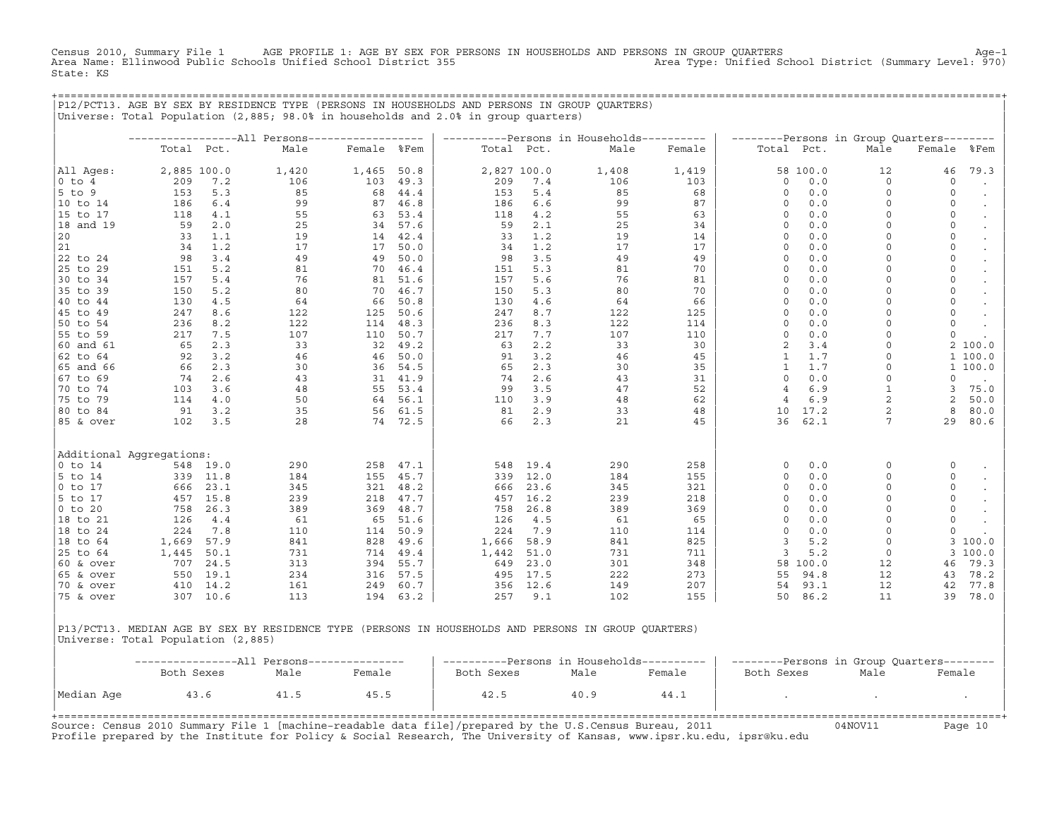Census 2010, Summary File 1 AGE PROFILE 1: AGE BY SEX FOR PERSONS IN HOUSEHOLDS AND PERSONS IN GROUP QUARTERS
Area Name: Ellinwood Public Schools Unified School District 355 Area Type: Unified School District (Summary Level: 970)
State: KS

## P12/PCT13. AGE BY SEX BY RESIDENCE TYPE (PERSONS IN HOUSEHOLDS AND PERSONS IN GROUP QUARTERS)

Universe: Total Population (2,885; 98.0% in households and 2.0% in group quarters)

| | All Persons | | | | | Persons in Households | | | | Persons in Group Quarters | | | | |
|---|---|---|---|---|---|---|---|---|---|---|---|---|---|---|
| | Total | Pct. | Male | Female | %Fem | Total | Pct. | Male | Female | Total | Pct. | Male | Female | %Fem |
| All Ages: | 2,885 | 100.0 | 1,420 | 1,465 | 50.8 | 2,827 | 100.0 | 1,408 | 1,419 | 58 | 100.0 | 12 | 46 | 79.3 |
| 0 to 4 | 209 | 7.2 | 106 | 103 | 49.3 | 209 | 7.4 | 106 | 103 | 0 | 0.0 | 0 | 0 | . |
| 5 to 9 | 153 | 5.3 | 85 | 68 | 44.4 | 153 | 5.4 | 85 | 68 | 0 | 0.0 | 0 | 0 | . |
| 10 to 14 | 186 | 6.4 | 99 | 87 | 46.8 | 186 | 6.6 | 99 | 87 | 0 | 0.0 | 0 | 0 | . |
| 15 to 17 | 118 | 4.1 | 55 | 63 | 53.4 | 118 | 4.2 | 55 | 63 | 0 | 0.0 | 0 | 0 | . |
| 18 and 19 | 59 | 2.0 | 25 | 34 | 57.6 | 59 | 2.1 | 25 | 34 | 0 | 0.0 | 0 | 0 | . |
| 20 | 33 | 1.1 | 19 | 14 | 42.4 | 33 | 1.2 | 19 | 14 | 0 | 0.0 | 0 | 0 | . |
| 21 | 34 | 1.2 | 17 | 17 | 50.0 | 34 | 1.2 | 17 | 17 | 0 | 0.0 | 0 | 0 | . |
| 22 to 24 | 98 | 3.4 | 49 | 49 | 50.0 | 98 | 3.5 | 49 | 49 | 0 | 0.0 | 0 | 0 | . |
| 25 to 29 | 151 | 5.2 | 81 | 70 | 46.4 | 151 | 5.3 | 81 | 70 | 0 | 0.0 | 0 | 0 | . |
| 30 to 34 | 157 | 5.4 | 76 | 81 | 51.6 | 157 | 5.6 | 76 | 81 | 0 | 0.0 | 0 | 0 | . |
| 35 to 39 | 150 | 5.2 | 80 | 70 | 46.7 | 150 | 5.3 | 80 | 70 | 0 | 0.0 | 0 | 0 | . |
| 40 to 44 | 130 | 4.5 | 64 | 66 | 50.8 | 130 | 4.6 | 64 | 66 | 0 | 0.0 | 0 | 0 | . |
| 45 to 49 | 247 | 8.6 | 122 | 125 | 50.6 | 247 | 8.7 | 122 | 125 | 0 | 0.0 | 0 | 0 | . |
| 50 to 54 | 236 | 8.2 | 122 | 114 | 48.3 | 236 | 8.3 | 122 | 114 | 0 | 0.0 | 0 | 0 | . |
| 55 to 59 | 217 | 7.5 | 107 | 110 | 50.7 | 217 | 7.7 | 107 | 110 | 0 | 0.0 | 0 | 0 | . |
| 60 and 61 | 65 | 2.3 | 33 | 32 | 49.2 | 63 | 2.2 | 33 | 30 | 2 | 3.4 | 0 | 2 | 100.0 |
| 62 to 64 | 92 | 3.2 | 46 | 46 | 50.0 | 91 | 3.2 | 46 | 45 | 1 | 1.7 | 0 | 1 | 100.0 |
| 65 and 66 | 66 | 2.3 | 30 | 36 | 54.5 | 65 | 2.3 | 30 | 35 | 1 | 1.7 | 0 | 1 | 100.0 |
| 67 to 69 | 74 | 2.6 | 43 | 31 | 41.9 | 74 | 2.6 | 43 | 31 | 0 | 0.0 | 0 | 0 | . |
| 70 to 74 | 103 | 3.6 | 48 | 55 | 53.4 | 99 | 3.5 | 47 | 52 | 4 | 6.9 | 1 | 3 | 75.0 |
| 75 to 79 | 114 | 4.0 | 50 | 64 | 56.1 | 110 | 3.9 | 48 | 62 | 4 | 6.9 | 2 | 2 | 50.0 |
| 80 to 84 | 91 | 3.2 | 35 | 56 | 61.5 | 81 | 2.9 | 33 | 48 | 10 | 17.2 | 2 | 8 | 80.0 |
| 85 & over | 102 | 3.5 | 28 | 74 | 72.5 | 66 | 2.3 | 21 | 45 | 36 | 62.1 | 7 | 29 | 80.6 |
| Additional Aggregations: | | | | | | | | | | | | | | |
| 0 to 14 | 548 | 19.0 | 290 | 258 | 47.1 | 548 | 19.4 | 290 | 258 | 0 | 0.0 | 0 | 0 | . |
| 5 to 14 | 339 | 11.8 | 184 | 155 | 45.7 | 339 | 12.0 | 184 | 155 | 0 | 0.0 | 0 | 0 | . |
| 0 to 17 | 666 | 23.1 | 345 | 321 | 48.2 | 666 | 23.6 | 345 | 321 | 0 | 0.0 | 0 | 0 | . |
| 5 to 17 | 457 | 15.8 | 239 | 218 | 47.7 | 457 | 16.2 | 239 | 218 | 0 | 0.0 | 0 | 0 | . |
| 0 to 20 | 758 | 26.3 | 389 | 369 | 48.7 | 758 | 26.8 | 389 | 369 | 0 | 0.0 | 0 | 0 | . |
| 18 to 21 | 126 | 4.4 | 61 | 65 | 51.6 | 126 | 4.5 | 61 | 65 | 0 | 0.0 | 0 | 0 | . |
| 18 to 24 | 224 | 7.8 | 110 | 114 | 50.9 | 224 | 7.9 | 110 | 114 | 0 | 0.0 | 0 | 0 | . |
| 18 to 64 | 1,669 | 57.9 | 841 | 828 | 49.6 | 1,666 | 58.9 | 841 | 825 | 3 | 5.2 | 0 | 3 | 100.0 |
| 25 to 64 | 1,445 | 50.1 | 731 | 714 | 49.4 | 1,442 | 51.0 | 731 | 711 | 3 | 5.2 | 0 | 3 | 100.0 |
| 60 & over | 707 | 24.5 | 313 | 394 | 55.7 | 649 | 23.0 | 301 | 348 | 58 | 100.0 | 12 | 46 | 79.3 |
| 65 & over | 550 | 19.1 | 234 | 316 | 57.5 | 495 | 17.5 | 222 | 273 | 55 | 94.8 | 12 | 43 | 78.2 |
| 70 & over | 410 | 14.2 | 161 | 249 | 60.7 | 356 | 12.6 | 149 | 207 | 54 | 93.1 | 12 | 42 | 77.8 |
| 75 & over | 307 | 10.6 | 113 | 194 | 63.2 | 257 | 9.1 | 102 | 155 | 50 | 86.2 | 11 | 39 | 78.0 |

## P13/PCT13. MEDIAN AGE BY SEX BY RESIDENCE TYPE (PERSONS IN HOUSEHOLDS AND PERSONS IN GROUP QUARTERS)

Universe: Total Population (2,885)

| | All Persons | | | Persons in Households | | | Persons in Group Quarters | | |
|---|---|---|---|---|---|---|---|---|---|
| | Both Sexes | Male | Female | Both Sexes | Male | Female | Both Sexes | Male | Female |
| Median Age | 43.6 | 41.5 | 45.5 | 42.5 | 40.9 | 44.1 | . | . | . |

Source: Census 2010 Summary File 1 [machine-readable data file]/prepared by the U.S.Census Bureau, 2011 04NOV11
Profile prepared by the Institute for Policy & Social Research, The University of Kansas, www.ipsr.ku.edu, ipsr@ku.edu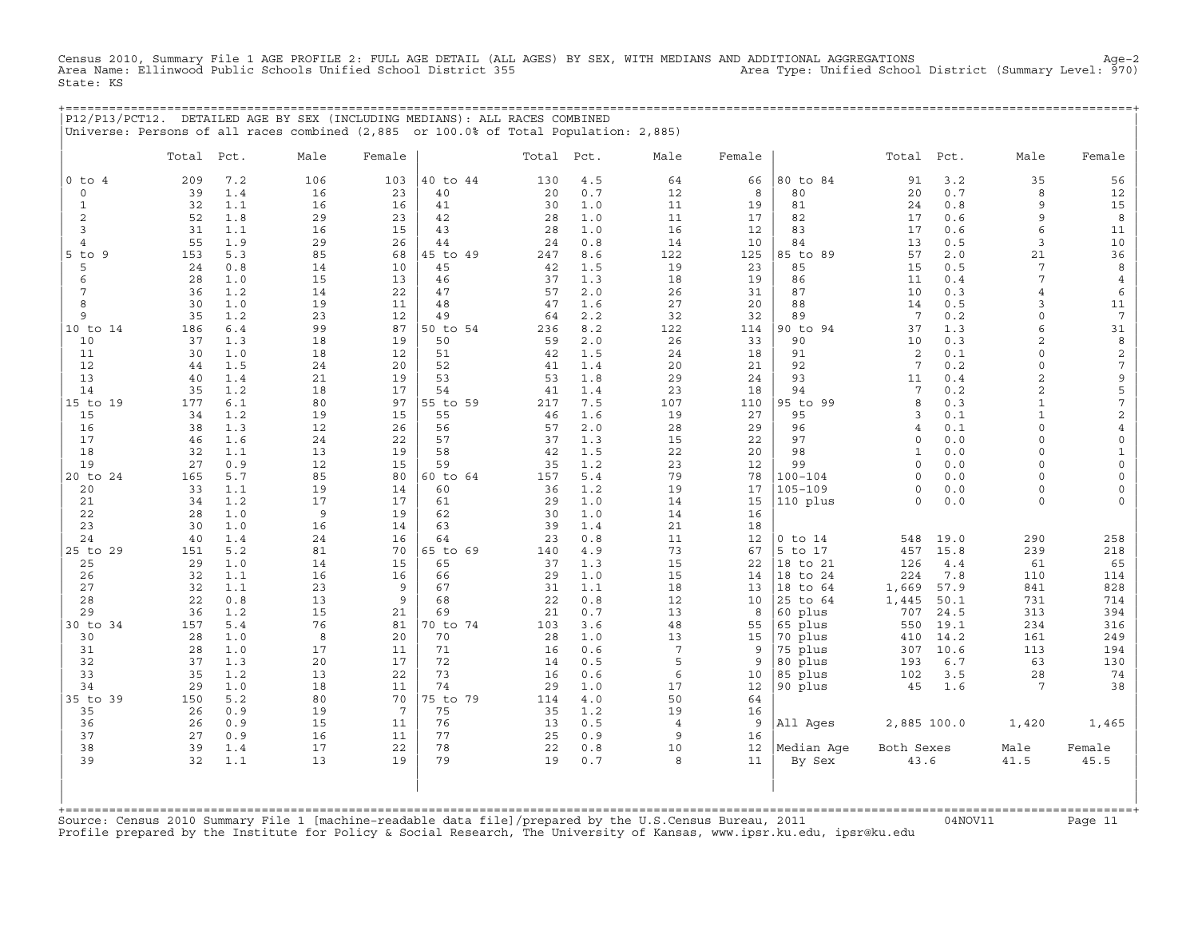Census 2010, Summary File 1 AGE PROFILE 2: FULL AGE DETAIL (ALL AGES) BY SEX, WITH MEDIANS AND ADDITIONAL AGGREGATIONS Age-2
Area Name: Ellinwood Public Schools Unified School District 355 Area Type: Unified School District (Summary Level: 970)
State: KS

## P12/P13/PCT12. DETAILED AGE BY SEX (INCLUDING MEDIANS): ALL RACES COMBINED

Universe: Persons of all races combined (2,885 or 100.0% of Total Population: 2,885)

| | Total | Pct. | Male | Female | | Total | Pct. | Male | Female | | Total | Pct. | Male | Female |
|---|---|---|---|---|---|---|---|---|---|---|---|---|---|---|
| 0 to 4 | 209 | 7.2 | 106 | 103 | 40 to 44 | 130 | 4.5 | 64 | 66 | 80 to 84 | 91 | 3.2 | 35 | 56 |
| 0 | 39 | 1.4 | 16 | 23 | 40 | 20 | 0.7 | 12 | 8 | 80 | 20 | 0.7 | 8 | 12 |
| 1 | 32 | 1.1 | 16 | 16 | 41 | 30 | 1.0 | 11 | 19 | 81 | 24 | 0.8 | 9 | 15 |
| 2 | 52 | 1.8 | 29 | 23 | 42 | 28 | 1.0 | 11 | 17 | 82 | 17 | 0.6 | 9 | 8 |
| 3 | 31 | 1.1 | 16 | 15 | 43 | 28 | 1.0 | 16 | 12 | 83 | 17 | 0.6 | 6 | 11 |
| 4 | 55 | 1.9 | 29 | 26 | 44 | 24 | 0.8 | 14 | 10 | 84 | 13 | 0.5 | 3 | 10 |
| 5 to 9 | 153 | 5.3 | 85 | 68 | 45 to 49 | 247 | 8.6 | 122 | 125 | 85 to 89 | 57 | 2.0 | 21 | 36 |
| 5 | 24 | 0.8 | 14 | 10 | 45 | 42 | 1.5 | 19 | 23 | 85 | 15 | 0.5 | 7 | 8 |
| 6 | 28 | 1.0 | 15 | 13 | 46 | 37 | 1.3 | 18 | 19 | 86 | 11 | 0.4 | 7 | 4 |
| 7 | 36 | 1.2 | 14 | 22 | 47 | 57 | 2.0 | 26 | 31 | 87 | 10 | 0.3 | 4 | 6 |
| 8 | 30 | 1.0 | 19 | 11 | 48 | 47 | 1.6 | 27 | 20 | 88 | 14 | 0.5 | 3 | 11 |
| 9 | 35 | 1.2 | 23 | 12 | 49 | 64 | 2.2 | 32 | 32 | 89 | 7 | 0.2 | 0 | 7 |
| 10 to 14 | 186 | 6.4 | 99 | 87 | 50 to 54 | 236 | 8.2 | 122 | 114 | 90 to 94 | 37 | 1.3 | 6 | 31 |
| 10 | 37 | 1.3 | 18 | 19 | 50 | 59 | 2.0 | 26 | 33 | 90 | 10 | 0.3 | 2 | 8 |
| 11 | 30 | 1.0 | 18 | 12 | 51 | 42 | 1.5 | 24 | 18 | 91 | 2 | 0.1 | 0 | 2 |
| 12 | 44 | 1.5 | 24 | 20 | 52 | 41 | 1.4 | 20 | 21 | 92 | 7 | 0.2 | 0 | 7 |
| 13 | 40 | 1.4 | 21 | 19 | 53 | 53 | 1.8 | 29 | 24 | 93 | 11 | 0.4 | 2 | 9 |
| 14 | 35 | 1.2 | 18 | 17 | 54 | 41 | 1.4 | 23 | 18 | 94 | 7 | 0.2 | 2 | 5 |
| 15 to 19 | 177 | 6.1 | 80 | 97 | 55 to 59 | 217 | 7.5 | 107 | 110 | 95 to 99 | 8 | 0.3 | 1 | 7 |
| 15 | 34 | 1.2 | 19 | 15 | 55 | 46 | 1.6 | 19 | 27 | 95 | 3 | 0.1 | 1 | 2 |
| 16 | 38 | 1.3 | 12 | 26 | 56 | 57 | 2.0 | 28 | 29 | 96 | 4 | 0.1 | 0 | 4 |
| 17 | 46 | 1.6 | 24 | 22 | 57 | 37 | 1.3 | 15 | 22 | 97 | 0 | 0.0 | 0 | 0 |
| 18 | 32 | 1.1 | 13 | 19 | 58 | 42 | 1.5 | 22 | 20 | 98 | 1 | 0.0 | 0 | 1 |
| 19 | 27 | 0.9 | 12 | 15 | 59 | 35 | 1.2 | 23 | 12 | 99 | 0 | 0.0 | 0 | 0 |
| 20 to 24 | 165 | 5.7 | 85 | 80 | 60 to 64 | 157 | 5.4 | 79 | 78 | 100-104 | 0 | 0.0 | 0 | 0 |
| 20 | 33 | 1.1 | 19 | 14 | 60 | 36 | 1.2 | 19 | 17 | 105-109 | 0 | 0.0 | 0 | 0 |
| 21 | 34 | 1.2 | 17 | 17 | 61 | 29 | 1.0 | 14 | 15 | 110 plus | 0 | 0.0 | 0 | 0 |
| 22 | 28 | 1.0 | 9 | 19 | 62 | 30 | 1.0 | 14 | 16 | | | | | |
| 23 | 30 | 1.0 | 16 | 14 | 63 | 39 | 1.4 | 21 | 18 | | | | | |
| 24 | 40 | 1.4 | 24 | 16 | 64 | 23 | 0.8 | 11 | 12 | 0 to 14 | 548 | 19.0 | 290 | 258 |
| 25 to 29 | 151 | 5.2 | 81 | 70 | 65 to 69 | 140 | 4.9 | 73 | 67 | 5 to 17 | 457 | 15.8 | 239 | 218 |
| 25 | 29 | 1.0 | 14 | 15 | 65 | 37 | 1.3 | 15 | 22 | 18 to 21 | 126 | 4.4 | 61 | 65 |
| 26 | 32 | 1.1 | 16 | 16 | 66 | 29 | 1.0 | 15 | 14 | 18 to 24 | 224 | 7.8 | 110 | 114 |
| 27 | 32 | 1.1 | 23 | 9 | 67 | 31 | 1.1 | 18 | 13 | 18 to 64 | 1,669 | 57.9 | 841 | 828 |
| 28 | 22 | 0.8 | 13 | 9 | 68 | 22 | 0.8 | 12 | 10 | 25 to 64 | 1,445 | 50.1 | 731 | 714 |
| 29 | 36 | 1.2 | 15 | 21 | 69 | 21 | 0.7 | 13 | 8 | 60 plus | 707 | 24.5 | 313 | 394 |
| 30 to 34 | 157 | 5.4 | 76 | 81 | 70 to 74 | 103 | 3.6 | 48 | 55 | 65 plus | 550 | 19.1 | 234 | 316 |
| 30 | 28 | 1.0 | 8 | 20 | 70 | 28 | 1.0 | 13 | 15 | 70 plus | 410 | 14.2 | 161 | 249 |
| 31 | 28 | 1.0 | 17 | 11 | 71 | 16 | 0.6 | 7 | 9 | 75 plus | 307 | 10.6 | 113 | 194 |
| 32 | 37 | 1.3 | 20 | 17 | 72 | 14 | 0.5 | 5 | 9 | 80 plus | 193 | 6.7 | 63 | 130 |
| 33 | 35 | 1.2 | 13 | 22 | 73 | 16 | 0.6 | 6 | 10 | 85 plus | 102 | 3.5 | 28 | 74 |
| 34 | 29 | 1.0 | 18 | 11 | 74 | 29 | 1.0 | 17 | 12 | 90 plus | 45 | 1.6 | 7 | 38 |
| 35 to 39 | 150 | 5.2 | 80 | 70 | 75 to 79 | 114 | 4.0 | 50 | 64 | | | | | |
| 35 | 26 | 0.9 | 19 | 7 | 75 | 35 | 1.2 | 19 | 16 | | | | | |
| 36 | 26 | 0.9 | 15 | 11 | 76 | 13 | 0.5 | 4 | 9 | All Ages | 2,885 | 100.0 | 1,420 | 1,465 |
| 37 | 27 | 0.9 | 16 | 11 | 77 | 25 | 0.9 | 9 | 16 | | | | | |
| 38 | 39 | 1.4 | 17 | 22 | 78 | 22 | 0.8 | 10 | 12 | Median Age | Both Sexes | | Male | Female |
| 39 | 32 | 1.1 | 13 | 19 | 79 | 19 | 0.7 | 8 | 11 | By Sex | 43.6 | | 41.5 | 45.5 |

Source: Census 2010 Summary File 1 [machine-readable data file]/prepared by the U.S.Census Bureau, 2011 04NOV11
Profile prepared by the Institute for Policy & Social Research, The University of Kansas, www.ipsr.ku.edu, ipsr@ku.edu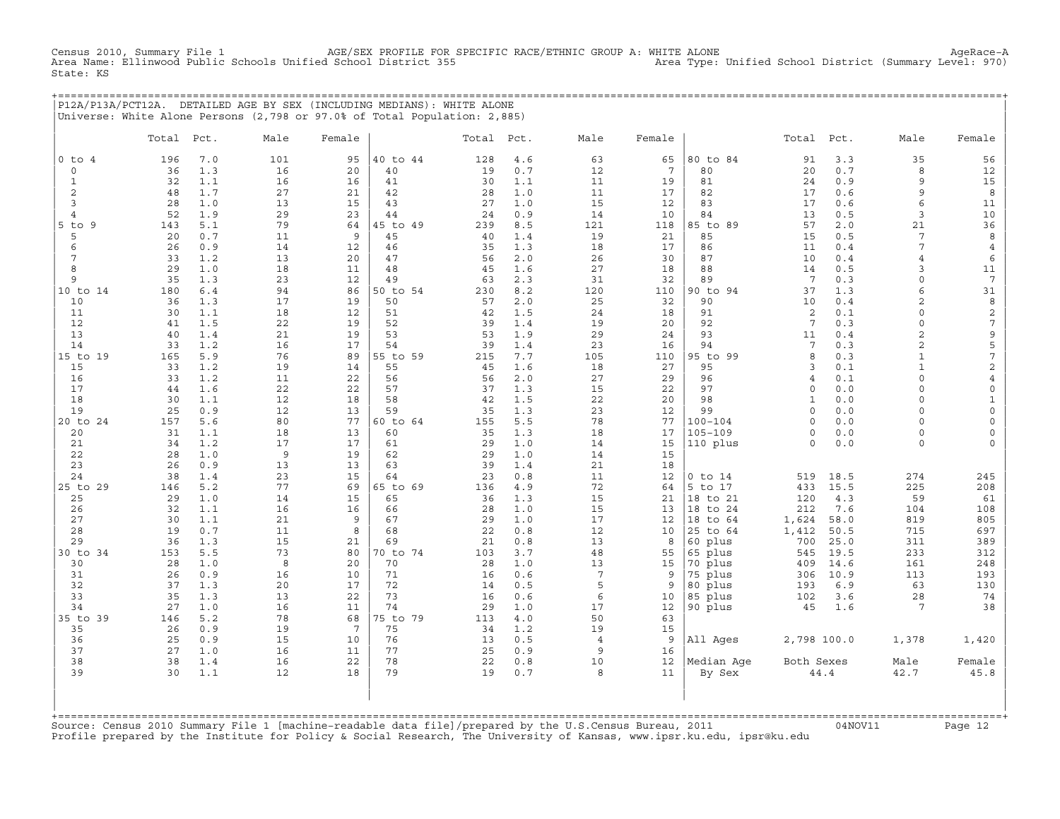Census 2010, Summary File 1 AGE/SEX PROFILE FOR SPECIFIC RACE/ETHNIC GROUP A: WHITE ALONE AgeRace-A
Area Name: Ellinwood Public Schools Unified School District 355 Area Type: Unified School District (Summary Level: 970)
State: KS

## P12A/P13A/PCT12A. DETAILED AGE BY SEX (INCLUDING MEDIANS): WHITE ALONE

Universe: White Alone Persons (2,798 or 97.0% of Total Population: 2,885)

| | Total | Pct. | Male | Female | | Total | Pct. | Male | Female | | Total | Pct. | Male | Female |
|---|---|---|---|---|---|---|---|---|---|---|---|---|---|---|
| 0 to 4 | 196 | 7.0 | 101 | 95 | 40 to 44 | 128 | 4.6 | 63 | 65 | 80 to 84 | 91 | 3.3 | 35 | 56 |
| 0 | 36 | 1.3 | 16 | 20 | 40 | 19 | 0.7 | 12 | 7 | 80 | 20 | 0.7 | 8 | 12 |
| 1 | 32 | 1.1 | 16 | 16 | 41 | 30 | 1.1 | 11 | 19 | 81 | 24 | 0.9 | 9 | 15 |
| 2 | 48 | 1.7 | 27 | 21 | 42 | 28 | 1.0 | 11 | 17 | 82 | 17 | 0.6 | 9 | 8 |
| 3 | 28 | 1.0 | 13 | 15 | 43 | 27 | 1.0 | 15 | 12 | 83 | 17 | 0.6 | 6 | 11 |
| 4 | 52 | 1.9 | 29 | 23 | 44 | 24 | 0.9 | 14 | 10 | 84 | 13 | 0.5 | 3 | 10 |
| 5 to 9 | 143 | 5.1 | 79 | 64 | 45 to 49 | 239 | 8.5 | 121 | 118 | 85 to 89 | 57 | 2.0 | 21 | 36 |
| 5 | 20 | 0.7 | 11 | 9 | 45 | 40 | 1.4 | 19 | 21 | 85 | 15 | 0.5 | 7 | 8 |
| 6 | 26 | 0.9 | 14 | 12 | 46 | 35 | 1.3 | 18 | 17 | 86 | 11 | 0.4 | 7 | 4 |
| 7 | 33 | 1.2 | 13 | 20 | 47 | 56 | 2.0 | 26 | 30 | 87 | 10 | 0.4 | 4 | 6 |
| 8 | 29 | 1.0 | 18 | 11 | 48 | 45 | 1.6 | 27 | 18 | 88 | 14 | 0.5 | 3 | 11 |
| 9 | 35 | 1.3 | 23 | 12 | 49 | 63 | 2.3 | 31 | 32 | 89 | 7 | 0.3 | 0 | 7 |
| 10 to 14 | 180 | 6.4 | 94 | 86 | 50 to 54 | 230 | 8.2 | 120 | 110 | 90 to 94 | 37 | 1.3 | 6 | 31 |
| 10 | 36 | 1.3 | 17 | 19 | 50 | 57 | 2.0 | 25 | 32 | 90 | 10 | 0.4 | 2 | 8 |
| 11 | 30 | 1.1 | 18 | 12 | 51 | 42 | 1.5 | 24 | 18 | 91 | 2 | 0.1 | 0 | 2 |
| 12 | 41 | 1.5 | 22 | 19 | 52 | 39 | 1.4 | 19 | 20 | 92 | 7 | 0.3 | 0 | 7 |
| 13 | 40 | 1.4 | 21 | 19 | 53 | 53 | 1.9 | 29 | 24 | 93 | 11 | 0.4 | 2 | 9 |
| 14 | 33 | 1.2 | 16 | 17 | 54 | 39 | 1.4 | 23 | 16 | 94 | 7 | 0.3 | 2 | 5 |
| 15 to 19 | 165 | 5.9 | 76 | 89 | 55 to 59 | 215 | 7.7 | 105 | 110 | 95 to 99 | 8 | 0.3 | 1 | 7 |
| 15 | 33 | 1.2 | 19 | 14 | 55 | 45 | 1.6 | 18 | 27 | 95 | 3 | 0.1 | 1 | 2 |
| 16 | 33 | 1.2 | 11 | 22 | 56 | 56 | 2.0 | 27 | 29 | 96 | 4 | 0.1 | 0 | 4 |
| 17 | 44 | 1.6 | 22 | 22 | 57 | 37 | 1.3 | 15 | 22 | 97 | 0 | 0.0 | 0 | 0 |
| 18 | 30 | 1.1 | 12 | 18 | 58 | 42 | 1.5 | 22 | 20 | 98 | 1 | 0.0 | 0 | 1 |
| 19 | 25 | 0.9 | 12 | 13 | 59 | 35 | 1.3 | 23 | 12 | 99 | 0 | 0.0 | 0 | 0 |
| 20 to 24 | 157 | 5.6 | 80 | 77 | 60 to 64 | 155 | 5.5 | 78 | 77 | 100-104 | 0 | 0.0 | 0 | 0 |
| 20 | 31 | 1.1 | 18 | 13 | 60 | 35 | 1.3 | 18 | 17 | 105-109 | 0 | 0.0 | 0 | 0 |
| 21 | 34 | 1.2 | 17 | 17 | 61 | 29 | 1.0 | 14 | 15 | 110 plus | 0 | 0.0 | 0 | 0 |
| 22 | 28 | 1.0 | 9 | 19 | 62 | 29 | 1.0 | 14 | 15 | | | | | |
| 23 | 26 | 0.9 | 13 | 13 | 63 | 39 | 1.4 | 21 | 18 | | | | | |
| 24 | 38 | 1.4 | 23 | 15 | 64 | 23 | 0.8 | 11 | 12 | 0 to 14 | 519 | 18.5 | 274 | 245 |
| 25 to 29 | 146 | 5.2 | 77 | 69 | 65 to 69 | 136 | 4.9 | 72 | 64 | 5 to 17 | 433 | 15.5 | 225 | 208 |
| 25 | 29 | 1.0 | 14 | 15 | 65 | 36 | 1.3 | 15 | 21 | 18 to 21 | 120 | 4.3 | 59 | 61 |
| 26 | 32 | 1.1 | 16 | 16 | 66 | 28 | 1.0 | 15 | 13 | 18 to 24 | 212 | 7.6 | 104 | 108 |
| 27 | 30 | 1.1 | 21 | 9 | 67 | 29 | 1.0 | 17 | 12 | 18 to 64 | 1,624 | 58.0 | 819 | 805 |
| 28 | 19 | 0.7 | 11 | 8 | 68 | 22 | 0.8 | 12 | 10 | 25 to 64 | 1,412 | 50.5 | 715 | 697 |
| 29 | 36 | 1.3 | 15 | 21 | 69 | 21 | 0.8 | 13 | 8 | 60 plus | 700 | 25.0 | 311 | 389 |
| 30 to 34 | 153 | 5.5 | 73 | 80 | 70 to 74 | 103 | 3.7 | 48 | 55 | 65 plus | 545 | 19.5 | 233 | 312 |
| 30 | 28 | 1.0 | 8 | 20 | 70 | 28 | 1.0 | 13 | 15 | 70 plus | 409 | 14.6 | 161 | 248 |
| 31 | 26 | 0.9 | 16 | 10 | 71 | 16 | 0.6 | 7 | 9 | 75 plus | 306 | 10.9 | 113 | 193 |
| 32 | 37 | 1.3 | 20 | 17 | 72 | 14 | 0.5 | 5 | 9 | 80 plus | 193 | 6.9 | 63 | 130 |
| 33 | 35 | 1.3 | 13 | 22 | 73 | 16 | 0.6 | 6 | 10 | 85 plus | 102 | 3.6 | 28 | 74 |
| 34 | 27 | 1.0 | 16 | 11 | 74 | 29 | 1.0 | 17 | 12 | 90 plus | 45 | 1.6 | 7 | 38 |
| 35 to 39 | 146 | 5.2 | 78 | 68 | 75 to 79 | 113 | 4.0 | 50 | 63 | | | | | |
| 35 | 26 | 0.9 | 19 | 7 | 75 | 34 | 1.2 | 19 | 15 | | | | | |
| 36 | 25 | 0.9 | 15 | 10 | 76 | 13 | 0.5 | 4 | 9 | All Ages | 2,798 | 100.0 | 1,378 | 1,420 |
| 37 | 27 | 1.0 | 16 | 11 | 77 | 25 | 0.9 | 9 | 16 | | | | | |
| 38 | 38 | 1.4 | 16 | 22 | 78 | 22 | 0.8 | 10 | 12 | Median Age | Both Sexes | | Male | Female |
| 39 | 30 | 1.1 | 12 | 18 | 79 | 19 | 0.7 | 8 | 11 | By Sex | 44.4 | | 42.7 | 45.8 |

Source: Census 2010 Summary File 1 [machine-readable data file]/prepared by the U.S.Census Bureau, 2011 04NOV11
Profile prepared by the Institute for Policy & Social Research, The University of Kansas, www.ipsr.ku.edu, ipsr@ku.edu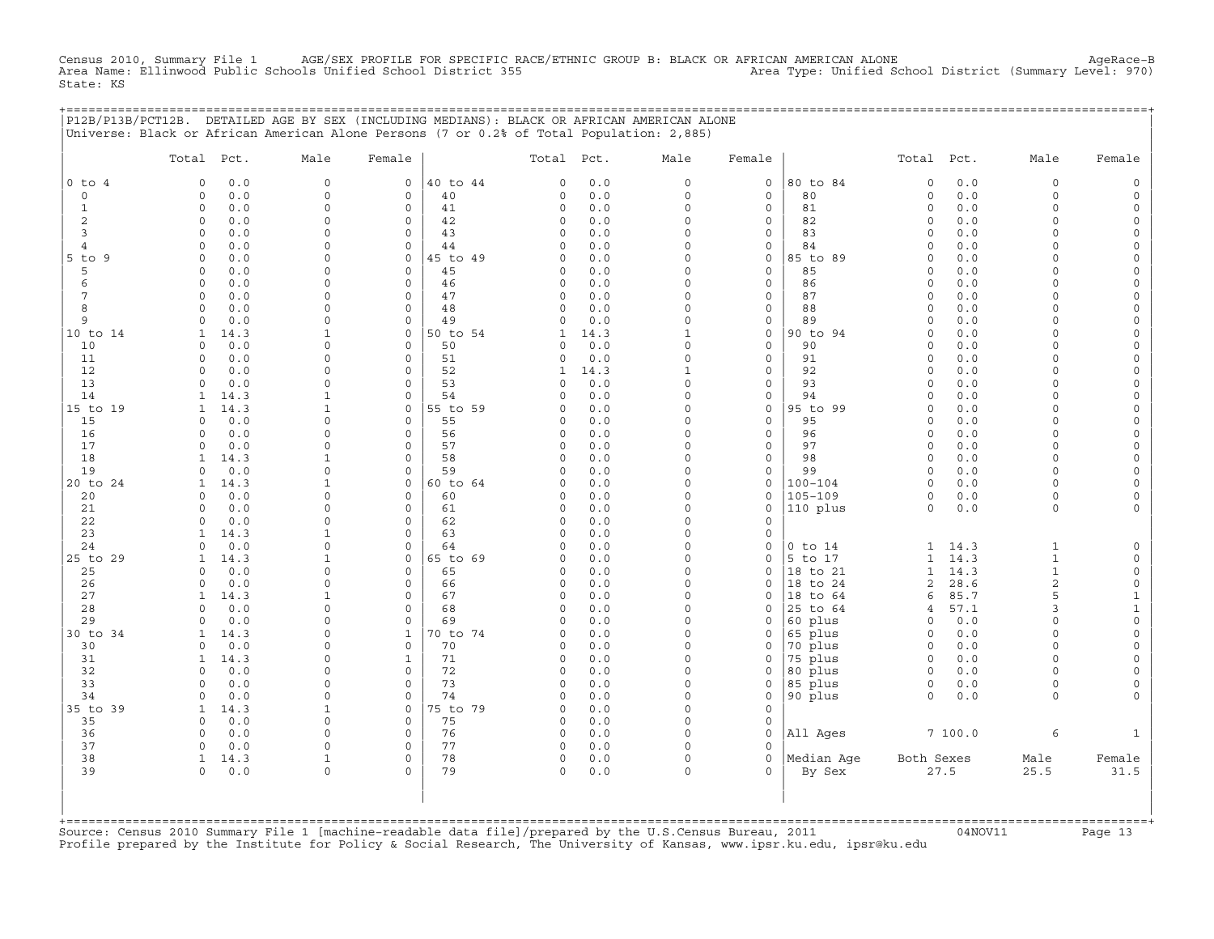Census 2010, Summary File 1 AGE/SEX PROFILE FOR SPECIFIC RACE/ETHNIC GROUP B: BLACK OR AFRICAN AMERICAN ALONE AgeRace-B
Area Name: Ellinwood Public Schools Unified School District 355 Area Type: Unified School District (Summary Level: 970)
State: KS

P12B/P13B/PCT12B. DETAILED AGE BY SEX (INCLUDING MEDIANS): BLACK OR AFRICAN AMERICAN ALONE
Universe: Black or African American Alone Persons (7 or 0.2% of Total Population: 2,885)

| | Total | Pct. | Male | Female | | Total | Pct. | Male | Female | | Total | Pct. | Male | Female |
|---|---|---|---|---|---|---|---|---|---|---|---|---|---|---|
| 0 to 4 | 0 | 0.0 | 0 | 0 | 40 to 44 | 0 | 0.0 | 0 | 0 | 80 to 84 | 0 | 0.0 | 0 | 0 |
| 0 | 0 | 0.0 | 0 | 0 | 40 | 0 | 0.0 | 0 | 0 | 80 | 0 | 0.0 | 0 | 0 |
| 1 | 0 | 0.0 | 0 | 0 | 41 | 0 | 0.0 | 0 | 0 | 81 | 0 | 0.0 | 0 | 0 |
| 2 | 0 | 0.0 | 0 | 0 | 42 | 0 | 0.0 | 0 | 0 | 82 | 0 | 0.0 | 0 | 0 |
| 3 | 0 | 0.0 | 0 | 0 | 43 | 0 | 0.0 | 0 | 0 | 83 | 0 | 0.0 | 0 | 0 |
| 4 | 0 | 0.0 | 0 | 0 | 44 | 0 | 0.0 | 0 | 0 | 84 | 0 | 0.0 | 0 | 0 |
| 5 to 9 | 0 | 0.0 | 0 | 0 | 45 to 49 | 0 | 0.0 | 0 | 0 | 85 to 89 | 0 | 0.0 | 0 | 0 |
| 5 | 0 | 0.0 | 0 | 0 | 45 | 0 | 0.0 | 0 | 0 | 85 | 0 | 0.0 | 0 | 0 |
| 6 | 0 | 0.0 | 0 | 0 | 46 | 0 | 0.0 | 0 | 0 | 86 | 0 | 0.0 | 0 | 0 |
| 7 | 0 | 0.0 | 0 | 0 | 47 | 0 | 0.0 | 0 | 0 | 87 | 0 | 0.0 | 0 | 0 |
| 8 | 0 | 0.0 | 0 | 0 | 48 | 0 | 0.0 | 0 | 0 | 88 | 0 | 0.0 | 0 | 0 |
| 9 | 0 | 0.0 | 0 | 0 | 49 | 0 | 0.0 | 0 | 0 | 89 | 0 | 0.0 | 0 | 0 |
| 10 to 14 | 1 | 14.3 | 1 | 0 | 50 to 54 | 1 | 14.3 | 1 | 0 | 90 to 94 | 0 | 0.0 | 0 | 0 |
| 10 | 0 | 0.0 | 0 | 0 | 50 | 0 | 0.0 | 0 | 0 | 90 | 0 | 0.0 | 0 | 0 |
| 11 | 0 | 0.0 | 0 | 0 | 51 | 0 | 0.0 | 0 | 0 | 91 | 0 | 0.0 | 0 | 0 |
| 12 | 0 | 0.0 | 0 | 0 | 52 | 1 | 14.3 | 1 | 0 | 92 | 0 | 0.0 | 0 | 0 |
| 13 | 0 | 0.0 | 0 | 0 | 53 | 0 | 0.0 | 0 | 0 | 93 | 0 | 0.0 | 0 | 0 |
| 14 | 1 | 14.3 | 1 | 0 | 54 | 0 | 0.0 | 0 | 0 | 94 | 0 | 0.0 | 0 | 0 |
| 15 to 19 | 1 | 14.3 | 1 | 0 | 55 to 59 | 0 | 0.0 | 0 | 0 | 95 to 99 | 0 | 0.0 | 0 | 0 |
| 15 | 0 | 0.0 | 0 | 0 | 55 | 0 | 0.0 | 0 | 0 | 95 | 0 | 0.0 | 0 | 0 |
| 16 | 0 | 0.0 | 0 | 0 | 56 | 0 | 0.0 | 0 | 0 | 96 | 0 | 0.0 | 0 | 0 |
| 17 | 0 | 0.0 | 0 | 0 | 57 | 0 | 0.0 | 0 | 0 | 97 | 0 | 0.0 | 0 | 0 |
| 18 | 1 | 14.3 | 1 | 0 | 58 | 0 | 0.0 | 0 | 0 | 98 | 0 | 0.0 | 0 | 0 |
| 19 | 0 | 0.0 | 0 | 0 | 59 | 0 | 0.0 | 0 | 0 | 99 | 0 | 0.0 | 0 | 0 |
| 20 to 24 | 1 | 14.3 | 1 | 0 | 60 to 64 | 0 | 0.0 | 0 | 0 | 100-104 | 0 | 0.0 | 0 | 0 |
| 20 | 0 | 0.0 | 0 | 0 | 60 | 0 | 0.0 | 0 | 0 | 105-109 | 0 | 0.0 | 0 | 0 |
| 21 | 0 | 0.0 | 0 | 0 | 61 | 0 | 0.0 | 0 | 0 | 110 plus | 0 | 0.0 | 0 | 0 |
| 22 | 0 | 0.0 | 0 | 0 | 62 | 0 | 0.0 | 0 | 0 | | | | | |
| 23 | 1 | 14.3 | 1 | 0 | 63 | 0 | 0.0 | 0 | 0 | | | | | |
| 24 | 0 | 0.0 | 0 | 0 | 64 | 0 | 0.0 | 0 | 0 | 0 to 14 | 1 | 14.3 | 1 | 0 |
| 25 to 29 | 1 | 14.3 | 1 | 0 | 65 to 69 | 0 | 0.0 | 0 | 0 | 5 to 17 | 1 | 14.3 | 1 | 0 |
| 25 | 0 | 0.0 | 0 | 0 | 65 | 0 | 0.0 | 0 | 0 | 18 to 21 | 1 | 14.3 | 1 | 0 |
| 26 | 0 | 0.0 | 0 | 0 | 66 | 0 | 0.0 | 0 | 0 | 18 to 24 | 2 | 28.6 | 2 | 0 |
| 27 | 1 | 14.3 | 1 | 0 | 67 | 0 | 0.0 | 0 | 0 | 18 to 64 | 6 | 85.7 | 5 | 1 |
| 28 | 0 | 0.0 | 0 | 0 | 68 | 0 | 0.0 | 0 | 0 | 25 to 64 | 4 | 57.1 | 3 | 1 |
| 29 | 0 | 0.0 | 0 | 0 | 69 | 0 | 0.0 | 0 | 0 | 60 plus | 0 | 0.0 | 0 | 0 |
| 30 to 34 | 1 | 14.3 | 0 | 1 | 70 to 74 | 0 | 0.0 | 0 | 0 | 65 plus | 0 | 0.0 | 0 | 0 |
| 30 | 0 | 0.0 | 0 | 0 | 70 | 0 | 0.0 | 0 | 0 | 70 plus | 0 | 0.0 | 0 | 0 |
| 31 | 1 | 14.3 | 0 | 1 | 71 | 0 | 0.0 | 0 | 0 | 75 plus | 0 | 0.0 | 0 | 0 |
| 32 | 0 | 0.0 | 0 | 0 | 72 | 0 | 0.0 | 0 | 0 | 80 plus | 0 | 0.0 | 0 | 0 |
| 33 | 0 | 0.0 | 0 | 0 | 73 | 0 | 0.0 | 0 | 0 | 85 plus | 0 | 0.0 | 0 | 0 |
| 34 | 0 | 0.0 | 0 | 0 | 74 | 0 | 0.0 | 0 | 0 | 90 plus | 0 | 0.0 | 0 | 0 |
| 35 to 39 | 1 | 14.3 | 1 | 0 | 75 to 79 | 0 | 0.0 | 0 | 0 | | | | | |
| 35 | 0 | 0.0 | 0 | 0 | 75 | 0 | 0.0 | 0 | 0 | | | | | |
| 36 | 0 | 0.0 | 0 | 0 | 76 | 0 | 0.0 | 0 | 0 | All Ages | 7 | 100.0 | 6 | 1 |
| 37 | 0 | 0.0 | 0 | 0 | 77 | 0 | 0.0 | 0 | 0 | | | | | |
| 38 | 1 | 14.3 | 1 | 0 | 78 | 0 | 0.0 | 0 | 0 | Median Age | Both Sexes | | Male | Female |
| 39 | 0 | 0.0 | 0 | 0 | 79 | 0 | 0.0 | 0 | 0 | By Sex | 27.5 | | 25.5 | 31.5 |

Source: Census 2010 Summary File 1 [machine-readable data file]/prepared by the U.S.Census Bureau, 2011 04NOV11
Profile prepared by the Institute for Policy & Social Research, The University of Kansas, www.ipsr.ku.edu, ipsr@ku.edu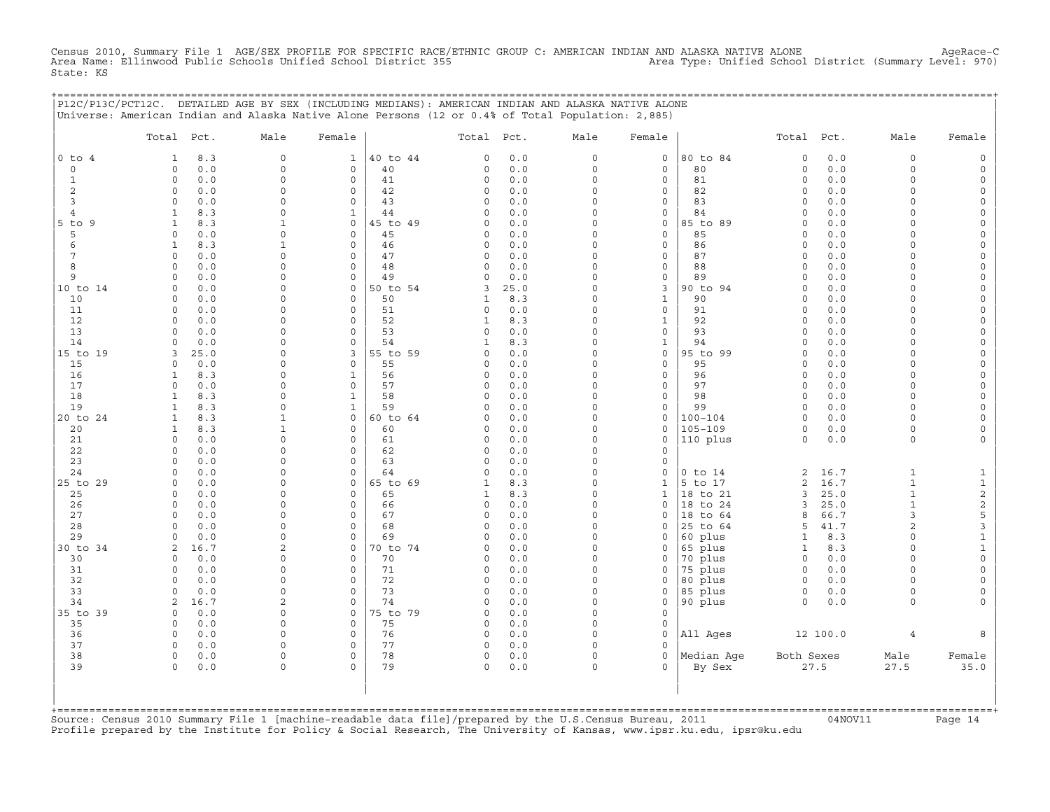Census 2010, Summary File 1 AGE/SEX PROFILE FOR SPECIFIC RACE/ETHNIC GROUP C: AMERICAN INDIAN AND ALASKA NATIVE ALONE AgeRace-C
Area Name: Ellinwood Public Schools Unified School District 355 Area Type: Unified School District (Summary Level: 970)
State: KS

P12C/P13C/PCT12C. DETAILED AGE BY SEX (INCLUDING MEDIANS): AMERICAN INDIAN AND ALASKA NATIVE ALONE
Universe: American Indian and Alaska Native Alone Persons (12 or 0.4% of Total Population: 2,885)

| | Total | Pct. | Male | Female | | Total | Pct. | Male | Female | | Total | Pct. | Male | Female |
|---|---|---|---|---|---|---|---|---|---|---|---|---|---|---|
| 0 to 4 | 1 | 8.3 | 0 | 1 | 40 to 44 | 0 | 0.0 | 0 | 0 | 80 to 84 | 0 | 0.0 | 0 | 0 |
| 0 | 0 | 0.0 | 0 | 0 | 40 | 0 | 0.0 | 0 | 0 | 80 | 0 | 0.0 | 0 | 0 |
| 1 | 0 | 0.0 | 0 | 0 | 41 | 0 | 0.0 | 0 | 0 | 81 | 0 | 0.0 | 0 | 0 |
| 2 | 0 | 0.0 | 0 | 0 | 42 | 0 | 0.0 | 0 | 0 | 82 | 0 | 0.0 | 0 | 0 |
| 3 | 0 | 0.0 | 0 | 0 | 43 | 0 | 0.0 | 0 | 0 | 83 | 0 | 0.0 | 0 | 0 |
| 4 | 1 | 8.3 | 0 | 1 | 44 | 0 | 0.0 | 0 | 0 | 84 | 0 | 0.0 | 0 | 0 |
| 5 to 9 | 1 | 8.3 | 1 | 0 | 45 to 49 | 0 | 0.0 | 0 | 0 | 85 to 89 | 0 | 0.0 | 0 | 0 |
| 5 | 0 | 0.0 | 0 | 0 | 45 | 0 | 0.0 | 0 | 0 | 85 | 0 | 0.0 | 0 | 0 |
| 6 | 1 | 8.3 | 1 | 0 | 46 | 0 | 0.0 | 0 | 0 | 86 | 0 | 0.0 | 0 | 0 |
| 7 | 0 | 0.0 | 0 | 0 | 47 | 0 | 0.0 | 0 | 0 | 87 | 0 | 0.0 | 0 | 0 |
| 8 | 0 | 0.0 | 0 | 0 | 48 | 0 | 0.0 | 0 | 0 | 88 | 0 | 0.0 | 0 | 0 |
| 9 | 0 | 0.0 | 0 | 0 | 49 | 0 | 0.0 | 0 | 0 | 89 | 0 | 0.0 | 0 | 0 |
| 10 to 14 | 0 | 0.0 | 0 | 0 | 50 to 54 | 3 | 25.0 | 0 | 3 | 90 to 94 | 0 | 0.0 | 0 | 0 |
| 10 | 0 | 0.0 | 0 | 0 | 50 | 1 | 8.3 | 0 | 1 | 90 | 0 | 0.0 | 0 | 0 |
| 11 | 0 | 0.0 | 0 | 0 | 51 | 0 | 0.0 | 0 | 0 | 91 | 0 | 0.0 | 0 | 0 |
| 12 | 0 | 0.0 | 0 | 0 | 52 | 1 | 8.3 | 0 | 1 | 92 | 0 | 0.0 | 0 | 0 |
| 13 | 0 | 0.0 | 0 | 0 | 53 | 0 | 0.0 | 0 | 0 | 93 | 0 | 0.0 | 0 | 0 |
| 14 | 0 | 0.0 | 0 | 0 | 54 | 1 | 8.3 | 0 | 1 | 94 | 0 | 0.0 | 0 | 0 |
| 15 to 19 | 3 | 25.0 | 0 | 3 | 55 to 59 | 0 | 0.0 | 0 | 0 | 95 to 99 | 0 | 0.0 | 0 | 0 |
| 15 | 0 | 0.0 | 0 | 0 | 55 | 0 | 0.0 | 0 | 0 | 95 | 0 | 0.0 | 0 | 0 |
| 16 | 1 | 8.3 | 0 | 1 | 56 | 0 | 0.0 | 0 | 0 | 96 | 0 | 0.0 | 0 | 0 |
| 17 | 0 | 0.0 | 0 | 0 | 57 | 0 | 0.0 | 0 | 0 | 97 | 0 | 0.0 | 0 | 0 |
| 18 | 1 | 8.3 | 0 | 1 | 58 | 0 | 0.0 | 0 | 0 | 98 | 0 | 0.0 | 0 | 0 |
| 19 | 1 | 8.3 | 0 | 1 | 59 | 0 | 0.0 | 0 | 0 | 99 | 0 | 0.0 | 0 | 0 |
| 20 to 24 | 1 | 8.3 | 1 | 0 | 60 to 64 | 0 | 0.0 | 0 | 0 | 100-104 | 0 | 0.0 | 0 | 0 |
| 20 | 1 | 8.3 | 1 | 0 | 60 | 0 | 0.0 | 0 | 0 | 105-109 | 0 | 0.0 | 0 | 0 |
| 21 | 0 | 0.0 | 0 | 0 | 61 | 0 | 0.0 | 0 | 0 | 110 plus | 0 | 0.0 | 0 | 0 |
| 22 | 0 | 0.0 | 0 | 0 | 62 | 0 | 0.0 | 0 | 0 | | | | | |
| 23 | 0 | 0.0 | 0 | 0 | 63 | 0 | 0.0 | 0 | 0 | | | | | |
| 24 | 0 | 0.0 | 0 | 0 | 64 | 0 | 0.0 | 0 | 0 | 0 to 14 | 2 | 16.7 | 1 | 1 |
| 25 to 29 | 0 | 0.0 | 0 | 0 | 65 to 69 | 1 | 8.3 | 0 | 1 | 5 to 17 | 2 | 16.7 | 1 | 1 |
| 25 | 0 | 0.0 | 0 | 0 | 65 | 1 | 8.3 | 0 | 1 | 18 to 21 | 3 | 25.0 | 1 | 2 |
| 26 | 0 | 0.0 | 0 | 0 | 66 | 0 | 0.0 | 0 | 0 | 18 to 24 | 3 | 25.0 | 1 | 2 |
| 27 | 0 | 0.0 | 0 | 0 | 67 | 0 | 0.0 | 0 | 0 | 18 to 64 | 8 | 66.7 | 3 | 5 |
| 28 | 0 | 0.0 | 0 | 0 | 68 | 0 | 0.0 | 0 | 0 | 25 to 64 | 5 | 41.7 | 2 | 3 |
| 29 | 0 | 0.0 | 0 | 0 | 69 | 0 | 0.0 | 0 | 0 | 60 plus | 1 | 8.3 | 0 | 1 |
| 30 to 34 | 2 | 16.7 | 2 | 0 | 70 to 74 | 0 | 0.0 | 0 | 0 | 65 plus | 1 | 8.3 | 0 | 1 |
| 30 | 0 | 0.0 | 0 | 0 | 70 | 0 | 0.0 | 0 | 0 | 70 plus | 0 | 0.0 | 0 | 0 |
| 31 | 0 | 0.0 | 0 | 0 | 71 | 0 | 0.0 | 0 | 0 | 75 plus | 0 | 0.0 | 0 | 0 |
| 32 | 0 | 0.0 | 0 | 0 | 72 | 0 | 0.0 | 0 | 0 | 80 plus | 0 | 0.0 | 0 | 0 |
| 33 | 0 | 0.0 | 0 | 0 | 73 | 0 | 0.0 | 0 | 0 | 85 plus | 0 | 0.0 | 0 | 0 |
| 34 | 2 | 16.7 | 2 | 0 | 74 | 0 | 0.0 | 0 | 0 | 90 plus | 0 | 0.0 | 0 | 0 |
| 35 to 39 | 0 | 0.0 | 0 | 0 | 75 to 79 | 0 | 0.0 | 0 | 0 | | | | | |
| 35 | 0 | 0.0 | 0 | 0 | 75 | 0 | 0.0 | 0 | 0 | | | | | |
| 36 | 0 | 0.0 | 0 | 0 | 76 | 0 | 0.0 | 0 | 0 | All Ages | 12 | 100.0 | 4 | 8 |
| 37 | 0 | 0.0 | 0 | 0 | 77 | 0 | 0.0 | 0 | 0 | | | | | |
| 38 | 0 | 0.0 | 0 | 0 | 78 | 0 | 0.0 | 0 | 0 | Median Age | Both Sexes | | Male | Female |
| 39 | 0 | 0.0 | 0 | 0 | 79 | 0 | 0.0 | 0 | 0 | By Sex | 27.5 | | 27.5 | 35.0 |

Source: Census 2010 Summary File 1 [machine-readable data file]/prepared by the U.S.Census Bureau, 2011 04NOV11
Profile prepared by the Institute for Policy & Social Research, The University of Kansas, www.ipsr.ku.edu, ipsr@ku.edu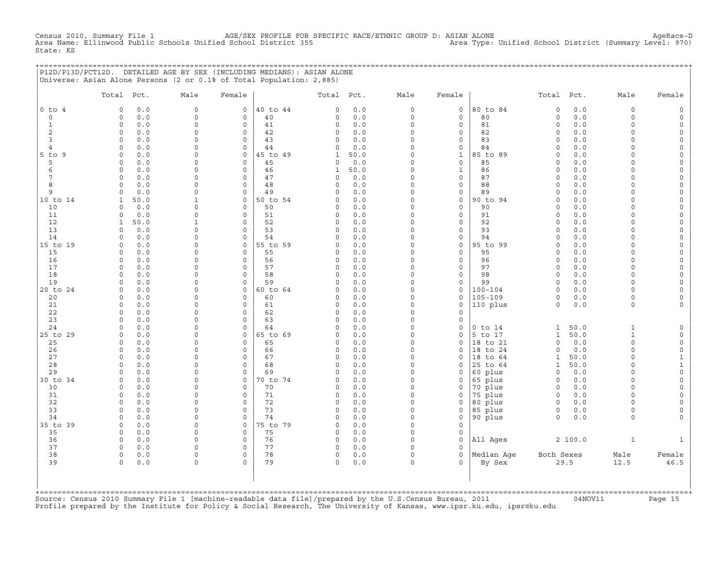Census 2010, Summary File 1 AGE/SEX PROFILE FOR SPECIFIC RACE/ETHNIC GROUP D: ASIAN ALONE AgeRace-D
Area Name: Ellinwood Public Schools Unified School District 355 Area Type: Unified School District (Summary Level: 970)
State: KS

## P12D/P13D/PCT12D. DETAILED AGE BY SEX (INCLUDING MEDIANS): ASIAN ALONE

Universe: Asian Alone Persons (2 or 0.1% of Total Population: 2,885)

| | Total | Pct. | Male | Female | | Total | Pct. | Male | Female | | Total | Pct. | Male | Female |
|---|---|---|---|---|---|---|---|---|---|---|---|---|---|---|
| 0 to 4 | 0 | 0.0 | 0 | 0 | 40 to 44 | 0 | 0.0 | 0 | 0 | 80 to 84 | 0 | 0.0 | 0 | 0 |
| 0 | 0 | 0.0 | 0 | 0 | 40 | 0 | 0.0 | 0 | 0 | 80 | 0 | 0.0 | 0 | 0 |
| 1 | 0 | 0.0 | 0 | 0 | 41 | 0 | 0.0 | 0 | 0 | 81 | 0 | 0.0 | 0 | 0 |
| 2 | 0 | 0.0 | 0 | 0 | 42 | 0 | 0.0 | 0 | 0 | 82 | 0 | 0.0 | 0 | 0 |
| 3 | 0 | 0.0 | 0 | 0 | 43 | 0 | 0.0 | 0 | 0 | 83 | 0 | 0.0 | 0 | 0 |
| 4 | 0 | 0.0 | 0 | 0 | 44 | 0 | 0.0 | 0 | 0 | 84 | 0 | 0.0 | 0 | 0 |
| 5 to 9 | 0 | 0.0 | 0 | 0 | 45 to 49 | 1 | 50.0 | 0 | 1 | 85 to 89 | 0 | 0.0 | 0 | 0 |
| 5 | 0 | 0.0 | 0 | 0 | 45 | 0 | 0.0 | 0 | 0 | 85 | 0 | 0.0 | 0 | 0 |
| 6 | 0 | 0.0 | 0 | 0 | 46 | 1 | 50.0 | 0 | 1 | 86 | 0 | 0.0 | 0 | 0 |
| 7 | 0 | 0.0 | 0 | 0 | 47 | 0 | 0.0 | 0 | 0 | 87 | 0 | 0.0 | 0 | 0 |
| 8 | 0 | 0.0 | 0 | 0 | 48 | 0 | 0.0 | 0 | 0 | 88 | 0 | 0.0 | 0 | 0 |
| 9 | 0 | 0.0 | 0 | 0 | 49 | 0 | 0.0 | 0 | 0 | 89 | 0 | 0.0 | 0 | 0 |
| 10 to 14 | 1 | 50.0 | 1 | 0 | 50 to 54 | 0 | 0.0 | 0 | 0 | 90 to 94 | 0 | 0.0 | 0 | 0 |
| 10 | 0 | 0.0 | 0 | 0 | 50 | 0 | 0.0 | 0 | 0 | 90 | 0 | 0.0 | 0 | 0 |
| 11 | 0 | 0.0 | 0 | 0 | 51 | 0 | 0.0 | 0 | 0 | 91 | 0 | 0.0 | 0 | 0 |
| 12 | 1 | 50.0 | 1 | 0 | 52 | 0 | 0.0 | 0 | 0 | 92 | 0 | 0.0 | 0 | 0 |
| 13 | 0 | 0.0 | 0 | 0 | 53 | 0 | 0.0 | 0 | 0 | 93 | 0 | 0.0 | 0 | 0 |
| 14 | 0 | 0.0 | 0 | 0 | 54 | 0 | 0.0 | 0 | 0 | 94 | 0 | 0.0 | 0 | 0 |
| 15 to 19 | 0 | 0.0 | 0 | 0 | 55 to 59 | 0 | 0.0 | 0 | 0 | 95 to 99 | 0 | 0.0 | 0 | 0 |
| 15 | 0 | 0.0 | 0 | 0 | 55 | 0 | 0.0 | 0 | 0 | 95 | 0 | 0.0 | 0 | 0 |
| 16 | 0 | 0.0 | 0 | 0 | 56 | 0 | 0.0 | 0 | 0 | 96 | 0 | 0.0 | 0 | 0 |
| 17 | 0 | 0.0 | 0 | 0 | 57 | 0 | 0.0 | 0 | 0 | 97 | 0 | 0.0 | 0 | 0 |
| 18 | 0 | 0.0 | 0 | 0 | 58 | 0 | 0.0 | 0 | 0 | 98 | 0 | 0.0 | 0 | 0 |
| 19 | 0 | 0.0 | 0 | 0 | 59 | 0 | 0.0 | 0 | 0 | 99 | 0 | 0.0 | 0 | 0 |
| 20 to 24 | 0 | 0.0 | 0 | 0 | 60 to 64 | 0 | 0.0 | 0 | 0 | 100-104 | 0 | 0.0 | 0 | 0 |
| 20 | 0 | 0.0 | 0 | 0 | 60 | 0 | 0.0 | 0 | 0 | 105-109 | 0 | 0.0 | 0 | 0 |
| 21 | 0 | 0.0 | 0 | 0 | 61 | 0 | 0.0 | 0 | 0 | 110 plus | 0 | 0.0 | 0 | 0 |
| 22 | 0 | 0.0 | 0 | 0 | 62 | 0 | 0.0 | 0 | 0 | | | | | |
| 23 | 0 | 0.0 | 0 | 0 | 63 | 0 | 0.0 | 0 | 0 | | | | | |
| 24 | 0 | 0.0 | 0 | 0 | 64 | 0 | 0.0 | 0 | 0 | 0 to 14 | 1 | 50.0 | 1 | 0 |
| 25 to 29 | 0 | 0.0 | 0 | 0 | 65 to 69 | 0 | 0.0 | 0 | 0 | 5 to 17 | 1 | 50.0 | 1 | 0 |
| 25 | 0 | 0.0 | 0 | 0 | 65 | 0 | 0.0 | 0 | 0 | 18 to 21 | 0 | 0.0 | 0 | 0 |
| 26 | 0 | 0.0 | 0 | 0 | 66 | 0 | 0.0 | 0 | 0 | 18 to 24 | 0 | 0.0 | 0 | 0 |
| 27 | 0 | 0.0 | 0 | 0 | 67 | 0 | 0.0 | 0 | 0 | 18 to 64 | 1 | 50.0 | 0 | 1 |
| 28 | 0 | 0.0 | 0 | 0 | 68 | 0 | 0.0 | 0 | 0 | 25 to 64 | 1 | 50.0 | 0 | 1 |
| 29 | 0 | 0.0 | 0 | 0 | 69 | 0 | 0.0 | 0 | 0 | 60 plus | 0 | 0.0 | 0 | 0 |
| 30 to 34 | 0 | 0.0 | 0 | 0 | 70 to 74 | 0 | 0.0 | 0 | 0 | 65 plus | 0 | 0.0 | 0 | 0 |
| 30 | 0 | 0.0 | 0 | 0 | 70 | 0 | 0.0 | 0 | 0 | 70 plus | 0 | 0.0 | 0 | 0 |
| 31 | 0 | 0.0 | 0 | 0 | 71 | 0 | 0.0 | 0 | 0 | 75 plus | 0 | 0.0 | 0 | 0 |
| 32 | 0 | 0.0 | 0 | 0 | 72 | 0 | 0.0 | 0 | 0 | 80 plus | 0 | 0.0 | 0 | 0 |
| 33 | 0 | 0.0 | 0 | 0 | 73 | 0 | 0.0 | 0 | 0 | 85 plus | 0 | 0.0 | 0 | 0 |
| 34 | 0 | 0.0 | 0 | 0 | 74 | 0 | 0.0 | 0 | 0 | 90 plus | 0 | 0.0 | 0 | 0 |
| 35 to 39 | 0 | 0.0 | 0 | 0 | 75 to 79 | 0 | 0.0 | 0 | 0 | | | | | |
| 35 | 0 | 0.0 | 0 | 0 | 75 | 0 | 0.0 | 0 | 0 | | | | | |
| 36 | 0 | 0.0 | 0 | 0 | 76 | 0 | 0.0 | 0 | 0 | All Ages | 2 | 100.0 | 1 | 1 |
| 37 | 0 | 0.0 | 0 | 0 | 77 | 0 | 0.0 | 0 | 0 | | | | | |
| 38 | 0 | 0.0 | 0 | 0 | 78 | 0 | 0.0 | 0 | 0 | Median Age | Both Sexes | | Male | Female |
| 39 | 0 | 0.0 | 0 | 0 | 79 | 0 | 0.0 | 0 | 0 | By Sex | 29.5 | | 12.5 | 46.5 |

Source: Census 2010 Summary File 1 [machine-readable data file]/prepared by the U.S.Census Bureau, 2011 04NOV11
Profile prepared by the Institute for Policy & Social Research, The University of Kansas, www.ipsr.ku.edu, ipsr@ku.edu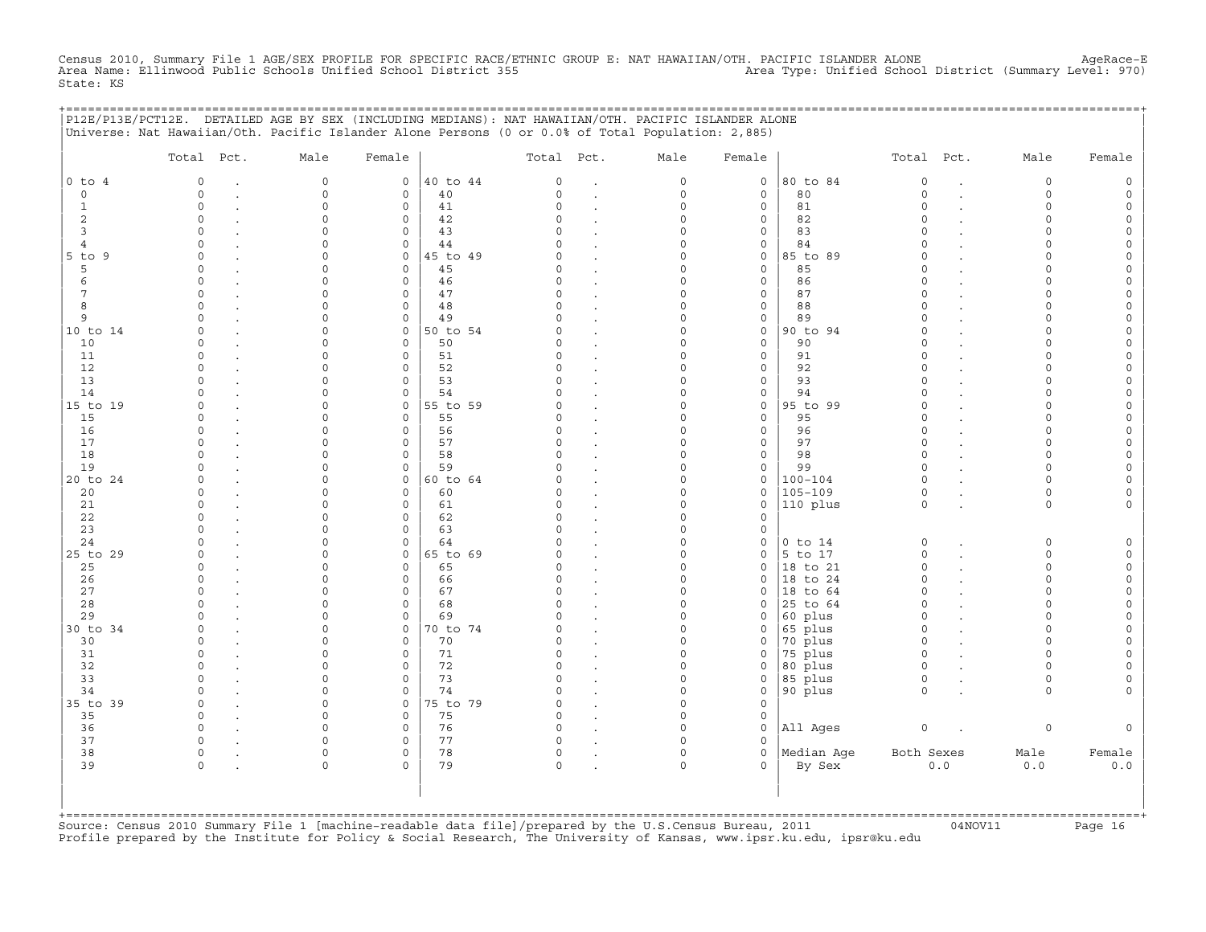Census 2010, Summary File 1 AGE/SEX PROFILE FOR SPECIFIC RACE/ETHNIC GROUP E: NAT HAWAIIAN/OTH. PACIFIC ISLANDER ALONE AgeRace-E
Area Name: Ellinwood Public Schools Unified School District 355 Area Type: Unified School District (Summary Level: 970)
State: KS

P12E/P13E/PCT12E. DETAILED AGE BY SEX (INCLUDING MEDIANS): NAT HAWAIIAN/OTH. PACIFIC ISLANDER ALONE
Universe: Nat Hawaiian/Oth. Pacific Islander Alone Persons (0 or 0.0% of Total Population: 2,885)

| | Total | Pct. | Male | Female | | Total | Pct. | Male | Female | | Total | Pct. | Male | Female |
|---|---|---|---|---|---|---|---|---|---|---|---|---|---|---|
| 0 to 4 | 0 | . | 0 | 0 | 40 to 44 | 0 | . | 0 | 0 | 80 to 84 | 0 | . | 0 | 0 |
| 0 | 0 | . | 0 | 0 | 40 | 0 | . | 0 | 0 | 80 | 0 | . | 0 | 0 |
| 1 | 0 | . | 0 | 0 | 41 | 0 | . | 0 | 0 | 81 | 0 | . | 0 | 0 |
| 2 | 0 | . | 0 | 0 | 42 | 0 | . | 0 | 0 | 82 | 0 | . | 0 | 0 |
| 3 | 0 | . | 0 | 0 | 43 | 0 | . | 0 | 0 | 83 | 0 | . | 0 | 0 |
| 4 | 0 | . | 0 | 0 | 44 | 0 | . | 0 | 0 | 84 | 0 | . | 0 | 0 |
| 5 to 9 | 0 | . | 0 | 0 | 45 to 49 | 0 | . | 0 | 0 | 85 to 89 | 0 | . | 0 | 0 |
| 5 | 0 | . | 0 | 0 | 45 | 0 | . | 0 | 0 | 85 | 0 | . | 0 | 0 |
| 6 | 0 | . | 0 | 0 | 46 | 0 | . | 0 | 0 | 86 | 0 | . | 0 | 0 |
| 7 | 0 | . | 0 | 0 | 47 | 0 | . | 0 | 0 | 87 | 0 | . | 0 | 0 |
| 8 | 0 | . | 0 | 0 | 48 | 0 | . | 0 | 0 | 88 | 0 | . | 0 | 0 |
| 9 | 0 | . | 0 | 0 | 49 | 0 | . | 0 | 0 | 89 | 0 | . | 0 | 0 |
| 10 to 14 | 0 | . | 0 | 0 | 50 to 54 | 0 | . | 0 | 0 | 90 to 94 | 0 | . | 0 | 0 |
| 10 | 0 | . | 0 | 0 | 50 | 0 | . | 0 | 0 | 90 | 0 | . | 0 | 0 |
| 11 | 0 | . | 0 | 0 | 51 | 0 | . | 0 | 0 | 91 | 0 | . | 0 | 0 |
| 12 | 0 | . | 0 | 0 | 52 | 0 | . | 0 | 0 | 92 | 0 | . | 0 | 0 |
| 13 | 0 | . | 0 | 0 | 53 | 0 | . | 0 | 0 | 93 | 0 | . | 0 | 0 |
| 14 | 0 | . | 0 | 0 | 54 | 0 | . | 0 | 0 | 94 | 0 | . | 0 | 0 |
| 15 to 19 | 0 | . | 0 | 0 | 55 to 59 | 0 | . | 0 | 0 | 95 to 99 | 0 | . | 0 | 0 |
| 15 | 0 | . | 0 | 0 | 55 | 0 | . | 0 | 0 | 95 | 0 | . | 0 | 0 |
| 16 | 0 | . | 0 | 0 | 56 | 0 | . | 0 | 0 | 96 | 0 | . | 0 | 0 |
| 17 | 0 | . | 0 | 0 | 57 | 0 | . | 0 | 0 | 97 | 0 | . | 0 | 0 |
| 18 | 0 | . | 0 | 0 | 58 | 0 | . | 0 | 0 | 98 | 0 | . | 0 | 0 |
| 19 | 0 | . | 0 | 0 | 59 | 0 | . | 0 | 0 | 99 | 0 | . | 0 | 0 |
| 20 to 24 | 0 | . | 0 | 0 | 60 to 64 | 0 | . | 0 | 0 | 100-104 | 0 | . | 0 | 0 |
| 20 | 0 | . | 0 | 0 | 60 | 0 | . | 0 | 0 | 105-109 | 0 | . | 0 | 0 |
| 21 | 0 | . | 0 | 0 | 61 | 0 | . | 0 | 0 | 110 plus | 0 | . | 0 | 0 |
| 22 | 0 | . | 0 | 0 | 62 | 0 | . | 0 | 0 | | | | | |
| 23 | 0 | . | 0 | 0 | 63 | 0 | . | 0 | 0 | | | | | |
| 24 | 0 | . | 0 | 0 | 64 | 0 | . | 0 | 0 | 0 to 14 | 0 | . | 0 | 0 |
| 25 to 29 | 0 | . | 0 | 0 | 65 to 69 | 0 | . | 0 | 0 | 5 to 17 | 0 | . | 0 | 0 |
| 25 | 0 | . | 0 | 0 | 65 | 0 | . | 0 | 0 | 18 to 21 | 0 | . | 0 | 0 |
| 26 | 0 | . | 0 | 0 | 66 | 0 | . | 0 | 0 | 18 to 24 | 0 | . | 0 | 0 |
| 27 | 0 | . | 0 | 0 | 67 | 0 | . | 0 | 0 | 18 to 64 | 0 | . | 0 | 0 |
| 28 | 0 | . | 0 | 0 | 68 | 0 | . | 0 | 0 | 25 to 64 | 0 | . | 0 | 0 |
| 29 | 0 | . | 0 | 0 | 69 | 0 | . | 0 | 0 | 60 plus | 0 | . | 0 | 0 |
| 30 to 34 | 0 | . | 0 | 0 | 70 to 74 | 0 | . | 0 | 0 | 65 plus | 0 | . | 0 | 0 |
| 30 | 0 | . | 0 | 0 | 70 | 0 | . | 0 | 0 | 70 plus | 0 | . | 0 | 0 |
| 31 | 0 | . | 0 | 0 | 71 | 0 | . | 0 | 0 | 75 plus | 0 | . | 0 | 0 |
| 32 | 0 | . | 0 | 0 | 72 | 0 | . | 0 | 0 | 80 plus | 0 | . | 0 | 0 |
| 33 | 0 | . | 0 | 0 | 73 | 0 | . | 0 | 0 | 85 plus | 0 | . | 0 | 0 |
| 34 | 0 | . | 0 | 0 | 74 | 0 | . | 0 | 0 | 90 plus | 0 | . | 0 | 0 |
| 35 to 39 | 0 | . | 0 | 0 | 75 to 79 | 0 | . | 0 | 0 | | | | | |
| 35 | 0 | . | 0 | 0 | 75 | 0 | . | 0 | 0 | | | | | |
| 36 | 0 | . | 0 | 0 | 76 | 0 | . | 0 | 0 | All Ages | 0 | . | 0 | 0 |
| 37 | 0 | . | 0 | 0 | 77 | 0 | . | 0 | 0 | | | | | |
| 38 | 0 | . | 0 | 0 | 78 | 0 | . | 0 | 0 | Median Age | Both Sexes | | Male | Female |
| 39 | 0 | . | 0 | 0 | 79 | 0 | . | 0 | 0 | By Sex | 0.0 | | 0.0 | 0.0 |

Source: Census 2010 Summary File 1 [machine-readable data file]/prepared by the U.S.Census Bureau, 2011 04NOV11
Profile prepared by the Institute for Policy & Social Research, The University of Kansas, www.ipsr.ku.edu, ipsr@ku.edu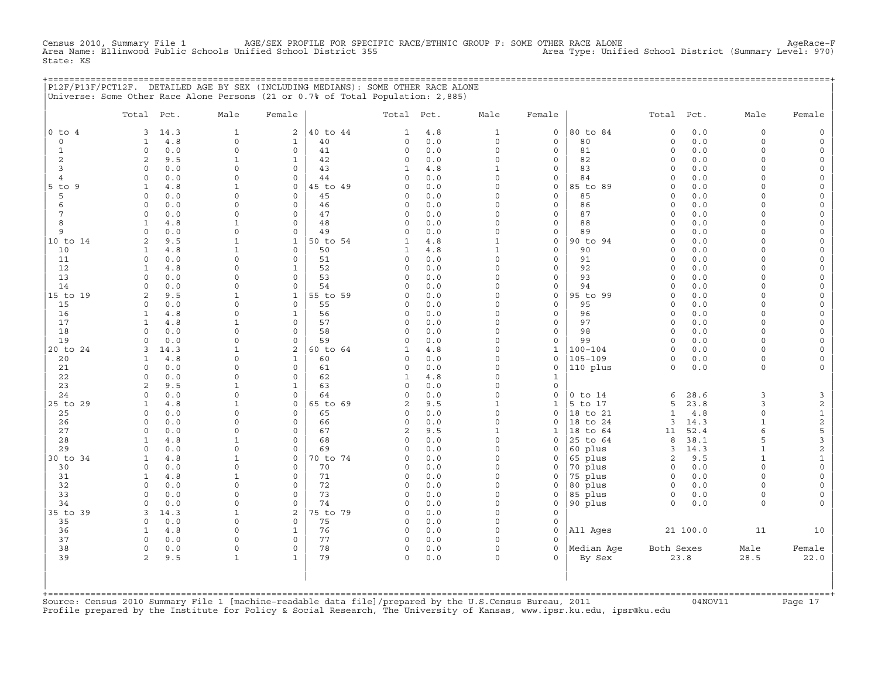Census 2010, Summary File 1 AGE/SEX PROFILE FOR SPECIFIC RACE/ETHNIC GROUP F: SOME OTHER RACE ALONE AgeRace-F
Area Name: Ellinwood Public Schools Unified School District 355 Area Type: Unified School District (Summary Level: 970)
State: KS

P12F/P13F/PCT12F. DETAILED AGE BY SEX (INCLUDING MEDIANS): SOME OTHER RACE ALONE
Universe: Some Other Race Alone Persons (21 or 0.7% of Total Population: 2,885)

| | Total | Pct. | Male | Female | | Total | Pct. | Male | Female | | Total | Pct. | Male | Female |
|---|---|---|---|---|---|---|---|---|---|---|---|---|---|---|
| 0 to 4 | 3 | 14.3 | 1 | 2 | 40 to 44 | 1 | 4.8 | 1 | 0 | 80 to 84 | 0 | 0.0 | 0 | 0 |
| 0 | 1 | 4.8 | 0 | 1 | 40 | 0 | 0.0 | 0 | 0 | 80 | 0 | 0.0 | 0 | 0 |
| 1 | 0 | 0.0 | 0 | 0 | 41 | 0 | 0.0 | 0 | 0 | 81 | 0 | 0.0 | 0 | 0 |
| 2 | 2 | 9.5 | 1 | 1 | 42 | 0 | 0.0 | 0 | 0 | 82 | 0 | 0.0 | 0 | 0 |
| 3 | 0 | 0.0 | 0 | 0 | 43 | 1 | 4.8 | 1 | 0 | 83 | 0 | 0.0 | 0 | 0 |
| 4 | 0 | 0.0 | 0 | 0 | 44 | 0 | 0.0 | 0 | 0 | 84 | 0 | 0.0 | 0 | 0 |
| 5 to 9 | 1 | 4.8 | 1 | 0 | 45 to 49 | 0 | 0.0 | 0 | 0 | 85 to 89 | 0 | 0.0 | 0 | 0 |
| 5 | 0 | 0.0 | 0 | 0 | 45 | 0 | 0.0 | 0 | 0 | 85 | 0 | 0.0 | 0 | 0 |
| 6 | 0 | 0.0 | 0 | 0 | 46 | 0 | 0.0 | 0 | 0 | 86 | 0 | 0.0 | 0 | 0 |
| 7 | 0 | 0.0 | 0 | 0 | 47 | 0 | 0.0 | 0 | 0 | 87 | 0 | 0.0 | 0 | 0 |
| 8 | 1 | 4.8 | 1 | 0 | 48 | 0 | 0.0 | 0 | 0 | 88 | 0 | 0.0 | 0 | 0 |
| 9 | 0 | 0.0 | 0 | 0 | 49 | 0 | 0.0 | 0 | 0 | 89 | 0 | 0.0 | 0 | 0 |
| 10 to 14 | 2 | 9.5 | 1 | 1 | 50 to 54 | 1 | 4.8 | 1 | 0 | 90 to 94 | 0 | 0.0 | 0 | 0 |
| 10 | 1 | 4.8 | 1 | 0 | 50 | 1 | 4.8 | 1 | 0 | 90 | 0 | 0.0 | 0 | 0 |
| 11 | 0 | 0.0 | 0 | 0 | 51 | 0 | 0.0 | 0 | 0 | 91 | 0 | 0.0 | 0 | 0 |
| 12 | 1 | 4.8 | 0 | 1 | 52 | 0 | 0.0 | 0 | 0 | 92 | 0 | 0.0 | 0 | 0 |
| 13 | 0 | 0.0 | 0 | 0 | 53 | 0 | 0.0 | 0 | 0 | 93 | 0 | 0.0 | 0 | 0 |
| 14 | 0 | 0.0 | 0 | 0 | 54 | 0 | 0.0 | 0 | 0 | 94 | 0 | 0.0 | 0 | 0 |
| 15 to 19 | 2 | 9.5 | 1 | 1 | 55 to 59 | 0 | 0.0 | 0 | 0 | 95 to 99 | 0 | 0.0 | 0 | 0 |
| 15 | 0 | 0.0 | 0 | 0 | 55 | 0 | 0.0 | 0 | 0 | 95 | 0 | 0.0 | 0 | 0 |
| 16 | 1 | 4.8 | 0 | 1 | 56 | 0 | 0.0 | 0 | 0 | 96 | 0 | 0.0 | 0 | 0 |
| 17 | 1 | 4.8 | 1 | 0 | 57 | 0 | 0.0 | 0 | 0 | 97 | 0 | 0.0 | 0 | 0 |
| 18 | 0 | 0.0 | 0 | 0 | 58 | 0 | 0.0 | 0 | 0 | 98 | 0 | 0.0 | 0 | 0 |
| 19 | 0 | 0.0 | 0 | 0 | 59 | 0 | 0.0 | 0 | 0 | 99 | 0 | 0.0 | 0 | 0 |
| 20 to 24 | 3 | 14.3 | 1 | 2 | 60 to 64 | 1 | 4.8 | 0 | 1 | 100-104 | 0 | 0.0 | 0 | 0 |
| 20 | 1 | 4.8 | 0 | 1 | 60 | 0 | 0.0 | 0 | 0 | 105-109 | 0 | 0.0 | 0 | 0 |
| 21 | 0 | 0.0 | 0 | 0 | 61 | 0 | 0.0 | 0 | 0 | 110 plus | 0 | 0.0 | 0 | 0 |
| 22 | 0 | 0.0 | 0 | 0 | 62 | 1 | 4.8 | 0 | 1 | | | | | |
| 23 | 2 | 9.5 | 1 | 1 | 63 | 0 | 0.0 | 0 | 0 | | | | | |
| 24 | 0 | 0.0 | 0 | 0 | 64 | 0 | 0.0 | 0 | 0 | 0 to 14 | 6 | 28.6 | 3 | 3 |
| 25 to 29 | 1 | 4.8 | 1 | 0 | 65 to 69 | 2 | 9.5 | 1 | 1 | 5 to 17 | 5 | 23.8 | 3 | 2 |
| 25 | 0 | 0.0 | 0 | 0 | 65 | 0 | 0.0 | 0 | 0 | 18 to 21 | 1 | 4.8 | 0 | 1 |
| 26 | 0 | 0.0 | 0 | 0 | 66 | 0 | 0.0 | 0 | 0 | 18 to 24 | 3 | 14.3 | 1 | 2 |
| 27 | 0 | 0.0 | 0 | 0 | 67 | 2 | 9.5 | 1 | 1 | 18 to 64 | 11 | 52.4 | 6 | 5 |
| 28 | 1 | 4.8 | 1 | 0 | 68 | 0 | 0.0 | 0 | 0 | 25 to 64 | 8 | 38.1 | 5 | 3 |
| 29 | 0 | 0.0 | 0 | 0 | 69 | 0 | 0.0 | 0 | 0 | 60 plus | 3 | 14.3 | 1 | 2 |
| 30 to 34 | 1 | 4.8 | 1 | 0 | 70 to 74 | 0 | 0.0 | 0 | 0 | 65 plus | 2 | 9.5 | 1 | 1 |
| 30 | 0 | 0.0 | 0 | 0 | 70 | 0 | 0.0 | 0 | 0 | 70 plus | 0 | 0.0 | 0 | 0 |
| 31 | 1 | 4.8 | 1 | 0 | 71 | 0 | 0.0 | 0 | 0 | 75 plus | 0 | 0.0 | 0 | 0 |
| 32 | 0 | 0.0 | 0 | 0 | 72 | 0 | 0.0 | 0 | 0 | 80 plus | 0 | 0.0 | 0 | 0 |
| 33 | 0 | 0.0 | 0 | 0 | 73 | 0 | 0.0 | 0 | 0 | 85 plus | 0 | 0.0 | 0 | 0 |
| 34 | 0 | 0.0 | 0 | 0 | 74 | 0 | 0.0 | 0 | 0 | 90 plus | 0 | 0.0 | 0 | 0 |
| 35 to 39 | 3 | 14.3 | 1 | 2 | 75 to 79 | 0 | 0.0 | 0 | 0 | | | | | |
| 35 | 0 | 0.0 | 0 | 0 | 75 | 0 | 0.0 | 0 | 0 | | | | | |
| 36 | 1 | 4.8 | 0 | 1 | 76 | 0 | 0.0 | 0 | 0 | All Ages | 21 | 100.0 | 11 | 10 |
| 37 | 0 | 0.0 | 0 | 0 | 77 | 0 | 0.0 | 0 | 0 | | | | | |
| 38 | 0 | 0.0 | 0 | 0 | 78 | 0 | 0.0 | 0 | 0 | Median Age | Both Sexes | | Male | Female |
| 39 | 2 | 9.5 | 1 | 1 | 79 | 0 | 0.0 | 0 | 0 | By Sex | 23.8 | | 28.5 | 22.0 |

Source: Census 2010 Summary File 1 [machine-readable data file]/prepared by the U.S.Census Bureau, 2011 04NOV11
Profile prepared by the Institute for Policy & Social Research, The University of Kansas, www.ipsr.ku.edu, ipsr@ku.edu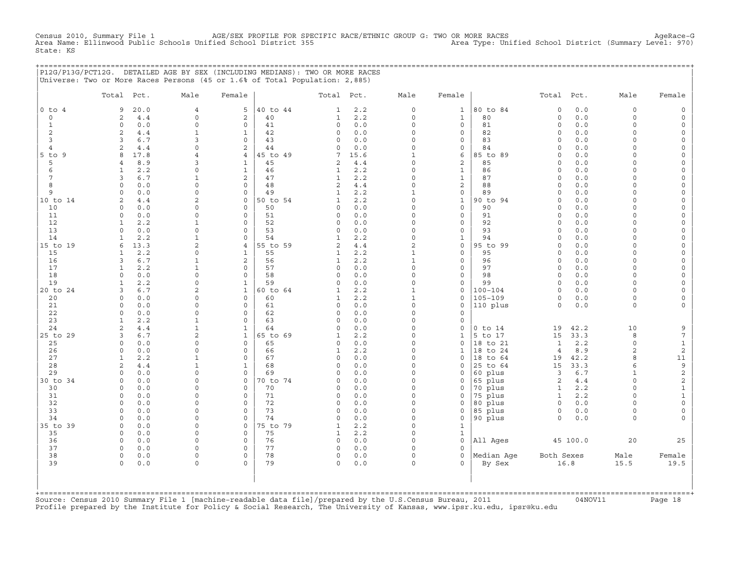Census 2010, Summary File 1 AGE/SEX PROFILE FOR SPECIFIC RACE/ETHNIC GROUP G: TWO OR MORE RACES AgeRace-G
Area Name: Ellinwood Public Schools Unified School District 355 Area Type: Unified School District (Summary Level: 970)
State: KS

## P12G/P13G/PCT12G. DETAILED AGE BY SEX (INCLUDING MEDIANS): TWO OR MORE RACES

Universe: Two or More Races Persons (45 or 1.6% of Total Population: 2,885)

| | Total | Pct. | Male | Female | | Total | Pct. | Male | Female | | Total | Pct. | Male | Female |
|---|---|---|---|---|---|---|---|---|---|---|---|---|---|---|
| 0 to 4 | 9 | 20.0 | 4 | 5 | 40 to 44 | 1 | 2.2 | 0 | 1 | 80 to 84 | 0 | 0.0 | 0 | 0 |
| 0 | 2 | 4.4 | 0 | 2 | 40 | 1 | 2.2 | 0 | 1 | 80 | 0 | 0.0 | 0 | 0 |
| 1 | 0 | 0.0 | 0 | 0 | 41 | 0 | 0.0 | 0 | 0 | 81 | 0 | 0.0 | 0 | 0 |
| 2 | 2 | 4.4 | 1 | 1 | 42 | 0 | 0.0 | 0 | 0 | 82 | 0 | 0.0 | 0 | 0 |
| 3 | 3 | 6.7 | 3 | 0 | 43 | 0 | 0.0 | 0 | 0 | 83 | 0 | 0.0 | 0 | 0 |
| 4 | 2 | 4.4 | 0 | 2 | 44 | 0 | 0.0 | 0 | 0 | 84 | 0 | 0.0 | 0 | 0 |
| 5 to 9 | 8 | 17.8 | 4 | 4 | 45 to 49 | 7 | 15.6 | 1 | 6 | 85 to 89 | 0 | 0.0 | 0 | 0 |
| 5 | 4 | 8.9 | 3 | 1 | 45 | 2 | 4.4 | 0 | 2 | 85 | 0 | 0.0 | 0 | 0 |
| 6 | 1 | 2.2 | 0 | 1 | 46 | 1 | 2.2 | 0 | 1 | 86 | 0 | 0.0 | 0 | 0 |
| 7 | 3 | 6.7 | 1 | 2 | 47 | 1 | 2.2 | 0 | 1 | 87 | 0 | 0.0 | 0 | 0 |
| 8 | 0 | 0.0 | 0 | 0 | 48 | 2 | 4.4 | 0 | 2 | 88 | 0 | 0.0 | 0 | 0 |
| 9 | 0 | 0.0 | 0 | 0 | 49 | 1 | 2.2 | 1 | 0 | 89 | 0 | 0.0 | 0 | 0 |
| 10 to 14 | 2 | 4.4 | 2 | 0 | 50 to 54 | 1 | 2.2 | 0 | 1 | 90 to 94 | 0 | 0.0 | 0 | 0 |
| 10 | 0 | 0.0 | 0 | 0 | 50 | 0 | 0.0 | 0 | 0 | 90 | 0 | 0.0 | 0 | 0 |
| 11 | 0 | 0.0 | 0 | 0 | 51 | 0 | 0.0 | 0 | 0 | 91 | 0 | 0.0 | 0 | 0 |
| 12 | 1 | 2.2 | 1 | 0 | 52 | 0 | 0.0 | 0 | 0 | 92 | 0 | 0.0 | 0 | 0 |
| 13 | 0 | 0.0 | 0 | 0 | 53 | 0 | 0.0 | 0 | 0 | 93 | 0 | 0.0 | 0 | 0 |
| 14 | 1 | 2.2 | 1 | 0 | 54 | 1 | 2.2 | 0 | 1 | 94 | 0 | 0.0 | 0 | 0 |
| 15 to 19 | 6 | 13.3 | 2 | 4 | 55 to 59 | 2 | 4.4 | 2 | 0 | 95 to 99 | 0 | 0.0 | 0 | 0 |
| 15 | 1 | 2.2 | 0 | 1 | 55 | 1 | 2.2 | 1 | 0 | 95 | 0 | 0.0 | 0 | 0 |
| 16 | 3 | 6.7 | 1 | 2 | 56 | 1 | 2.2 | 1 | 0 | 96 | 0 | 0.0 | 0 | 0 |
| 17 | 1 | 2.2 | 1 | 0 | 57 | 0 | 0.0 | 0 | 0 | 97 | 0 | 0.0 | 0 | 0 |
| 18 | 0 | 0.0 | 0 | 0 | 58 | 0 | 0.0 | 0 | 0 | 98 | 0 | 0.0 | 0 | 0 |
| 19 | 1 | 2.2 | 0 | 1 | 59 | 0 | 0.0 | 0 | 0 | 99 | 0 | 0.0 | 0 | 0 |
| 20 to 24 | 3 | 6.7 | 2 | 1 | 60 to 64 | 1 | 2.2 | 1 | 0 | 100-104 | 0 | 0.0 | 0 | 0 |
| 20 | 0 | 0.0 | 0 | 0 | 60 | 1 | 2.2 | 1 | 0 | 105-109 | 0 | 0.0 | 0 | 0 |
| 21 | 0 | 0.0 | 0 | 0 | 61 | 0 | 0.0 | 0 | 0 | 110 plus | 0 | 0.0 | 0 | 0 |
| 22 | 0 | 0.0 | 0 | 0 | 62 | 0 | 0.0 | 0 | 0 | | | | | |
| 23 | 1 | 2.2 | 1 | 0 | 63 | 0 | 0.0 | 0 | 0 | | | | | |
| 24 | 2 | 4.4 | 1 | 1 | 64 | 0 | 0.0 | 0 | 0 | 0 to 14 | 19 | 42.2 | 10 | 9 |
| 25 to 29 | 3 | 6.7 | 2 | 1 | 65 to 69 | 1 | 2.2 | 0 | 1 | 5 to 17 | 15 | 33.3 | 8 | 7 |
| 25 | 0 | 0.0 | 0 | 0 | 65 | 0 | 0.0 | 0 | 0 | 18 to 21 | 1 | 2.2 | 0 | 1 |
| 26 | 0 | 0.0 | 0 | 0 | 66 | 1 | 2.2 | 0 | 1 | 18 to 24 | 4 | 8.9 | 2 | 2 |
| 27 | 1 | 2.2 | 1 | 0 | 67 | 0 | 0.0 | 0 | 0 | 18 to 64 | 19 | 42.2 | 8 | 11 |
| 28 | 2 | 4.4 | 1 | 1 | 68 | 0 | 0.0 | 0 | 0 | 25 to 64 | 15 | 33.3 | 6 | 9 |
| 29 | 0 | 0.0 | 0 | 0 | 69 | 0 | 0.0 | 0 | 0 | 60 plus | 3 | 6.7 | 1 | 2 |
| 30 to 34 | 0 | 0.0 | 0 | 0 | 70 to 74 | 0 | 0.0 | 0 | 0 | 65 plus | 2 | 4.4 | 0 | 2 |
| 30 | 0 | 0.0 | 0 | 0 | 70 | 0 | 0.0 | 0 | 0 | 70 plus | 1 | 2.2 | 0 | 1 |
| 31 | 0 | 0.0 | 0 | 0 | 71 | 0 | 0.0 | 0 | 0 | 75 plus | 1 | 2.2 | 0 | 1 |
| 32 | 0 | 0.0 | 0 | 0 | 72 | 0 | 0.0 | 0 | 0 | 80 plus | 0 | 0.0 | 0 | 0 |
| 33 | 0 | 0.0 | 0 | 0 | 73 | 0 | 0.0 | 0 | 0 | 85 plus | 0 | 0.0 | 0 | 0 |
| 34 | 0 | 0.0 | 0 | 0 | 74 | 0 | 0.0 | 0 | 0 | 90 plus | 0 | 0.0 | 0 | 0 |
| 35 to 39 | 0 | 0.0 | 0 | 0 | 75 to 79 | 1 | 2.2 | 0 | 1 | | | | | |
| 35 | 0 | 0.0 | 0 | 0 | 75 | 1 | 2.2 | 0 | 1 | | | | | |
| 36 | 0 | 0.0 | 0 | 0 | 76 | 0 | 0.0 | 0 | 0 | All Ages | 45 | 100.0 | 20 | 25 |
| 37 | 0 | 0.0 | 0 | 0 | 77 | 0 | 0.0 | 0 | 0 | | | | | |
| 38 | 0 | 0.0 | 0 | 0 | 78 | 0 | 0.0 | 0 | 0 | Median Age | Both Sexes | | Male | Female |
| 39 | 0 | 0.0 | 0 | 0 | 79 | 0 | 0.0 | 0 | 0 | By Sex | 16.8 | | 15.5 | 19.5 |

Source: Census 2010 Summary File 1 [machine-readable data file]/prepared by the U.S.Census Bureau, 2011 04NOV11
Profile prepared by the Institute for Policy & Social Research, The University of Kansas, www.ipsr.ku.edu, ipsr@ku.edu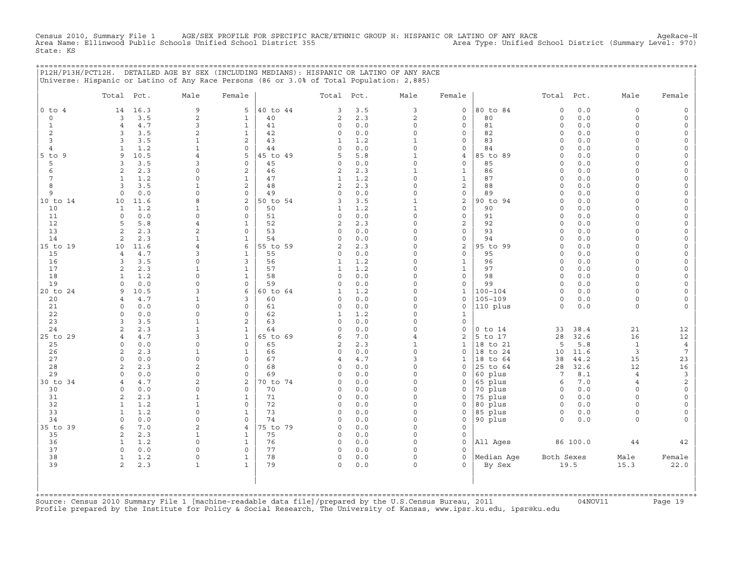Census 2010, Summary File 1 AGE/SEX PROFILE FOR SPECIFIC RACE/ETHNIC GROUP H: HISPANIC OR LATINO OF ANY RACE AgeRace-H
Area Name: Ellinwood Public Schools Unified School District 355 Area Type: Unified School District (Summary Level: 970)
State: KS

## P12H/P13H/PCT12H. DETAILED AGE BY SEX (INCLUDING MEDIANS): HISPANIC OR LATINO OF ANY RACE

Universe: Hispanic or Latino of Any Race Persons (86 or 3.0% of Total Population: 2,885)

| | Total | Pct. | Male | Female | | Total | Pct. | Male | Female | | Total | Pct. | Male | Female |
|---|---|---|---|---|---|---|---|---|---|---|---|---|---|---|
| 0 to 4 | 14 | 16.3 | 9 | 5 | 40 to 44 | 3 | 3.5 | 3 | 0 | 80 to 84 | 0 | 0.0 | 0 | 0 |
| 0 | 3 | 3.5 | 2 | 1 | 40 | 2 | 2.3 | 2 | 0 | 80 | 0 | 0.0 | 0 | 0 |
| 1 | 4 | 4.7 | 3 | 1 | 41 | 0 | 0.0 | 0 | 0 | 81 | 0 | 0.0 | 0 | 0 |
| 2 | 3 | 3.5 | 2 | 1 | 42 | 0 | 0.0 | 0 | 0 | 82 | 0 | 0.0 | 0 | 0 |
| 3 | 3 | 3.5 | 1 | 2 | 43 | 1 | 1.2 | 1 | 0 | 83 | 0 | 0.0 | 0 | 0 |
| 4 | 1 | 1.2 | 1 | 0 | 44 | 0 | 0.0 | 0 | 0 | 84 | 0 | 0.0 | 0 | 0 |
| 5 to 9 | 9 | 10.5 | 4 | 5 | 45 to 49 | 5 | 5.8 | 1 | 4 | 85 to 89 | 0 | 0.0 | 0 | 0 |
| 5 | 3 | 3.5 | 3 | 0 | 45 | 0 | 0.0 | 0 | 0 | 85 | 0 | 0.0 | 0 | 0 |
| 6 | 2 | 2.3 | 0 | 2 | 46 | 2 | 2.3 | 1 | 1 | 86 | 0 | 0.0 | 0 | 0 |
| 7 | 1 | 1.2 | 0 | 1 | 47 | 1 | 1.2 | 0 | 1 | 87 | 0 | 0.0 | 0 | 0 |
| 8 | 3 | 3.5 | 1 | 2 | 48 | 2 | 2.3 | 0 | 2 | 88 | 0 | 0.0 | 0 | 0 |
| 9 | 0 | 0.0 | 0 | 0 | 49 | 0 | 0.0 | 0 | 0 | 89 | 0 | 0.0 | 0 | 0 |
| 10 to 14 | 10 | 11.6 | 8 | 2 | 50 to 54 | 3 | 3.5 | 1 | 2 | 90 to 94 | 0 | 0.0 | 0 | 0 |
| 10 | 1 | 1.2 | 1 | 0 | 50 | 1 | 1.2 | 1 | 0 | 90 | 0 | 0.0 | 0 | 0 |
| 11 | 0 | 0.0 | 0 | 0 | 51 | 0 | 0.0 | 0 | 0 | 91 | 0 | 0.0 | 0 | 0 |
| 12 | 5 | 5.8 | 4 | 1 | 52 | 2 | 2.3 | 0 | 2 | 92 | 0 | 0.0 | 0 | 0 |
| 13 | 2 | 2.3 | 2 | 0 | 53 | 0 | 0.0 | 0 | 0 | 93 | 0 | 0.0 | 0 | 0 |
| 14 | 2 | 2.3 | 1 | 1 | 54 | 0 | 0.0 | 0 | 0 | 94 | 0 | 0.0 | 0 | 0 |
| 15 to 19 | 10 | 11.6 | 4 | 6 | 55 to 59 | 2 | 2.3 | 0 | 2 | 95 to 99 | 0 | 0.0 | 0 | 0 |
| 15 | 4 | 4.7 | 3 | 1 | 55 | 0 | 0.0 | 0 | 0 | 95 | 0 | 0.0 | 0 | 0 |
| 16 | 3 | 3.5 | 0 | 3 | 56 | 1 | 1.2 | 0 | 1 | 96 | 0 | 0.0 | 0 | 0 |
| 17 | 2 | 2.3 | 1 | 1 | 57 | 1 | 1.2 | 0 | 1 | 97 | 0 | 0.0 | 0 | 0 |
| 18 | 1 | 1.2 | 0 | 1 | 58 | 0 | 0.0 | 0 | 0 | 98 | 0 | 0.0 | 0 | 0 |
| 19 | 0 | 0.0 | 0 | 0 | 59 | 0 | 0.0 | 0 | 0 | 99 | 0 | 0.0 | 0 | 0 |
| 20 to 24 | 9 | 10.5 | 3 | 6 | 60 to 64 | 1 | 1.2 | 0 | 1 | 100-104 | 0 | 0.0 | 0 | 0 |
| 20 | 4 | 4.7 | 1 | 3 | 60 | 0 | 0.0 | 0 | 0 | 105-109 | 0 | 0.0 | 0 | 0 |
| 21 | 0 | 0.0 | 0 | 0 | 61 | 0 | 0.0 | 0 | 0 | 110 plus | 0 | 0.0 | 0 | 0 |
| 22 | 0 | 0.0 | 0 | 0 | 62 | 1 | 1.2 | 0 | 1 | | | | | |
| 23 | 3 | 3.5 | 1 | 2 | 63 | 0 | 0.0 | 0 | 0 | | | | | |
| 24 | 2 | 2.3 | 1 | 1 | 64 | 0 | 0.0 | 0 | 0 | 0 to 14 | 33 | 38.4 | 21 | 12 |
| 25 to 29 | 4 | 4.7 | 3 | 1 | 65 to 69 | 6 | 7.0 | 4 | 2 | 5 to 17 | 28 | 32.6 | 16 | 12 |
| 25 | 0 | 0.0 | 0 | 0 | 65 | 2 | 2.3 | 1 | 1 | 18 to 21 | 5 | 5.8 | 1 | 4 |
| 26 | 2 | 2.3 | 1 | 1 | 66 | 0 | 0.0 | 0 | 0 | 18 to 24 | 10 | 11.6 | 3 | 7 |
| 27 | 0 | 0.0 | 0 | 0 | 67 | 4 | 4.7 | 3 | 1 | 18 to 64 | 38 | 44.2 | 15 | 23 |
| 28 | 2 | 2.3 | 2 | 0 | 68 | 0 | 0.0 | 0 | 0 | 25 to 64 | 28 | 32.6 | 12 | 16 |
| 29 | 0 | 0.0 | 0 | 0 | 69 | 0 | 0.0 | 0 | 0 | 60 plus | 7 | 8.1 | 4 | 3 |
| 30 to 34 | 4 | 4.7 | 2 | 2 | 70 to 74 | 0 | 0.0 | 0 | 0 | 65 plus | 6 | 7.0 | 4 | 2 |
| 30 | 0 | 0.0 | 0 | 0 | 70 | 0 | 0.0 | 0 | 0 | 70 plus | 0 | 0.0 | 0 | 0 |
| 31 | 2 | 2.3 | 1 | 1 | 71 | 0 | 0.0 | 0 | 0 | 75 plus | 0 | 0.0 | 0 | 0 |
| 32 | 1 | 1.2 | 1 | 0 | 72 | 0 | 0.0 | 0 | 0 | 80 plus | 0 | 0.0 | 0 | 0 |
| 33 | 1 | 1.2 | 0 | 1 | 73 | 0 | 0.0 | 0 | 0 | 85 plus | 0 | 0.0 | 0 | 0 |
| 34 | 0 | 0.0 | 0 | 0 | 74 | 0 | 0.0 | 0 | 0 | 90 plus | 0 | 0.0 | 0 | 0 |
| 35 to 39 | 6 | 7.0 | 2 | 4 | 75 to 79 | 0 | 0.0 | 0 | 0 | | | | | |
| 35 | 2 | 2.3 | 1 | 1 | 75 | 0 | 0.0 | 0 | 0 | | | | | |
| 36 | 1 | 1.2 | 0 | 1 | 76 | 0 | 0.0 | 0 | 0 | All Ages | 86 | 100.0 | 44 | 42 |
| 37 | 0 | 0.0 | 0 | 0 | 77 | 0 | 0.0 | 0 | 0 | | | | | |
| 38 | 1 | 1.2 | 0 | 1 | 78 | 0 | 0.0 | 0 | 0 | Median Age | Both Sexes | | Male | Female |
| 39 | 2 | 2.3 | 1 | 1 | 79 | 0 | 0.0 | 0 | 0 | By Sex | 19.5 | | 15.3 | 22.0 |

Source: Census 2010 Summary File 1 [machine-readable data file]/prepared by the U.S.Census Bureau, 2011 04NOV11
Profile prepared by the Institute for Policy & Social Research, The University of Kansas, www.ipsr.ku.edu, ipsr@ku.edu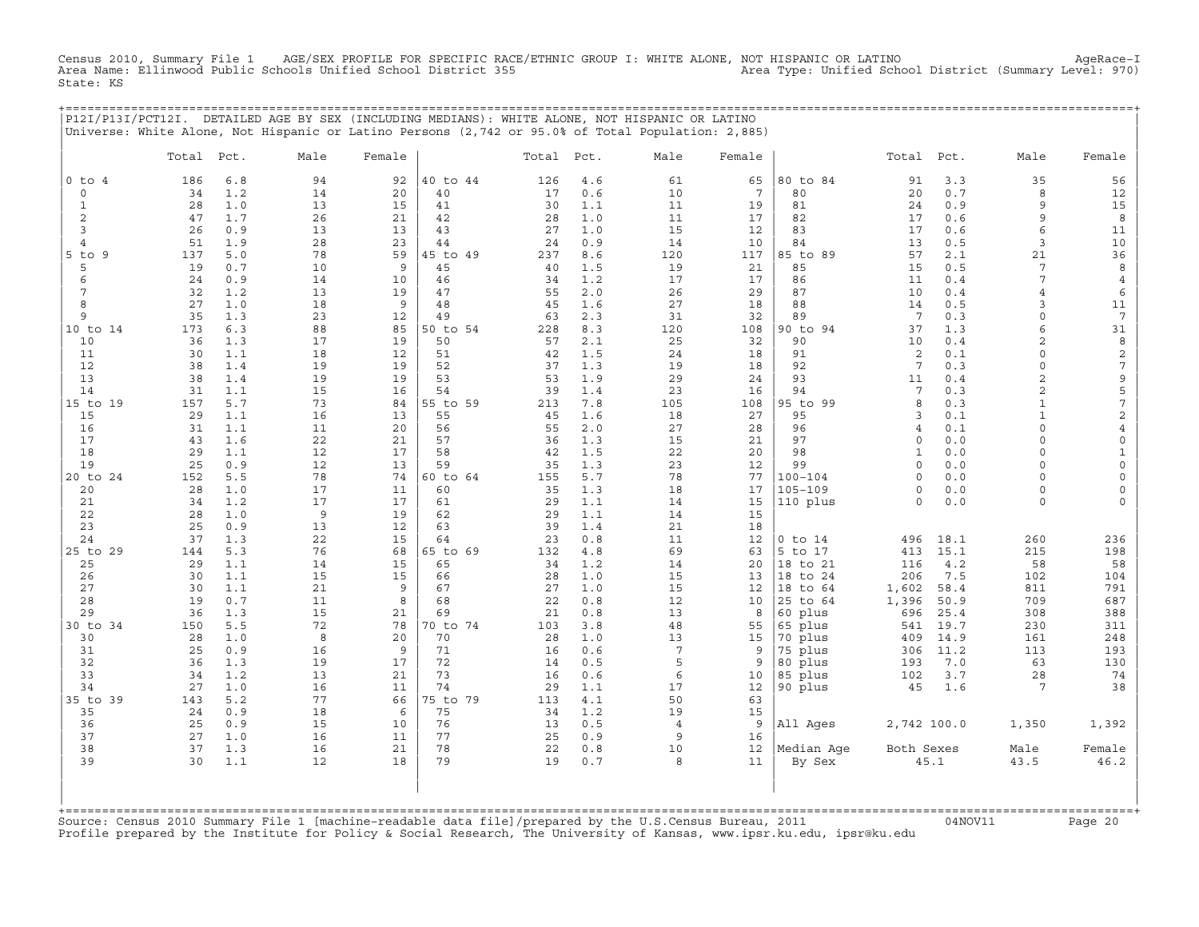Census 2010, Summary File 1 AGE/SEX PROFILE FOR SPECIFIC RACE/ETHNIC GROUP I: WHITE ALONE, NOT HISPANIC OR LATINO AgeRace-I
Area Name: Ellinwood Public Schools Unified School District 355 Area Type: Unified School District (Summary Level: 970)
State: KS

P12I/P13I/PCT12I. DETAILED AGE BY SEX (INCLUDING MEDIANS): WHITE ALONE, NOT HISPANIC OR LATINO
Universe: White Alone, Not Hispanic or Latino Persons (2,742 or 95.0% of Total Population: 2,885)

| | Total | Pct. | Male | Female | | Total | Pct. | Male | Female | | Total | Pct. | Male | Female |
|---|---|---|---|---|---|---|---|---|---|---|---|---|---|---|
| 0 to 4 | 186 | 6.8 | 94 | 92 | 40 to 44 | 126 | 4.6 | 61 | 65 | 80 to 84 | 91 | 3.3 | 35 | 56 |
| 0 | 34 | 1.2 | 14 | 20 | 40 | 17 | 0.6 | 10 | 7 | 80 | 20 | 0.7 | 8 | 12 |
| 1 | 28 | 1.0 | 13 | 15 | 41 | 30 | 1.1 | 11 | 19 | 81 | 24 | 0.9 | 9 | 15 |
| 2 | 47 | 1.7 | 26 | 21 | 42 | 28 | 1.0 | 11 | 17 | 82 | 17 | 0.6 | 9 | 8 |
| 3 | 26 | 0.9 | 13 | 13 | 43 | 27 | 1.0 | 15 | 12 | 83 | 17 | 0.6 | 6 | 11 |
| 4 | 51 | 1.9 | 28 | 23 | 44 | 24 | 0.9 | 14 | 10 | 84 | 13 | 0.5 | 3 | 10 |
| 5 to 9 | 137 | 5.0 | 78 | 59 | 45 to 49 | 237 | 8.6 | 120 | 117 | 85 to 89 | 57 | 2.1 | 21 | 36 |
| 5 | 19 | 0.7 | 10 | 9 | 45 | 40 | 1.5 | 19 | 21 | 85 | 15 | 0.5 | 7 | 8 |
| 6 | 24 | 0.9 | 14 | 10 | 46 | 34 | 1.2 | 17 | 17 | 86 | 11 | 0.4 | 7 | 4 |
| 7 | 32 | 1.2 | 13 | 19 | 47 | 55 | 2.0 | 26 | 29 | 87 | 10 | 0.4 | 4 | 6 |
| 8 | 27 | 1.0 | 18 | 9 | 48 | 45 | 1.6 | 27 | 18 | 88 | 14 | 0.5 | 3 | 11 |
| 9 | 35 | 1.3 | 23 | 12 | 49 | 63 | 2.3 | 31 | 32 | 89 | 7 | 0.3 | 0 | 7 |
| 10 to 14 | 173 | 6.3 | 88 | 85 | 50 to 54 | 228 | 8.3 | 120 | 108 | 90 to 94 | 37 | 1.3 | 6 | 31 |
| 10 | 36 | 1.3 | 17 | 19 | 50 | 57 | 2.1 | 25 | 32 | 90 | 10 | 0.4 | 2 | 8 |
| 11 | 30 | 1.1 | 18 | 12 | 51 | 42 | 1.5 | 24 | 18 | 91 | 2 | 0.1 | 0 | 2 |
| 12 | 38 | 1.4 | 19 | 19 | 52 | 37 | 1.3 | 19 | 18 | 92 | 7 | 0.3 | 0 | 7 |
| 13 | 38 | 1.4 | 19 | 19 | 53 | 53 | 1.9 | 29 | 24 | 93 | 11 | 0.4 | 2 | 9 |
| 14 | 31 | 1.1 | 15 | 16 | 54 | 39 | 1.4 | 23 | 16 | 94 | 7 | 0.3 | 2 | 5 |
| 15 to 19 | 157 | 5.7 | 73 | 84 | 55 to 59 | 213 | 7.8 | 105 | 108 | 95 to 99 | 8 | 0.3 | 1 | 7 |
| 15 | 29 | 1.1 | 16 | 13 | 55 | 45 | 1.6 | 18 | 27 | 95 | 3 | 0.1 | 1 | 2 |
| 16 | 31 | 1.1 | 11 | 20 | 56 | 55 | 2.0 | 27 | 28 | 96 | 4 | 0.1 | 0 | 4 |
| 17 | 43 | 1.6 | 22 | 21 | 57 | 36 | 1.3 | 15 | 21 | 97 | 0 | 0.0 | 0 | 0 |
| 18 | 29 | 1.1 | 12 | 17 | 58 | 42 | 1.5 | 22 | 20 | 98 | 1 | 0.0 | 0 | 1 |
| 19 | 25 | 0.9 | 12 | 13 | 59 | 35 | 1.3 | 23 | 12 | 99 | 0 | 0.0 | 0 | 0 |
| 20 to 24 | 152 | 5.5 | 78 | 74 | 60 to 64 | 155 | 5.7 | 78 | 77 | 100-104 | 0 | 0.0 | 0 | 0 |
| 20 | 28 | 1.0 | 17 | 11 | 60 | 35 | 1.3 | 18 | 17 | 105-109 | 0 | 0.0 | 0 | 0 |
| 21 | 34 | 1.2 | 17 | 17 | 61 | 29 | 1.1 | 14 | 15 | 110 plus | 0 | 0.0 | 0 | 0 |
| 22 | 28 | 1.0 | 9 | 19 | 62 | 29 | 1.1 | 14 | 15 | | | | | |
| 23 | 25 | 0.9 | 13 | 12 | 63 | 39 | 1.4 | 21 | 18 | | | | | |
| 24 | 37 | 1.3 | 22 | 15 | 64 | 23 | 0.8 | 11 | 12 | 0 to 14 | 496 | 18.1 | 260 | 236 |
| 25 to 29 | 144 | 5.3 | 76 | 68 | 65 to 69 | 132 | 4.8 | 69 | 63 | 5 to 17 | 413 | 15.1 | 215 | 198 |
| 25 | 29 | 1.1 | 14 | 15 | 65 | 34 | 1.2 | 14 | 20 | 18 to 21 | 116 | 4.2 | 58 | 58 |
| 26 | 30 | 1.1 | 15 | 15 | 66 | 28 | 1.0 | 15 | 13 | 18 to 24 | 206 | 7.5 | 102 | 104 |
| 27 | 30 | 1.1 | 21 | 9 | 67 | 27 | 1.0 | 15 | 12 | 18 to 64 | 1,602 | 58.4 | 811 | 791 |
| 28 | 19 | 0.7 | 11 | 8 | 68 | 22 | 0.8 | 12 | 10 | 25 to 64 | 1,396 | 50.9 | 709 | 687 |
| 29 | 36 | 1.3 | 15 | 21 | 69 | 21 | 0.8 | 13 | 8 | 60 plus | 696 | 25.4 | 308 | 388 |
| 30 to 34 | 150 | 5.5 | 72 | 78 | 70 to 74 | 103 | 3.8 | 48 | 55 | 65 plus | 541 | 19.7 | 230 | 311 |
| 30 | 28 | 1.0 | 8 | 20 | 70 | 28 | 1.0 | 13 | 15 | 70 plus | 409 | 14.9 | 161 | 248 |
| 31 | 25 | 0.9 | 16 | 9 | 71 | 16 | 0.6 | 7 | 9 | 75 plus | 306 | 11.2 | 113 | 193 |
| 32 | 36 | 1.3 | 19 | 17 | 72 | 14 | 0.5 | 5 | 9 | 80 plus | 193 | 7.0 | 63 | 130 |
| 33 | 34 | 1.2 | 13 | 21 | 73 | 16 | 0.6 | 6 | 10 | 85 plus | 102 | 3.7 | 28 | 74 |
| 34 | 27 | 1.0 | 16 | 11 | 74 | 29 | 1.1 | 17 | 12 | 90 plus | 45 | 1.6 | 7 | 38 |
| 35 to 39 | 143 | 5.2 | 77 | 66 | 75 to 79 | 113 | 4.1 | 50 | 63 | | | | | |
| 35 | 24 | 0.9 | 18 | 6 | 75 | 34 | 1.2 | 19 | 15 | | | | | |
| 36 | 25 | 0.9 | 15 | 10 | 76 | 13 | 0.5 | 4 | 9 | All Ages | 2,742 | 100.0 | 1,350 | 1,392 |
| 37 | 27 | 1.0 | 16 | 11 | 77 | 25 | 0.9 | 9 | 16 | | | | | |
| 38 | 37 | 1.3 | 16 | 21 | 78 | 22 | 0.8 | 10 | 12 | Median Age | Both Sexes | | Male | Female |
| 39 | 30 | 1.1 | 12 | 18 | 79 | 19 | 0.7 | 8 | 11 | By Sex | 45.1 | | 43.5 | 46.2 |

Source: Census 2010 Summary File 1 [machine-readable data file]/prepared by the U.S.Census Bureau, 2011 04NOV11
Profile prepared by the Institute for Policy & Social Research, The University of Kansas, www.ipsr.ku.edu, ipsr@ku.edu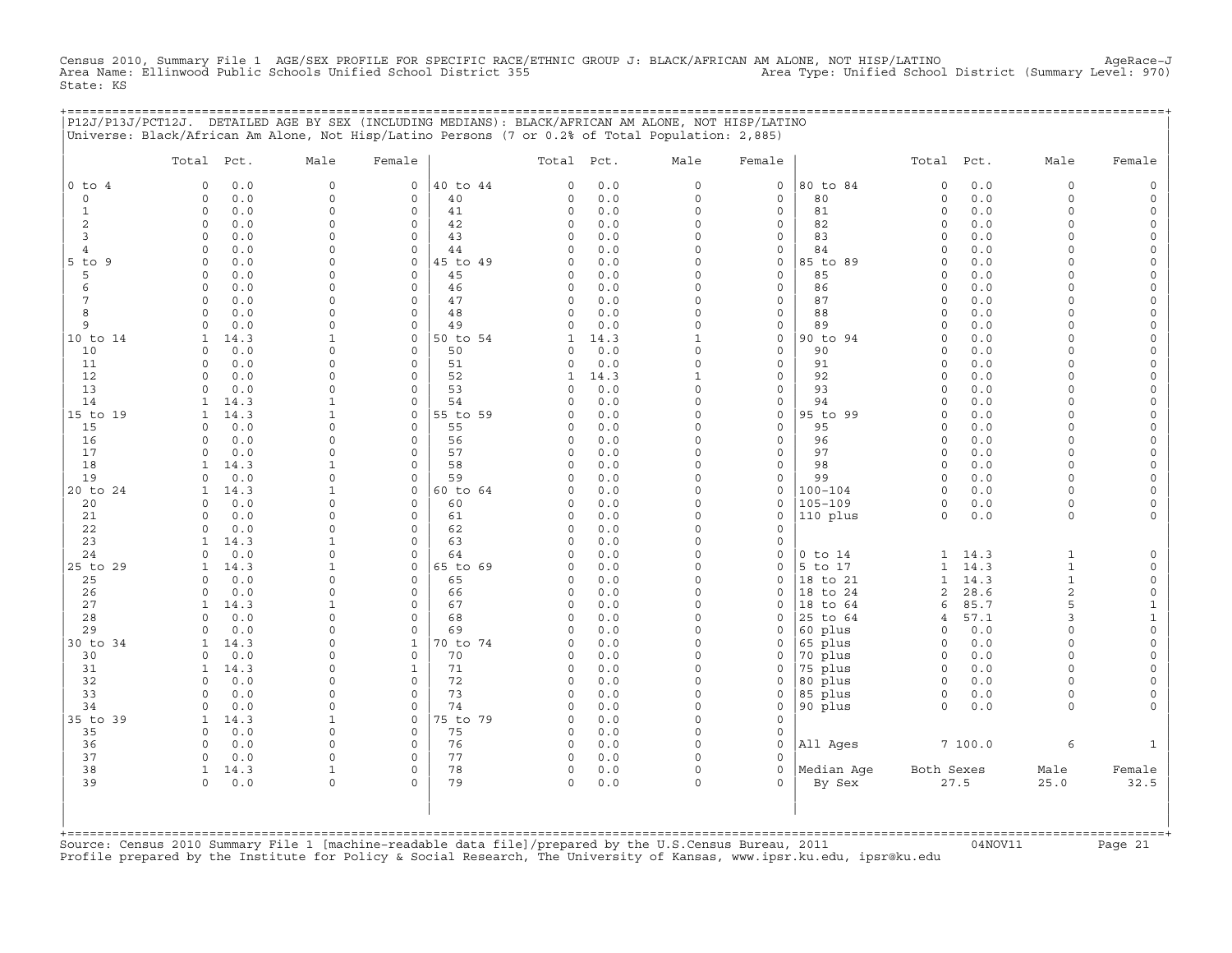Census 2010, Summary File 1 AGE/SEX PROFILE FOR SPECIFIC RACE/ETHNIC GROUP J: BLACK/AFRICAN AM ALONE, NOT HISP/LATINO AgeRace-J
Area Name: Ellinwood Public Schools Unified School District 355 Area Type: Unified School District (Summary Level: 970)
State: KS

P12J/P13J/PCT12J. DETAILED AGE BY SEX (INCLUDING MEDIANS): BLACK/AFRICAN AM ALONE, NOT HISP/LATINO
Universe: Black/African Am Alone, Not Hisp/Latino Persons (7 or 0.2% of Total Population: 2,885)

| | Total | Pct. | Male | Female | | Total | Pct. | Male | Female | | Total | Pct. | Male | Female |
|---|---|---|---|---|---|---|---|---|---|---|---|---|---|---|
| 0 to 4 | 0 | 0.0 | 0 | 0 | 40 to 44 | 0 | 0.0 | 0 | 0 | 80 to 84 | 0 | 0.0 | 0 | 0 |
| 0 | 0 | 0.0 | 0 | 0 | 40 | 0 | 0.0 | 0 | 0 | 80 | 0 | 0.0 | 0 | 0 |
| 1 | 0 | 0.0 | 0 | 0 | 41 | 0 | 0.0 | 0 | 0 | 81 | 0 | 0.0 | 0 | 0 |
| 2 | 0 | 0.0 | 0 | 0 | 42 | 0 | 0.0 | 0 | 0 | 82 | 0 | 0.0 | 0 | 0 |
| 3 | 0 | 0.0 | 0 | 0 | 43 | 0 | 0.0 | 0 | 0 | 83 | 0 | 0.0 | 0 | 0 |
| 4 | 0 | 0.0 | 0 | 0 | 44 | 0 | 0.0 | 0 | 0 | 84 | 0 | 0.0 | 0 | 0 |
| 5 to 9 | 0 | 0.0 | 0 | 0 | 45 to 49 | 0 | 0.0 | 0 | 0 | 85 to 89 | 0 | 0.0 | 0 | 0 |
| 5 | 0 | 0.0 | 0 | 0 | 45 | 0 | 0.0 | 0 | 0 | 85 | 0 | 0.0 | 0 | 0 |
| 6 | 0 | 0.0 | 0 | 0 | 46 | 0 | 0.0 | 0 | 0 | 86 | 0 | 0.0 | 0 | 0 |
| 7 | 0 | 0.0 | 0 | 0 | 47 | 0 | 0.0 | 0 | 0 | 87 | 0 | 0.0 | 0 | 0 |
| 8 | 0 | 0.0 | 0 | 0 | 48 | 0 | 0.0 | 0 | 0 | 88 | 0 | 0.0 | 0 | 0 |
| 9 | 0 | 0.0 | 0 | 0 | 49 | 0 | 0.0 | 0 | 0 | 89 | 0 | 0.0 | 0 | 0 |
| 10 to 14 | 1 | 14.3 | 1 | 0 | 50 to 54 | 1 | 14.3 | 1 | 0 | 90 to 94 | 0 | 0.0 | 0 | 0 |
| 10 | 0 | 0.0 | 0 | 0 | 50 | 0 | 0.0 | 0 | 0 | 90 | 0 | 0.0 | 0 | 0 |
| 11 | 0 | 0.0 | 0 | 0 | 51 | 0 | 0.0 | 0 | 0 | 91 | 0 | 0.0 | 0 | 0 |
| 12 | 0 | 0.0 | 0 | 0 | 52 | 1 | 14.3 | 1 | 0 | 92 | 0 | 0.0 | 0 | 0 |
| 13 | 0 | 0.0 | 0 | 0 | 53 | 0 | 0.0 | 0 | 0 | 93 | 0 | 0.0 | 0 | 0 |
| 14 | 1 | 14.3 | 1 | 0 | 54 | 0 | 0.0 | 0 | 0 | 94 | 0 | 0.0 | 0 | 0 |
| 15 to 19 | 1 | 14.3 | 1 | 0 | 55 to 59 | 0 | 0.0 | 0 | 0 | 95 to 99 | 0 | 0.0 | 0 | 0 |
| 15 | 0 | 0.0 | 0 | 0 | 55 | 0 | 0.0 | 0 | 0 | 95 | 0 | 0.0 | 0 | 0 |
| 16 | 0 | 0.0 | 0 | 0 | 56 | 0 | 0.0 | 0 | 0 | 96 | 0 | 0.0 | 0 | 0 |
| 17 | 0 | 0.0 | 0 | 0 | 57 | 0 | 0.0 | 0 | 0 | 97 | 0 | 0.0 | 0 | 0 |
| 18 | 1 | 14.3 | 1 | 0 | 58 | 0 | 0.0 | 0 | 0 | 98 | 0 | 0.0 | 0 | 0 |
| 19 | 0 | 0.0 | 0 | 0 | 59 | 0 | 0.0 | 0 | 0 | 99 | 0 | 0.0 | 0 | 0 |
| 20 to 24 | 1 | 14.3 | 1 | 0 | 60 to 64 | 0 | 0.0 | 0 | 0 | 100-104 | 0 | 0.0 | 0 | 0 |
| 20 | 0 | 0.0 | 0 | 0 | 60 | 0 | 0.0 | 0 | 0 | 105-109 | 0 | 0.0 | 0 | 0 |
| 21 | 0 | 0.0 | 0 | 0 | 61 | 0 | 0.0 | 0 | 0 | 110 plus | 0 | 0.0 | 0 | 0 |
| 22 | 0 | 0.0 | 0 | 0 | 62 | 0 | 0.0 | 0 | 0 | | | | | |
| 23 | 1 | 14.3 | 1 | 0 | 63 | 0 | 0.0 | 0 | 0 | | | | | |
| 24 | 0 | 0.0 | 0 | 0 | 64 | 0 | 0.0 | 0 | 0 | 0 to 14 | 1 | 14.3 | 1 | 0 |
| 25 to 29 | 1 | 14.3 | 1 | 0 | 65 to 69 | 0 | 0.0 | 0 | 0 | 5 to 17 | 1 | 14.3 | 1 | 0 |
| 25 | 0 | 0.0 | 0 | 0 | 65 | 0 | 0.0 | 0 | 0 | 18 to 21 | 1 | 14.3 | 1 | 0 |
| 26 | 0 | 0.0 | 0 | 0 | 66 | 0 | 0.0 | 0 | 0 | 18 to 24 | 2 | 28.6 | 2 | 0 |
| 27 | 1 | 14.3 | 1 | 0 | 67 | 0 | 0.0 | 0 | 0 | 18 to 64 | 6 | 85.7 | 5 | 1 |
| 28 | 0 | 0.0 | 0 | 0 | 68 | 0 | 0.0 | 0 | 0 | 25 to 64 | 4 | 57.1 | 3 | 1 |
| 29 | 0 | 0.0 | 0 | 0 | 69 | 0 | 0.0 | 0 | 0 | 60 plus | 0 | 0.0 | 0 | 0 |
| 30 to 34 | 1 | 14.3 | 0 | 1 | 70 to 74 | 0 | 0.0 | 0 | 0 | 65 plus | 0 | 0.0 | 0 | 0 |
| 30 | 0 | 0.0 | 0 | 0 | 70 | 0 | 0.0 | 0 | 0 | 70 plus | 0 | 0.0 | 0 | 0 |
| 31 | 1 | 14.3 | 0 | 1 | 71 | 0 | 0.0 | 0 | 0 | 75 plus | 0 | 0.0 | 0 | 0 |
| 32 | 0 | 0.0 | 0 | 0 | 72 | 0 | 0.0 | 0 | 0 | 80 plus | 0 | 0.0 | 0 | 0 |
| 33 | 0 | 0.0 | 0 | 0 | 73 | 0 | 0.0 | 0 | 0 | 85 plus | 0 | 0.0 | 0 | 0 |
| 34 | 0 | 0.0 | 0 | 0 | 74 | 0 | 0.0 | 0 | 0 | 90 plus | 0 | 0.0 | 0 | 0 |
| 35 to 39 | 1 | 14.3 | 1 | 0 | 75 to 79 | 0 | 0.0 | 0 | 0 | | | | | |
| 35 | 0 | 0.0 | 0 | 0 | 75 | 0 | 0.0 | 0 | 0 | | | | | |
| 36 | 0 | 0.0 | 0 | 0 | 76 | 0 | 0.0 | 0 | 0 | All Ages | 7 | 100.0 | 6 | 1 |
| 37 | 0 | 0.0 | 0 | 0 | 77 | 0 | 0.0 | 0 | 0 | | | | | |
| 38 | 1 | 14.3 | 1 | 0 | 78 | 0 | 0.0 | 0 | 0 | Median Age | Both Sexes | | Male | Female |
| 39 | 0 | 0.0 | 0 | 0 | 79 | 0 | 0.0 | 0 | 0 | By Sex | 27.5 | | 25.0 | 32.5 |

Source: Census 2010 Summary File 1 [machine-readable data file]/prepared by the U.S.Census Bureau, 2011 04NOV11
Profile prepared by the Institute for Policy & Social Research, The University of Kansas, www.ipsr.ku.edu, ipsr@ku.edu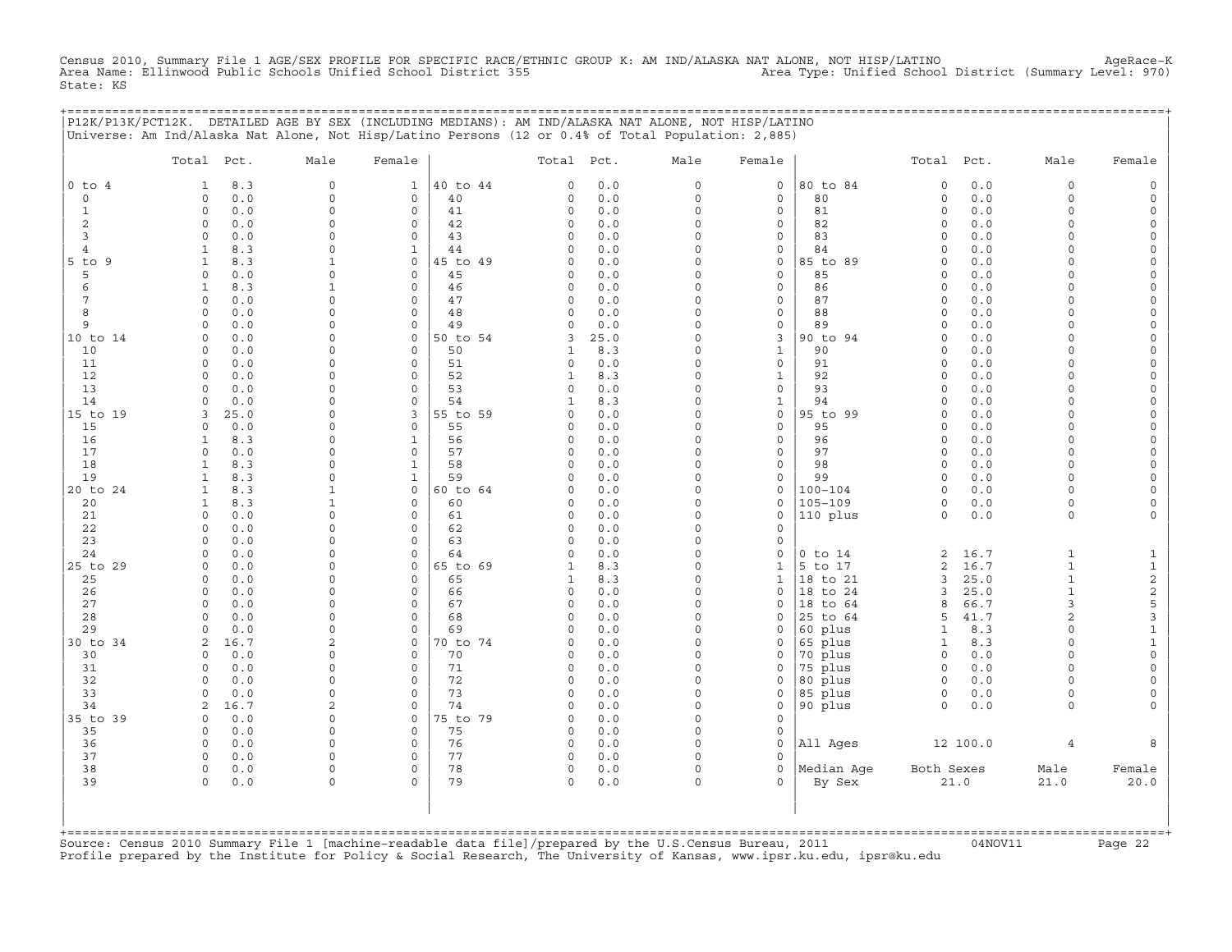Census 2010, Summary File 1 AGE/SEX PROFILE FOR SPECIFIC RACE/ETHNIC GROUP K: AM IND/ALASKA NAT ALONE, NOT HISP/LATINO AgeRace-K
Area Name: Ellinwood Public Schools Unified School District 355 Area Type: Unified School District (Summary Level: 970)
State: KS

## P12K/P13K/PCT12K. DETAILED AGE BY SEX (INCLUDING MEDIANS): AM IND/ALASKA NAT ALONE, NOT HISP/LATINO

Universe: Am Ind/Alaska Nat Alone, Not Hisp/Latino Persons (12 or 0.4% of Total Population: 2,885)

| | Total | Pct. | Male | Female | | Total | Pct. | Male | Female | | Total | Pct. | Male | Female |
|---|---|---|---|---|---|---|---|---|---|---|---|---|---|---|
| 0 to 4 | 1 | 8.3 | 0 | 1 | 40 to 44 | 0 | 0.0 | 0 | 0 | 80 to 84 | 0 | 0.0 | 0 | 0 |
| 0 | 0 | 0.0 | 0 | 0 | 40 | 0 | 0.0 | 0 | 0 | 80 | 0 | 0.0 | 0 | 0 |
| 1 | 0 | 0.0 | 0 | 0 | 41 | 0 | 0.0 | 0 | 0 | 81 | 0 | 0.0 | 0 | 0 |
| 2 | 0 | 0.0 | 0 | 0 | 42 | 0 | 0.0 | 0 | 0 | 82 | 0 | 0.0 | 0 | 0 |
| 3 | 0 | 0.0 | 0 | 0 | 43 | 0 | 0.0 | 0 | 0 | 83 | 0 | 0.0 | 0 | 0 |
| 4 | 1 | 8.3 | 0 | 1 | 44 | 0 | 0.0 | 0 | 0 | 84 | 0 | 0.0 | 0 | 0 |
| 5 to 9 | 1 | 8.3 | 1 | 0 | 45 to 49 | 0 | 0.0 | 0 | 0 | 85 to 89 | 0 | 0.0 | 0 | 0 |
| 5 | 0 | 0.0 | 0 | 0 | 45 | 0 | 0.0 | 0 | 0 | 85 | 0 | 0.0 | 0 | 0 |
| 6 | 1 | 8.3 | 1 | 0 | 46 | 0 | 0.0 | 0 | 0 | 86 | 0 | 0.0 | 0 | 0 |
| 7 | 0 | 0.0 | 0 | 0 | 47 | 0 | 0.0 | 0 | 0 | 87 | 0 | 0.0 | 0 | 0 |
| 8 | 0 | 0.0 | 0 | 0 | 48 | 0 | 0.0 | 0 | 0 | 88 | 0 | 0.0 | 0 | 0 |
| 9 | 0 | 0.0 | 0 | 0 | 49 | 0 | 0.0 | 0 | 0 | 89 | 0 | 0.0 | 0 | 0 |
| 10 to 14 | 0 | 0.0 | 0 | 0 | 50 to 54 | 3 | 25.0 | 0 | 3 | 90 to 94 | 0 | 0.0 | 0 | 0 |
| 10 | 0 | 0.0 | 0 | 0 | 50 | 1 | 8.3 | 0 | 1 | 90 | 0 | 0.0 | 0 | 0 |
| 11 | 0 | 0.0 | 0 | 0 | 51 | 0 | 0.0 | 0 | 0 | 91 | 0 | 0.0 | 0 | 0 |
| 12 | 0 | 0.0 | 0 | 0 | 52 | 1 | 8.3 | 0 | 1 | 92 | 0 | 0.0 | 0 | 0 |
| 13 | 0 | 0.0 | 0 | 0 | 53 | 0 | 0.0 | 0 | 0 | 93 | 0 | 0.0 | 0 | 0 |
| 14 | 0 | 0.0 | 0 | 0 | 54 | 1 | 8.3 | 0 | 1 | 94 | 0 | 0.0 | 0 | 0 |
| 15 to 19 | 3 | 25.0 | 0 | 3 | 55 to 59 | 0 | 0.0 | 0 | 0 | 95 to 99 | 0 | 0.0 | 0 | 0 |
| 15 | 0 | 0.0 | 0 | 0 | 55 | 0 | 0.0 | 0 | 0 | 95 | 0 | 0.0 | 0 | 0 |
| 16 | 1 | 8.3 | 0 | 1 | 56 | 0 | 0.0 | 0 | 0 | 96 | 0 | 0.0 | 0 | 0 |
| 17 | 0 | 0.0 | 0 | 0 | 57 | 0 | 0.0 | 0 | 0 | 97 | 0 | 0.0 | 0 | 0 |
| 18 | 1 | 8.3 | 0 | 1 | 58 | 0 | 0.0 | 0 | 0 | 98 | 0 | 0.0 | 0 | 0 |
| 19 | 1 | 8.3 | 0 | 1 | 59 | 0 | 0.0 | 0 | 0 | 99 | 0 | 0.0 | 0 | 0 |
| 20 to 24 | 1 | 8.3 | 1 | 0 | 60 to 64 | 0 | 0.0 | 0 | 0 | 100-104 | 0 | 0.0 | 0 | 0 |
| 20 | 1 | 8.3 | 1 | 0 | 60 | 0 | 0.0 | 0 | 0 | 105-109 | 0 | 0.0 | 0 | 0 |
| 21 | 0 | 0.0 | 0 | 0 | 61 | 0 | 0.0 | 0 | 0 | 110 plus | 0 | 0.0 | 0 | 0 |
| 22 | 0 | 0.0 | 0 | 0 | 62 | 0 | 0.0 | 0 | 0 | | | | | |
| 23 | 0 | 0.0 | 0 | 0 | 63 | 0 | 0.0 | 0 | 0 | | | | | |
| 24 | 0 | 0.0 | 0 | 0 | 64 | 0 | 0.0 | 0 | 0 | 0 to 14 | 2 | 16.7 | 1 | 1 |
| 25 to 29 | 0 | 0.0 | 0 | 0 | 65 to 69 | 1 | 8.3 | 0 | 1 | 5 to 17 | 2 | 16.7 | 1 | 1 |
| 25 | 0 | 0.0 | 0 | 0 | 65 | 1 | 8.3 | 0 | 1 | 18 to 21 | 3 | 25.0 | 1 | 2 |
| 26 | 0 | 0.0 | 0 | 0 | 66 | 0 | 0.0 | 0 | 0 | 18 to 24 | 3 | 25.0 | 1 | 2 |
| 27 | 0 | 0.0 | 0 | 0 | 67 | 0 | 0.0 | 0 | 0 | 18 to 64 | 8 | 66.7 | 3 | 5 |
| 28 | 0 | 0.0 | 0 | 0 | 68 | 0 | 0.0 | 0 | 0 | 25 to 64 | 5 | 41.7 | 2 | 3 |
| 29 | 0 | 0.0 | 0 | 0 | 69 | 0 | 0.0 | 0 | 0 | 60 plus | 1 | 8.3 | 0 | 1 |
| 30 to 34 | 2 | 16.7 | 2 | 0 | 70 to 74 | 0 | 0.0 | 0 | 0 | 65 plus | 1 | 8.3 | 0 | 1 |
| 30 | 0 | 0.0 | 0 | 0 | 70 | 0 | 0.0 | 0 | 0 | 70 plus | 0 | 0.0 | 0 | 0 |
| 31 | 0 | 0.0 | 0 | 0 | 71 | 0 | 0.0 | 0 | 0 | 75 plus | 0 | 0.0 | 0 | 0 |
| 32 | 0 | 0.0 | 0 | 0 | 72 | 0 | 0.0 | 0 | 0 | 80 plus | 0 | 0.0 | 0 | 0 |
| 33 | 0 | 0.0 | 0 | 0 | 73 | 0 | 0.0 | 0 | 0 | 85 plus | 0 | 0.0 | 0 | 0 |
| 34 | 2 | 16.7 | 2 | 0 | 74 | 0 | 0.0 | 0 | 0 | 90 plus | 0 | 0.0 | 0 | 0 |
| 35 to 39 | 0 | 0.0 | 0 | 0 | 75 to 79 | 0 | 0.0 | 0 | 0 | | | | | |
| 35 | 0 | 0.0 | 0 | 0 | 75 | 0 | 0.0 | 0 | 0 | | | | | |
| 36 | 0 | 0.0 | 0 | 0 | 76 | 0 | 0.0 | 0 | 0 | All Ages | 12 | 100.0 | 4 | 8 |
| 37 | 0 | 0.0 | 0 | 0 | 77 | 0 | 0.0 | 0 | 0 | | | | | |
| 38 | 0 | 0.0 | 0 | 0 | 78 | 0 | 0.0 | 0 | 0 | Median Age | Both Sexes | | Male | Female |
| 39 | 0 | 0.0 | 0 | 0 | 79 | 0 | 0.0 | 0 | 0 | By Sex | 21.0 | | 21.0 | 20.0 |

Source: Census 2010 Summary File 1 [machine-readable data file]/prepared by the U.S.Census Bureau, 2011 04NOV11
Profile prepared by the Institute for Policy & Social Research, The University of Kansas, www.ipsr.ku.edu, ipsr@ku.edu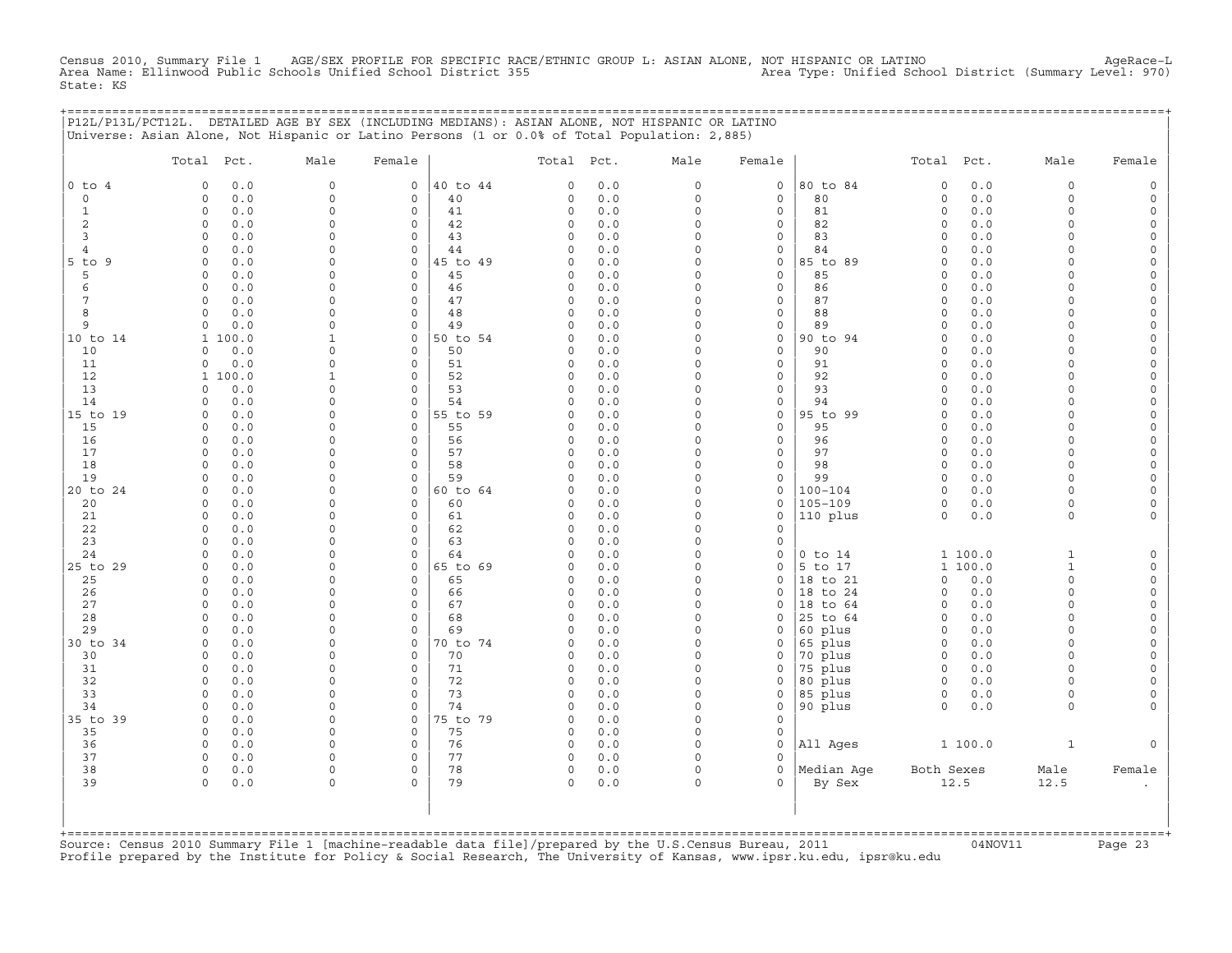Census 2010, Summary File 1 AGE/SEX PROFILE FOR SPECIFIC RACE/ETHNIC GROUP L: ASIAN ALONE, NOT HISPANIC OR LATINO AgeRace-L
Area Name: Ellinwood Public Schools Unified School District 355 Area Type: Unified School District (Summary Level: 970)
State: KS

P12L/P13L/PCT12L. DETAILED AGE BY SEX (INCLUDING MEDIANS): ASIAN ALONE, NOT HISPANIC OR LATINO
Universe: Asian Alone, Not Hispanic or Latino Persons (1 or 0.0% of Total Population: 2,885)

| | Total | Pct. | Male | Female | | Total | Pct. | Male | Female | | Total | Pct. | Male | Female |
|---|---|---|---|---|---|---|---|---|---|---|---|---|---|---|
| 0 to 4 | 0 | 0.0 | 0 | 0 | 40 to 44 | 0 | 0.0 | 0 | 0 | 80 to 84 | 0 | 0.0 | 0 | 0 |
| 0 | 0 | 0.0 | 0 | 0 | 40 | 0 | 0.0 | 0 | 0 | 80 | 0 | 0.0 | 0 | 0 |
| 1 | 0 | 0.0 | 0 | 0 | 41 | 0 | 0.0 | 0 | 0 | 81 | 0 | 0.0 | 0 | 0 |
| 2 | 0 | 0.0 | 0 | 0 | 42 | 0 | 0.0 | 0 | 0 | 82 | 0 | 0.0 | 0 | 0 |
| 3 | 0 | 0.0 | 0 | 0 | 43 | 0 | 0.0 | 0 | 0 | 83 | 0 | 0.0 | 0 | 0 |
| 4 | 0 | 0.0 | 0 | 0 | 44 | 0 | 0.0 | 0 | 0 | 84 | 0 | 0.0 | 0 | 0 |
| 5 to 9 | 0 | 0.0 | 0 | 0 | 45 to 49 | 0 | 0.0 | 0 | 0 | 85 to 89 | 0 | 0.0 | 0 | 0 |
| 5 | 0 | 0.0 | 0 | 0 | 45 | 0 | 0.0 | 0 | 0 | 85 | 0 | 0.0 | 0 | 0 |
| 6 | 0 | 0.0 | 0 | 0 | 46 | 0 | 0.0 | 0 | 0 | 86 | 0 | 0.0 | 0 | 0 |
| 7 | 0 | 0.0 | 0 | 0 | 47 | 0 | 0.0 | 0 | 0 | 87 | 0 | 0.0 | 0 | 0 |
| 8 | 0 | 0.0 | 0 | 0 | 48 | 0 | 0.0 | 0 | 0 | 88 | 0 | 0.0 | 0 | 0 |
| 9 | 0 | 0.0 | 0 | 0 | 49 | 0 | 0.0 | 0 | 0 | 89 | 0 | 0.0 | 0 | 0 |
| 10 to 14 | 1 | 100.0 | 1 | 0 | 50 to 54 | 0 | 0.0 | 0 | 0 | 90 to 94 | 0 | 0.0 | 0 | 0 |
| 10 | 0 | 0.0 | 0 | 0 | 50 | 0 | 0.0 | 0 | 0 | 90 | 0 | 0.0 | 0 | 0 |
| 11 | 0 | 0.0 | 0 | 0 | 51 | 0 | 0.0 | 0 | 0 | 91 | 0 | 0.0 | 0 | 0 |
| 12 | 1 | 100.0 | 1 | 0 | 52 | 0 | 0.0 | 0 | 0 | 92 | 0 | 0.0 | 0 | 0 |
| 13 | 0 | 0.0 | 0 | 0 | 53 | 0 | 0.0 | 0 | 0 | 93 | 0 | 0.0 | 0 | 0 |
| 14 | 0 | 0.0 | 0 | 0 | 54 | 0 | 0.0 | 0 | 0 | 94 | 0 | 0.0 | 0 | 0 |
| 15 to 19 | 0 | 0.0 | 0 | 0 | 55 to 59 | 0 | 0.0 | 0 | 0 | 95 to 99 | 0 | 0.0 | 0 | 0 |
| 15 | 0 | 0.0 | 0 | 0 | 55 | 0 | 0.0 | 0 | 0 | 95 | 0 | 0.0 | 0 | 0 |
| 16 | 0 | 0.0 | 0 | 0 | 56 | 0 | 0.0 | 0 | 0 | 96 | 0 | 0.0 | 0 | 0 |
| 17 | 0 | 0.0 | 0 | 0 | 57 | 0 | 0.0 | 0 | 0 | 97 | 0 | 0.0 | 0 | 0 |
| 18 | 0 | 0.0 | 0 | 0 | 58 | 0 | 0.0 | 0 | 0 | 98 | 0 | 0.0 | 0 | 0 |
| 19 | 0 | 0.0 | 0 | 0 | 59 | 0 | 0.0 | 0 | 0 | 99 | 0 | 0.0 | 0 | 0 |
| 20 to 24 | 0 | 0.0 | 0 | 0 | 60 to 64 | 0 | 0.0 | 0 | 0 | 100-104 | 0 | 0.0 | 0 | 0 |
| 20 | 0 | 0.0 | 0 | 0 | 60 | 0 | 0.0 | 0 | 0 | 105-109 | 0 | 0.0 | 0 | 0 |
| 21 | 0 | 0.0 | 0 | 0 | 61 | 0 | 0.0 | 0 | 0 | 110 plus | 0 | 0.0 | 0 | 0 |
| 22 | 0 | 0.0 | 0 | 0 | 62 | 0 | 0.0 | 0 | 0 | | | | | |
| 23 | 0 | 0.0 | 0 | 0 | 63 | 0 | 0.0 | 0 | 0 | | | | | |
| 24 | 0 | 0.0 | 0 | 0 | 64 | 0 | 0.0 | 0 | 0 | 0 to 14 | 1 | 100.0 | 1 | 0 |
| 25 to 29 | 0 | 0.0 | 0 | 0 | 65 to 69 | 0 | 0.0 | 0 | 0 | 5 to 17 | 1 | 100.0 | 1 | 0 |
| 25 | 0 | 0.0 | 0 | 0 | 65 | 0 | 0.0 | 0 | 0 | 18 to 21 | 0 | 0.0 | 0 | 0 |
| 26 | 0 | 0.0 | 0 | 0 | 66 | 0 | 0.0 | 0 | 0 | 18 to 24 | 0 | 0.0 | 0 | 0 |
| 27 | 0 | 0.0 | 0 | 0 | 67 | 0 | 0.0 | 0 | 0 | 18 to 64 | 0 | 0.0 | 0 | 0 |
| 28 | 0 | 0.0 | 0 | 0 | 68 | 0 | 0.0 | 0 | 0 | 25 to 64 | 0 | 0.0 | 0 | 0 |
| 29 | 0 | 0.0 | 0 | 0 | 69 | 0 | 0.0 | 0 | 0 | 60 plus | 0 | 0.0 | 0 | 0 |
| 30 to 34 | 0 | 0.0 | 0 | 0 | 70 to 74 | 0 | 0.0 | 0 | 0 | 65 plus | 0 | 0.0 | 0 | 0 |
| 30 | 0 | 0.0 | 0 | 0 | 70 | 0 | 0.0 | 0 | 0 | 70 plus | 0 | 0.0 | 0 | 0 |
| 31 | 0 | 0.0 | 0 | 0 | 71 | 0 | 0.0 | 0 | 0 | 75 plus | 0 | 0.0 | 0 | 0 |
| 32 | 0 | 0.0 | 0 | 0 | 72 | 0 | 0.0 | 0 | 0 | 80 plus | 0 | 0.0 | 0 | 0 |
| 33 | 0 | 0.0 | 0 | 0 | 73 | 0 | 0.0 | 0 | 0 | 85 plus | 0 | 0.0 | 0 | 0 |
| 34 | 0 | 0.0 | 0 | 0 | 74 | 0 | 0.0 | 0 | 0 | 90 plus | 0 | 0.0 | 0 | 0 |
| 35 to 39 | 0 | 0.0 | 0 | 0 | 75 to 79 | 0 | 0.0 | 0 | 0 | | | | | |
| 35 | 0 | 0.0 | 0 | 0 | 75 | 0 | 0.0 | 0 | 0 | | | | | |
| 36 | 0 | 0.0 | 0 | 0 | 76 | 0 | 0.0 | 0 | 0 | All Ages | 1 | 100.0 | 1 | 0 |
| 37 | 0 | 0.0 | 0 | 0 | 77 | 0 | 0.0 | 0 | 0 | | | | | |
| 38 | 0 | 0.0 | 0 | 0 | 78 | 0 | 0.0 | 0 | 0 | Median Age | Both Sexes | | Male | Female |
| 39 | 0 | 0.0 | 0 | 0 | 79 | 0 | 0.0 | 0 | 0 | By Sex | 12.5 | | 12.5 | . |

Source: Census 2010 Summary File 1 [machine-readable data file]/prepared by the U.S.Census Bureau, 2011 04NOV11
Profile prepared by the Institute for Policy & Social Research, The University of Kansas, www.ipsr.ku.edu, ipsr@ku.edu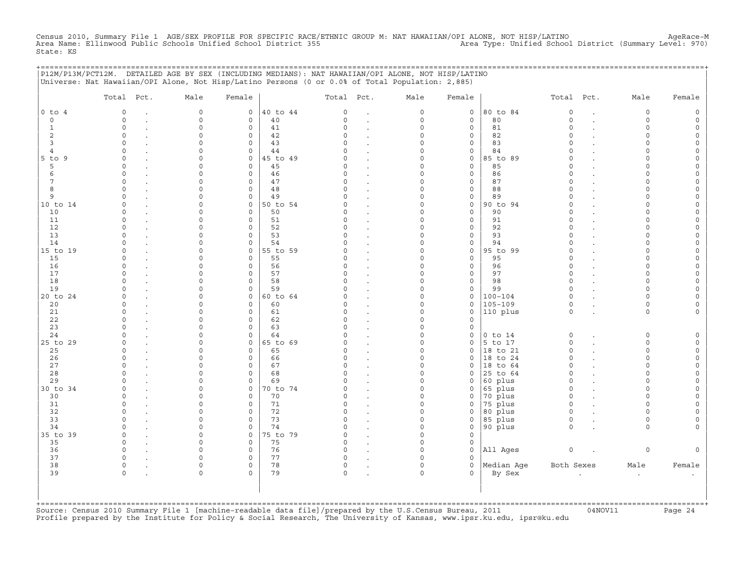Census 2010, Summary File 1 AGE/SEX PROFILE FOR SPECIFIC RACE/ETHNIC GROUP M: NAT HAWAIIAN/OPI ALONE, NOT HISP/LATINO AgeRace-M
Area Name: Ellinwood Public Schools Unified School District 355 Area Type: Unified School District (Summary Level: 970)
State: KS

P12M/P13M/PCT12M. DETAILED AGE BY SEX (INCLUDING MEDIANS): NAT HAWAIIAN/OPI ALONE, NOT HISP/LATINO
Universe: Nat Hawaiian/OPI Alone, Not Hisp/Latino Persons (0 or 0.0% of Total Population: 2,885)

| | Total | Pct. | Male | Female | | Total | Pct. | Male | Female | | Total | Pct. | Male | Female |
|---|---|---|---|---|---|---|---|---|---|---|---|---|---|---|
| 0 to 4 | 0 | . | 0 | 0 | 40 to 44 | 0 | . | 0 | 0 | 80 to 84 | 0 | . | 0 | 0 |
| 0 | 0 | . | 0 | 0 | 40 | 0 | . | 0 | 0 | 80 | 0 | . | 0 | 0 |
| 1 | 0 | . | 0 | 0 | 41 | 0 | . | 0 | 0 | 81 | 0 | . | 0 | 0 |
| 2 | 0 | . | 0 | 0 | 42 | 0 | . | 0 | 0 | 82 | 0 | . | 0 | 0 |
| 3 | 0 | . | 0 | 0 | 43 | 0 | . | 0 | 0 | 83 | 0 | . | 0 | 0 |
| 4 | 0 | . | 0 | 0 | 44 | 0 | . | 0 | 0 | 84 | 0 | . | 0 | 0 |
| 5 to 9 | 0 | . | 0 | 0 | 45 to 49 | 0 | . | 0 | 0 | 85 to 89 | 0 | . | 0 | 0 |
| 5 | 0 | . | 0 | 0 | 45 | 0 | . | 0 | 0 | 85 | 0 | . | 0 | 0 |
| 6 | 0 | . | 0 | 0 | 46 | 0 | . | 0 | 0 | 86 | 0 | . | 0 | 0 |
| 7 | 0 | . | 0 | 0 | 47 | 0 | . | 0 | 0 | 87 | 0 | . | 0 | 0 |
| 8 | 0 | . | 0 | 0 | 48 | 0 | . | 0 | 0 | 88 | 0 | . | 0 | 0 |
| 9 | 0 | . | 0 | 0 | 49 | 0 | . | 0 | 0 | 89 | 0 | . | 0 | 0 |
| 10 to 14 | 0 | . | 0 | 0 | 50 to 54 | 0 | . | 0 | 0 | 90 to 94 | 0 | . | 0 | 0 |
| 10 | 0 | . | 0 | 0 | 50 | 0 | . | 0 | 0 | 90 | 0 | . | 0 | 0 |
| 11 | 0 | . | 0 | 0 | 51 | 0 | . | 0 | 0 | 91 | 0 | . | 0 | 0 |
| 12 | 0 | . | 0 | 0 | 52 | 0 | . | 0 | 0 | 92 | 0 | . | 0 | 0 |
| 13 | 0 | . | 0 | 0 | 53 | 0 | . | 0 | 0 | 93 | 0 | . | 0 | 0 |
| 14 | 0 | . | 0 | 0 | 54 | 0 | . | 0 | 0 | 94 | 0 | . | 0 | 0 |
| 15 to 19 | 0 | . | 0 | 0 | 55 to 59 | 0 | . | 0 | 0 | 95 to 99 | 0 | . | 0 | 0 |
| 15 | 0 | . | 0 | 0 | 55 | 0 | . | 0 | 0 | 95 | 0 | . | 0 | 0 |
| 16 | 0 | . | 0 | 0 | 56 | 0 | . | 0 | 0 | 96 | 0 | . | 0 | 0 |
| 17 | 0 | . | 0 | 0 | 57 | 0 | . | 0 | 0 | 97 | 0 | . | 0 | 0 |
| 18 | 0 | . | 0 | 0 | 58 | 0 | . | 0 | 0 | 98 | 0 | . | 0 | 0 |
| 19 | 0 | . | 0 | 0 | 59 | 0 | . | 0 | 0 | 99 | 0 | . | 0 | 0 |
| 20 to 24 | 0 | . | 0 | 0 | 60 to 64 | 0 | . | 0 | 0 | 100-104 | 0 | . | 0 | 0 |
| 20 | 0 | . | 0 | 0 | 60 | 0 | . | 0 | 0 | 105-109 | 0 | . | 0 | 0 |
| 21 | 0 | . | 0 | 0 | 61 | 0 | . | 0 | 0 | 110 plus | 0 | . | 0 | 0 |
| 22 | 0 | . | 0 | 0 | 62 | 0 | . | 0 | 0 | | | | | |
| 23 | 0 | . | 0 | 0 | 63 | 0 | . | 0 | 0 | | | | | |
| 24 | 0 | . | 0 | 0 | 64 | 0 | . | 0 | 0 | 0 to 14 | 0 | . | 0 | 0 |
| 25 to 29 | 0 | . | 0 | 0 | 65 to 69 | 0 | . | 0 | 0 | 5 to 17 | 0 | . | 0 | 0 |
| 25 | 0 | . | 0 | 0 | 65 | 0 | . | 0 | 0 | 18 to 21 | 0 | . | 0 | 0 |
| 26 | 0 | . | 0 | 0 | 66 | 0 | . | 0 | 0 | 18 to 24 | 0 | . | 0 | 0 |
| 27 | 0 | . | 0 | 0 | 67 | 0 | . | 0 | 0 | 18 to 64 | 0 | . | 0 | 0 |
| 28 | 0 | . | 0 | 0 | 68 | 0 | . | 0 | 0 | 25 to 64 | 0 | . | 0 | 0 |
| 29 | 0 | . | 0 | 0 | 69 | 0 | . | 0 | 0 | 60 plus | 0 | . | 0 | 0 |
| 30 to 34 | 0 | . | 0 | 0 | 70 to 74 | 0 | . | 0 | 0 | 65 plus | 0 | . | 0 | 0 |
| 30 | 0 | . | 0 | 0 | 70 | 0 | . | 0 | 0 | 70 plus | 0 | . | 0 | 0 |
| 31 | 0 | . | 0 | 0 | 71 | 0 | . | 0 | 0 | 75 plus | 0 | . | 0 | 0 |
| 32 | 0 | . | 0 | 0 | 72 | 0 | . | 0 | 0 | 80 plus | 0 | . | 0 | 0 |
| 33 | 0 | . | 0 | 0 | 73 | 0 | . | 0 | 0 | 85 plus | 0 | . | 0 | 0 |
| 34 | 0 | . | 0 | 0 | 74 | 0 | . | 0 | 0 | 90 plus | 0 | . | 0 | 0 |
| 35 to 39 | 0 | . | 0 | 0 | 75 to 79 | 0 | . | 0 | 0 | | | | | |
| 35 | 0 | . | 0 | 0 | 75 | 0 | . | 0 | 0 | | | | | |
| 36 | 0 | . | 0 | 0 | 76 | 0 | . | 0 | 0 | All Ages | 0 | . | 0 | 0 |
| 37 | 0 | . | 0 | 0 | 77 | 0 | . | 0 | 0 | | | | | |
| 38 | 0 | . | 0 | 0 | 78 | 0 | . | 0 | 0 | Median Age | Both Sexes | | Male | Female |
| 39 | 0 | . | 0 | 0 | 79 | 0 | . | 0 | 0 | By Sex | . | | . | . |

Source: Census 2010 Summary File 1 [machine-readable data file]/prepared by the U.S.Census Bureau, 2011 04NOV11
Profile prepared by the Institute for Policy & Social Research, The University of Kansas, www.ipsr.ku.edu, ipsr@ku.edu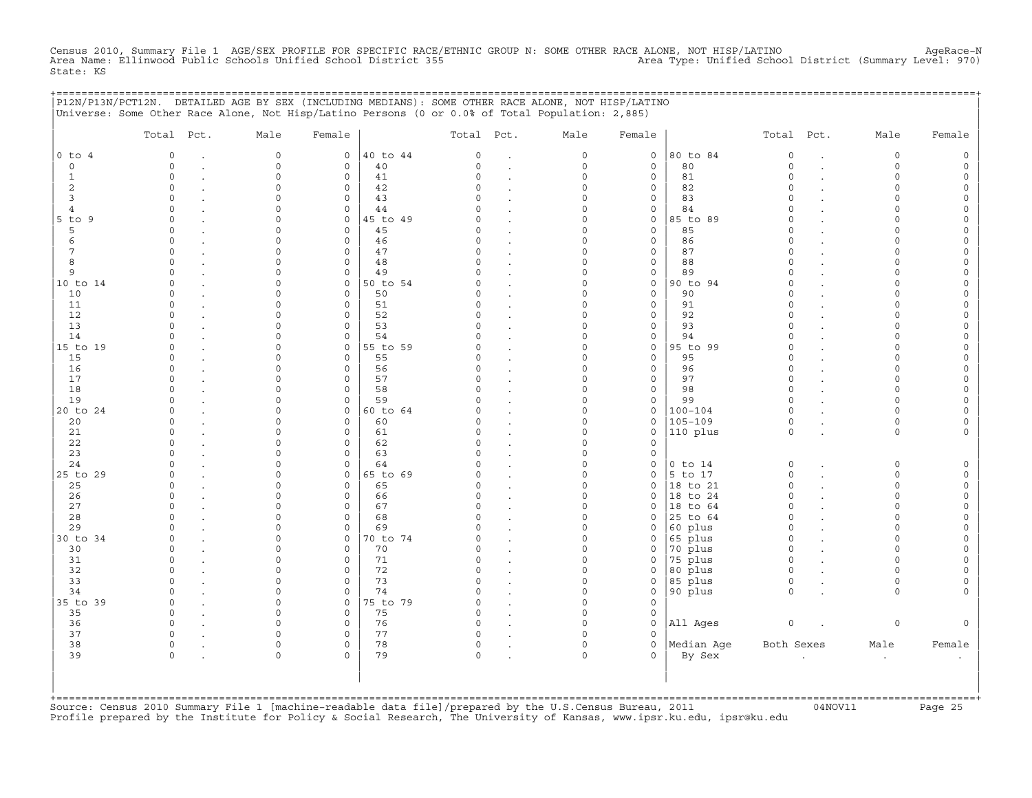Census 2010, Summary File 1 AGE/SEX PROFILE FOR SPECIFIC RACE/ETHNIC GROUP N: SOME OTHER RACE ALONE, NOT HISP/LATINO AgeRace-N
Area Name: Ellinwood Public Schools Unified School District 355 Area Type: Unified School District (Summary Level: 970)
State: KS

## P12N/P13N/PCT12N. DETAILED AGE BY SEX (INCLUDING MEDIANS): SOME OTHER RACE ALONE, NOT HISP/LATINO

Universe: Some Other Race Alone, Not Hisp/Latino Persons (0 or 0.0% of Total Population: 2,885)

| | Total | Pct. | Male | Female | | Total | Pct. | Male | Female | | Total | Pct. | Male | Female |
|---|---|---|---|---|---|---|---|---|---|---|---|---|---|---|
| 0 to 4 | 0 | . | 0 | 0 | 40 to 44 | 0 | . | 0 | 0 | 80 to 84 | 0 | . | 0 | 0 |
| 0 | 0 | . | 0 | 0 | 40 | 0 | . | 0 | 0 | 80 | 0 | . | 0 | 0 |
| 1 | 0 | . | 0 | 0 | 41 | 0 | . | 0 | 0 | 81 | 0 | . | 0 | 0 |
| 2 | 0 | . | 0 | 0 | 42 | 0 | . | 0 | 0 | 82 | 0 | . | 0 | 0 |
| 3 | 0 | . | 0 | 0 | 43 | 0 | . | 0 | 0 | 83 | 0 | . | 0 | 0 |
| 4 | 0 | . | 0 | 0 | 44 | 0 | . | 0 | 0 | 84 | 0 | . | 0 | 0 |
| 5 to 9 | 0 | . | 0 | 0 | 45 to 49 | 0 | . | 0 | 0 | 85 to 89 | 0 | . | 0 | 0 |
| 5 | 0 | . | 0 | 0 | 45 | 0 | . | 0 | 0 | 85 | 0 | . | 0 | 0 |
| 6 | 0 | . | 0 | 0 | 46 | 0 | . | 0 | 0 | 86 | 0 | . | 0 | 0 |
| 7 | 0 | . | 0 | 0 | 47 | 0 | . | 0 | 0 | 87 | 0 | . | 0 | 0 |
| 8 | 0 | . | 0 | 0 | 48 | 0 | . | 0 | 0 | 88 | 0 | . | 0 | 0 |
| 9 | 0 | . | 0 | 0 | 49 | 0 | . | 0 | 0 | 89 | 0 | . | 0 | 0 |
| 10 to 14 | 0 | . | 0 | 0 | 50 to 54 | 0 | . | 0 | 0 | 90 to 94 | 0 | . | 0 | 0 |
| 10 | 0 | . | 0 | 0 | 50 | 0 | . | 0 | 0 | 90 | 0 | . | 0 | 0 |
| 11 | 0 | . | 0 | 0 | 51 | 0 | . | 0 | 0 | 91 | 0 | . | 0 | 0 |
| 12 | 0 | . | 0 | 0 | 52 | 0 | . | 0 | 0 | 92 | 0 | . | 0 | 0 |
| 13 | 0 | . | 0 | 0 | 53 | 0 | . | 0 | 0 | 93 | 0 | . | 0 | 0 |
| 14 | 0 | . | 0 | 0 | 54 | 0 | . | 0 | 0 | 94 | 0 | . | 0 | 0 |
| 15 to 19 | 0 | . | 0 | 0 | 55 to 59 | 0 | . | 0 | 0 | 95 to 99 | 0 | . | 0 | 0 |
| 15 | 0 | . | 0 | 0 | 55 | 0 | . | 0 | 0 | 95 | 0 | . | 0 | 0 |
| 16 | 0 | . | 0 | 0 | 56 | 0 | . | 0 | 0 | 96 | 0 | . | 0 | 0 |
| 17 | 0 | . | 0 | 0 | 57 | 0 | . | 0 | 0 | 97 | 0 | . | 0 | 0 |
| 18 | 0 | . | 0 | 0 | 58 | 0 | . | 0 | 0 | 98 | 0 | . | 0 | 0 |
| 19 | 0 | . | 0 | 0 | 59 | 0 | . | 0 | 0 | 99 | 0 | . | 0 | 0 |
| 20 to 24 | 0 | . | 0 | 0 | 60 to 64 | 0 | . | 0 | 0 | 100-104 | 0 | . | 0 | 0 |
| 20 | 0 | . | 0 | 0 | 60 | 0 | . | 0 | 0 | 105-109 | 0 | . | 0 | 0 |
| 21 | 0 | . | 0 | 0 | 61 | 0 | . | 0 | 0 | 110 plus | 0 | . | 0 | 0 |
| 22 | 0 | . | 0 | 0 | 62 | 0 | . | 0 | 0 | | | | | |
| 23 | 0 | . | 0 | 0 | 63 | 0 | . | 0 | 0 | | | | | |
| 24 | 0 | . | 0 | 0 | 64 | 0 | . | 0 | 0 | 0 to 14 | 0 | . | 0 | 0 |
| 25 to 29 | 0 | . | 0 | 0 | 65 to 69 | 0 | . | 0 | 0 | 5 to 17 | 0 | . | 0 | 0 |
| 25 | 0 | . | 0 | 0 | 65 | 0 | . | 0 | 0 | 18 to 21 | 0 | . | 0 | 0 |
| 26 | 0 | . | 0 | 0 | 66 | 0 | . | 0 | 0 | 18 to 24 | 0 | . | 0 | 0 |
| 27 | 0 | . | 0 | 0 | 67 | 0 | . | 0 | 0 | 18 to 64 | 0 | . | 0 | 0 |
| 28 | 0 | . | 0 | 0 | 68 | 0 | . | 0 | 0 | 25 to 64 | 0 | . | 0 | 0 |
| 29 | 0 | . | 0 | 0 | 69 | 0 | . | 0 | 0 | 60 plus | 0 | . | 0 | 0 |
| 30 to 34 | 0 | . | 0 | 0 | 70 to 74 | 0 | . | 0 | 0 | 65 plus | 0 | . | 0 | 0 |
| 30 | 0 | . | 0 | 0 | 70 | 0 | . | 0 | 0 | 70 plus | 0 | . | 0 | 0 |
| 31 | 0 | . | 0 | 0 | 71 | 0 | . | 0 | 0 | 75 plus | 0 | . | 0 | 0 |
| 32 | 0 | . | 0 | 0 | 72 | 0 | . | 0 | 0 | 80 plus | 0 | . | 0 | 0 |
| 33 | 0 | . | 0 | 0 | 73 | 0 | . | 0 | 0 | 85 plus | 0 | . | 0 | 0 |
| 34 | 0 | . | 0 | 0 | 74 | 0 | . | 0 | 0 | 90 plus | 0 | . | 0 | 0 |
| 35 to 39 | 0 | . | 0 | 0 | 75 to 79 | 0 | . | 0 | 0 | | | | | |
| 35 | 0 | . | 0 | 0 | 75 | 0 | . | 0 | 0 | | | | | |
| 36 | 0 | . | 0 | 0 | 76 | 0 | . | 0 | 0 | All Ages | 0 | . | 0 | 0 |
| 37 | 0 | . | 0 | 0 | 77 | 0 | . | 0 | 0 | | | | | |
| 38 | 0 | . | 0 | 0 | 78 | 0 | . | 0 | 0 | Median Age | Both Sexes | | Male | Female |
| 39 | 0 | . | 0 | 0 | 79 | 0 | . | 0 | 0 | By Sex | . | | . | . |

Source: Census 2010 Summary File 1 [machine-readable data file]/prepared by the U.S.Census Bureau, 2011 04NOV11
Profile prepared by the Institute for Policy & Social Research, The University of Kansas, www.ipsr.ku.edu, ipsr@ku.edu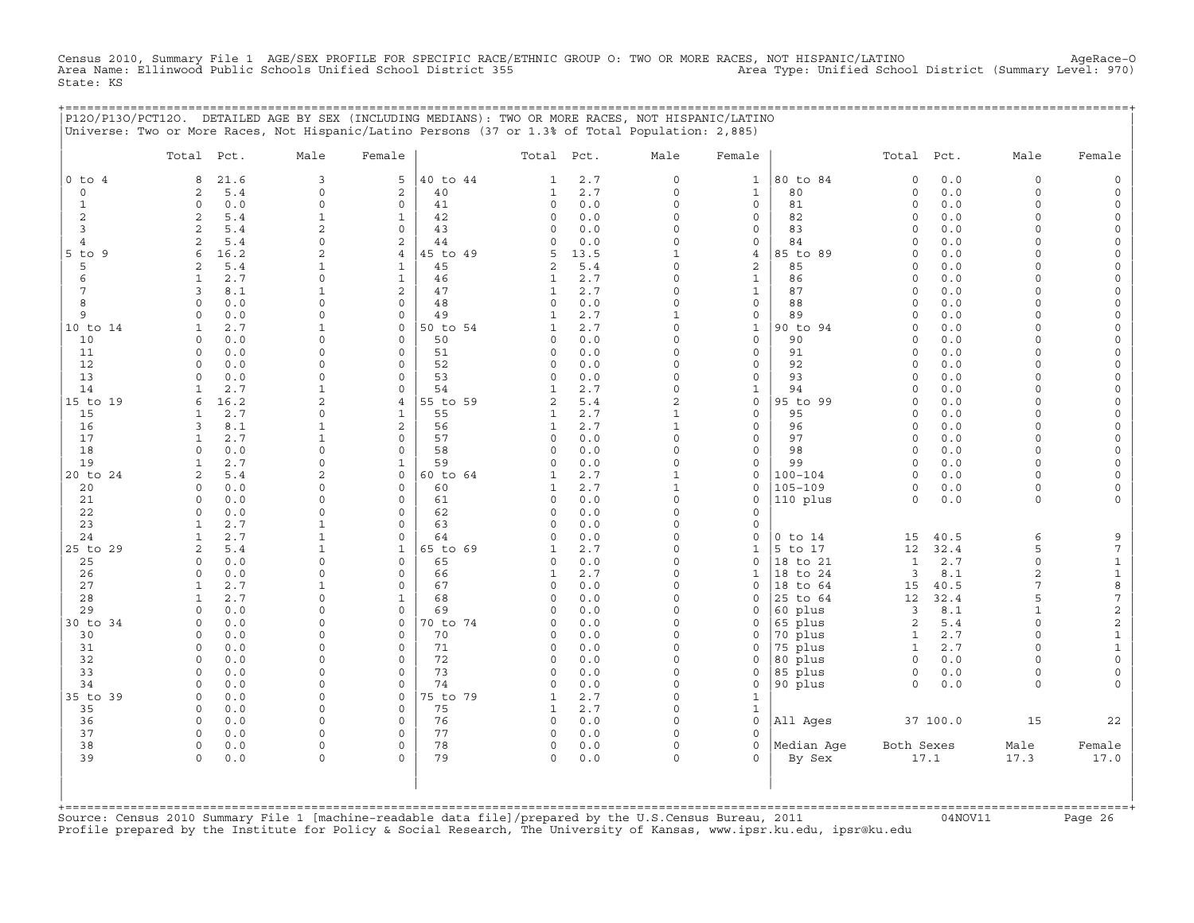Census 2010, Summary File 1 AGE/SEX PROFILE FOR SPECIFIC RACE/ETHNIC GROUP O: TWO OR MORE RACES, NOT HISPANIC/LATINO AgeRace-O
Area Name: Ellinwood Public Schools Unified School District 355 Area Type: Unified School District (Summary Level: 970)
State: KS

P12O/P13O/PCT12O. DETAILED AGE BY SEX (INCLUDING MEDIANS): TWO OR MORE RACES, NOT HISPANIC/LATINO
Universe: Two or More Races, Not Hispanic/Latino Persons (37 or 1.3% of Total Population: 2,885)

| | Total | Pct. | Male | Female | | Total | Pct. | Male | Female | | Total | Pct. | Male | Female |
|---|---|---|---|---|---|---|---|---|---|---|---|---|---|---|
| 0 to 4 | 8 | 21.6 | 3 | 5 | 40 to 44 | 1 | 2.7 | 0 | 1 | 80 to 84 | 0 | 0.0 | 0 | 0 |
| 0 | 2 | 5.4 | 0 | 2 | 40 | 1 | 2.7 | 0 | 1 | 80 | 0 | 0.0 | 0 | 0 |
| 1 | 0 | 0.0 | 0 | 0 | 41 | 0 | 0.0 | 0 | 0 | 81 | 0 | 0.0 | 0 | 0 |
| 2 | 2 | 5.4 | 1 | 1 | 42 | 0 | 0.0 | 0 | 0 | 82 | 0 | 0.0 | 0 | 0 |
| 3 | 2 | 5.4 | 2 | 0 | 43 | 0 | 0.0 | 0 | 0 | 83 | 0 | 0.0 | 0 | 0 |
| 4 | 2 | 5.4 | 0 | 2 | 44 | 0 | 0.0 | 0 | 0 | 84 | 0 | 0.0 | 0 | 0 |
| 5 to 9 | 6 | 16.2 | 2 | 4 | 45 to 49 | 5 | 13.5 | 1 | 4 | 85 to 89 | 0 | 0.0 | 0 | 0 |
| 5 | 2 | 5.4 | 1 | 1 | 45 | 2 | 5.4 | 0 | 2 | 85 | 0 | 0.0 | 0 | 0 |
| 6 | 1 | 2.7 | 0 | 1 | 46 | 1 | 2.7 | 0 | 1 | 86 | 0 | 0.0 | 0 | 0 |
| 7 | 3 | 8.1 | 1 | 2 | 47 | 1 | 2.7 | 0 | 1 | 87 | 0 | 0.0 | 0 | 0 |
| 8 | 0 | 0.0 | 0 | 0 | 48 | 0 | 0.0 | 0 | 0 | 88 | 0 | 0.0 | 0 | 0 |
| 9 | 0 | 0.0 | 0 | 0 | 49 | 1 | 2.7 | 1 | 0 | 89 | 0 | 0.0 | 0 | 0 |
| 10 to 14 | 1 | 2.7 | 1 | 0 | 50 to 54 | 1 | 2.7 | 0 | 1 | 90 to 94 | 0 | 0.0 | 0 | 0 |
| 10 | 0 | 0.0 | 0 | 0 | 50 | 0 | 0.0 | 0 | 0 | 90 | 0 | 0.0 | 0 | 0 |
| 11 | 0 | 0.0 | 0 | 0 | 51 | 0 | 0.0 | 0 | 0 | 91 | 0 | 0.0 | 0 | 0 |
| 12 | 0 | 0.0 | 0 | 0 | 52 | 0 | 0.0 | 0 | 0 | 92 | 0 | 0.0 | 0 | 0 |
| 13 | 0 | 0.0 | 0 | 0 | 53 | 0 | 0.0 | 0 | 0 | 93 | 0 | 0.0 | 0 | 0 |
| 14 | 1 | 2.7 | 1 | 0 | 54 | 1 | 2.7 | 0 | 1 | 94 | 0 | 0.0 | 0 | 0 |
| 15 to 19 | 6 | 16.2 | 2 | 4 | 55 to 59 | 2 | 5.4 | 2 | 0 | 95 to 99 | 0 | 0.0 | 0 | 0 |
| 15 | 1 | 2.7 | 0 | 1 | 55 | 1 | 2.7 | 1 | 0 | 95 | 0 | 0.0 | 0 | 0 |
| 16 | 3 | 8.1 | 1 | 2 | 56 | 1 | 2.7 | 1 | 0 | 96 | 0 | 0.0 | 0 | 0 |
| 17 | 1 | 2.7 | 1 | 0 | 57 | 0 | 0.0 | 0 | 0 | 97 | 0 | 0.0 | 0 | 0 |
| 18 | 0 | 0.0 | 0 | 0 | 58 | 0 | 0.0 | 0 | 0 | 98 | 0 | 0.0 | 0 | 0 |
| 19 | 1 | 2.7 | 0 | 1 | 59 | 0 | 0.0 | 0 | 0 | 99 | 0 | 0.0 | 0 | 0 |
| 20 to 24 | 2 | 5.4 | 2 | 0 | 60 to 64 | 1 | 2.7 | 1 | 0 | 100-104 | 0 | 0.0 | 0 | 0 |
| 20 | 0 | 0.0 | 0 | 0 | 60 | 1 | 2.7 | 1 | 0 | 105-109 | 0 | 0.0 | 0 | 0 |
| 21 | 0 | 0.0 | 0 | 0 | 61 | 0 | 0.0 | 0 | 0 | 110 plus | 0 | 0.0 | 0 | 0 |
| 22 | 0 | 0.0 | 0 | 0 | 62 | 0 | 0.0 | 0 | 0 | | | | | |
| 23 | 1 | 2.7 | 1 | 0 | 63 | 0 | 0.0 | 0 | 0 | | | | | |
| 24 | 1 | 2.7 | 1 | 0 | 64 | 0 | 0.0 | 0 | 0 | 0 to 14 | 15 | 40.5 | 6 | 9 |
| 25 to 29 | 2 | 5.4 | 1 | 1 | 65 to 69 | 1 | 2.7 | 0 | 1 | 5 to 17 | 12 | 32.4 | 5 | 7 |
| 25 | 0 | 0.0 | 0 | 0 | 65 | 0 | 0.0 | 0 | 0 | 18 to 21 | 1 | 2.7 | 0 | 1 |
| 26 | 0 | 0.0 | 0 | 0 | 66 | 1 | 2.7 | 0 | 1 | 18 to 24 | 3 | 8.1 | 2 | 1 |
| 27 | 1 | 2.7 | 1 | 0 | 67 | 0 | 0.0 | 0 | 0 | 18 to 64 | 15 | 40.5 | 7 | 8 |
| 28 | 1 | 2.7 | 0 | 1 | 68 | 0 | 0.0 | 0 | 0 | 25 to 64 | 12 | 32.4 | 5 | 7 |
| 29 | 0 | 0.0 | 0 | 0 | 69 | 0 | 0.0 | 0 | 0 | 60 plus | 3 | 8.1 | 1 | 2 |
| 30 to 34 | 0 | 0.0 | 0 | 0 | 70 to 74 | 0 | 0.0 | 0 | 0 | 65 plus | 2 | 5.4 | 0 | 2 |
| 30 | 0 | 0.0 | 0 | 0 | 70 | 0 | 0.0 | 0 | 0 | 70 plus | 1 | 2.7 | 0 | 1 |
| 31 | 0 | 0.0 | 0 | 0 | 71 | 0 | 0.0 | 0 | 0 | 75 plus | 1 | 2.7 | 0 | 1 |
| 32 | 0 | 0.0 | 0 | 0 | 72 | 0 | 0.0 | 0 | 0 | 80 plus | 0 | 0.0 | 0 | 0 |
| 33 | 0 | 0.0 | 0 | 0 | 73 | 0 | 0.0 | 0 | 0 | 85 plus | 0 | 0.0 | 0 | 0 |
| 34 | 0 | 0.0 | 0 | 0 | 74 | 0 | 0.0 | 0 | 0 | 90 plus | 0 | 0.0 | 0 | 0 |
| 35 to 39 | 0 | 0.0 | 0 | 0 | 75 to 79 | 1 | 2.7 | 0 | 1 | | | | | |
| 35 | 0 | 0.0 | 0 | 0 | 75 | 1 | 2.7 | 0 | 1 | | | | | |
| 36 | 0 | 0.0 | 0 | 0 | 76 | 0 | 0.0 | 0 | 0 | All Ages | 37 | 100.0 | 15 | 22 |
| 37 | 0 | 0.0 | 0 | 0 | 77 | 0 | 0.0 | 0 | 0 | | | | | |
| 38 | 0 | 0.0 | 0 | 0 | 78 | 0 | 0.0 | 0 | 0 | Median Age | Both Sexes | | Male | Female |
| 39 | 0 | 0.0 | 0 | 0 | 79 | 0 | 0.0 | 0 | 0 | By Sex | 17.1 | | 17.3 | 17.0 |

Source: Census 2010 Summary File 1 [machine-readable data file]/prepared by the U.S.Census Bureau, 2011 04NOV11
Profile prepared by the Institute for Policy & Social Research, The University of Kansas, www.ipsr.ku.edu, ipsr@ku.edu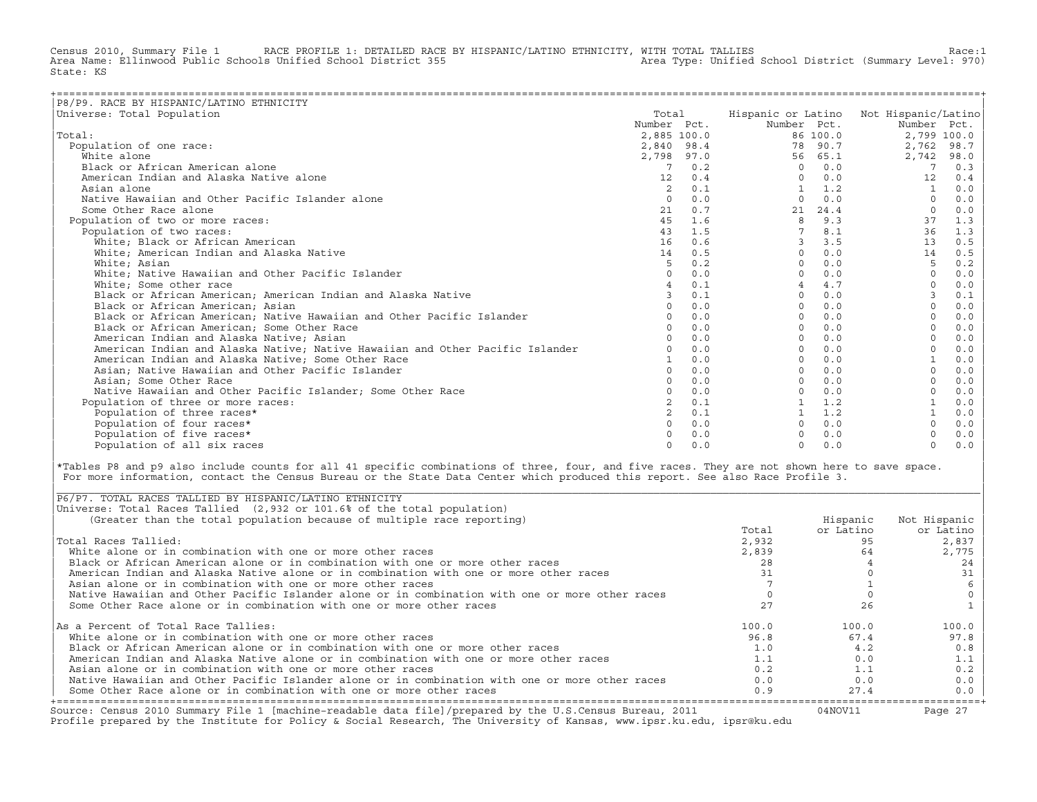Census 2010, Summary File 1 RACE PROFILE 1: DETAILED RACE BY HISPANIC/LATINO ETHNICITY, WITH TOTAL TALLIES Race:1
Area Name: Ellinwood Public Schools Unified School District 355 Area Type: Unified School District (Summary Level: 970)
State: KS

## P8/P9. RACE BY HISPANIC/LATINO ETHNICITY

Universe: Total Population

| | Total Number | Total Pct. | Hispanic or Latino Number | Hispanic or Latino Pct. | Not Hispanic/Latino Number | Not Hispanic/Latino Pct. |
|---|---|---|---|---|---|---|
| Total: | 2,885 | 100.0 | 86 | 100.0 | 2,799 | 100.0 |
| Population of one race: | 2,840 | 98.4 | 78 | 90.7 | 2,762 | 98.7 |
| White alone | 2,798 | 97.0 | 56 | 65.1 | 2,742 | 98.0 |
| Black or African American alone | 7 | 0.2 | 0 | 0.0 | 7 | 0.3 |
| American Indian and Alaska Native alone | 12 | 0.4 | 0 | 0.0 | 12 | 0.4 |
| Asian alone | 2 | 0.1 | 1 | 1.2 | 1 | 0.0 |
| Native Hawaiian and Other Pacific Islander alone | 0 | 0.0 | 0 | 0.0 | 0 | 0.0 |
| Some Other Race alone | 21 | 0.7 | 21 | 24.4 | 0 | 0.0 |
| Population of two or more races: | 45 | 1.6 | 8 | 9.3 | 37 | 1.3 |
| Population of two races: | 43 | 1.5 | 7 | 8.1 | 36 | 1.3 |
| White; Black or African American | 16 | 0.6 | 3 | 3.5 | 13 | 0.5 |
| White; American Indian and Alaska Native | 14 | 0.5 | 0 | 0.0 | 14 | 0.5 |
| White; Asian | 5 | 0.2 | 0 | 0.0 | 5 | 0.2 |
| White; Native Hawaiian and Other Pacific Islander | 0 | 0.0 | 0 | 0.0 | 0 | 0.0 |
| White; Some other race | 4 | 0.1 | 4 | 4.7 | 0 | 0.0 |
| Black or African American; American Indian and Alaska Native | 3 | 0.1 | 0 | 0.0 | 3 | 0.1 |
| Black or African American; Asian | 0 | 0.0 | 0 | 0.0 | 0 | 0.0 |
| Black or African American; Native Hawaiian and Other Pacific Islander | 0 | 0.0 | 0 | 0.0 | 0 | 0.0 |
| Black or African American; Some Other Race | 0 | 0.0 | 0 | 0.0 | 0 | 0.0 |
| American Indian and Alaska Native; Asian | 0 | 0.0 | 0 | 0.0 | 0 | 0.0 |
| American Indian and Alaska Native; Native Hawaiian and Other Pacific Islander | 0 | 0.0 | 0 | 0.0 | 0 | 0.0 |
| American Indian and Alaska Native; Some Other Race | 1 | 0.0 | 0 | 0.0 | 1 | 0.0 |
| Asian; Native Hawaiian and Other Pacific Islander | 0 | 0.0 | 0 | 0.0 | 0 | 0.0 |
| Asian; Some Other Race | 0 | 0.0 | 0 | 0.0 | 0 | 0.0 |
| Native Hawaiian and Other Pacific Islander; Some Other Race | 0 | 0.0 | 0 | 0.0 | 0 | 0.0 |
| Population of three or more races: | 2 | 0.1 | 1 | 1.2 | 1 | 0.0 |
| Population of three races* | 2 | 0.1 | 1 | 1.2 | 1 | 0.0 |
| Population of four races* | 0 | 0.0 | 0 | 0.0 | 0 | 0.0 |
| Population of five races* | 0 | 0.0 | 0 | 0.0 | 0 | 0.0 |
| Population of all six races | 0 | 0.0 | 0 | 0.0 | 0 | 0.0 |

*Tables P8 and p9 also include counts for all 41 specific combinations of three, four, and five races. They are not shown here to save space. For more information, contact the Census Bureau or the State Data Center which produced this report. See also Race Profile 3.

## P6/P7. TOTAL RACES TALLIED BY HISPANIC/LATINO ETHNICITY

Universe: Total Races Tallied (2,932 or 101.6% of the total population)
(Greater than the total population because of multiple race reporting)

| | Total | Hispanic or Latino | Not Hispanic or Latino |
|---|---|---|---|
| Total Races Tallied: | 2,932 | 95 | 2,837 |
| White alone or in combination with one or more other races | 2,839 | 64 | 2,775 |
| Black or African American alone or in combination with one or more other races | 28 | 4 | 24 |
| American Indian and Alaska Native alone or in combination with one or more other races | 31 | 0 | 31 |
| Asian alone or in combination with one or more other races | 7 | 1 | 6 |
| Native Hawaiian and Other Pacific Islander alone or in combination with one or more other races | 0 | 0 | 0 |
| Some Other Race alone or in combination with one or more other races | 27 | 26 | 1 |
| As a Percent of Total Race Tallies: | 100.0 | 100.0 | 100.0 |
| White alone or in combination with one or more other races | 96.8 | 67.4 | 97.8 |
| Black or African American alone or in combination with one or more other races | 1.0 | 4.2 | 0.8 |
| American Indian and Alaska Native alone or in combination with one or more other races | 1.1 | 0.0 | 1.1 |
| Asian alone or in combination with one or more other races | 0.2 | 1.1 | 0.2 |
| Native Hawaiian and Other Pacific Islander alone or in combination with one or more other races | 0.0 | 0.0 | 0.0 |
| Some Other Race alone or in combination with one or more other races | 0.9 | 27.4 | 0.0 |

Source: Census 2010 Summary File 1 [machine-readable data file]/prepared by the U.S.Census Bureau, 2011 04NOV11
Profile prepared by the Institute for Policy & Social Research, The University of Kansas, www.ipsr.ku.edu, ipsr@ku.edu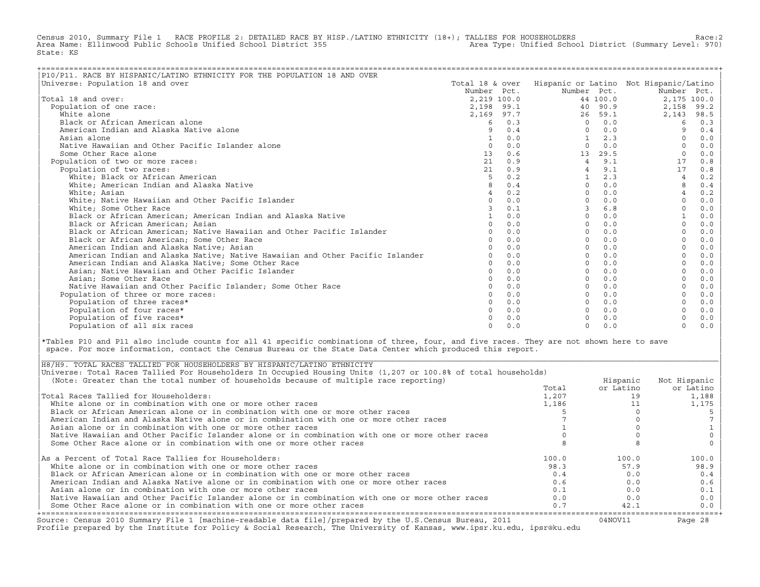Census 2010, Summary File 1 RACE PROFILE 2: DETAILED RACE BY HISP./LATINO ETHNICITY (18+); TALLIES FOR HOUSEHOLDERS Race:2
Area Name: Ellinwood Public Schools Unified School District 355 Area Type: Unified School District (Summary Level: 970)
State: KS

## P10/P11. RACE BY HISPANIC/LATINO ETHNICITY FOR THE POPULATION 18 AND OVER

Universe: Population 18 and over

| | Total 18 & over Number | Pct. | Hispanic or Latino Number | Pct. | Not Hispanic/Latino Number | Pct. |
|---|---|---|---|---|---|---|
| Total 18 and over: | 2,219 | 100.0 | 44 | 100.0 | 2,175 | 100.0 |
| Population of one race: | 2,198 | 99.1 | 40 | 90.9 | 2,158 | 99.2 |
| White alone | 2,169 | 97.7 | 26 | 59.1 | 2,143 | 98.5 |
| Black or African American alone | 6 | 0.3 | 0 | 0.0 | 6 | 0.3 |
| American Indian and Alaska Native alone | 9 | 0.4 | 0 | 0.0 | 9 | 0.4 |
| Asian alone | 1 | 0.0 | 1 | 2.3 | 0 | 0.0 |
| Native Hawaiian and Other Pacific Islander alone | 0 | 0.0 | 0 | 0.0 | 0 | 0.0 |
| Some Other Race alone | 13 | 0.6 | 13 | 29.5 | 0 | 0.0 |
| Population of two or more races: | 21 | 0.9 | 4 | 9.1 | 17 | 0.8 |
| Population of two races: | 21 | 0.9 | 4 | 9.1 | 17 | 0.8 |
| White; Black or African American | 5 | 0.2 | 1 | 2.3 | 4 | 0.2 |
| White; American Indian and Alaska Native | 8 | 0.4 | 0 | 0.0 | 8 | 0.4 |
| White; Asian | 4 | 0.2 | 0 | 0.0 | 4 | 0.2 |
| White; Native Hawaiian and Other Pacific Islander | 0 | 0.0 | 0 | 0.0 | 0 | 0.0 |
| White; Some Other Race | 3 | 0.1 | 3 | 6.8 | 0 | 0.0 |
| Black or African American; American Indian and Alaska Native | 1 | 0.0 | 0 | 0.0 | 1 | 0.0 |
| Black or African American; Asian | 0 | 0.0 | 0 | 0.0 | 0 | 0.0 |
| Black or African American; Native Hawaiian and Other Pacific Islander | 0 | 0.0 | 0 | 0.0 | 0 | 0.0 |
| Black or African American; Some Other Race | 0 | 0.0 | 0 | 0.0 | 0 | 0.0 |
| American Indian and Alaska Native; Asian | 0 | 0.0 | 0 | 0.0 | 0 | 0.0 |
| American Indian and Alaska Native; Native Hawaiian and Other Pacific Islander | 0 | 0.0 | 0 | 0.0 | 0 | 0.0 |
| American Indian and Alaska Native; Some Other Race | 0 | 0.0 | 0 | 0.0 | 0 | 0.0 |
| Asian; Native Hawaiian and Other Pacific Islander | 0 | 0.0 | 0 | 0.0 | 0 | 0.0 |
| Asian; Some Other Race | 0 | 0.0 | 0 | 0.0 | 0 | 0.0 |
| Native Hawaiian and Other Pacific Islander; Some Other Race | 0 | 0.0 | 0 | 0.0 | 0 | 0.0 |
| Population of three or more races: | 0 | 0.0 | 0 | 0.0 | 0 | 0.0 |
| Population of three races* | 0 | 0.0 | 0 | 0.0 | 0 | 0.0 |
| Population of four races* | 0 | 0.0 | 0 | 0.0 | 0 | 0.0 |
| Population of five races* | 0 | 0.0 | 0 | 0.0 | 0 | 0.0 |
| Population of all six races | 0 | 0.0 | 0 | 0.0 | 0 | 0.0 |

*Tables P10 and P11 also include counts for all 41 specific combinations of three, four, and five races. They are not shown here to save space. For more information, contact the Census Bureau or the State Data Center which produced this report.

## H8/H9. TOTAL RACES TALLIED FOR HOUSEHOLDERS BY HISPANIC/LATINO ETHNICITY

Universe: Total Races Tallied For Householders In Occupied Housing Units (1,207 or 100.8% of total households)
(Note: Greater than the total number of households because of multiple race reporting)

| | Total | Hispanic or Latino | Not Hispanic or Latino |
|---|---|---|---|
| Total Races Tallied for Householders: | 1,207 | 19 | 1,188 |
| White alone or in combination with one or more other races | 1,186 | 11 | 1,175 |
| Black or African American alone or in combination with one or more other races | 5 | 0 | 5 |
| American Indian and Alaska Native alone or in combination with one or more other races | 7 | 0 | 7 |
| Asian alone or in combination with one or more other races | 1 | 0 | 1 |
| Native Hawaiian and Other Pacific Islander alone or in combination with one or more other races | 0 | 0 | 0 |
| Some Other Race alone or in combination with one or more other races | 8 | 8 | 0 |
| As a Percent of Total Race Tallies for Householders: | 100.0 | 100.0 | 100.0 |
| White alone or in combination with one or more other races | 98.3 | 57.9 | 98.9 |
| Black or African American alone or in combination with one or more other races | 0.4 | 0.0 | 0.4 |
| American Indian and Alaska Native alone or in combination with one or more other races | 0.6 | 0.0 | 0.6 |
| Asian alone or in combination with one or more other races | 0.1 | 0.0 | 0.1 |
| Native Hawaiian and Other Pacific Islander alone or in combination with one or more other races | 0.0 | 0.0 | 0.0 |
| Some Other Race alone or in combination with one or more other races | 0.7 | 42.1 | 0.0 |

Source: Census 2010 Summary File 1 [machine-readable data file]/prepared by the U.S.Census Bureau, 2011 04NOV11
Profile prepared by the Institute for Policy & Social Research, The University of Kansas, www.ipsr.ku.edu, ipsr@ku.edu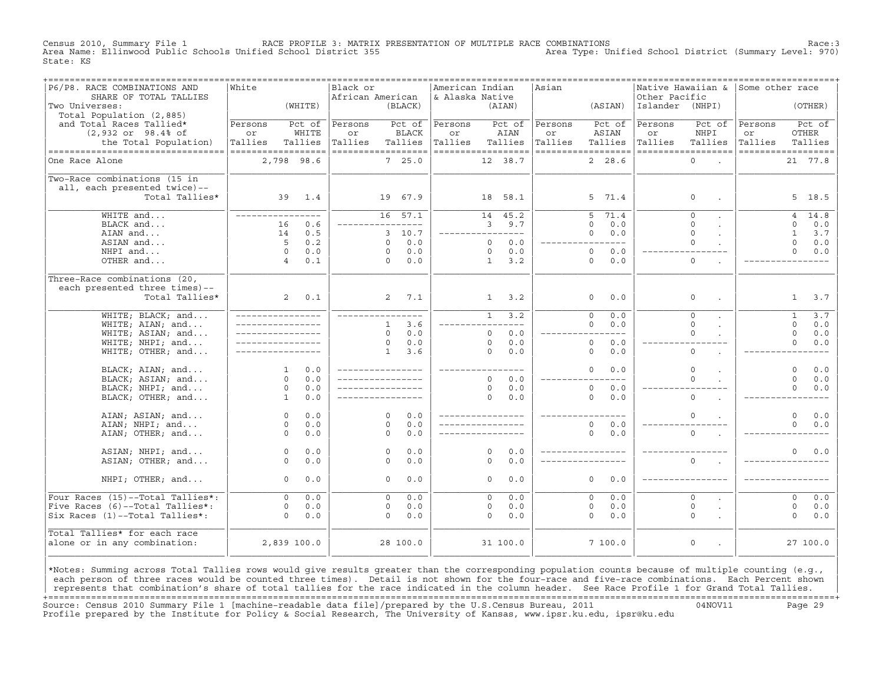Census 2010, Summary File 1 RACE PROFILE 3: MATRIX PRESENTATION OF MULTIPLE RACE COMBINATIONS Race:3
Area Name: Ellinwood Public Schools Unified School District 355 Area Type: Unified School District (Summary Level: 970)
State: KS

| P6/P8. RACE COMBINATIONS AND SHARE OF TOTAL TALLIES<br>Two Universes:<br>Total Population (2,885)<br>and Total Races Tallied* (2,932 or 98.4% of the Total Population) | White (WHITE) Persons or Tallies | Pct of WHITE Tallies | Black or African American (BLACK) Persons or Tallies | Pct of BLACK Tallies | American Indian & Alaska Native (AIAN) Persons or Tallies | Pct of AIAN Tallies | Asian (ASIAN) Persons or Tallies | Pct of ASIAN Tallies | Native Hawaiian & Other Pacific Islander (NHPI) Persons or Tallies | Pct of NHPI Tallies | Some other race (OTHER) Persons or Tallies | Pct of OTHER Tallies |
|---|---|---|---|---|---|---|---|---|---|---|---|---|
| One Race Alone | 2,798 | 98.6 | 7 | 25.0 | 12 | 38.7 | 2 | 28.6 | 0 | . | 21 | 77.8 |
| Two-Race combinations (15 in all, each presented twice)-- Total Tallies* | 39 | 1.4 | 19 | 67.9 | 18 | 58.1 | 5 | 71.4 | 0 | . | 5 | 18.5 |
| WHITE and... | ---- | ---- | 16 | 57.1 | 14 | 45.2 | 5 | 71.4 | 0 | . | 4 | 14.8 |
| BLACK and... | 16 | 0.6 | ---- | ---- | 3 | 9.7 | 0 | 0.0 | 0 | . | 0 | 0.0 |
| AIAN and... | 14 | 0.5 | 3 | 10.7 | ---- | ---- | 0 | 0.0 | 0 | . | 1 | 3.7 |
| ASIAN and... | 5 | 0.2 | 0 | 0.0 | 0 | 0.0 | ---- | ---- | 0 | . | 0 | 0.0 |
| NHPI and... | 0 | 0.0 | 0 | 0.0 | 0 | 0.0 | 0 | 0.0 | ---- | ---- | 0 | 0.0 |
| OTHER and... | 4 | 0.1 | 0 | 0.0 | 1 | 3.2 | 0 | 0.0 | 0 | . | ---- | ---- |
| Three-Race combinations (20, each presented three times)-- Total Tallies* | 2 | 0.1 | 2 | 7.1 | 1 | 3.2 | 0 | 0.0 | 0 | . | 1 | 3.7 |
| WHITE; BLACK; and... | ---- | ---- | ---- | ---- | 1 | 3.2 | 0 | 0.0 | 0 | . | 1 | 3.7 |
| WHITE; AIAN; and... | ---- | ---- | 1 | 3.6 | ---- | ---- | 0 | 0.0 | 0 | . | 0 | 0.0 |
| WHITE; ASIAN; and... | ---- | ---- | 0 | 0.0 | 0 | 0.0 | ---- | ---- | 0 | . | 0 | 0.0 |
| WHITE; NHPI; and... | ---- | ---- | 0 | 0.0 | 0 | 0.0 | 0 | 0.0 | ---- | ---- | 0 | 0.0 |
| WHITE; OTHER; and... | ---- | ---- | 1 | 3.6 | 0 | 0.0 | 0 | 0.0 | 0 | . | ---- | ---- |
| BLACK; AIAN; and... | 1 | 0.0 | ---- | ---- | ---- | ---- | 0 | 0.0 | 0 | . | 0 | 0.0 |
| BLACK; ASIAN; and... | 0 | 0.0 | ---- | ---- | 0 | 0.0 | ---- | ---- | 0 | . | 0 | 0.0 |
| BLACK; NHPI; and... | 0 | 0.0 | ---- | ---- | 0 | 0.0 | 0 | 0.0 | ---- | ---- | 0 | 0.0 |
| BLACK; OTHER; and... | 1 | 0.0 | ---- | ---- | 0 | 0.0 | 0 | 0.0 | 0 | . | ---- | ---- |
| AIAN; ASIAN; and... | 0 | 0.0 | 0 | 0.0 | ---- | ---- | ---- | ---- | 0 | . | 0 | 0.0 |
| AIAN; NHPI; and... | 0 | 0.0 | 0 | 0.0 | ---- | ---- | 0 | 0.0 | ---- | ---- | 0 | 0.0 |
| AIAN; OTHER; and... | 0 | 0.0 | 0 | 0.0 | ---- | ---- | 0 | 0.0 | 0 | . | ---- | ---- |
| ASIAN; NHPI; and... | 0 | 0.0 | 0 | 0.0 | 0 | 0.0 | ---- | ---- | ---- | ---- | 0 | 0.0 |
| ASIAN; OTHER; and... | 0 | 0.0 | 0 | 0.0 | 0 | 0.0 | ---- | ---- | 0 | . | ---- | ---- |
| NHPI; OTHER; and... | 0 | 0.0 | 0 | 0.0 | 0 | 0.0 | 0 | 0.0 | ---- | ---- | ---- | ---- |
| Four Races (15)--Total Tallies*: | 0 | 0.0 | 0 | 0.0 | 0 | 0.0 | 0 | 0.0 | 0 | . | 0 | 0.0 |
| Five Races (6)--Total Tallies*: | 0 | 0.0 | 0 | 0.0 | 0 | 0.0 | 0 | 0.0 | 0 | . | 0 | 0.0 |
| Six Races (1)--Total Tallies*: | 0 | 0.0 | 0 | 0.0 | 0 | 0.0 | 0 | 0.0 | 0 | . | 0 | 0.0 |
| Total Tallies* for each race alone or in any combination: | 2,839 | 100.0 | 28 | 100.0 | 31 | 100.0 | 7 | 100.0 | 0 | . | 27 | 100.0 |

*Notes: Summing across Total Tallies rows would give results greater than the corresponding population counts because of multiple counting (e.g., each person of three races would be counted three times). Detail is not shown for the four-race and five-race combinations. Each Percent shown represents that combination's share of total tallies for the race indicated in the column header. See Race Profile 1 for Grand Total Tallies.

Source: Census 2010 Summary File 1 [machine-readable data file]/prepared by the U.S.Census Bureau, 2011 04NOV11
Profile prepared by the Institute for Policy & Social Research, The University of Kansas, www.ipsr.ku.edu, ipsr@ku.edu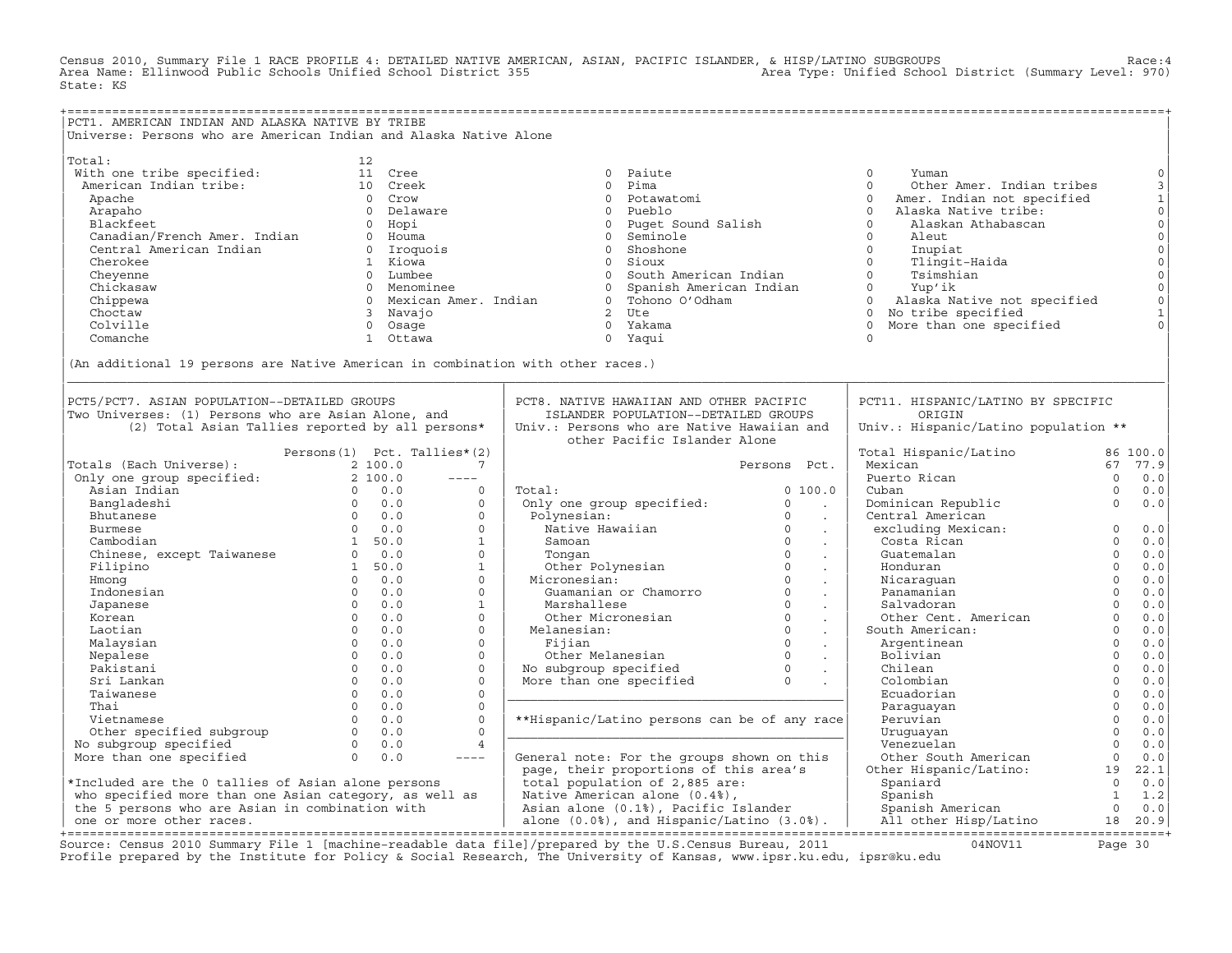Census 2010, Summary File 1 RACE PROFILE 4: DETAILED NATIVE AMERICAN, ASIAN, PACIFIC ISLANDER, & HISP/LATINO SUBGROUPS Race:4
Area Name: Ellinwood Public Schools Unified School District 355 Area Type: Unified School District (Summary Level: 970)
State: KS

## PCT1. AMERICAN INDIAN AND ALASKA NATIVE BY TRIBE

Universe: Persons who are American Indian and Alaska Native Alone

| Tribe | Persons | Tribe | Persons | Tribe | Persons | Tribe | Persons |
|---|---|---|---|---|---|---|---|
| Total: | 12 | | | | | | |
| With one tribe specified: | 11 | Cree | 0 | Paiute | 0 | Yuman | 0 |
| American Indian tribe: | 10 | Creek | 0 | Pima | 0 | Other Amer. Indian tribes | 3 |
| Apache | 0 | Crow | 0 | Potawatomi | 0 | Amer. Indian not specified | 1 |
| Arapaho | 0 | Delaware | 0 | Pueblo | 0 | Alaska Native tribe: | 0 |
| Blackfeet | 0 | Hopi | 0 | Puget Sound Salish | 0 | Alaskan Athabascan | 0 |
| Canadian/French Amer. Indian | 0 | Houma | 0 | Seminole | 0 | Aleut | 0 |
| Central American Indian | 0 | Iroquois | 0 | Shoshone | 0 | Inupiat | 0 |
| Cherokee | 1 | Kiowa | 0 | Sioux | 0 | Tlingit-Haida | 0 |
| Cheyenne | 0 | Lumbee | 0 | South American Indian | 0 | Tsimshian | 0 |
| Chickasaw | 0 | Menominee | 0 | Spanish American Indian | 0 | Yup'ik | 0 |
| Chippewa | 0 | Mexican Amer. Indian | 0 | Tohono O'Odham | 0 | Alaska Native not specified | 0 |
| Choctaw | 3 | Navajo | 2 | Ute | 0 | No tribe specified | 1 |
| Colville | 0 | Osage | 0 | Yakama | 0 | More than one specified | 0 |
| Comanche | 1 | Ottawa | 0 | Yaqui | 0 | | |

(An additional 19 persons are Native American in combination with other races.)

## PCT5/PCT7. ASIAN POPULATION--DETAILED GROUPS

Two Universes: (1) Persons who are Asian Alone, and (2) Total Asian Tallies reported by all persons*

| | Persons(1) | Pct. | Tallies*(2) |
|---|---|---|---|
| Totals (Each Universe): | 2 | 100.0 | 7 |
| Only one group specified: | 2 | 100.0 | ---- |
| Asian Indian | 0 | 0.0 | 0 |
| Bangladeshi | 0 | 0.0 | 0 |
| Bhutanese | 0 | 0.0 | 0 |
| Burmese | 0 | 0.0 | 0 |
| Cambodian | 1 | 50.0 | 1 |
| Chinese, except Taiwanese | 0 | 0.0 | 0 |
| Filipino | 1 | 50.0 | 1 |
| Hmong | 0 | 0.0 | 0 |
| Indonesian | 0 | 0.0 | 0 |
| Japanese | 0 | 0.0 | 1 |
| Korean | 0 | 0.0 | 0 |
| Laotian | 0 | 0.0 | 0 |
| Malaysian | 0 | 0.0 | 0 |
| Nepalese | 0 | 0.0 | 0 |
| Pakistani | 0 | 0.0 | 0 |
| Sri Lankan | 0 | 0.0 | 0 |
| Taiwanese | 0 | 0.0 | 0 |
| Thai | 0 | 0.0 | 0 |
| Vietnamese | 0 | 0.0 | 0 |
| Other specified subgroup | 0 | 0.0 | 0 |
| No subgroup specified | 0 | 0.0 | 4 |
| More than one specified | 0 | 0.0 | ---- |

*Included are the 0 tallies of Asian alone persons who specified more than one Asian category, as well as the 5 persons who are Asian in combination with one or more other races.

## PCT8. NATIVE HAWAIIAN AND OTHER PACIFIC ISLANDER POPULATION--DETAILED GROUPS

Univ.: Persons who are Native Hawaiian and other Pacific Islander Alone

| | Persons | Pct. |
|---|---|---|
| Total: | 0 | 100.0 |
| Only one group specified: | 0 | . |
| Polynesian: | 0 | . |
| Native Hawaiian | 0 | . |
| Samoan | 0 | . |
| Tongan | 0 | . |
| Other Polynesian | 0 | . |
| Micronesian: | 0 | . |
| Guamanian or Chamorro | 0 | . |
| Marshallese | 0 | . |
| Other Micronesian | 0 | . |
| Melanesian: | 0 | . |
| Fijian | 0 | . |
| Other Melanesian | 0 | . |
| No subgroup specified | 0 | . |
| More than one specified | 0 | . |

**Hispanic/Latino persons can be of any race

General note: For the groups shown on this page, their proportions of this area's total population of 2,885 are: Native American alone (0.4%), Asian alone (0.1%), Pacific Islander alone (0.0%), and Hispanic/Latino (3.0%).

## PCT11. HISPANIC/LATINO BY SPECIFIC ORIGIN

Univ.: Hispanic/Latino population **

| | Persons | Pct. |
|---|---|---|
| Total Hispanic/Latino | 86 | 100.0 |
| Mexican | 67 | 77.9 |
| Puerto Rican | 0 | 0.0 |
| Cuban | 0 | 0.0 |
| Dominican Republic | 0 | 0.0 |
| Central American excluding Mexican: | 0 | 0.0 |
| Costa Rican | 0 | 0.0 |
| Guatemalan | 0 | 0.0 |
| Honduran | 0 | 0.0 |
| Nicaraguan | 0 | 0.0 |
| Panamanian | 0 | 0.0 |
| Salvadoran | 0 | 0.0 |
| Other Cent. American | 0 | 0.0 |
| South American: | 0 | 0.0 |
| Argentinean | 0 | 0.0 |
| Bolivian | 0 | 0.0 |
| Chilean | 0 | 0.0 |
| Colombian | 0 | 0.0 |
| Ecuadorian | 0 | 0.0 |
| Paraguayan | 0 | 0.0 |
| Peruvian | 0 | 0.0 |
| Uruguayan | 0 | 0.0 |
| Venezuelan | 0 | 0.0 |
| Other South American | 0 | 0.0 |
| Other Hispanic/Latino: | 19 | 22.1 |
| Spaniard | 0 | 0.0 |
| Spanish | 1 | 1.2 |
| Spanish American | 0 | 0.0 |
| All other Hisp/Latino | 18 | 20.9 |

Source: Census 2010 Summary File 1 [machine-readable data file]/prepared by the U.S.Census Bureau, 2011 04NOV11
Profile prepared by the Institute for Policy & Social Research, The University of Kansas, www.ipsr.ku.edu, ipsr@ku.edu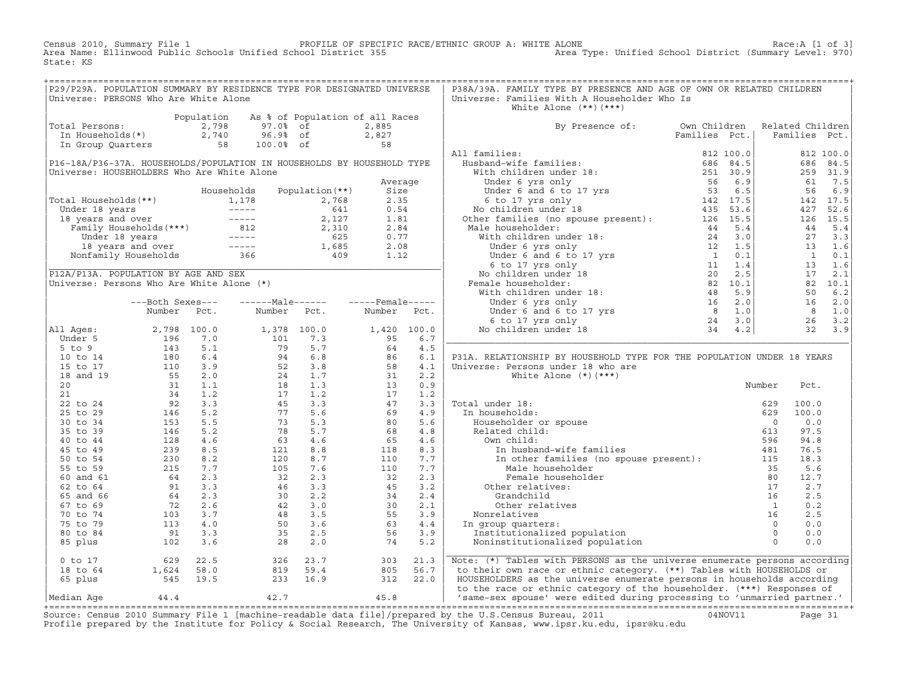Census 2010, Summary File 1 PROFILE OF SPECIFIC RACE/ETHNIC GROUP A: WHITE ALONE Race:A [1 of 3]
Area Name: Ellinwood Public Schools Unified School District 355 Area Type: Unified School District (Summary Level: 970)
State: KS

## P29/P29A. POPULATION SUMMARY BY RESIDENCE TYPE FOR DESIGNATED UNIVERSE

Universe: PERSONS Who Are White Alone

| | Population | As % of Population of all Races | |
|---|---|---|---|
| Total Persons: | 2,798 | 97.0% of | 2,885 |
| In Households(*) | 2,740 | 96.9% of | 2,827 |
| In Group Quarters | 58 | 100.0% of | 58 |

## P16-18A/P36-37A. HOUSEHOLDS/POPULATION IN HOUSEHOLDS BY HOUSEHOLD TYPE

Universe: HOUSEHOLDERS Who Are White Alone

| | Households | Population(**) | Average Size |
|---|---|---|---|
| Total Households(**) | 1,178 | 2,768 | 2.35 |
| Under 18 years | ----- | 641 | 0.54 |
| 18 years and over | ----- | 2,127 | 1.81 |
| Family Households(***) | 812 | 2,310 | 2.84 |
| Under 18 years | ----- | 625 | 0.77 |
| 18 years and over | ----- | 1,685 | 2.08 |
| Nonfamily Households | 366 | 409 | 1.12 |

## P12A/P13A. POPULATION BY AGE AND SEX

Universe: Persons Who Are White Alone (*)

| | Both Sexes Number | Both Sexes Pct. | Male Number | Male Pct. | Female Number | Female Pct. |
|---|---|---|---|---|---|---|
| All Ages: | 2,798 | 100.0 | 1,378 | 100.0 | 1,420 | 100.0 |
| Under 5 | 196 | 7.0 | 101 | 7.3 | 95 | 6.7 |
| 5 to 9 | 143 | 5.1 | 79 | 5.7 | 64 | 4.5 |
| 10 to 14 | 180 | 6.4 | 94 | 6.8 | 86 | 6.1 |
| 15 to 17 | 110 | 3.9 | 52 | 3.8 | 58 | 4.1 |
| 18 and 19 | 55 | 2.0 | 24 | 1.7 | 31 | 2.2 |
| 20 | 31 | 1.1 | 18 | 1.3 | 13 | 0.9 |
| 21 | 34 | 1.2 | 17 | 1.2 | 17 | 1.2 |
| 22 to 24 | 92 | 3.3 | 45 | 3.3 | 47 | 3.3 |
| 25 to 29 | 146 | 5.2 | 77 | 5.6 | 69 | 4.9 |
| 30 to 34 | 153 | 5.5 | 73 | 5.3 | 80 | 5.6 |
| 35 to 39 | 146 | 5.2 | 78 | 5.7 | 68 | 4.8 |
| 40 to 44 | 128 | 4.6 | 63 | 4.6 | 65 | 4.6 |
| 45 to 49 | 239 | 8.5 | 121 | 8.8 | 118 | 8.3 |
| 50 to 54 | 230 | 8.2 | 120 | 8.7 | 110 | 7.7 |
| 55 to 59 | 215 | 7.7 | 105 | 7.6 | 110 | 7.7 |
| 60 and 61 | 64 | 2.3 | 32 | 2.3 | 32 | 2.3 |
| 62 to 64 | 91 | 3.3 | 46 | 3.3 | 45 | 3.2 |
| 65 and 66 | 64 | 2.3 | 30 | 2.2 | 34 | 2.4 |
| 67 to 69 | 72 | 2.6 | 42 | 3.0 | 30 | 2.1 |
| 70 to 74 | 103 | 3.7 | 48 | 3.5 | 55 | 3.9 |
| 75 to 79 | 113 | 4.0 | 50 | 3.6 | 63 | 4.4 |
| 80 to 84 | 91 | 3.3 | 35 | 2.5 | 56 | 3.9 |
| 85 plus | 102 | 3.6 | 28 | 2.0 | 74 | 5.2 |
| 0 to 17 | 629 | 22.5 | 326 | 23.7 | 303 | 21.3 |
| 18 to 64 | 1,624 | 58.0 | 819 | 59.4 | 805 | 56.7 |
| 65 plus | 545 | 19.5 | 233 | 16.9 | 312 | 22.0 |
| Median Age | 44.4 | | 42.7 | | 45.8 | |

## P38A/39A. FAMILY TYPE BY PRESENCE AND AGE OF OWN OR RELATED CHILDREN

Universe: Families With A Householder Who Is White Alone (**)(***)

| By Presence of: | Own Children Families | Own Children Pct. | Related Children Families | Related Children Pct. |
|---|---|---|---|---|
| All families: | 812 | 100.0 | 812 | 100.0 |
| Husband-wife families: | 686 | 84.5 | 686 | 84.5 |
| With children under 18: | 251 | 30.9 | 259 | 31.9 |
| Under 6 yrs only | 56 | 6.9 | 61 | 7.5 |
| Under 6 and 6 to 17 yrs | 53 | 6.5 | 56 | 6.9 |
| 6 to 17 yrs only | 142 | 17.5 | 142 | 17.5 |
| No children under 18 | 435 | 53.6 | 427 | 52.6 |
| Other families (no spouse present): | 126 | 15.5 | 126 | 15.5 |
| Male householder: | 44 | 5.4 | 44 | 5.4 |
| With children under 18: | 24 | 3.0 | 27 | 3.3 |
| Under 6 yrs only | 12 | 1.5 | 13 | 1.6 |
| Under 6 and 6 to 17 yrs | 1 | 0.1 | 1 | 0.1 |
| 6 to 17 yrs only | 11 | 1.4 | 13 | 1.6 |
| No children under 18 | 20 | 2.5 | 17 | 2.1 |
| Female householder: | 82 | 10.1 | 82 | 10.1 |
| With children under 18: | 48 | 5.9 | 50 | 6.2 |
| Under 6 yrs only | 16 | 2.0 | 16 | 2.0 |
| Under 6 and 6 to 17 yrs | 8 | 1.0 | 8 | 1.0 |
| 6 to 17 yrs only | 24 | 3.0 | 26 | 3.2 |
| No children under 18 | 34 | 4.2 | 32 | 3.9 |

## P31A. RELATIONSHIP BY HOUSEHOLD TYPE FOR THE POPULATION UNDER 18 YEARS

Universe: Persons under 18 who are White Alone (*)(***)

| | Number | Pct. |
|---|---|---|
| Total under 18: | 629 | 100.0 |
| In households: | 629 | 100.0 |
| Householder or spouse | 0 | 0.0 |
| Related child: | 613 | 97.5 |
| Own child: | 596 | 94.8 |
| In husband-wife families | 481 | 76.5 |
| In other families (no spouse present): | 115 | 18.3 |
| Male householder | 35 | 5.6 |
| Female householder | 80 | 12.7 |
| Other relatives: | 17 | 2.7 |
| Grandchild | 16 | 2.5 |
| Other relatives | 1 | 0.2 |
| Nonrelatives | 16 | 2.5 |
| In group quarters: | 0 | 0.0 |
| Institutionalized population | 0 | 0.0 |
| Noninstitutionalized population | 0 | 0.0 |

Note: (*) Tables with PERSONS as the universe enumerate persons according to their own race or ethnic category. (**) Tables with HOUSEHOLDS or HOUSEHOLDERS as the universe enumerate persons in households according to the race or ethnic category of the householder. (***) Responses of 'same-sex spouse' were edited during processing to 'unmarried partner.'

Source: Census 2010 Summary File 1 [machine-readable data file]/prepared by the U.S.Census Bureau, 2011 04NOV11
Profile prepared by the Institute for Policy & Social Research, The University of Kansas, www.ipsr.ku.edu, ipsr@ku.edu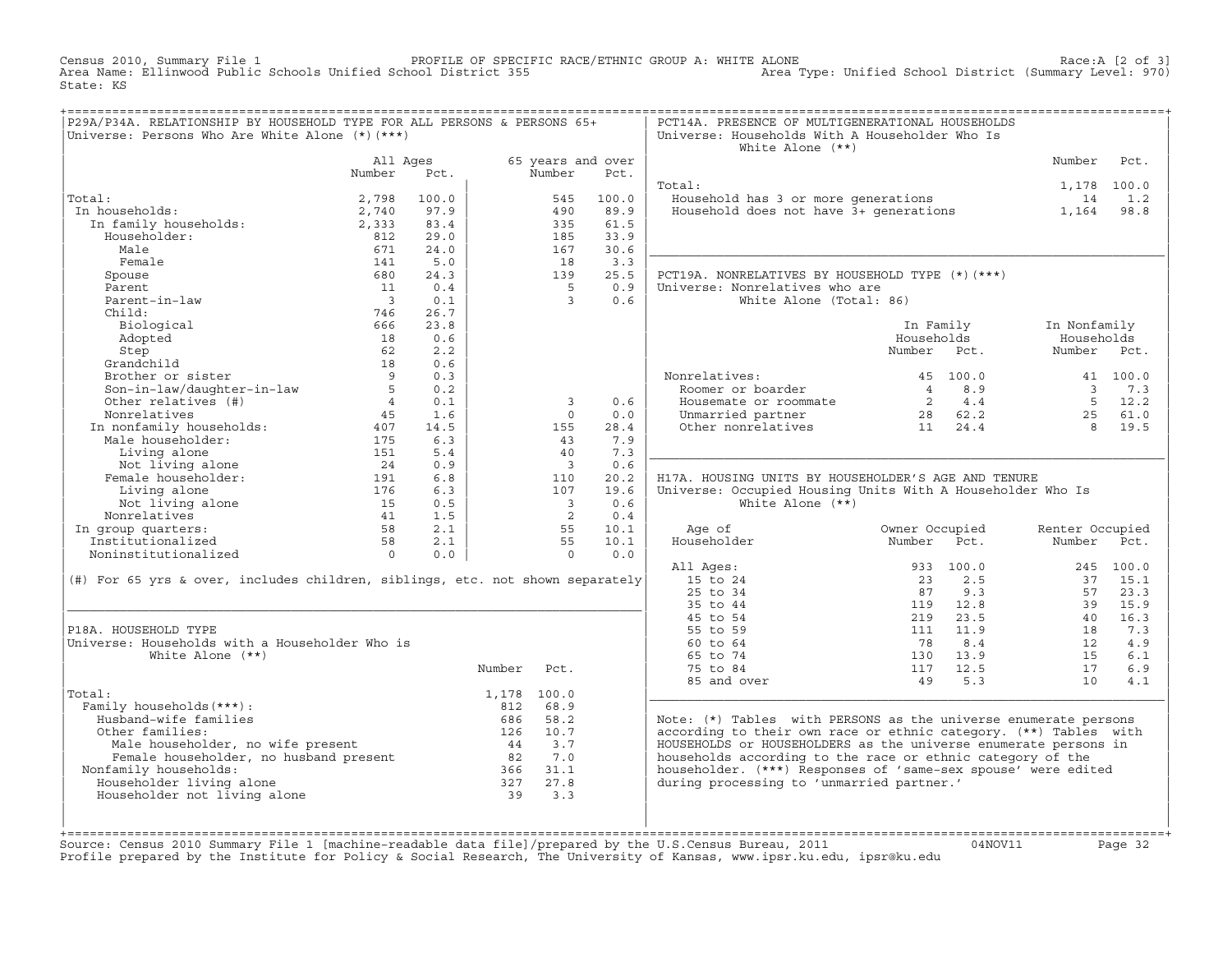Census 2010, Summary File 1 — PROFILE OF SPECIFIC RACE/ETHNIC GROUP A: WHITE ALONE — Race:A [2 of 3]
Area Name: Ellinwood Public Schools Unified School District 355 — Area Type: Unified School District (Summary Level: 970)
State: KS

## P29A/P34A. RELATIONSHIP BY HOUSEHOLD TYPE FOR ALL PERSONS & PERSONS 65+

Universe: Persons Who Are White Alone (*)(***)

| | All Ages Number | All Ages Pct. | 65 years and over Number | 65 years and over Pct. |
|---|---|---|---|---|
| Total: | 2,798 | 100.0 | 545 | 100.0 |
| In households: | 2,740 | 97.9 | 490 | 89.9 |
| In family households: | 2,333 | 83.4 | 335 | 61.5 |
| Householder: | 812 | 29.0 | 185 | 33.9 |
| Male | 671 | 24.0 | 167 | 30.6 |
| Female | 141 | 5.0 | 18 | 3.3 |
| Spouse | 680 | 24.3 | 139 | 25.5 |
| Parent | 11 | 0.4 | 5 | 0.9 |
| Parent-in-law | 3 | 0.1 | 3 | 0.6 |
| Child: | 746 | 26.7 | | |
| Biological | 666 | 23.8 | | |
| Adopted | 18 | 0.6 | | |
| Step | 62 | 2.2 | | |
| Grandchild | 18 | 0.6 | | |
| Brother or sister | 9 | 0.3 | | |
| Son-in-law/daughter-in-law | 5 | 0.2 | | |
| Other relatives (#) | 4 | 0.1 | 3 | 0.6 |
| Nonrelatives | 45 | 1.6 | 0 | 0.0 |
| In nonfamily households: | 407 | 14.5 | 155 | 28.4 |
| Male householder: | 175 | 6.3 | 43 | 7.9 |
| Living alone | 151 | 5.4 | 40 | 7.3 |
| Not living alone | 24 | 0.9 | 3 | 0.6 |
| Female householder: | 191 | 6.8 | 110 | 20.2 |
| Living alone | 176 | 6.3 | 107 | 19.6 |
| Not living alone | 15 | 0.5 | 3 | 0.6 |
| Nonrelatives | 41 | 1.5 | 2 | 0.4 |
| In group quarters: | 58 | 2.1 | 55 | 10.1 |
| Institutionalized | 58 | 2.1 | 55 | 10.1 |
| Noninstitutionalized | 0 | 0.0 | 0 | 0.0 |

(#) For 65 yrs & over, includes children, siblings, etc. not shown separately

## P18A. HOUSEHOLD TYPE

Universe: Households with a Householder Who is White Alone (**)

| | Number | Pct. |
|---|---|---|
| Total: | 1,178 | 100.0 |
| Family households(***): | 812 | 68.9 |
| Husband-wife families | 686 | 58.2 |
| Other families: | 126 | 10.7 |
| Male householder, no wife present | 44 | 3.7 |
| Female householder, no husband present | 82 | 7.0 |
| Nonfamily households: | 366 | 31.1 |
| Householder living alone | 327 | 27.8 |
| Householder not living alone | 39 | 3.3 |

## PCT14A. PRESENCE OF MULTIGENERATIONAL HOUSEHOLDS

Universe: Households With A Householder Who Is White Alone (**)

| | Number | Pct. |
|---|---|---|
| Total: | 1,178 | 100.0 |
| Household has 3 or more generations | 14 | 1.2 |
| Household does not have 3+ generations | 1,164 | 98.8 |

## PCT19A. NONRELATIVES BY HOUSEHOLD TYPE (*)(***)

Universe: Nonrelatives who are White Alone (Total: 86)

| | In Family Households Number | In Family Households Pct. | In Nonfamily Households Number | In Nonfamily Households Pct. |
|---|---|---|---|---|
| Nonrelatives: | 45 | 100.0 | 41 | 100.0 |
| Roomer or boarder | 4 | 8.9 | 3 | 7.3 |
| Housemate or roommate | 2 | 4.4 | 5 | 12.2 |
| Unmarried partner | 28 | 62.2 | 25 | 61.0 |
| Other nonrelatives | 11 | 24.4 | 8 | 19.5 |

## H17A. HOUSING UNITS BY HOUSEHOLDER'S AGE AND TENURE

Universe: Occupied Housing Units With A Householder Who Is White Alone (**)

| Age of Householder | Owner Occupied Number | Owner Occupied Pct. | Renter Occupied Number | Renter Occupied Pct. |
|---|---|---|---|---|
| All Ages: | 933 | 100.0 | 245 | 100.0 |
| 15 to 24 | 23 | 2.5 | 37 | 15.1 |
| 25 to 34 | 87 | 9.3 | 57 | 23.3 |
| 35 to 44 | 119 | 12.8 | 39 | 15.9 |
| 45 to 54 | 219 | 23.5 | 40 | 16.3 |
| 55 to 59 | 111 | 11.9 | 18 | 7.3 |
| 60 to 64 | 78 | 8.4 | 12 | 4.9 |
| 65 to 74 | 130 | 13.9 | 15 | 6.1 |
| 75 to 84 | 117 | 12.5 | 17 | 6.9 |
| 85 and over | 49 | 5.3 | 10 | 4.1 |

Note: (*) Tables with PERSONS as the universe enumerate persons according to their own race or ethnic category. (**) Tables with HOUSEHOLDS or HOUSEHOLDERS as the universe enumerate persons in households according to the race or ethnic category of the householder. (***) Responses of 'same-sex spouse' were edited during processing to 'unmarried partner.'

Source: Census 2010 Summary File 1 [machine-readable data file]/prepared by the U.S.Census Bureau, 2011 — 04NOV11
Profile prepared by the Institute for Policy & Social Research, The University of Kansas, www.ipsr.ku.edu, ipsr@ku.edu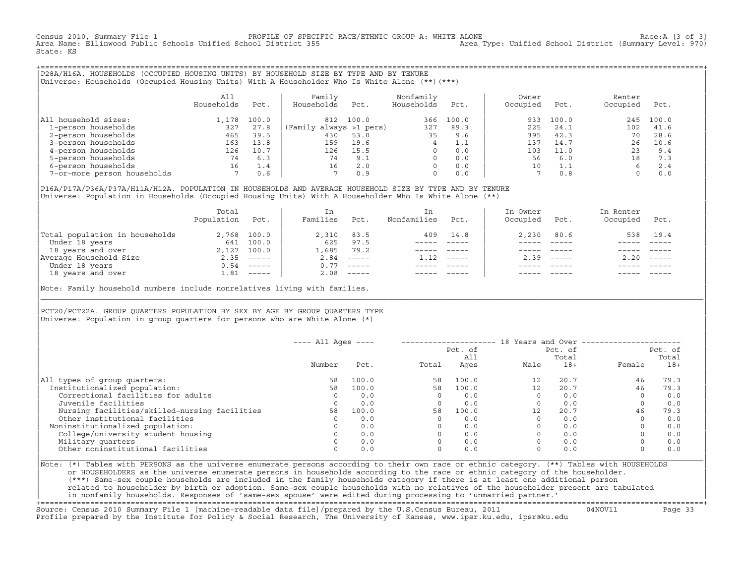Census 2010, Summary File 1 — PROFILE OF SPECIFIC RACE/ETHNIC GROUP A: WHITE ALONE — Race:A [3 of 3]
Area Name: Ellinwood Public Schools Unified School District 355 — Area Type: Unified School District (Summary Level: 970)
State: KS

## P28A/H16A. HOUSEHOLDS (OCCUPIED HOUSING UNITS) BY HOUSEHOLD SIZE BY TYPE AND BY TENURE

Universe: Households (Occupied Housing Units) With A Householder Who Is White Alone (**)(***)

| | All Households | Pct. | Family Households | Pct. | Nonfamily Households | Pct. | Owner Occupied | Pct. | Renter Occupied | Pct. |
|---|---|---|---|---|---|---|---|---|---|---|
| All household sizes: | 1,178 | 100.0 | 812 | 100.0 | 366 | 100.0 | 933 | 100.0 | 245 | 100.0 |
| 1-person households | 327 | 27.8 | (Family always >1 pers) | | 327 | 89.3 | 225 | 24.1 | 102 | 41.6 |
| 2-person households | 465 | 39.5 | 430 | 53.0 | 35 | 9.6 | 395 | 42.3 | 70 | 28.6 |
| 3-person households | 163 | 13.8 | 159 | 19.6 | 4 | 1.1 | 137 | 14.7 | 26 | 10.6 |
| 4-person households | 126 | 10.7 | 126 | 15.5 | 0 | 0.0 | 103 | 11.0 | 23 | 9.4 |
| 5-person households | 74 | 6.3 | 74 | 9.1 | 0 | 0.0 | 56 | 6.0 | 18 | 7.3 |
| 6-person households | 16 | 1.4 | 16 | 2.0 | 0 | 0.0 | 10 | 1.1 | 6 | 2.4 |
| 7-or-more person households | 7 | 0.6 | 7 | 0.9 | 0 | 0.0 | 7 | 0.8 | 0 | 0.0 |

## P16A/P17A/P36A/P37A/H11A/H12A. POPULATION IN HOUSEHOLDS AND AVERAGE HOUSEHOLD SIZE BY TYPE AND BY TENURE

Universe: Population in Households (Occupied Housing Units) With A Householder Who Is White Alone (**)

| | Total Population | Pct. | In Families | Pct. | In Nonfamilies | Pct. | In Owner Occupied | Pct. | In Renter Occupied | Pct. |
|---|---|---|---|---|---|---|---|---|---|---|
| Total population in households | 2,768 | 100.0 | 2,310 | 83.5 | 409 | 14.8 | 2,230 | 80.6 | 538 | 19.4 |
| Under 18 years | 641 | 100.0 | 625 | 97.5 | ----- | ----- | ----- | ----- | ----- | ----- |
| 18 years and over | 2,127 | 100.0 | 1,685 | 79.2 | ----- | ----- | ----- | ----- | ----- | ----- |
| Average Household Size | 2.35 | ----- | 2.84 | ----- | 1.12 | ----- | 2.39 | ----- | 2.20 | ----- |
| Under 18 years | 0.54 | ----- | 0.77 | ----- | ----- | ----- | ----- | ----- | ----- | ----- |
| 18 years and over | 1.81 | ----- | 2.08 | ----- | ----- | ----- | ----- | ----- | ----- | ----- |

Note: Family household numbers include nonrelatives living with families.

## PCT20/PCT22A. GROUP QUARTERS POPULATION BY SEX BY AGE BY GROUP QUARTERS TYPE

Universe: Population in group quarters for persons who are White Alone (*)

| | All Ages | | 18 Years and Over | | | | | |
|---|---|---|---|---|---|---|---|---|
| | Number | Pct. | Total | Pct. of All Ages | Male | Pct. of Total 18+ | Female | Pct. of Total 18+ |
| All types of group quarters: | 58 | 100.0 | 58 | 100.0 | 12 | 20.7 | 46 | 79.3 |
| Institutionalized population: | 58 | 100.0 | 58 | 100.0 | 12 | 20.7 | 46 | 79.3 |
| Correctional facilities for adults | 0 | 0.0 | 0 | 0.0 | 0 | 0.0 | 0 | 0.0 |
| Juvenile facilities | 0 | 0.0 | 0 | 0.0 | 0 | 0.0 | 0 | 0.0 |
| Nursing facilities/skilled-nursing facilities | 58 | 100.0 | 58 | 100.0 | 12 | 20.7 | 46 | 79.3 |
| Other institutional facilities | 0 | 0.0 | 0 | 0.0 | 0 | 0.0 | 0 | 0.0 |
| Noninstitutionalized population: | 0 | 0.0 | 0 | 0.0 | 0 | 0.0 | 0 | 0.0 |
| College/university student housing | 0 | 0.0 | 0 | 0.0 | 0 | 0.0 | 0 | 0.0 |
| Military quarters | 0 | 0.0 | 0 | 0.0 | 0 | 0.0 | 0 | 0.0 |
| Other noninstitutional facilities | 0 | 0.0 | 0 | 0.0 | 0 | 0.0 | 0 | 0.0 |

Note: (*) Tables with PERSONS as the universe enumerate persons according to their own race or ethnic category. (**) Tables with HOUSEHOLDS or HOUSEHOLDERS as the universe enumerate persons in households according to the race or ethnic category of the householder. (***) Same-sex couple households are included in the family households category if there is at least one additional person related to householder by birth or adoption. Same-sex couple households with no relatives of the householder present are tabulated in nonfamily households. Responses of 'same-sex spouse' were edited during processing to 'unmarried partner.'

Source: Census 2010 Summary File 1 [machine-readable data file]/prepared by the U.S.Census Bureau, 2011 — 04NOV11
Profile prepared by the Institute for Policy & Social Research, The University of Kansas, www.ipsr.ku.edu, ipsr@ku.edu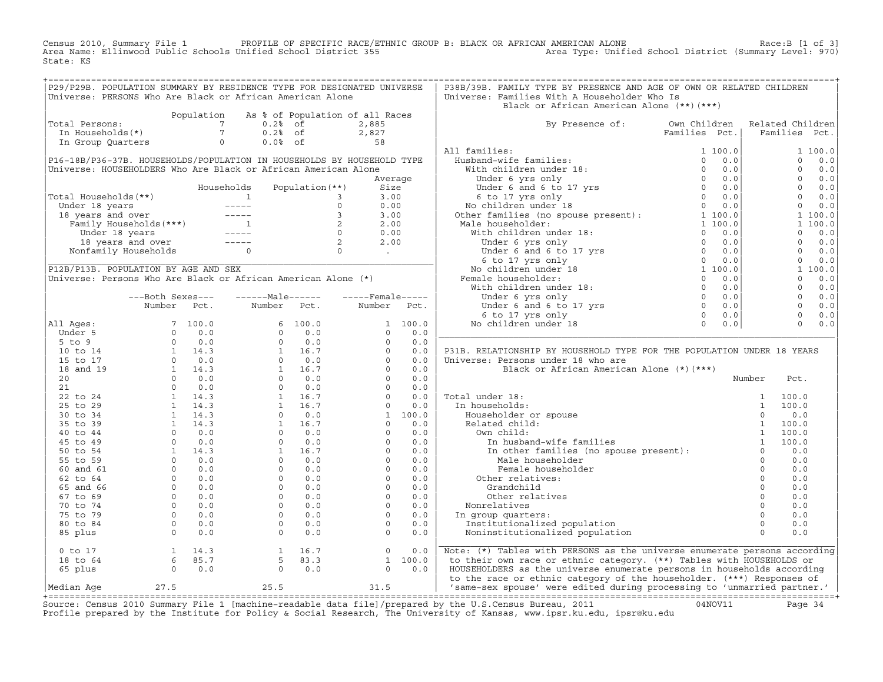Census 2010, Summary File 1 — PROFILE OF SPECIFIC RACE/ETHNIC GROUP B: BLACK OR AFRICAN AMERICAN ALONE — Race:B [1 of 3]
Area Name: Ellinwood Public Schools Unified School District 355 — Area Type: Unified School District (Summary Level: 970)
State: KS

## P29/P29B. POPULATION SUMMARY BY RESIDENCE TYPE FOR DESIGNATED UNIVERSE

Universe: PERSONS Who Are Black or African American Alone

| | Population | As % of Population of all Races | |
|---|---|---|---|
| Total Persons: | 7 | 0.2% of | 2,885 |
| In Households(*) | 7 | 0.2% of | 2,827 |
| In Group Quarters | 0 | 0.0% of | 58 |

## P16-18B/P36-37B. HOUSEHOLDS/POPULATION IN HOUSEHOLDS BY HOUSEHOLD TYPE

Universe: HOUSEHOLDERS Who Are Black or African American Alone

| | Households | Population(**) | Average Size |
|---|---|---|---|
| Total Households(**) | 1 | 3 | 3.00 |
| Under 18 years | ----- | 0 | 0.00 |
| 18 years and over | ----- | 3 | 3.00 |
| Family Households(***) | 1 | 2 | 2.00 |
| Under 18 years | ----- | 0 | 0.00 |
| 18 years and over | ----- | 2 | 2.00 |
| Nonfamily Households | 0 | 0 | . |

## P12B/P13B. POPULATION BY AGE AND SEX

Universe: Persons Who Are Black or African American Alone (*)

| | Both Sexes Number | Both Sexes Pct. | Male Number | Male Pct. | Female Number | Female Pct. |
|---|---|---|---|---|---|---|
| All Ages: | 7 | 100.0 | 6 | 100.0 | 1 | 100.0 |
| Under 5 | 0 | 0.0 | 0 | 0.0 | 0 | 0.0 |
| 5 to 9 | 0 | 0.0 | 0 | 0.0 | 0 | 0.0 |
| 10 to 14 | 1 | 14.3 | 1 | 16.7 | 0 | 0.0 |
| 15 to 17 | 0 | 0.0 | 0 | 0.0 | 0 | 0.0 |
| 18 and 19 | 1 | 14.3 | 1 | 16.7 | 0 | 0.0 |
| 20 | 0 | 0.0 | 0 | 0.0 | 0 | 0.0 |
| 21 | 0 | 0.0 | 0 | 0.0 | 0 | 0.0 |
| 22 to 24 | 1 | 14.3 | 1 | 16.7 | 0 | 0.0 |
| 25 to 29 | 1 | 14.3 | 1 | 16.7 | 0 | 0.0 |
| 30 to 34 | 1 | 14.3 | 0 | 0.0 | 1 | 100.0 |
| 35 to 39 | 1 | 14.3 | 1 | 16.7 | 0 | 0.0 |
| 40 to 44 | 0 | 0.0 | 0 | 0.0 | 0 | 0.0 |
| 45 to 49 | 0 | 0.0 | 0 | 0.0 | 0 | 0.0 |
| 50 to 54 | 1 | 14.3 | 1 | 16.7 | 0 | 0.0 |
| 55 to 59 | 0 | 0.0 | 0 | 0.0 | 0 | 0.0 |
| 60 and 61 | 0 | 0.0 | 0 | 0.0 | 0 | 0.0 |
| 62 to 64 | 0 | 0.0 | 0 | 0.0 | 0 | 0.0 |
| 65 and 66 | 0 | 0.0 | 0 | 0.0 | 0 | 0.0 |
| 67 to 69 | 0 | 0.0 | 0 | 0.0 | 0 | 0.0 |
| 70 to 74 | 0 | 0.0 | 0 | 0.0 | 0 | 0.0 |
| 75 to 79 | 0 | 0.0 | 0 | 0.0 | 0 | 0.0 |
| 80 to 84 | 0 | 0.0 | 0 | 0.0 | 0 | 0.0 |
| 85 plus | 0 | 0.0 | 0 | 0.0 | 0 | 0.0 |
| 0 to 17 | 1 | 14.3 | 1 | 16.7 | 0 | 0.0 |
| 18 to 64 | 6 | 85.7 | 5 | 83.3 | 1 | 100.0 |
| 65 plus | 0 | 0.0 | 0 | 0.0 | 0 | 0.0 |
| Median Age | 27.5 | | 25.5 | | 31.5 | |

## P38B/39B. FAMILY TYPE BY PRESENCE AND AGE OF OWN OR RELATED CHILDREN

Universe: Families With A Householder Who Is Black or African American Alone (**)(***)

| By Presence of: | Own Children Families | Own Children Pct. | Related Children Families | Related Children Pct. |
|---|---|---|---|---|
| All families: | 1 | 100.0 | 1 | 100.0 |
| Husband-wife families: | 0 | 0.0 | 0 | 0.0 |
| With children under 18: | 0 | 0.0 | 0 | 0.0 |
| Under 6 yrs only | 0 | 0.0 | 0 | 0.0 |
| Under 6 and 6 to 17 yrs | 0 | 0.0 | 0 | 0.0 |
| 6 to 17 yrs only | 0 | 0.0 | 0 | 0.0 |
| No children under 18 | 0 | 0.0 | 0 | 0.0 |
| Other families (no spouse present): | 1 | 100.0 | 1 | 100.0 |
| Male householder: | 1 | 100.0 | 1 | 100.0 |
| With children under 18: | 0 | 0.0 | 0 | 0.0 |
| Under 6 yrs only | 0 | 0.0 | 0 | 0.0 |
| Under 6 and 6 to 17 yrs | 0 | 0.0 | 0 | 0.0 |
| 6 to 17 yrs only | 0 | 0.0 | 0 | 0.0 |
| No children under 18 | 1 | 100.0 | 1 | 100.0 |
| Female householder: | 0 | 0.0 | 0 | 0.0 |
| With children under 18: | 0 | 0.0 | 0 | 0.0 |
| Under 6 yrs only | 0 | 0.0 | 0 | 0.0 |
| Under 6 and 6 to 17 yrs | 0 | 0.0 | 0 | 0.0 |
| 6 to 17 yrs only | 0 | 0.0 | 0 | 0.0 |
| No children under 18 | 0 | 0.0 | 0 | 0.0 |

## P31B. RELATIONSHIP BY HOUSEHOLD TYPE FOR THE POPULATION UNDER 18 YEARS

Universe: Persons under 18 who are Black or African American Alone (*)(***)

| | Number | Pct. |
|---|---|---|
| Total under 18: | 1 | 100.0 |
| In households: | 1 | 100.0 |
| Householder or spouse | 0 | 0.0 |
| Related child: | 1 | 100.0 |
| Own child: | 1 | 100.0 |
| In husband-wife families | 1 | 100.0 |
| In other families (no spouse present): | 0 | 0.0 |
| Male householder | 0 | 0.0 |
| Female householder | 0 | 0.0 |
| Other relatives: | 0 | 0.0 |
| Grandchild | 0 | 0.0 |
| Other relatives | 0 | 0.0 |
| Nonrelatives | 0 | 0.0 |
| In group quarters: | 0 | 0.0 |
| Institutionalized population | 0 | 0.0 |
| Noninstitutionalized population | 0 | 0.0 |

Note: (*) Tables with PERSONS as the universe enumerate persons according to their own race or ethnic category. (**) Tables with HOUSEHOLDS or HOUSEHOLDERS as the universe enumerate persons in households according to the race or ethnic category of the householder. (***) Responses of 'same-sex spouse' were edited during processing to 'unmarried partner.'

Source: Census 2010 Summary File 1 [machine-readable data file]/prepared by the U.S.Census Bureau, 2011 — 04NOV11
Profile prepared by the Institute for Policy & Social Research, The University of Kansas, www.ipsr.ku.edu, ipsr@ku.edu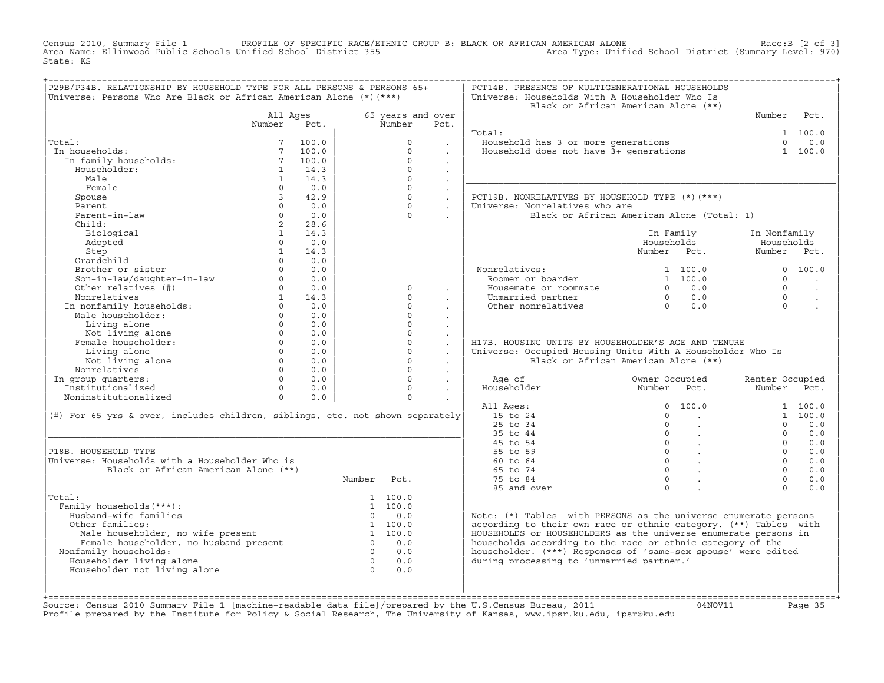Census 2010, Summary File 1 PROFILE OF SPECIFIC RACE/ETHNIC GROUP B: BLACK OR AFRICAN AMERICAN ALONE Race:B [2 of 3]
Area Name: Ellinwood Public Schools Unified School District 355 Area Type: Unified School District (Summary Level: 970)
State: KS

## P29B/P34B. RELATIONSHIP BY HOUSEHOLD TYPE FOR ALL PERSONS & PERSONS 65+

Universe: Persons Who Are Black or African American Alone (*)(***)

| | All Ages Number | All Ages Pct. | 65 years and over Number | 65 years and over Pct. |
|---|---|---|---|---|
| Total: | 7 | 100.0 | 0 | . |
| In households: | 7 | 100.0 | 0 | . |
| In family households: | 7 | 100.0 | 0 | . |
| Householder: | 1 | 14.3 | 0 | . |
| Male | 1 | 14.3 | 0 | . |
| Female | 0 | 0.0 | 0 | . |
| Spouse | 3 | 42.9 | 0 | . |
| Parent | 0 | 0.0 | 0 | . |
| Parent-in-law | 0 | 0.0 | 0 | . |
| Child: | 2 | 28.6 | | |
| Biological | 1 | 14.3 | | |
| Adopted | 0 | 0.0 | | |
| Step | 1 | 14.3 | | |
| Grandchild | 0 | 0.0 | | |
| Brother or sister | 0 | 0.0 | | |
| Son-in-law/daughter-in-law | 0 | 0.0 | | |
| Other relatives (#) | 0 | 0.0 | 0 | . |
| Nonrelatives | 1 | 14.3 | 0 | . |
| In nonfamily households: | 0 | 0.0 | 0 | . |
| Male householder: | 0 | 0.0 | 0 | . |
| Living alone | 0 | 0.0 | 0 | . |
| Not living alone | 0 | 0.0 | 0 | . |
| Female householder: | 0 | 0.0 | 0 | . |
| Living alone | 0 | 0.0 | 0 | . |
| Not living alone | 0 | 0.0 | 0 | . |
| Nonrelatives | 0 | 0.0 | 0 | . |
| In group quarters: | 0 | 0.0 | 0 | . |
| Institutionalized | 0 | 0.0 | 0 | . |
| Noninstitutionalized | 0 | 0.0 | 0 | . |

(#) For 65 yrs & over, includes children, siblings, etc. not shown separately

## P18B. HOUSEHOLD TYPE

Universe: Households with a Householder Who is Black or African American Alone (**)

| | Number | Pct. |
|---|---|---|
| Total: | 1 | 100.0 |
| Family households(***): | 1 | 100.0 |
| Husband-wife families | 0 | 0.0 |
| Other families: | 1 | 100.0 |
| Male householder, no wife present | 1 | 100.0 |
| Female householder, no husband present | 0 | 0.0 |
| Nonfamily households: | 0 | 0.0 |
| Householder living alone | 0 | 0.0 |
| Householder not living alone | 0 | 0.0 |

## PCT14B. PRESENCE OF MULTIGENERATIONAL HOUSEHOLDS

Universe: Households With A Householder Who Is Black or African American Alone (**)

| | Number | Pct. |
|---|---|---|
| Total: | 1 | 100.0 |
| Household has 3 or more generations | 0 | 0.0 |
| Household does not have 3+ generations | 1 | 100.0 |

## PCT19B. NONRELATIVES BY HOUSEHOLD TYPE (*)(***)

Universe: Nonrelatives who are Black or African American Alone (Total: 1)

| | In Family Households Number | In Family Households Pct. | In Nonfamily Households Number | In Nonfamily Households Pct. |
|---|---|---|---|---|
| Nonrelatives: | 1 | 100.0 | 0 | 100.0 |
| Roomer or boarder | 1 | 100.0 | 0 | . |
| Housemate or roommate | 0 | 0.0 | 0 | . |
| Unmarried partner | 0 | 0.0 | 0 | . |
| Other nonrelatives | 0 | 0.0 | 0 | . |

## H17B. HOUSING UNITS BY HOUSEHOLDER'S AGE AND TENURE

Universe: Occupied Housing Units With A Householder Who Is Black or African American Alone (**)

| Age of Householder | Owner Occupied Number | Owner Occupied Pct. | Renter Occupied Number | Renter Occupied Pct. |
|---|---|---|---|---|
| All Ages: | 0 | 100.0 | 1 | 100.0 |
| 15 to 24 | 0 | . | 1 | 100.0 |
| 25 to 34 | 0 | . | 0 | 0.0 |
| 35 to 44 | 0 | . | 0 | 0.0 |
| 45 to 54 | 0 | . | 0 | 0.0 |
| 55 to 59 | 0 | . | 0 | 0.0 |
| 60 to 64 | 0 | . | 0 | 0.0 |
| 65 to 74 | 0 | . | 0 | 0.0 |
| 75 to 84 | 0 | . | 0 | 0.0 |
| 85 and over | 0 | . | 0 | 0.0 |

Note: (*) Tables with PERSONS as the universe enumerate persons according to their own race or ethnic category. (**) Tables with HOUSEHOLDS or HOUSEHOLDERS as the universe enumerate persons in households according to the race or ethnic category of the householder. (***) Responses of 'same-sex spouse' were edited during processing to 'unmarried partner.'

Source: Census 2010 Summary File 1 [machine-readable data file]/prepared by the U.S.Census Bureau, 2011 04NOV11
Profile prepared by the Institute for Policy & Social Research, The University of Kansas, www.ipsr.ku.edu, ipsr@ku.edu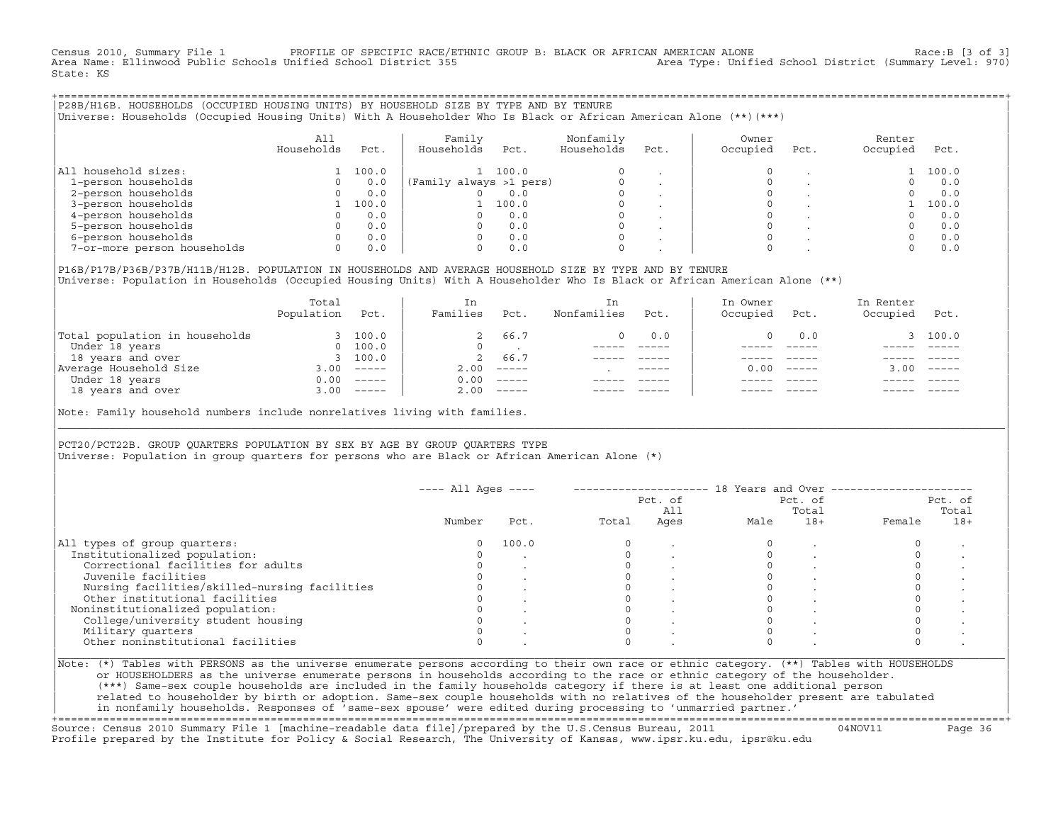Census 2010, Summary File 1 PROFILE OF SPECIFIC RACE/ETHNIC GROUP B: BLACK OR AFRICAN AMERICAN ALONE Race:B [3 of 3]
Area Name: Ellinwood Public Schools Unified School District 355 Area Type: Unified School District (Summary Level: 970)
State: KS

## P28B/H16B. HOUSEHOLDS (OCCUPIED HOUSING UNITS) BY HOUSEHOLD SIZE BY TYPE AND BY TENURE

Universe: Households (Occupied Housing Units) With A Householder Who Is Black or African American Alone (**)(***)

| | All Households | Pct. | Family Households | Pct. | Nonfamily Households | Pct. | Owner Occupied | Pct. | Renter Occupied | Pct. |
|---|---|---|---|---|---|---|---|---|---|---|
| All household sizes: | 1 | 100.0 | 1 | 100.0 | 0 | . | 0 | . | 1 | 100.0 |
| 1-person households | 0 | 0.0 | (Family always >1 pers) | | 0 | . | 0 | . | 0 | 0.0 |
| 2-person households | 0 | 0.0 | 0 | 0.0 | 0 | . | 0 | . | 0 | 0.0 |
| 3-person households | 1 | 100.0 | 1 | 100.0 | 0 | . | 0 | . | 1 | 100.0 |
| 4-person households | 0 | 0.0 | 0 | 0.0 | 0 | . | 0 | . | 0 | 0.0 |
| 5-person households | 0 | 0.0 | 0 | 0.0 | 0 | . | 0 | . | 0 | 0.0 |
| 6-person households | 0 | 0.0 | 0 | 0.0 | 0 | . | 0 | . | 0 | 0.0 |
| 7-or-more person households | 0 | 0.0 | 0 | 0.0 | 0 | . | 0 | . | 0 | 0.0 |

## P16B/P17B/P36B/P37B/H11B/H12B. POPULATION IN HOUSEHOLDS AND AVERAGE HOUSEHOLD SIZE BY TYPE AND BY TENURE

Universe: Population in Households (Occupied Housing Units) With A Householder Who Is Black or African American Alone (**)

| | Total Population | Pct. | In Families | Pct. | In Nonfamilies | Pct. | In Owner Occupied | Pct. | In Renter Occupied | Pct. |
|---|---|---|---|---|---|---|---|---|---|---|
| Total population in households | 3 | 100.0 | 2 | 66.7 | 0 | 0.0 | 0 | 0.0 | 3 | 100.0 |
| Under 18 years | 0 | 100.0 | 0 | . | ----- | ----- | ----- | ----- | ----- | ----- |
| 18 years and over | 3 | 100.0 | 2 | 66.7 | ----- | ----- | ----- | ----- | ----- | ----- |
| Average Household Size | 3.00 | ----- | 2.00 | ----- | . | ----- | 0.00 | ----- | 3.00 | ----- |
| Under 18 years | 0.00 | ----- | 0.00 | ----- | ----- | ----- | ----- | ----- | ----- | ----- |
| 18 years and over | 3.00 | ----- | 2.00 | ----- | ----- | ----- | ----- | ----- | ----- | ----- |

Note: Family household numbers include nonrelatives living with families.

## PCT20/PCT22B. GROUP QUARTERS POPULATION BY SEX BY AGE BY GROUP QUARTERS TYPE

Universe: Population in group quarters for persons who are Black or African American Alone (*)

| | All Ages Number | All Ages Pct. | 18 Years and Over Total | Pct. of All Ages | Male | Pct. of Total 18+ | Female | Pct. of Total 18+ |
|---|---|---|---|---|---|---|---|---|
| All types of group quarters: | 0 | 100.0 | 0 | . | 0 | . | 0 | . |
| Institutionalized population: | 0 | . | 0 | . | 0 | . | 0 | . |
| Correctional facilities for adults | 0 | . | 0 | . | 0 | . | 0 | . |
| Juvenile facilities | 0 | . | 0 | . | 0 | . | 0 | . |
| Nursing facilities/skilled-nursing facilities | 0 | . | 0 | . | 0 | . | 0 | . |
| Other institutional facilities | 0 | . | 0 | . | 0 | . | 0 | . |
| Noninstitutionalized population: | 0 | . | 0 | . | 0 | . | 0 | . |
| College/university student housing | 0 | . | 0 | . | 0 | . | 0 | . |
| Military quarters | 0 | . | 0 | . | 0 | . | 0 | . |
| Other noninstitutional facilities | 0 | . | 0 | . | 0 | . | 0 | . |

Note: (*) Tables with PERSONS as the universe enumerate persons according to their own race or ethnic category. (**) Tables with HOUSEHOLDS or HOUSEHOLDERS as the universe enumerate persons in households according to the race or ethnic category of the householder. (***) Same-sex couple households are included in the family households category if there is at least one additional person related to householder by birth or adoption. Same-sex couple households with no relatives of the householder present are tabulated in nonfamily households. Responses of 'same-sex spouse' were edited during processing to 'unmarried partner.'

Source: Census 2010 Summary File 1 [machine-readable data file]/prepared by the U.S.Census Bureau, 2011 04NOV11
Profile prepared by the Institute for Policy & Social Research, The University of Kansas, www.ipsr.ku.edu, ipsr@ku.edu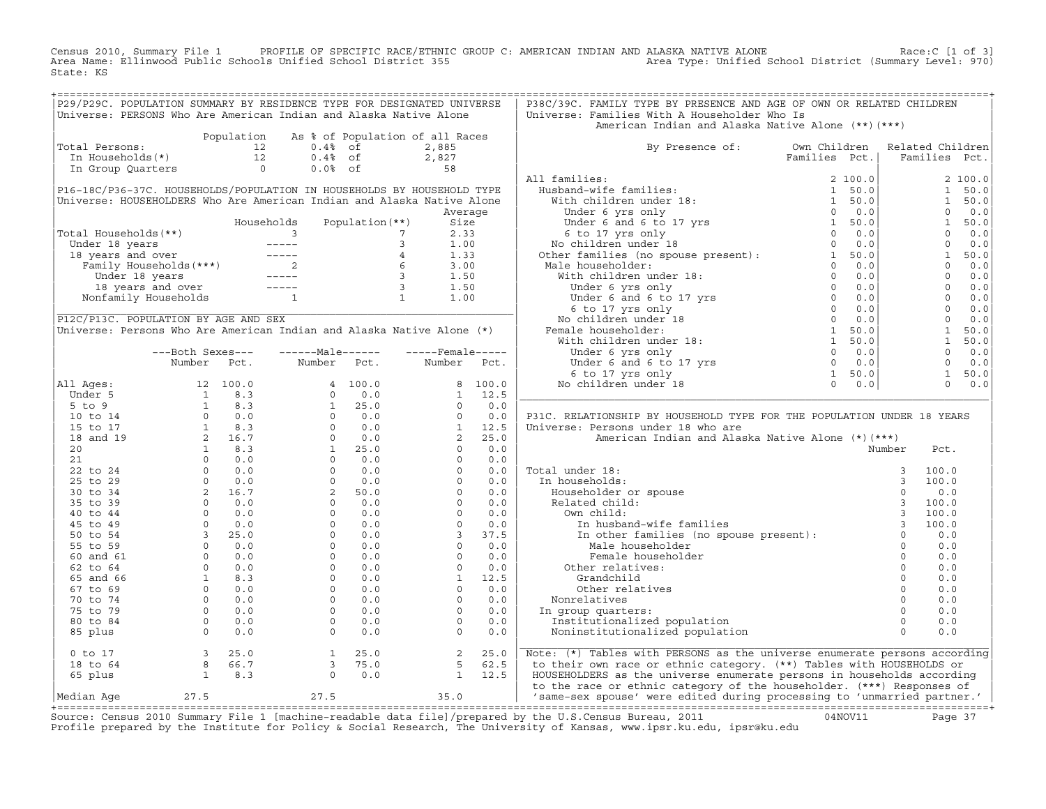Census 2010, Summary File 1 PROFILE OF SPECIFIC RACE/ETHNIC GROUP C: AMERICAN INDIAN AND ALASKA NATIVE ALONE Race:C [1 of 3]
Area Name: Ellinwood Public Schools Unified School District 355 Area Type: Unified School District (Summary Level: 970)
State: KS

## P29/P29C. POPULATION SUMMARY BY RESIDENCE TYPE FOR DESIGNATED UNIVERSE

Universe: PERSONS Who Are American Indian and Alaska Native Alone

| | Population | As % of Population of all Races | |
|---|---|---|---|
| Total Persons: | 12 | 0.4% of | 2,885 |
| In Households(*) | 12 | 0.4% of | 2,827 |
| In Group Quarters | 0 | 0.0% of | 58 |

## P16-18C/P36-37C. HOUSEHOLDS/POPULATION IN HOUSEHOLDS BY HOUSEHOLD TYPE

Universe: HOUSEHOLDERS Who Are American Indian and Alaska Native Alone

| | Households | Population(**) | Average Size |
|---|---|---|---|
| Total Households(**) | 3 | 7 | 2.33 |
| Under 18 years | ----- | 3 | 1.00 |
| 18 years and over | ----- | 4 | 1.33 |
| Family Households(***) | 2 | 6 | 3.00 |
| Under 18 years | ----- | 3 | 1.50 |
| 18 years and over | ----- | 3 | 1.50 |
| Nonfamily Households | 1 | 1 | 1.00 |

## P12C/P13C. POPULATION BY AGE AND SEX

Universe: Persons Who Are American Indian and Alaska Native Alone (*)

| | Both Sexes Number | Both Sexes Pct. | Male Number | Male Pct. | Female Number | Female Pct. |
|---|---|---|---|---|---|---|
| All Ages: | 12 | 100.0 | 4 | 100.0 | 8 | 100.0 |
| Under 5 | 1 | 8.3 | 0 | 0.0 | 1 | 12.5 |
| 5 to 9 | 1 | 8.3 | 1 | 25.0 | 0 | 0.0 |
| 10 to 14 | 0 | 0.0 | 0 | 0.0 | 0 | 0.0 |
| 15 to 17 | 1 | 8.3 | 0 | 0.0 | 1 | 12.5 |
| 18 and 19 | 2 | 16.7 | 0 | 0.0 | 2 | 25.0 |
| 20 | 1 | 8.3 | 1 | 25.0 | 0 | 0.0 |
| 21 | 0 | 0.0 | 0 | 0.0 | 0 | 0.0 |
| 22 to 24 | 0 | 0.0 | 0 | 0.0 | 0 | 0.0 |
| 25 to 29 | 0 | 0.0 | 0 | 0.0 | 0 | 0.0 |
| 30 to 34 | 2 | 16.7 | 2 | 50.0 | 0 | 0.0 |
| 35 to 39 | 0 | 0.0 | 0 | 0.0 | 0 | 0.0 |
| 40 to 44 | 0 | 0.0 | 0 | 0.0 | 0 | 0.0 |
| 45 to 49 | 0 | 0.0 | 0 | 0.0 | 0 | 0.0 |
| 50 to 54 | 3 | 25.0 | 0 | 0.0 | 3 | 37.5 |
| 55 to 59 | 0 | 0.0 | 0 | 0.0 | 0 | 0.0 |
| 60 and 61 | 0 | 0.0 | 0 | 0.0 | 0 | 0.0 |
| 62 to 64 | 0 | 0.0 | 0 | 0.0 | 0 | 0.0 |
| 65 and 66 | 1 | 8.3 | 0 | 0.0 | 1 | 12.5 |
| 67 to 69 | 0 | 0.0 | 0 | 0.0 | 0 | 0.0 |
| 70 to 74 | 0 | 0.0 | 0 | 0.0 | 0 | 0.0 |
| 75 to 79 | 0 | 0.0 | 0 | 0.0 | 0 | 0.0 |
| 80 to 84 | 0 | 0.0 | 0 | 0.0 | 0 | 0.0 |
| 85 plus | 0 | 0.0 | 0 | 0.0 | 0 | 0.0 |
| 0 to 17 | 3 | 25.0 | 1 | 25.0 | 2 | 25.0 |
| 18 to 64 | 8 | 66.7 | 3 | 75.0 | 5 | 62.5 |
| 65 plus | 1 | 8.3 | 0 | 0.0 | 1 | 12.5 |
| Median Age | 27.5 | | 27.5 | | 35.0 | |

## P38C/39C. FAMILY TYPE BY PRESENCE AND AGE OF OWN OR RELATED CHILDREN

Universe: Families With A Householder Who Is American Indian and Alaska Native Alone (**)(***)

| By Presence of: | Own Children Families | Own Children Pct. | Related Children Families | Related Children Pct. |
|---|---|---|---|---|
| All families: | 2 | 100.0 | 2 | 100.0 |
| Husband-wife families: | 1 | 50.0 | 1 | 50.0 |
| With children under 18: | 1 | 50.0 | 1 | 50.0 |
| Under 6 yrs only | 0 | 0.0 | 0 | 0.0 |
| Under 6 and 6 to 17 yrs | 1 | 50.0 | 1 | 50.0 |
| 6 to 17 yrs only | 0 | 0.0 | 0 | 0.0 |
| No children under 18 | 0 | 0.0 | 0 | 0.0 |
| Other families (no spouse present): | 1 | 50.0 | 1 | 50.0 |
| Male householder: | 0 | 0.0 | 0 | 0.0 |
| With children under 18: | 0 | 0.0 | 0 | 0.0 |
| Under 6 yrs only | 0 | 0.0 | 0 | 0.0 |
| Under 6 and 6 to 17 yrs | 0 | 0.0 | 0 | 0.0 |
| 6 to 17 yrs only | 0 | 0.0 | 0 | 0.0 |
| No children under 18 | 0 | 0.0 | 0 | 0.0 |
| Female householder: | 1 | 50.0 | 1 | 50.0 |
| With children under 18: | 1 | 50.0 | 1 | 50.0 |
| Under 6 yrs only | 0 | 0.0 | 0 | 0.0 |
| Under 6 and 6 to 17 yrs | 0 | 0.0 | 0 | 0.0 |
| 6 to 17 yrs only | 1 | 50.0 | 1 | 50.0 |
| No children under 18 | 0 | 0.0 | 0 | 0.0 |

## P31C. RELATIONSHIP BY HOUSEHOLD TYPE FOR THE POPULATION UNDER 18 YEARS

Universe: Persons under 18 who are American Indian and Alaska Native Alone (*)(***)

| | Number | Pct. |
|---|---|---|
| Total under 18: | 3 | 100.0 |
| In households: | 3 | 100.0 |
| Householder or spouse | 0 | 0.0 |
| Related child: | 3 | 100.0 |
| Own child: | 3 | 100.0 |
| In husband-wife families | 3 | 100.0 |
| In other families (no spouse present): | 0 | 0.0 |
| Male householder | 0 | 0.0 |
| Female householder | 0 | 0.0 |
| Other relatives: | 0 | 0.0 |
| Grandchild | 0 | 0.0 |
| Other relatives | 0 | 0.0 |
| Nonrelatives | 0 | 0.0 |
| In group quarters: | 0 | 0.0 |
| Institutionalized population | 0 | 0.0 |
| Noninstitutionalized population | 0 | 0.0 |

Note: (*) Tables with PERSONS as the universe enumerate persons according to their own race or ethnic category. (**) Tables with HOUSEHOLDS or HOUSEHOLDERS as the universe enumerate persons in households according to the race or ethnic category of the householder. (***) Responses of 'same-sex spouse' were edited during processing to 'unmarried partner.'

Source: Census 2010 Summary File 1 [machine-readable data file]/prepared by the U.S.Census Bureau, 2011 04NOV11
Profile prepared by the Institute for Policy & Social Research, The University of Kansas, www.ipsr.ku.edu, ipsr@ku.edu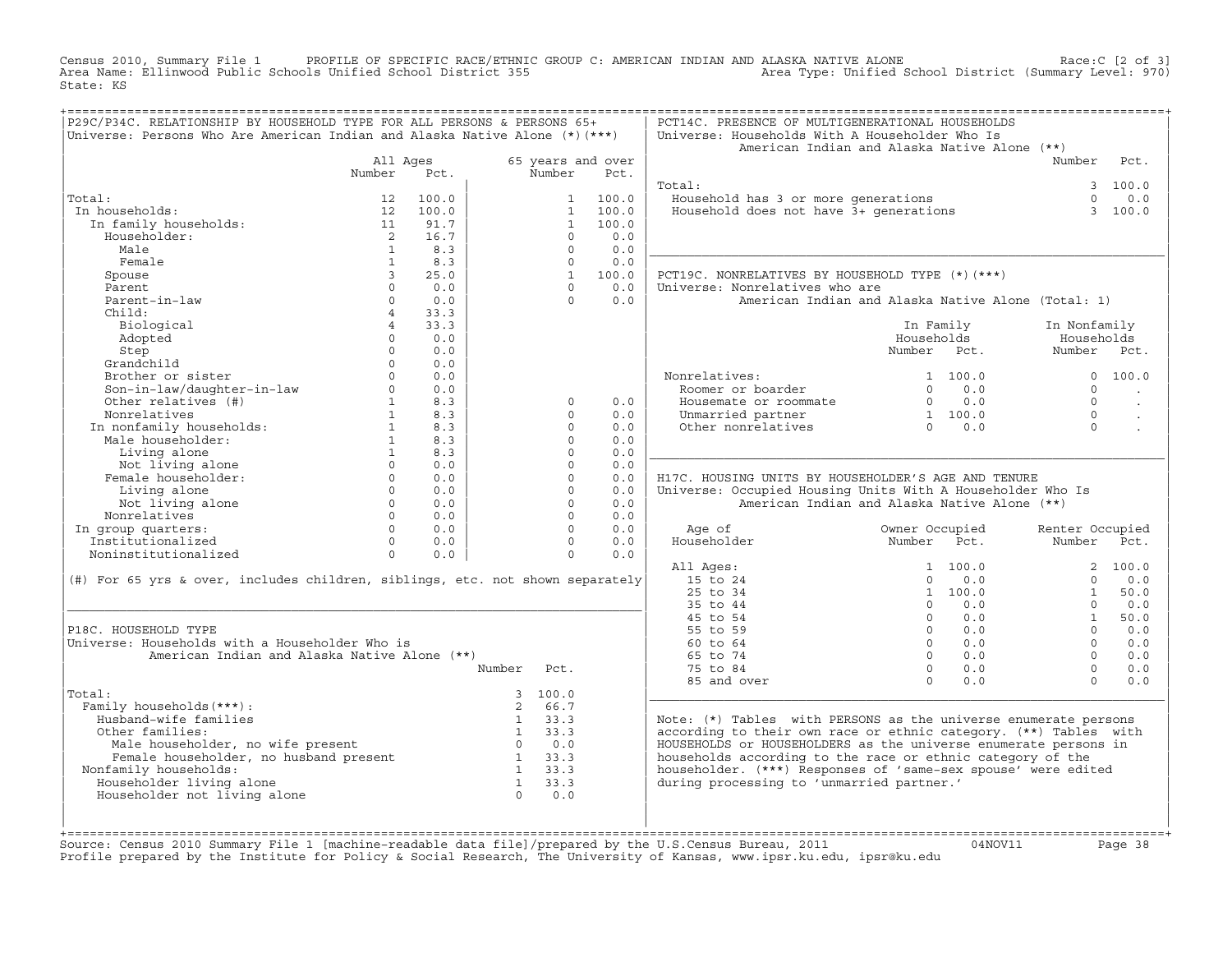Census 2010, Summary File 1 PROFILE OF SPECIFIC RACE/ETHNIC GROUP C: AMERICAN INDIAN AND ALASKA NATIVE ALONE Race:C [2 of 3]
Area Name: Ellinwood Public Schools Unified School District 355 Area Type: Unified School District (Summary Level: 970)
State: KS

## P29C/P34C. RELATIONSHIP BY HOUSEHOLD TYPE FOR ALL PERSONS & PERSONS 65+

Universe: Persons Who Are American Indian and Alaska Native Alone (*)(***)

| | All Ages Number | All Ages Pct. | 65 years and over Number | 65 years and over Pct. |
|---|---|---|---|---|
| Total: | 12 | 100.0 | 1 | 100.0 |
| In households: | 12 | 100.0 | 1 | 100.0 |
| In family households: | 11 | 91.7 | 1 | 100.0 |
| Householder: | 2 | 16.7 | 0 | 0.0 |
| Male | 1 | 8.3 | 0 | 0.0 |
| Female | 1 | 8.3 | 0 | 0.0 |
| Spouse | 3 | 25.0 | 1 | 100.0 |
| Parent | 0 | 0.0 | 0 | 0.0 |
| Parent-in-law | 0 | 0.0 | 0 | 0.0 |
| Child: | 4 | 33.3 | | |
| Biological | 4 | 33.3 | | |
| Adopted | 0 | 0.0 | | |
| Step | 0 | 0.0 | | |
| Grandchild | 0 | 0.0 | | |
| Brother or sister | 0 | 0.0 | | |
| Son-in-law/daughter-in-law | 0 | 0.0 | | |
| Other relatives (#) | 1 | 8.3 | 0 | 0.0 |
| Nonrelatives | 1 | 8.3 | 0 | 0.0 |
| In nonfamily households: | 1 | 8.3 | 0 | 0.0 |
| Male householder: | 1 | 8.3 | 0 | 0.0 |
| Living alone | 1 | 8.3 | 0 | 0.0 |
| Not living alone | 0 | 0.0 | 0 | 0.0 |
| Female householder: | 0 | 0.0 | 0 | 0.0 |
| Living alone | 0 | 0.0 | 0 | 0.0 |
| Not living alone | 0 | 0.0 | 0 | 0.0 |
| Nonrelatives | 0 | 0.0 | 0 | 0.0 |
| In group quarters: | 0 | 0.0 | 0 | 0.0 |
| Institutionalized | 0 | 0.0 | 0 | 0.0 |
| Noninstitutionalized | 0 | 0.0 | 0 | 0.0 |

(#) For 65 yrs & over, includes children, siblings, etc. not shown separately

## P18C. HOUSEHOLD TYPE

Universe: Households with a Householder Who is American Indian and Alaska Native Alone (**)

| | Number | Pct. |
|---|---|---|
| Total: | 3 | 100.0 |
| Family households(***): | 2 | 66.7 |
| Husband-wife families | 1 | 33.3 |
| Other families: | 1 | 33.3 |
| Male householder, no wife present | 0 | 0.0 |
| Female householder, no husband present | 1 | 33.3 |
| Nonfamily households: | 1 | 33.3 |
| Householder living alone | 1 | 33.3 |
| Householder not living alone | 0 | 0.0 |

## PCT14C. PRESENCE OF MULTIGENERATIONAL HOUSEHOLDS

Universe: Households With A Householder Who Is American Indian and Alaska Native Alone (**)

| | Number | Pct. |
|---|---|---|
| Total: | 3 | 100.0 |
| Household has 3 or more generations | 0 | 0.0 |
| Household does not have 3+ generations | 3 | 100.0 |

## PCT19C. NONRELATIVES BY HOUSEHOLD TYPE (*)(***)

Universe: Nonrelatives who are American Indian and Alaska Native Alone (Total: 1)

| | In Family Households Number | In Family Households Pct. | In Nonfamily Households Number | In Nonfamily Households Pct. |
|---|---|---|---|---|
| Nonrelatives: | 1 | 100.0 | 0 | 100.0 |
| Roomer or boarder | 0 | 0.0 | 0 | . |
| Housemate or roommate | 0 | 0.0 | 0 | . |
| Unmarried partner | 1 | 100.0 | 0 | . |
| Other nonrelatives | 0 | 0.0 | 0 | . |

## H17C. HOUSING UNITS BY HOUSEHOLDER'S AGE AND TENURE

Universe: Occupied Housing Units With A Householder Who Is American Indian and Alaska Native Alone (**)

| Age of Householder | Owner Occupied Number | Owner Occupied Pct. | Renter Occupied Number | Renter Occupied Pct. |
|---|---|---|---|---|
| All Ages: | 1 | 100.0 | 2 | 100.0 |
| 15 to 24 | 0 | 0.0 | 0 | 0.0 |
| 25 to 34 | 1 | 100.0 | 1 | 50.0 |
| 35 to 44 | 0 | 0.0 | 0 | 0.0 |
| 45 to 54 | 0 | 0.0 | 1 | 50.0 |
| 55 to 59 | 0 | 0.0 | 0 | 0.0 |
| 60 to 64 | 0 | 0.0 | 0 | 0.0 |
| 65 to 74 | 0 | 0.0 | 0 | 0.0 |
| 75 to 84 | 0 | 0.0 | 0 | 0.0 |
| 85 and over | 0 | 0.0 | 0 | 0.0 |

Note: (*) Tables with PERSONS as the universe enumerate persons according to their own race or ethnic category. (**) Tables with HOUSEHOLDS or HOUSEHOLDERS as the universe enumerate persons in households according to the race or ethnic category of the householder. (***) Responses of 'same-sex spouse' were edited during processing to 'unmarried partner.'

Source: Census 2010 Summary File 1 [machine-readable data file]/prepared by the U.S.Census Bureau, 2011 04NOV11
Profile prepared by the Institute for Policy & Social Research, The University of Kansas, www.ipsr.ku.edu, ipsr@ku.edu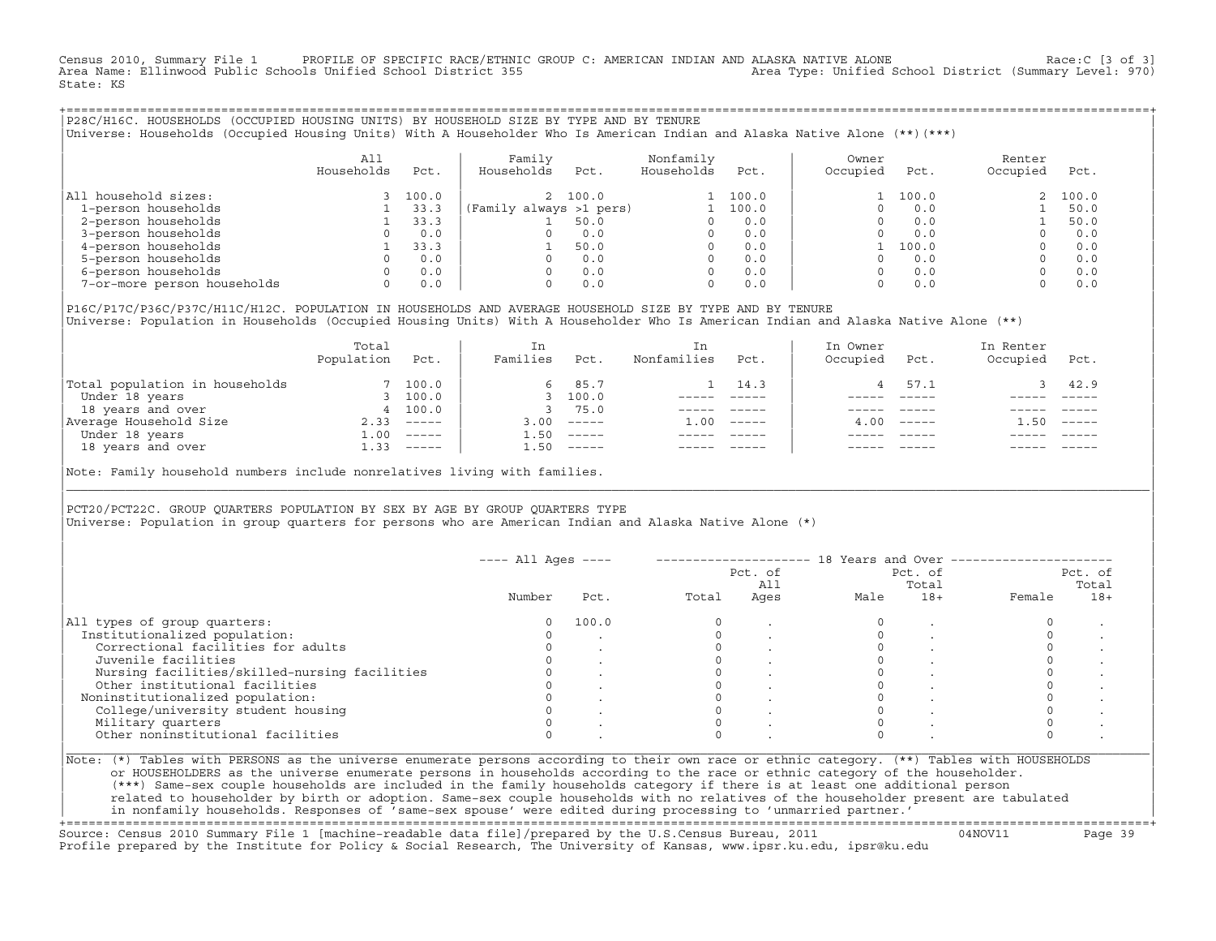Census 2010, Summary File 1 PROFILE OF SPECIFIC RACE/ETHNIC GROUP C: AMERICAN INDIAN AND ALASKA NATIVE ALONE Race:C [3 of 3]
Area Name: Ellinwood Public Schools Unified School District 355 Area Type: Unified School District (Summary Level: 970)
State: KS

## P28C/H16C. HOUSEHOLDS (OCCUPIED HOUSING UNITS) BY HOUSEHOLD SIZE BY TYPE AND BY TENURE

Universe: Households (Occupied Housing Units) With A Householder Who Is American Indian and Alaska Native Alone (**)(***)

| | All Households | Pct. | Family Households | Pct. | Nonfamily Households | Pct. | Owner Occupied | Pct. | Renter Occupied | Pct. |
|---|---|---|---|---|---|---|---|---|---|---|
| All household sizes: | 3 | 100.0 | 2 | 100.0 | 1 | 100.0 | 1 | 100.0 | 2 | 100.0 |
| 1-person households | 1 | 33.3 | (Family always >1 pers) | | 1 | 100.0 | 0 | 0.0 | 1 | 50.0 |
| 2-person households | 1 | 33.3 | 1 | 50.0 | 0 | 0.0 | 0 | 0.0 | 1 | 50.0 |
| 3-person households | 0 | 0.0 | 0 | 0.0 | 0 | 0.0 | 0 | 0.0 | 0 | 0.0 |
| 4-person households | 1 | 33.3 | 1 | 50.0 | 0 | 0.0 | 1 | 100.0 | 0 | 0.0 |
| 5-person households | 0 | 0.0 | 0 | 0.0 | 0 | 0.0 | 0 | 0.0 | 0 | 0.0 |
| 6-person households | 0 | 0.0 | 0 | 0.0 | 0 | 0.0 | 0 | 0.0 | 0 | 0.0 |
| 7-or-more person households | 0 | 0.0 | 0 | 0.0 | 0 | 0.0 | 0 | 0.0 | 0 | 0.0 |

## P16C/P17C/P36C/P37C/H11C/H12C. POPULATION IN HOUSEHOLDS AND AVERAGE HOUSEHOLD SIZE BY TYPE AND BY TENURE

Universe: Population in Households (Occupied Housing Units) With A Householder Who Is American Indian and Alaska Native Alone (**)

| | Total Population | Pct. | In Families | Pct. | In Nonfamilies | Pct. | In Owner Occupied | Pct. | In Renter Occupied | Pct. |
|---|---|---|---|---|---|---|---|---|---|---|
| Total population in households | 7 | 100.0 | 6 | 85.7 | 1 | 14.3 | 4 | 57.1 | 3 | 42.9 |
| Under 18 years | 3 | 100.0 | 3 | 100.0 | ----- | ----- | ----- | ----- | ----- | ----- |
| 18 years and over | 4 | 100.0 | 3 | 75.0 | ----- | ----- | ----- | ----- | ----- | ----- |
| Average Household Size | 2.33 | ----- | 3.00 | ----- | 1.00 | ----- | 4.00 | ----- | 1.50 | ----- |
| Under 18 years | 1.00 | ----- | 1.50 | ----- | ----- | ----- | ----- | ----- | ----- | ----- |
| 18 years and over | 1.33 | ----- | 1.50 | ----- | ----- | ----- | ----- | ----- | ----- | ----- |

Note: Family household numbers include nonrelatives living with families.

## PCT20/PCT22C. GROUP QUARTERS POPULATION BY SEX BY AGE BY GROUP QUARTERS TYPE

Universe: Population in group quarters for persons who are American Indian and Alaska Native Alone (*)

| | All Ages Number | All Ages Pct. | 18 Years and Over Total | Pct. of All Ages | Male | Pct. of Total 18+ | Female | Pct. of Total 18+ |
|---|---|---|---|---|---|---|---|---|
| All types of group quarters: | 0 | 100.0 | 0 | . | 0 | . | 0 | . |
| Institutionalized population: | 0 | . | 0 | . | 0 | . | 0 | . |
| Correctional facilities for adults | 0 | . | 0 | . | 0 | . | 0 | . |
| Juvenile facilities | 0 | . | 0 | . | 0 | . | 0 | . |
| Nursing facilities/skilled-nursing facilities | 0 | . | 0 | . | 0 | . | 0 | . |
| Other institutional facilities | 0 | . | 0 | . | 0 | . | 0 | . |
| Noninstitutionalized population: | 0 | . | 0 | . | 0 | . | 0 | . |
| College/university student housing | 0 | . | 0 | . | 0 | . | 0 | . |
| Military quarters | 0 | . | 0 | . | 0 | . | 0 | . |
| Other noninstitutional facilities | 0 | . | 0 | . | 0 | . | 0 | . |

Note: (*) Tables with PERSONS as the universe enumerate persons according to their own race or ethnic category. (**) Tables with HOUSEHOLDS or HOUSEHOLDERS as the universe enumerate persons in households according to the race or ethnic category of the householder. (***) Same-sex couple households are included in the family households category if there is at least one additional person related to householder by birth or adoption. Same-sex couple households with no relatives of the householder present are tabulated in nonfamily households. Responses of 'same-sex spouse' were edited during processing to 'unmarried partner.'

Source: Census 2010 Summary File 1 [machine-readable data file]/prepared by the U.S.Census Bureau, 2011 04NOV11
Profile prepared by the Institute for Policy & Social Research, The University of Kansas, www.ipsr.ku.edu, ipsr@ku.edu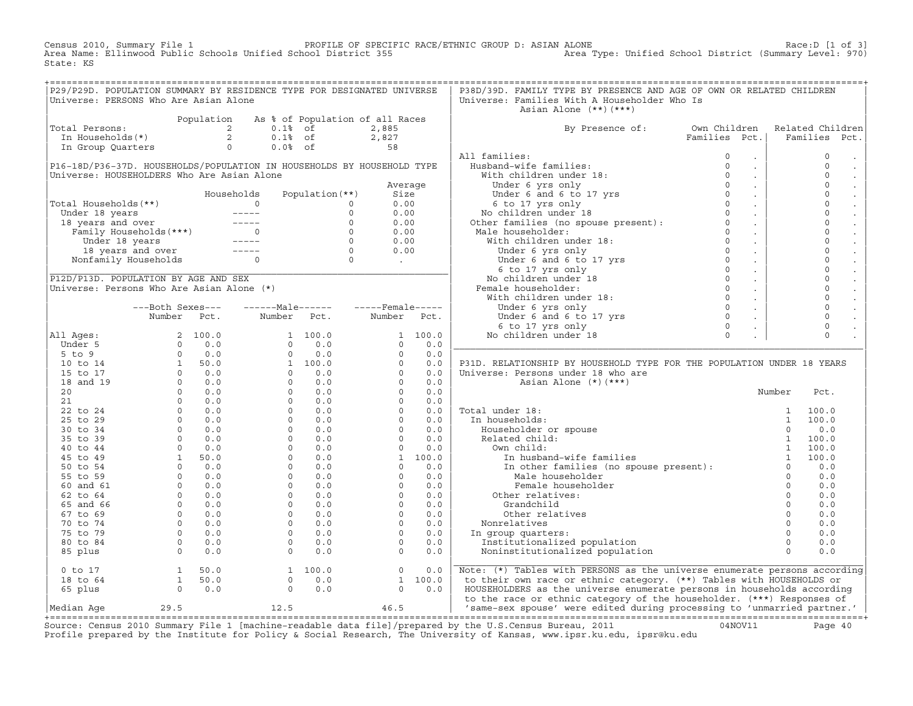Census 2010, Summary File 1 — PROFILE OF SPECIFIC RACE/ETHNIC GROUP D: ASIAN ALONE — Race:D [1 of 3]
Area Name: Ellinwood Public Schools Unified School District 355 — Area Type: Unified School District (Summary Level: 970)
State: KS

## P29/P29D. POPULATION SUMMARY BY RESIDENCE TYPE FOR DESIGNATED UNIVERSE

Universe: PERSONS Who Are Asian Alone

| | Population | As % of Population of all Races | |
|---|---|---|---|
| Total Persons: | 2 | 0.1% of | 2,885 |
| In Households(*) | 2 | 0.1% of | 2,827 |
| In Group Quarters | 0 | 0.0% of | 58 |

## P16-18D/P36-37D. HOUSEHOLDS/POPULATION IN HOUSEHOLDS BY HOUSEHOLD TYPE

Universe: HOUSEHOLDERS Who Are Asian Alone

| | Households | Population(**) | Average Size |
|---|---|---|---|
| Total Households(**) | 0 | 0 | 0.00 |
| Under 18 years | ----- | 0 | 0.00 |
| 18 years and over | ----- | 0 | 0.00 |
| Family Households(***) | 0 | 0 | 0.00 |
| Under 18 years | ----- | 0 | 0.00 |
| 18 years and over | ----- | 0 | 0.00 |
| Nonfamily Households | 0 | 0 | . |

## P12D/P13D. POPULATION BY AGE AND SEX

Universe: Persons Who Are Asian Alone (*)

| | Both Sexes Number | Both Sexes Pct. | Male Number | Male Pct. | Female Number | Female Pct. |
|---|---|---|---|---|---|---|
| All Ages: | 2 | 100.0 | 1 | 100.0 | 1 | 100.0 |
| Under 5 | 0 | 0.0 | 0 | 0.0 | 0 | 0.0 |
| 5 to 9 | 0 | 0.0 | 0 | 0.0 | 0 | 0.0 |
| 10 to 14 | 1 | 50.0 | 1 | 100.0 | 0 | 0.0 |
| 15 to 17 | 0 | 0.0 | 0 | 0.0 | 0 | 0.0 |
| 18 and 19 | 0 | 0.0 | 0 | 0.0 | 0 | 0.0 |
| 20 | 0 | 0.0 | 0 | 0.0 | 0 | 0.0 |
| 21 | 0 | 0.0 | 0 | 0.0 | 0 | 0.0 |
| 22 to 24 | 0 | 0.0 | 0 | 0.0 | 0 | 0.0 |
| 25 to 29 | 0 | 0.0 | 0 | 0.0 | 0 | 0.0 |
| 30 to 34 | 0 | 0.0 | 0 | 0.0 | 0 | 0.0 |
| 35 to 39 | 0 | 0.0 | 0 | 0.0 | 0 | 0.0 |
| 40 to 44 | 0 | 0.0 | 0 | 0.0 | 0 | 0.0 |
| 45 to 49 | 1 | 50.0 | 0 | 0.0 | 1 | 100.0 |
| 50 to 54 | 0 | 0.0 | 0 | 0.0 | 0 | 0.0 |
| 55 to 59 | 0 | 0.0 | 0 | 0.0 | 0 | 0.0 |
| 60 and 61 | 0 | 0.0 | 0 | 0.0 | 0 | 0.0 |
| 62 to 64 | 0 | 0.0 | 0 | 0.0 | 0 | 0.0 |
| 65 and 66 | 0 | 0.0 | 0 | 0.0 | 0 | 0.0 |
| 67 to 69 | 0 | 0.0 | 0 | 0.0 | 0 | 0.0 |
| 70 to 74 | 0 | 0.0 | 0 | 0.0 | 0 | 0.0 |
| 75 to 79 | 0 | 0.0 | 0 | 0.0 | 0 | 0.0 |
| 80 to 84 | 0 | 0.0 | 0 | 0.0 | 0 | 0.0 |
| 85 plus | 0 | 0.0 | 0 | 0.0 | 0 | 0.0 |
| 0 to 17 | 1 | 50.0 | 1 | 100.0 | 0 | 0.0 |
| 18 to 64 | 1 | 50.0 | 0 | 0.0 | 1 | 100.0 |
| 65 plus | 0 | 0.0 | 0 | 0.0 | 0 | 0.0 |
| Median Age | 29.5 | | 12.5 | | 46.5 | |

## P38D/39D. FAMILY TYPE BY PRESENCE AND AGE OF OWN OR RELATED CHILDREN

Universe: Families With A Householder Who Is Asian Alone (**)(***)

| By Presence of: | Own Children Families | Own Children Pct. | Related Children Families | Related Children Pct. |
|---|---|---|---|---|
| All families: | 0 | . | 0 | . |
| Husband-wife families: | 0 | . | 0 | . |
| With children under 18: | 0 | . | 0 | . |
| Under 6 yrs only | 0 | . | 0 | . |
| Under 6 and 6 to 17 yrs | 0 | . | 0 | . |
| 6 to 17 yrs only | 0 | . | 0 | . |
| No children under 18 | 0 | . | 0 | . |
| Other families (no spouse present): | 0 | . | 0 | . |
| Male householder: | 0 | . | 0 | . |
| With children under 18: | 0 | . | 0 | . |
| Under 6 yrs only | 0 | . | 0 | . |
| Under 6 and 6 to 17 yrs | 0 | . | 0 | . |
| 6 to 17 yrs only | 0 | . | 0 | . |
| No children under 18 | 0 | . | 0 | . |
| Female householder: | 0 | . | 0 | . |
| With children under 18: | 0 | . | 0 | . |
| Under 6 yrs only | 0 | . | 0 | . |
| Under 6 and 6 to 17 yrs | 0 | . | 0 | . |
| 6 to 17 yrs only | 0 | . | 0 | . |
| No children under 18 | 0 | . | 0 | . |

## P31D. RELATIONSHIP BY HOUSEHOLD TYPE FOR THE POPULATION UNDER 18 YEARS

Universe: Persons under 18 who are Asian Alone (*)(***)

| | Number | Pct. |
|---|---|---|
| Total under 18: | 1 | 100.0 |
| In households: | 1 | 100.0 |
| Householder or spouse | 0 | 0.0 |
| Related child: | 1 | 100.0 |
| Own child: | 1 | 100.0 |
| In husband-wife families | 1 | 100.0 |
| In other families (no spouse present): | 0 | 0.0 |
| Male householder | 0 | 0.0 |
| Female householder | 0 | 0.0 |
| Other relatives: | 0 | 0.0 |
| Grandchild | 0 | 0.0 |
| Other relatives | 0 | 0.0 |
| Nonrelatives | 0 | 0.0 |
| In group quarters: | 0 | 0.0 |
| Institutionalized population | 0 | 0.0 |
| Noninstitutionalized population | 0 | 0.0 |

Note: (*) Tables with PERSONS as the universe enumerate persons according to their own race or ethnic category. (**) Tables with HOUSEHOLDS or HOUSEHOLDERS as the universe enumerate persons in households according to the race or ethnic category of the householder. (***) Responses of 'same-sex spouse' were edited during processing to 'unmarried partner.'

Source: Census 2010 Summary File 1 [machine-readable data file]/prepared by the U.S.Census Bureau, 2011 04NOV11
Profile prepared by the Institute for Policy & Social Research, The University of Kansas, www.ipsr.ku.edu, ipsr@ku.edu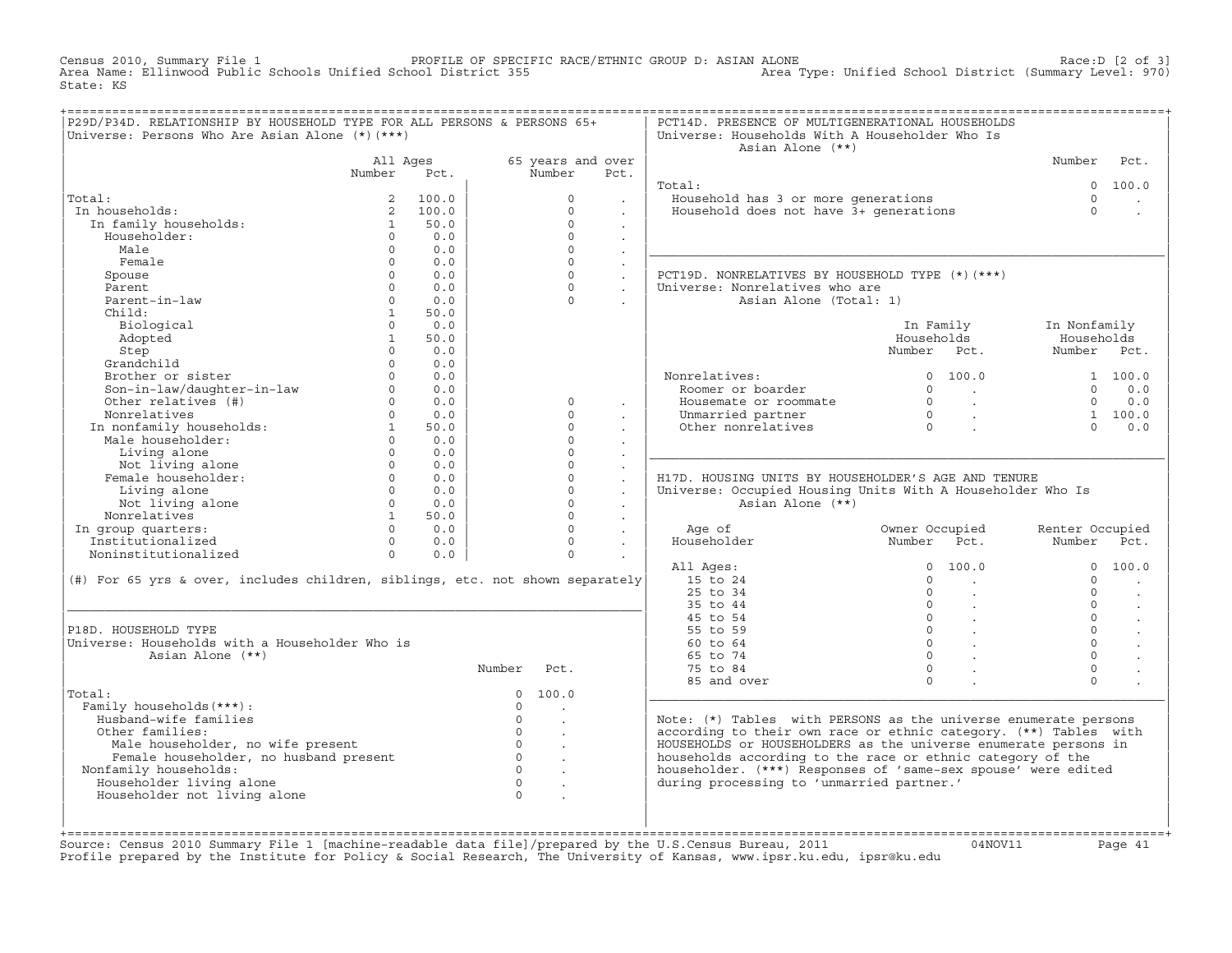Census 2010, Summary File 1 PROFILE OF SPECIFIC RACE/ETHNIC GROUP D: ASIAN ALONE Race:D [2 of 3]
Area Name: Ellinwood Public Schools Unified School District 355 Area Type: Unified School District (Summary Level: 970)
State: KS

## P29D/P34D. RELATIONSHIP BY HOUSEHOLD TYPE FOR ALL PERSONS & PERSONS 65+

Universe: Persons Who Are Asian Alone (*)(***)

| | All Ages Number | All Ages Pct. | 65 years and over Number | 65 years and over Pct. |
|---|---|---|---|---|
| Total: | 2 | 100.0 | 0 | . |
| In households: | 2 | 100.0 | 0 | . |
| In family households: | 1 | 50.0 | 0 | . |
| Householder: | 0 | 0.0 | 0 | . |
| Male | 0 | 0.0 | 0 | . |
| Female | 0 | 0.0 | 0 | . |
| Spouse | 0 | 0.0 | 0 | . |
| Parent | 0 | 0.0 | 0 | . |
| Parent-in-law | 0 | 0.0 | 0 | . |
| Child: | 1 | 50.0 | | |
| Biological | 0 | 0.0 | | |
| Adopted | 1 | 50.0 | | |
| Step | 0 | 0.0 | | |
| Grandchild | 0 | 0.0 | | |
| Brother or sister | 0 | 0.0 | | |
| Son-in-law/daughter-in-law | 0 | 0.0 | | |
| Other relatives (#) | 0 | 0.0 | 0 | . |
| Nonrelatives | 0 | 0.0 | 0 | . |
| In nonfamily households: | 1 | 50.0 | 0 | . |
| Male householder: | 0 | 0.0 | 0 | . |
| Living alone | 0 | 0.0 | 0 | . |
| Not living alone | 0 | 0.0 | 0 | . |
| Female householder: | 0 | 0.0 | 0 | . |
| Living alone | 0 | 0.0 | 0 | . |
| Not living alone | 0 | 0.0 | 0 | . |
| Nonrelatives | 1 | 50.0 | 0 | . |
| In group quarters: | 0 | 0.0 | 0 | . |
| Institutionalized | 0 | 0.0 | 0 | . |
| Noninstitutionalized | 0 | 0.0 | 0 | . |

(#) For 65 yrs & over, includes children, siblings, etc. not shown separately

## P18D. HOUSEHOLD TYPE

Universe: Households with a Householder Who is Asian Alone (**)

| | Number | Pct. |
|---|---|---|
| Total: | 0 | 100.0 |
| Family households(***): | 0 | . |
| Husband-wife families | 0 | . |
| Other families: | 0 | . |
| Male householder, no wife present | 0 | . |
| Female householder, no husband present | 0 | . |
| Nonfamily households: | 0 | . |
| Householder living alone | 0 | . |
| Householder not living alone | 0 | . |

## PCT14D. PRESENCE OF MULTIGENERATIONAL HOUSEHOLDS

Universe: Households With A Householder Who Is Asian Alone (**)

| | Number | Pct. |
|---|---|---|
| Total: | 0 | 100.0 |
| Household has 3 or more generations | 0 | . |
| Household does not have 3+ generations | 0 | . |

## PCT19D. NONRELATIVES BY HOUSEHOLD TYPE (*)(***)

Universe: Nonrelatives who are Asian Alone (Total: 1)

| | In Family Households Number | In Family Households Pct. | In Nonfamily Households Number | In Nonfamily Households Pct. |
|---|---|---|---|---|
| Nonrelatives: | 0 | 100.0 | 1 | 100.0 |
| Roomer or boarder | 0 | . | 0 | 0.0 |
| Housemate or roommate | 0 | . | 0 | 0.0 |
| Unmarried partner | 0 | . | 1 | 100.0 |
| Other nonrelatives | 0 | . | 0 | 0.0 |

## H17D. HOUSING UNITS BY HOUSEHOLDER'S AGE AND TENURE

Universe: Occupied Housing Units With A Householder Who Is Asian Alone (**)

| Age of Householder | Owner Occupied Number | Owner Occupied Pct. | Renter Occupied Number | Renter Occupied Pct. |
|---|---|---|---|---|
| All Ages: | 0 | 100.0 | 0 | 100.0 |
| 15 to 24 | 0 | . | 0 | . |
| 25 to 34 | 0 | . | 0 | . |
| 35 to 44 | 0 | . | 0 | . |
| 45 to 54 | 0 | . | 0 | . |
| 55 to 59 | 0 | . | 0 | . |
| 60 to 64 | 0 | . | 0 | . |
| 65 to 74 | 0 | . | 0 | . |
| 75 to 84 | 0 | . | 0 | . |
| 85 and over | 0 | . | 0 | . |

Note: (*) Tables with PERSONS as the universe enumerate persons according to their own race or ethnic category. (**) Tables with HOUSEHOLDS or HOUSEHOLDERS as the universe enumerate persons in households according to the race or ethnic category of the householder. (***) Responses of 'same-sex spouse' were edited during processing to 'unmarried partner.'

Source: Census 2010 Summary File 1 [machine-readable data file]/prepared by the U.S.Census Bureau, 2011 04NOV11
Profile prepared by the Institute for Policy & Social Research, The University of Kansas, www.ipsr.ku.edu, ipsr@ku.edu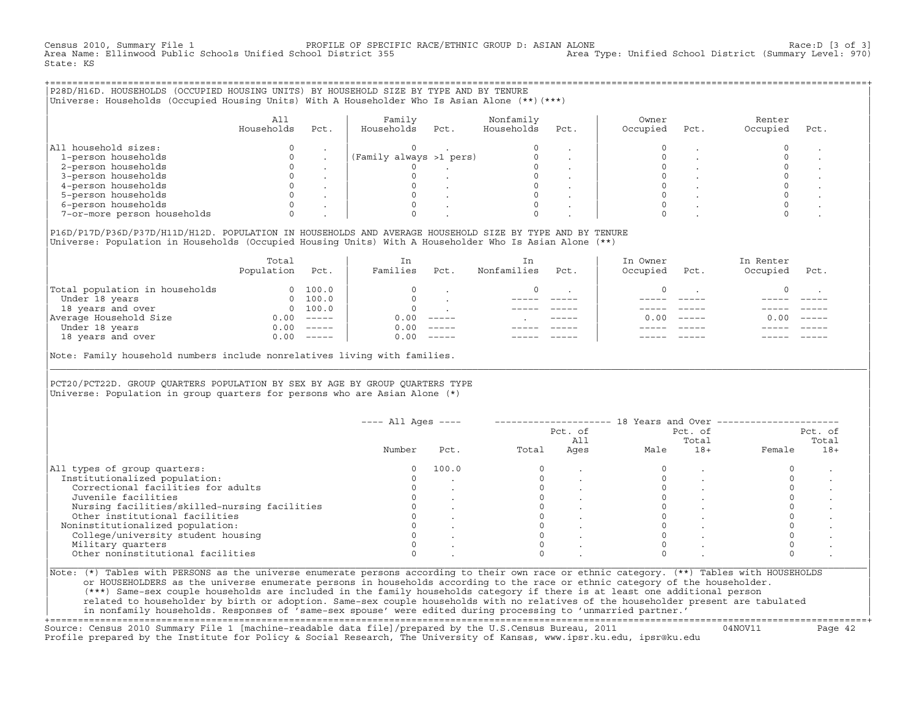Census 2010, Summary File 1 — PROFILE OF SPECIFIC RACE/ETHNIC GROUP D: ASIAN ALONE — Race:D [3 of 3]
Area Name: Ellinwood Public Schools Unified School District 355 — Area Type: Unified School District (Summary Level: 970)
State: KS

## P28D/H16D. HOUSEHOLDS (OCCUPIED HOUSING UNITS) BY HOUSEHOLD SIZE BY TYPE AND BY TENURE

Universe: Households (Occupied Housing Units) With A Householder Who Is Asian Alone (**)(***)

| | All Households | Pct. | Family Households | Pct. | Nonfamily Households | Pct. | Owner Occupied | Pct. | Renter Occupied | Pct. |
|---|---|---|---|---|---|---|---|---|---|---|
| All household sizes: | 0 | . | 0 | . | 0 | . | 0 | . | 0 | . |
| 1-person households | 0 | . | (Family always >1 pers) | | 0 | . | 0 | . | 0 | . |
| 2-person households | 0 | . | 0 | . | 0 | . | 0 | . | 0 | . |
| 3-person households | 0 | . | 0 | . | 0 | . | 0 | . | 0 | . |
| 4-person households | 0 | . | 0 | . | 0 | . | 0 | . | 0 | . |
| 5-person households | 0 | . | 0 | . | 0 | . | 0 | . | 0 | . |
| 6-person households | 0 | . | 0 | . | 0 | . | 0 | . | 0 | . |
| 7-or-more person households | 0 | . | 0 | . | 0 | . | 0 | . | 0 | . |

## P16D/P17D/P36D/P37D/H11D/H12D. POPULATION IN HOUSEHOLDS AND AVERAGE HOUSEHOLD SIZE BY TYPE AND BY TENURE

Universe: Population in Households (Occupied Housing Units) With A Householder Who Is Asian Alone (**)

| | Total Population | Pct. | In Families | Pct. | In Nonfamilies | Pct. | In Owner Occupied | Pct. | In Renter Occupied | Pct. |
|---|---|---|---|---|---|---|---|---|---|---|
| Total population in households | 0 | 100.0 | 0 | . | 0 | . | 0 | . | 0 | . |
| Under 18 years | 0 | 100.0 | 0 | . | ----- | ----- | ----- | ----- | ----- | ----- |
| 18 years and over | 0 | 100.0 | 0 | . | ----- | ----- | ----- | ----- | ----- | ----- |
| Average Household Size | 0.00 | ----- | 0.00 | ----- | . | ----- | 0.00 | ----- | 0.00 | ----- |
| Under 18 years | 0.00 | ----- | 0.00 | ----- | ----- | ----- | ----- | ----- | ----- | ----- |
| 18 years and over | 0.00 | ----- | 0.00 | ----- | ----- | ----- | ----- | ----- | ----- | ----- |

Note: Family household numbers include nonrelatives living with families.

## PCT20/PCT22D. GROUP QUARTERS POPULATION BY SEX BY AGE BY GROUP QUARTERS TYPE

Universe: Population in group quarters for persons who are Asian Alone (*)

| | All Ages | | 18 Years and Over | | | | | |
|---|---|---|---|---|---|---|---|---|
| | Number | Pct. | Total | Pct. of All Ages | Male | Pct. of Total 18+ | Female | Pct. of Total 18+ |
| All types of group quarters: | 0 | 100.0 | 0 | . | 0 | . | 0 | . |
| Institutionalized population: | 0 | . | 0 | . | 0 | . | 0 | . |
| Correctional facilities for adults | 0 | . | 0 | . | 0 | . | 0 | . |
| Juvenile facilities | 0 | . | 0 | . | 0 | . | 0 | . |
| Nursing facilities/skilled-nursing facilities | 0 | . | 0 | . | 0 | . | 0 | . |
| Other institutional facilities | 0 | . | 0 | . | 0 | . | 0 | . |
| Noninstitutionalized population: | 0 | . | 0 | . | 0 | . | 0 | . |
| College/university student housing | 0 | . | 0 | . | 0 | . | 0 | . |
| Military quarters | 0 | . | 0 | . | 0 | . | 0 | . |
| Other noninstitutional facilities | 0 | . | 0 | . | 0 | . | 0 | . |

Note: (*) Tables with PERSONS as the universe enumerate persons according to their own race or ethnic category. (**) Tables with HOUSEHOLDS or HOUSEHOLDERS as the universe enumerate persons in households according to the race or ethnic category of the householder. (***) Same-sex couple households are included in the family households category if there is at least one additional person related to householder by birth or adoption. Same-sex couple households with no relatives of the householder present are tabulated in nonfamily households. Responses of 'same-sex spouse' were edited during processing to 'unmarried partner.'

Source: Census 2010 Summary File 1 [machine-readable data file]/prepared by the U.S.Census Bureau, 2011 — 04NOV11
Profile prepared by the Institute for Policy & Social Research, The University of Kansas, www.ipsr.ku.edu, ipsr@ku.edu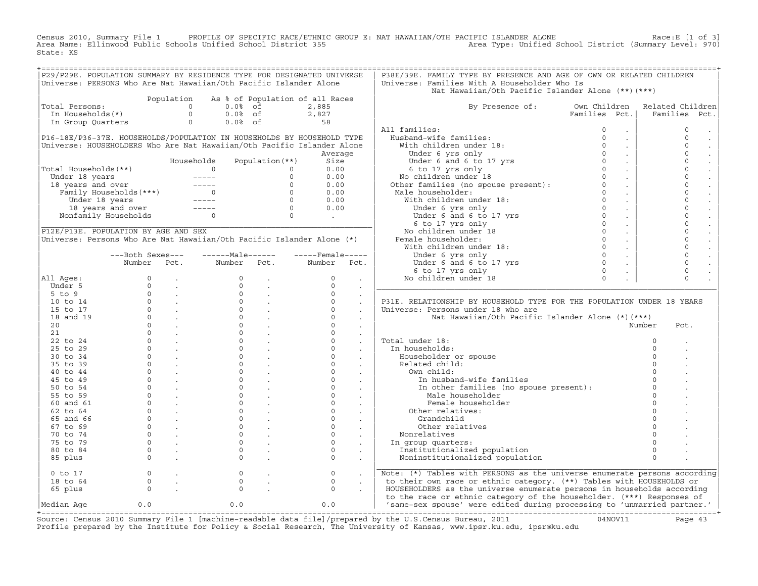Census 2010, Summary File 1 PROFILE OF SPECIFIC RACE/ETHNIC GROUP E: NAT HAWAIIAN/OTH PACIFIC ISLANDER ALONE Race:E [1 of 3]
Area Name: Ellinwood Public Schools Unified School District 355 Area Type: Unified School District (Summary Level: 970)
State: KS

## P29/P29E. POPULATION SUMMARY BY RESIDENCE TYPE FOR DESIGNATED UNIVERSE

Universe: PERSONS Who Are Nat Hawaiian/Oth Pacific Islander Alone

| | Population | As % of Population of all Races | |
|---|---|---|---|
| Total Persons: | 0 | 0.0% of | 2,885 |
| In Households(*) | 0 | 0.0% of | 2,827 |
| In Group Quarters | 0 | 0.0% of | 58 |

## P16-18E/P36-37E. HOUSEHOLDS/POPULATION IN HOUSEHOLDS BY HOUSEHOLD TYPE

Universe: HOUSEHOLDERS Who Are Nat Hawaiian/Oth Pacific Islander Alone

| | Households | Population(**) | Average Size |
|---|---|---|---|
| Total Households(**) | 0 | 0 | 0.00 |
| Under 18 years | ----- | 0 | 0.00 |
| 18 years and over | ----- | 0 | 0.00 |
| Family Households(***) | 0 | 0 | 0.00 |
| Under 18 years | ----- | 0 | 0.00 |
| 18 years and over | ----- | 0 | 0.00 |
| Nonfamily Households | 0 | 0 | . |

## P12E/P13E. POPULATION BY AGE AND SEX

Universe: Persons Who Are Nat Hawaiian/Oth Pacific Islander Alone (*)

| | Both Sexes Number | Both Sexes Pct. | Male Number | Male Pct. | Female Number | Female Pct. |
|---|---|---|---|---|---|---|
| All Ages: | 0 | . | 0 | . | 0 | . |
| Under 5 | 0 | . | 0 | . | 0 | . |
| 5 to 9 | 0 | . | 0 | . | 0 | . |
| 10 to 14 | 0 | . | 0 | . | 0 | . |
| 15 to 17 | 0 | . | 0 | . | 0 | . |
| 18 and 19 | 0 | . | 0 | . | 0 | . |
| 20 | 0 | . | 0 | . | 0 | . |
| 21 | 0 | . | 0 | . | 0 | . |
| 22 to 24 | 0 | . | 0 | . | 0 | . |
| 25 to 29 | 0 | . | 0 | . | 0 | . |
| 30 to 34 | 0 | . | 0 | . | 0 | . |
| 35 to 39 | 0 | . | 0 | . | 0 | . |
| 40 to 44 | 0 | . | 0 | . | 0 | . |
| 45 to 49 | 0 | . | 0 | . | 0 | . |
| 50 to 54 | 0 | . | 0 | . | 0 | . |
| 55 to 59 | 0 | . | 0 | . | 0 | . |
| 60 and 61 | 0 | . | 0 | . | 0 | . |
| 62 to 64 | 0 | . | 0 | . | 0 | . |
| 65 and 66 | 0 | . | 0 | . | 0 | . |
| 67 to 69 | 0 | . | 0 | . | 0 | . |
| 70 to 74 | 0 | . | 0 | . | 0 | . |
| 75 to 79 | 0 | . | 0 | . | 0 | . |
| 80 to 84 | 0 | . | 0 | . | 0 | . |
| 85 plus | 0 | . | 0 | . | 0 | . |
| 0 to 17 | 0 | . | 0 | . | 0 | . |
| 18 to 64 | 0 | . | 0 | . | 0 | . |
| 65 plus | 0 | . | 0 | . | 0 | . |
| Median Age | 0.0 | | 0.0 | | 0.0 | |

## P38E/39E. FAMILY TYPE BY PRESENCE AND AGE OF OWN OR RELATED CHILDREN

Universe: Families With A Householder Who Is Nat Hawaiian/Oth Pacific Islander Alone (**)(***)

| By Presence of: | Own Children Families | Own Children Pct. | Related Children Families | Related Children Pct. |
|---|---|---|---|---|
| All families: | 0 | . | 0 | . |
| Husband-wife families: | 0 | . | 0 | . |
| With children under 18: | 0 | . | 0 | . |
| Under 6 yrs only | 0 | . | 0 | . |
| Under 6 and 6 to 17 yrs | 0 | . | 0 | . |
| 6 to 17 yrs only | 0 | . | 0 | . |
| No children under 18 | 0 | . | 0 | . |
| Other families (no spouse present): | 0 | . | 0 | . |
| Male householder: | 0 | . | 0 | . |
| With children under 18: | 0 | . | 0 | . |
| Under 6 yrs only | 0 | . | 0 | . |
| Under 6 and 6 to 17 yrs | 0 | . | 0 | . |
| 6 to 17 yrs only | 0 | . | 0 | . |
| No children under 18 | 0 | . | 0 | . |
| Female householder: | 0 | . | 0 | . |
| With children under 18: | 0 | . | 0 | . |
| Under 6 yrs only | 0 | . | 0 | . |
| Under 6 and 6 to 17 yrs | 0 | . | 0 | . |
| 6 to 17 yrs only | 0 | . | 0 | . |
| No children under 18 | 0 | . | 0 | . |

## P31E. RELATIONSHIP BY HOUSEHOLD TYPE FOR THE POPULATION UNDER 18 YEARS

Universe: Persons under 18 who are Nat Hawaiian/Oth Pacific Islander Alone (*)(***)

| | Number | Pct. |
|---|---|---|
| Total under 18: | 0 | . |
| In households: | 0 | . |
| Householder or spouse | 0 | . |
| Related child: | 0 | . |
| Own child: | 0 | . |
| In husband-wife families | 0 | . |
| In other families (no spouse present): | 0 | . |
| Male householder | 0 | . |
| Female householder | 0 | . |
| Other relatives: | 0 | . |
| Grandchild | 0 | . |
| Other relatives | 0 | . |
| Nonrelatives | 0 | . |
| In group quarters: | 0 | . |
| Institutionalized population | 0 | . |
| Noninstitutionalized population | 0 | . |

Note: (*) Tables with PERSONS as the universe enumerate persons according to their own race or ethnic category. (**) Tables with HOUSEHOLDS or HOUSEHOLDERS as the universe enumerate persons in households according to the race or ethnic category of the householder. (***) Responses of 'same-sex spouse' were edited during processing to 'unmarried partner.'

Source: Census 2010 Summary File 1 [machine-readable data file]/prepared by the U.S.Census Bureau, 2011 04NOV11
Profile prepared by the Institute for Policy & Social Research, The University of Kansas, www.ipsr.ku.edu, ipsr@ku.edu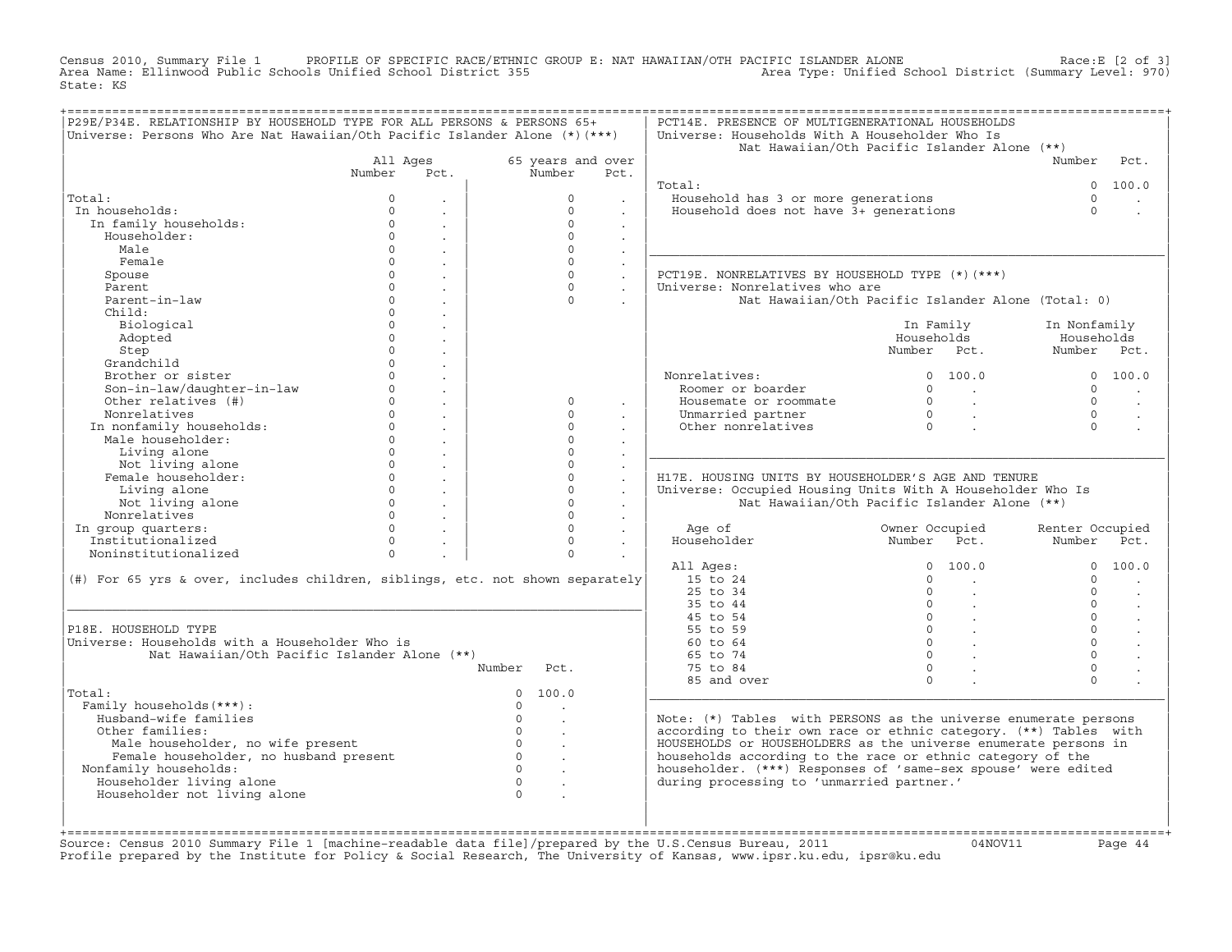Census 2010, Summary File 1 PROFILE OF SPECIFIC RACE/ETHNIC GROUP E: NAT HAWAIIAN/OTH PACIFIC ISLANDER ALONE Race:E [2 of 3]
Area Name: Ellinwood Public Schools Unified School District 355 Area Type: Unified School District (Summary Level: 970)
State: KS

## P29E/P34E. RELATIONSHIP BY HOUSEHOLD TYPE FOR ALL PERSONS & PERSONS 65+

Universe: Persons Who Are Nat Hawaiian/Oth Pacific Islander Alone (*)(***)

| | All Ages Number | All Ages Pct. | 65 years and over Number | 65 years and over Pct. |
|---|---|---|---|---|
| Total: | 0 | . | 0 | . |
| In households: | 0 | . | 0 | . |
| In family households: | 0 | . | 0 | . |
| Householder: | 0 | . | 0 | . |
| Male | 0 | . | 0 | . |
| Female | 0 | . | 0 | . |
| Spouse | 0 | . | 0 | . |
| Parent | 0 | . | 0 | . |
| Parent-in-law | 0 | . | 0 | . |
| Child: | 0 | . | | |
| Biological | 0 | . | | |
| Adopted | 0 | . | | |
| Step | 0 | . | | |
| Grandchild | 0 | . | | |
| Brother or sister | 0 | . | | |
| Son-in-law/daughter-in-law | 0 | . | | |
| Other relatives (#) | 0 | . | 0 | . |
| Nonrelatives | 0 | . | 0 | . |
| In nonfamily households: | 0 | . | 0 | . |
| Male householder: | 0 | . | 0 | . |
| Living alone | 0 | . | 0 | . |
| Not living alone | 0 | . | 0 | . |
| Female householder: | 0 | . | 0 | . |
| Living alone | 0 | . | 0 | . |
| Not living alone | 0 | . | 0 | . |
| Nonrelatives | 0 | . | 0 | . |
| In group quarters: | 0 | . | 0 | . |
| Institutionalized | 0 | . | 0 | . |
| Noninstitutionalized | 0 | . | 0 | . |

(#) For 65 yrs & over, includes children, siblings, etc. not shown separately

## P18E. HOUSEHOLD TYPE

Universe: Households with a Householder Who is Nat Hawaiian/Oth Pacific Islander Alone (**)

| | Number | Pct. |
|---|---|---|
| Total: | 0 | 100.0 |
| Family households(***): | 0 | . |
| Husband-wife families | 0 | . |
| Other families: | 0 | . |
| Male householder, no wife present | 0 | . |
| Female householder, no husband present | 0 | . |
| Nonfamily households: | 0 | . |
| Householder living alone | 0 | . |
| Householder not living alone | 0 | . |

## PCT14E. PRESENCE OF MULTIGENERATIONAL HOUSEHOLDS

Universe: Households With A Householder Who Is Nat Hawaiian/Oth Pacific Islander Alone (**)

| | Number | Pct. |
|---|---|---|
| Total: | 0 | 100.0 |
| Household has 3 or more generations | 0 | . |
| Household does not have 3+ generations | 0 | . |

## PCT19E. NONRELATIVES BY HOUSEHOLD TYPE (*)(***)

Universe: Nonrelatives who are Nat Hawaiian/Oth Pacific Islander Alone (Total: 0)

| | In Family Households Number | In Family Households Pct. | In Nonfamily Households Number | In Nonfamily Households Pct. |
|---|---|---|---|---|
| Nonrelatives: | 0 | 100.0 | 0 | 100.0 |
| Roomer or boarder | 0 | . | 0 | . |
| Housemate or roommate | 0 | . | 0 | . |
| Unmarried partner | 0 | . | 0 | . |
| Other nonrelatives | 0 | . | 0 | . |

## H17E. HOUSING UNITS BY HOUSEHOLDER'S AGE AND TENURE

Universe: Occupied Housing Units With A Householder Who Is Nat Hawaiian/Oth Pacific Islander Alone (**)

| Age of Householder | Owner Occupied Number | Owner Occupied Pct. | Renter Occupied Number | Renter Occupied Pct. |
|---|---|---|---|---|
| All Ages: | 0 | 100.0 | 0 | 100.0 |
| 15 to 24 | 0 | . | 0 | . |
| 25 to 34 | 0 | . | 0 | . |
| 35 to 44 | 0 | . | 0 | . |
| 45 to 54 | 0 | . | 0 | . |
| 55 to 59 | 0 | . | 0 | . |
| 60 to 64 | 0 | . | 0 | . |
| 65 to 74 | 0 | . | 0 | . |
| 75 to 84 | 0 | . | 0 | . |
| 85 and over | 0 | . | 0 | . |

Note: (*) Tables with PERSONS as the universe enumerate persons according to their own race or ethnic category. (**) Tables with HOUSEHOLDS or HOUSEHOLDERS as the universe enumerate persons in households according to the race or ethnic category of the householder. (***) Responses of 'same-sex spouse' were edited during processing to 'unmarried partner.'

Source: Census 2010 Summary File 1 [machine-readable data file]/prepared by the U.S.Census Bureau, 2011 04NOV11
Profile prepared by the Institute for Policy & Social Research, The University of Kansas, www.ipsr.ku.edu, ipsr@ku.edu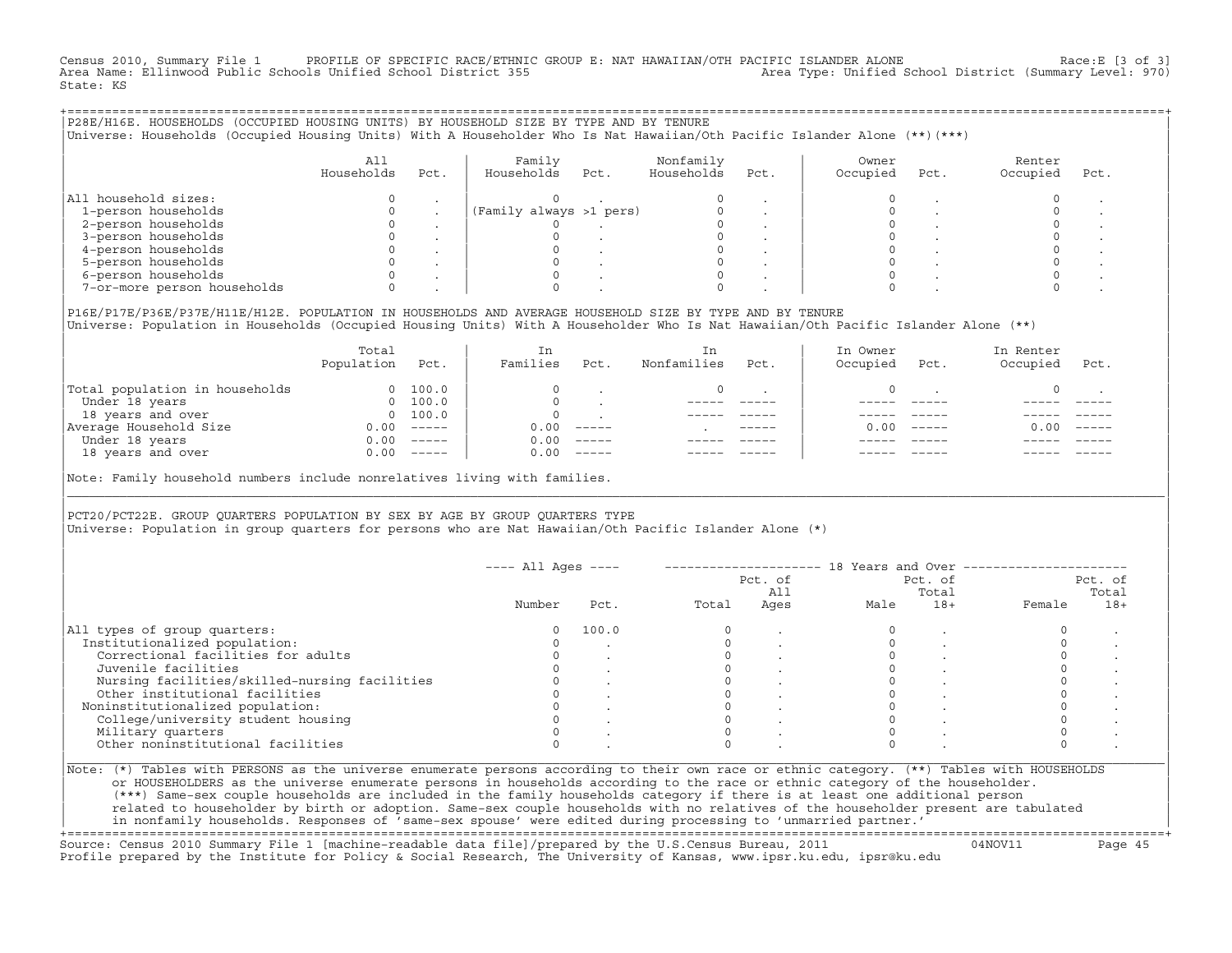Census 2010, Summary File 1 PROFILE OF SPECIFIC RACE/ETHNIC GROUP E: NAT HAWAIIAN/OTH PACIFIC ISLANDER ALONE Race:E [3 of 3]
Area Name: Ellinwood Public Schools Unified School District 355 Area Type: Unified School District (Summary Level: 970)
State: KS

## P28E/H16E. HOUSEHOLDS (OCCUPIED HOUSING UNITS) BY HOUSEHOLD SIZE BY TYPE AND BY TENURE

Universe: Households (Occupied Housing Units) With A Householder Who Is Nat Hawaiian/Oth Pacific Islander Alone (**)(***)

| | All Households | Pct. | Family Households | Pct. | Nonfamily Households | Pct. | Owner Occupied | Pct. | Renter Occupied | Pct. |
|---|---|---|---|---|---|---|---|---|---|---|
| All household sizes: | 0 | . | 0 | . | 0 | . | 0 | . | 0 | . |
| 1-person households | 0 | . | (Family always >1 pers) | | 0 | . | 0 | . | 0 | . |
| 2-person households | 0 | . | 0 | . | 0 | . | 0 | . | 0 | . |
| 3-person households | 0 | . | 0 | . | 0 | . | 0 | . | 0 | . |
| 4-person households | 0 | . | 0 | . | 0 | . | 0 | . | 0 | . |
| 5-person households | 0 | . | 0 | . | 0 | . | 0 | . | 0 | . |
| 6-person households | 0 | . | 0 | . | 0 | . | 0 | . | 0 | . |
| 7-or-more person households | 0 | . | 0 | . | 0 | . | 0 | . | 0 | . |

## P16E/P17E/P36E/P37E/H11E/H12E. POPULATION IN HOUSEHOLDS AND AVERAGE HOUSEHOLD SIZE BY TYPE AND BY TENURE

Universe: Population in Households (Occupied Housing Units) With A Householder Who Is Nat Hawaiian/Oth Pacific Islander Alone (**)

| | Total Population | Pct. | In Families | Pct. | In Nonfamilies | Pct. | In Owner Occupied | Pct. | In Renter Occupied | Pct. |
|---|---|---|---|---|---|---|---|---|---|---|
| Total population in households | 0 | 100.0 | 0 | . | 0 | . | 0 | . | 0 | . |
| Under 18 years | 0 | 100.0 | 0 | . | ----- | ----- | ----- | ----- | ----- | ----- |
| 18 years and over | 0 | 100.0 | 0 | . | ----- | ----- | ----- | ----- | ----- | ----- |
| Average Household Size | 0.00 | ----- | 0.00 | ----- | . | ----- | 0.00 | ----- | 0.00 | ----- |
| Under 18 years | 0.00 | ----- | 0.00 | ----- | ----- | ----- | ----- | ----- | ----- | ----- |
| 18 years and over | 0.00 | ----- | 0.00 | ----- | ----- | ----- | ----- | ----- | ----- | ----- |

Note: Family household numbers include nonrelatives living with families.

## PCT20/PCT22E. GROUP QUARTERS POPULATION BY SEX BY AGE BY GROUP QUARTERS TYPE

Universe: Population in group quarters for persons who are Nat Hawaiian/Oth Pacific Islander Alone (*)

| | All Ages | | 18 Years and Over | | | | | |
|---|---|---|---|---|---|---|---|---|
| | Number | Pct. | Total | Pct. of All Ages | Male | Pct. of Total 18+ | Female | Pct. of Total 18+ |
| All types of group quarters: | 0 | 100.0 | 0 | . | 0 | . | 0 | . |
| Institutionalized population: | 0 | . | 0 | . | 0 | . | 0 | . |
| Correctional facilities for adults | 0 | . | 0 | . | 0 | . | 0 | . |
| Juvenile facilities | 0 | . | 0 | . | 0 | . | 0 | . |
| Nursing facilities/skilled-nursing facilities | 0 | . | 0 | . | 0 | . | 0 | . |
| Other institutional facilities | 0 | . | 0 | . | 0 | . | 0 | . |
| Noninstitutionalized population: | 0 | . | 0 | . | 0 | . | 0 | . |
| College/university student housing | 0 | . | 0 | . | 0 | . | 0 | . |
| Military quarters | 0 | . | 0 | . | 0 | . | 0 | . |
| Other noninstitutional facilities | 0 | . | 0 | . | 0 | . | 0 | . |

Note: (*) Tables with PERSONS as the universe enumerate persons according to their own race or ethnic category. (**) Tables with HOUSEHOLDS or HOUSEHOLDERS as the universe enumerate persons in households according to the race or ethnic category of the householder. (***) Same-sex couple households are included in the family households category if there is at least one additional person related to householder by birth or adoption. Same-sex couple households with no relatives of the householder present are tabulated in nonfamily households. Responses of 'same-sex spouse' were edited during processing to 'unmarried partner.'

Source: Census 2010 Summary File 1 [machine-readable data file]/prepared by the U.S.Census Bureau, 2011 04NOV11
Profile prepared by the Institute for Policy & Social Research, The University of Kansas, www.ipsr.ku.edu, ipsr@ku.edu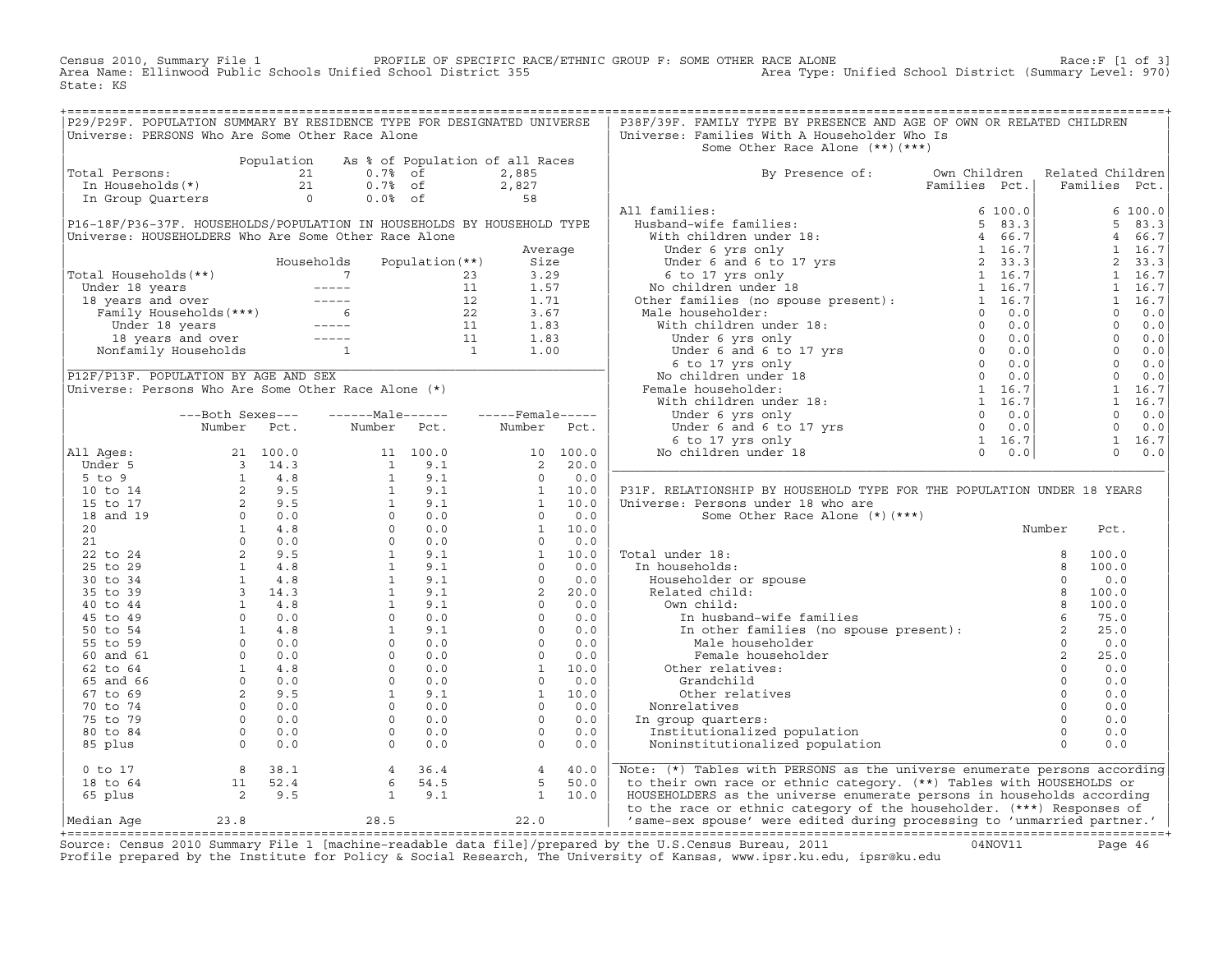Census 2010, Summary File 1 — PROFILE OF SPECIFIC RACE/ETHNIC GROUP F: SOME OTHER RACE ALONE — Race:F [1 of 3]

Area Name: Ellinwood Public Schools Unified School District 355 — Area Type: Unified School District (Summary Level: 970)

State: KS

## P29/P29F. POPULATION SUMMARY BY RESIDENCE TYPE FOR DESIGNATED UNIVERSE

Universe: PERSONS Who Are Some Other Race Alone

| | Population | As % of Population of all Races | |
|---|---|---|---|
| Total Persons: | 21 | 0.7% of | 2,885 |
| In Households(*) | 21 | 0.7% of | 2,827 |
| In Group Quarters | 0 | 0.0% of | 58 |

## P16-18F/P36-37F. HOUSEHOLDS/POPULATION IN HOUSEHOLDS BY HOUSEHOLD TYPE

Universe: HOUSEHOLDERS Who Are Some Other Race Alone

| | Households | Population(**) | Average Size |
|---|---|---|---|
| Total Households(**) | 7 | 23 | 3.29 |
| Under 18 years | ----- | 11 | 1.57 |
| 18 years and over | ----- | 12 | 1.71 |
| Family Households(***) | 6 | 22 | 3.67 |
| Under 18 years | ----- | 11 | 1.83 |
| 18 years and over | ----- | 11 | 1.83 |
| Nonfamily Households | 1 | 1 | 1.00 |

## P12F/P13F. POPULATION BY AGE AND SEX

Universe: Persons Who Are Some Other Race Alone (*)

| | Both Sexes Number | Both Sexes Pct. | Male Number | Male Pct. | Female Number | Female Pct. |
|---|---|---|---|---|---|---|
| All Ages: | 21 | 100.0 | 11 | 100.0 | 10 | 100.0 |
| Under 5 | 3 | 14.3 | 1 | 9.1 | 2 | 20.0 |
| 5 to 9 | 1 | 4.8 | 1 | 9.1 | 0 | 0.0 |
| 10 to 14 | 2 | 9.5 | 1 | 9.1 | 1 | 10.0 |
| 15 to 17 | 2 | 9.5 | 1 | 9.1 | 1 | 10.0 |
| 18 and 19 | 0 | 0.0 | 0 | 0.0 | 0 | 0.0 |
| 20 | 1 | 4.8 | 0 | 0.0 | 1 | 10.0 |
| 21 | 0 | 0.0 | 0 | 0.0 | 0 | 0.0 |
| 22 to 24 | 2 | 9.5 | 1 | 9.1 | 1 | 10.0 |
| 25 to 29 | 1 | 4.8 | 1 | 9.1 | 0 | 0.0 |
| 30 to 34 | 1 | 4.8 | 1 | 9.1 | 0 | 0.0 |
| 35 to 39 | 3 | 14.3 | 1 | 9.1 | 2 | 20.0 |
| 40 to 44 | 1 | 4.8 | 1 | 9.1 | 0 | 0.0 |
| 45 to 49 | 0 | 0.0 | 0 | 0.0 | 0 | 0.0 |
| 50 to 54 | 1 | 4.8 | 1 | 9.1 | 0 | 0.0 |
| 55 to 59 | 0 | 0.0 | 0 | 0.0 | 0 | 0.0 |
| 60 and 61 | 0 | 0.0 | 0 | 0.0 | 0 | 0.0 |
| 62 to 64 | 1 | 4.8 | 0 | 0.0 | 1 | 10.0 |
| 65 and 66 | 0 | 0.0 | 0 | 0.0 | 0 | 0.0 |
| 67 to 69 | 2 | 9.5 | 1 | 9.1 | 1 | 10.0 |
| 70 to 74 | 0 | 0.0 | 0 | 0.0 | 0 | 0.0 |
| 75 to 79 | 0 | 0.0 | 0 | 0.0 | 0 | 0.0 |
| 80 to 84 | 0 | 0.0 | 0 | 0.0 | 0 | 0.0 |
| 85 plus | 0 | 0.0 | 0 | 0.0 | 0 | 0.0 |
| 0 to 17 | 8 | 38.1 | 4 | 36.4 | 4 | 40.0 |
| 18 to 64 | 11 | 52.4 | 6 | 54.5 | 5 | 50.0 |
| 65 plus | 2 | 9.5 | 1 | 9.1 | 1 | 10.0 |
| Median Age | 23.8 | | 28.5 | | 22.0 | |

## P38F/39F. FAMILY TYPE BY PRESENCE AND AGE OF OWN OR RELATED CHILDREN

Universe: Families With A Householder Who Is Some Other Race Alone (**)(***)

| By Presence of: | Own Children Families | Own Children Pct. | Related Children Families | Related Children Pct. |
|---|---|---|---|---|
| All families: | 6 | 100.0 | 6 | 100.0 |
| Husband-wife families: | 5 | 83.3 | 5 | 83.3 |
| With children under 18: | 4 | 66.7 | 4 | 66.7 |
| Under 6 yrs only | 1 | 16.7 | 1 | 16.7 |
| Under 6 and 6 to 17 yrs | 2 | 33.3 | 2 | 33.3 |
| 6 to 17 yrs only | 1 | 16.7 | 1 | 16.7 |
| No children under 18 | 1 | 16.7 | 1 | 16.7 |
| Other families (no spouse present): | 1 | 16.7 | 1 | 16.7 |
| Male householder: | 0 | 0.0 | 0 | 0.0 |
| With children under 18: | 0 | 0.0 | 0 | 0.0 |
| Under 6 yrs only | 0 | 0.0 | 0 | 0.0 |
| Under 6 and 6 to 17 yrs | 0 | 0.0 | 0 | 0.0 |
| 6 to 17 yrs only | 0 | 0.0 | 0 | 0.0 |
| No children under 18 | 0 | 0.0 | 0 | 0.0 |
| Female householder: | 1 | 16.7 | 1 | 16.7 |
| With children under 18: | 1 | 16.7 | 1 | 16.7 |
| Under 6 yrs only | 0 | 0.0 | 0 | 0.0 |
| Under 6 and 6 to 17 yrs | 0 | 0.0 | 0 | 0.0 |
| 6 to 17 yrs only | 1 | 16.7 | 1 | 16.7 |
| No children under 18 | 0 | 0.0 | 0 | 0.0 |

## P31F. RELATIONSHIP BY HOUSEHOLD TYPE FOR THE POPULATION UNDER 18 YEARS

Universe: Persons under 18 who are Some Other Race Alone (*)(***)

| | Number | Pct. |
|---|---|---|
| Total under 18: | 8 | 100.0 |
| In households: | 8 | 100.0 |
| Householder or spouse | 0 | 0.0 |
| Related child: | 8 | 100.0 |
| Own child: | 8 | 100.0 |
| In husband-wife families | 6 | 75.0 |
| In other families (no spouse present): | 2 | 25.0 |
| Male householder | 0 | 0.0 |
| Female householder | 2 | 25.0 |
| Other relatives: | 0 | 0.0 |
| Grandchild | 0 | 0.0 |
| Other relatives | 0 | 0.0 |
| Nonrelatives | 0 | 0.0 |
| In group quarters: | 0 | 0.0 |
| Institutionalized population | 0 | 0.0 |
| Noninstitutionalized population | 0 | 0.0 |

Note: (*) Tables with PERSONS as the universe enumerate persons according to their own race or ethnic category. (**) Tables with HOUSEHOLDS or HOUSEHOLDERS as the universe enumerate persons in households according to the race or ethnic category of the householder. (***) Responses of 'same-sex spouse' were edited during processing to 'unmarried partner.'

Source: Census 2010 Summary File 1 [machine-readable data file]/prepared by the U.S.Census Bureau, 2011 04NOV11

Profile prepared by the Institute for Policy & Social Research, The University of Kansas, www.ipsr.ku.edu, ipsr@ku.edu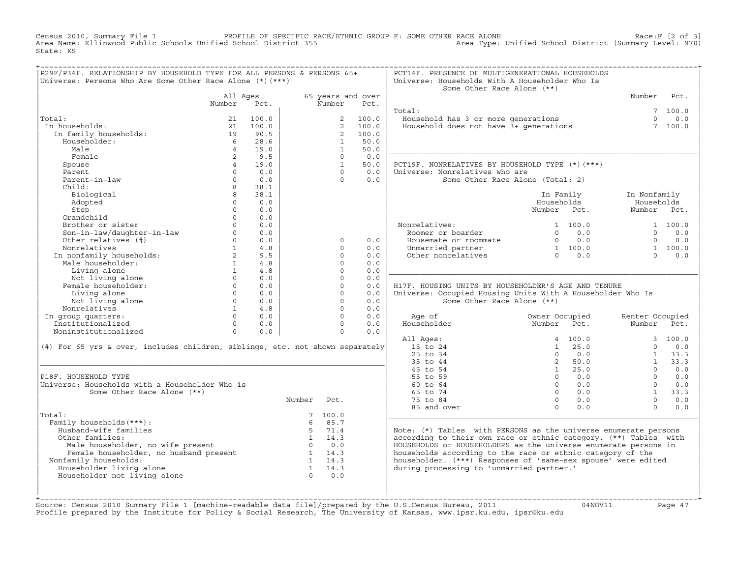Census 2010, Summary File 1 PROFILE OF SPECIFIC RACE/ETHNIC GROUP F: SOME OTHER RACE ALONE Race:F [2 of 3]
Area Name: Ellinwood Public Schools Unified School District 355 Area Type: Unified School District (Summary Level: 970)
State: KS

## P29F/P34F. RELATIONSHIP BY HOUSEHOLD TYPE FOR ALL PERSONS & PERSONS 65+

Universe: Persons Who Are Some Other Race Alone (*)(***)

| | All Ages Number | All Ages Pct. | 65 years and over Number | 65 years and over Pct. |
|---|---|---|---|---|
| Total: | 21 | 100.0 | 2 | 100.0 |
| In households: | 21 | 100.0 | 2 | 100.0 |
| In family households: | 19 | 90.5 | 2 | 100.0 |
| Householder: | 6 | 28.6 | 1 | 50.0 |
| Male | 4 | 19.0 | 1 | 50.0 |
| Female | 2 | 9.5 | 0 | 0.0 |
| Spouse | 4 | 19.0 | 1 | 50.0 |
| Parent | 0 | 0.0 | 0 | 0.0 |
| Parent-in-law | 0 | 0.0 | 0 | 0.0 |
| Child: | 8 | 38.1 | | |
| Biological | 8 | 38.1 | | |
| Adopted | 0 | 0.0 | | |
| Step | 0 | 0.0 | | |
| Grandchild | 0 | 0.0 | | |
| Brother or sister | 0 | 0.0 | | |
| Son-in-law/daughter-in-law | 0 | 0.0 | | |
| Other relatives (#) | 0 | 0.0 | 0 | 0.0 |
| Nonrelatives | 1 | 4.8 | 0 | 0.0 |
| In nonfamily households: | 2 | 9.5 | 0 | 0.0 |
| Male householder: | 1 | 4.8 | 0 | 0.0 |
| Living alone | 1 | 4.8 | 0 | 0.0 |
| Not living alone | 0 | 0.0 | 0 | 0.0 |
| Female householder: | 0 | 0.0 | 0 | 0.0 |
| Living alone | 0 | 0.0 | 0 | 0.0 |
| Not living alone | 0 | 0.0 | 0 | 0.0 |
| Nonrelatives | 1 | 4.8 | 0 | 0.0 |
| In group quarters: | 0 | 0.0 | 0 | 0.0 |
| Institutionalized | 0 | 0.0 | 0 | 0.0 |
| Noninstitutionalized | 0 | 0.0 | 0 | 0.0 |

(#) For 65 yrs & over, includes children, siblings, etc. not shown separately

## P18F. HOUSEHOLD TYPE

Universe: Households with a Householder Who is Some Other Race Alone (**)

| | Number | Pct. |
|---|---|---|
| Total: | 7 | 100.0 |
| Family households(***): | 6 | 85.7 |
| Husband-wife families | 5 | 71.4 |
| Other families: | 1 | 14.3 |
| Male householder, no wife present | 0 | 0.0 |
| Female householder, no husband present | 1 | 14.3 |
| Nonfamily households: | 1 | 14.3 |
| Householder living alone | 1 | 14.3 |
| Householder not living alone | 0 | 0.0 |

## PCT14F. PRESENCE OF MULTIGENERATIONAL HOUSEHOLDS

Universe: Households With A Householder Who Is Some Other Race Alone (**)

| | Number | Pct. |
|---|---|---|
| Total: | 7 | 100.0 |
| Household has 3 or more generations | 0 | 0.0 |
| Household does not have 3+ generations | 7 | 100.0 |

## PCT19F. NONRELATIVES BY HOUSEHOLD TYPE (*)(***)

Universe: Nonrelatives who are Some Other Race Alone (Total: 2)

| | In Family Households Number | In Family Households Pct. | In Nonfamily Households Number | In Nonfamily Households Pct. |
|---|---|---|---|---|
| Nonrelatives: | 1 | 100.0 | 1 | 100.0 |
| Roomer or boarder | 0 | 0.0 | 0 | 0.0 |
| Housemate or roommate | 0 | 0.0 | 0 | 0.0 |
| Unmarried partner | 1 | 100.0 | 1 | 100.0 |
| Other nonrelatives | 0 | 0.0 | 0 | 0.0 |

## H17F. HOUSING UNITS BY HOUSEHOLDER'S AGE AND TENURE

Universe: Occupied Housing Units With A Householder Who Is Some Other Race Alone (**)

| Age of Householder | Owner Occupied Number | Owner Occupied Pct. | Renter Occupied Number | Renter Occupied Pct. |
|---|---|---|---|---|
| All Ages: | 4 | 100.0 | 3 | 100.0 |
| 15 to 24 | 1 | 25.0 | 0 | 0.0 |
| 25 to 34 | 0 | 0.0 | 1 | 33.3 |
| 35 to 44 | 2 | 50.0 | 1 | 33.3 |
| 45 to 54 | 1 | 25.0 | 0 | 0.0 |
| 55 to 59 | 0 | 0.0 | 0 | 0.0 |
| 60 to 64 | 0 | 0.0 | 0 | 0.0 |
| 65 to 74 | 0 | 0.0 | 1 | 33.3 |
| 75 to 84 | 0 | 0.0 | 0 | 0.0 |
| 85 and over | 0 | 0.0 | 0 | 0.0 |

Note: (*) Tables with PERSONS as the universe enumerate persons according to their own race or ethnic category. (**) Tables with HOUSEHOLDS or HOUSEHOLDERS as the universe enumerate persons in households according to the race or ethnic category of the householder. (***) Responses of 'same-sex spouse' were edited during processing to 'unmarried partner.'

Source: Census 2010 Summary File 1 [machine-readable data file]/prepared by the U.S.Census Bureau, 2011 04NOV11
Profile prepared by the Institute for Policy & Social Research, The University of Kansas, www.ipsr.ku.edu, ipsr@ku.edu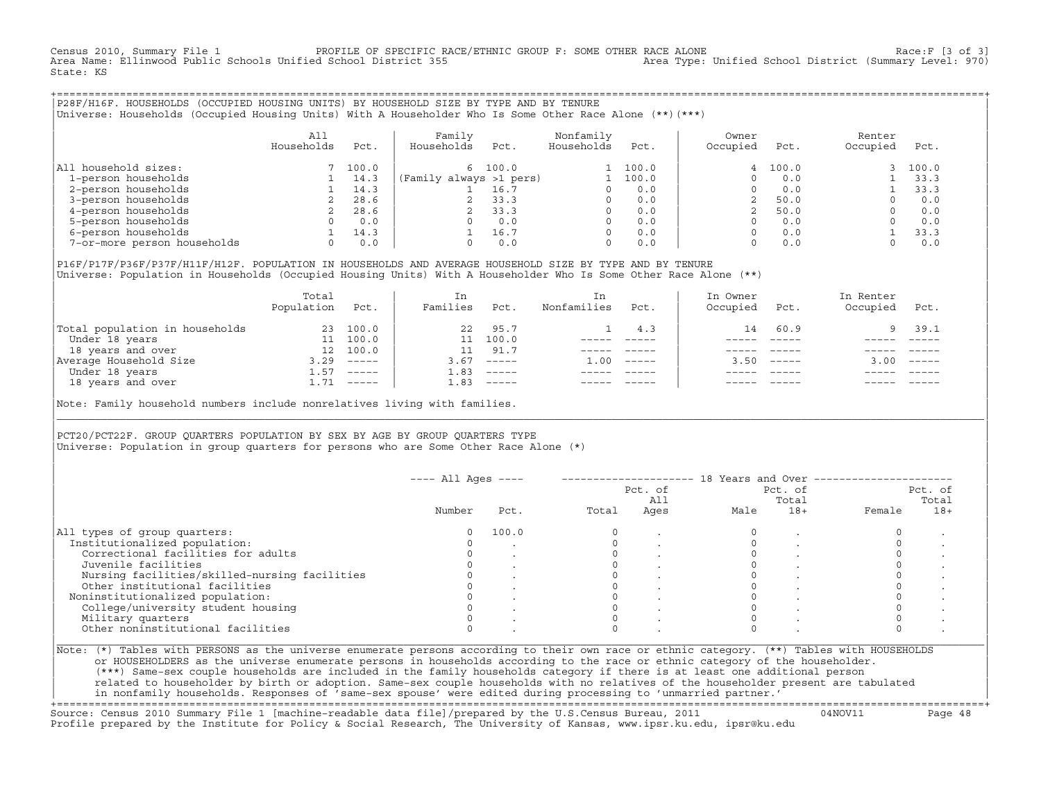Census 2010, Summary File 1 PROFILE OF SPECIFIC RACE/ETHNIC GROUP F: SOME OTHER RACE ALONE Race:F [3 of 3]
Area Name: Ellinwood Public Schools Unified School District 355 Area Type: Unified School District (Summary Level: 970)
State: KS

## P28F/H16F. HOUSEHOLDS (OCCUPIED HOUSING UNITS) BY HOUSEHOLD SIZE BY TYPE AND BY TENURE

Universe: Households (Occupied Housing Units) With A Householder Who Is Some Other Race Alone (**)(***)

| | All Households | Pct. | Family Households | Pct. | Nonfamily Households | Pct. | Owner Occupied | Pct. | Renter Occupied | Pct. |
|---|---|---|---|---|---|---|---|---|---|---|
| All household sizes: | 7 | 100.0 | 6 | 100.0 | 1 | 100.0 | 4 | 100.0 | 3 | 100.0 |
| 1-person households | 1 | 14.3 | (Family always >1 pers) | | 1 | 100.0 | 0 | 0.0 | 1 | 33.3 |
| 2-person households | 1 | 14.3 | 1 | 16.7 | 0 | 0.0 | 0 | 0.0 | 1 | 33.3 |
| 3-person households | 2 | 28.6 | 2 | 33.3 | 0 | 0.0 | 2 | 50.0 | 0 | 0.0 |
| 4-person households | 2 | 28.6 | 2 | 33.3 | 0 | 0.0 | 2 | 50.0 | 0 | 0.0 |
| 5-person households | 0 | 0.0 | 0 | 0.0 | 0 | 0.0 | 0 | 0.0 | 0 | 0.0 |
| 6-person households | 1 | 14.3 | 1 | 16.7 | 0 | 0.0 | 0 | 0.0 | 1 | 33.3 |
| 7-or-more person households | 0 | 0.0 | 0 | 0.0 | 0 | 0.0 | 0 | 0.0 | 0 | 0.0 |

## P16F/P17F/P36F/P37F/H11F/H12F. POPULATION IN HOUSEHOLDS AND AVERAGE HOUSEHOLD SIZE BY TYPE AND BY TENURE

Universe: Population in Households (Occupied Housing Units) With A Householder Who Is Some Other Race Alone (**)

| | Total Population | Pct. | In Families | Pct. | In Nonfamilies | Pct. | In Owner Occupied | Pct. | In Renter Occupied | Pct. |
|---|---|---|---|---|---|---|---|---|---|---|
| Total population in households | 23 | 100.0 | 22 | 95.7 | 1 | 4.3 | 14 | 60.9 | 9 | 39.1 |
| Under 18 years | 11 | 100.0 | 11 | 100.0 | ----- | ----- | ----- | ----- | ----- | ----- |
| 18 years and over | 12 | 100.0 | 11 | 91.7 | ----- | ----- | ----- | ----- | ----- | ----- |
| Average Household Size | 3.29 | ----- | 3.67 | ----- | 1.00 | ----- | 3.50 | ----- | 3.00 | ----- |
| Under 18 years | 1.57 | ----- | 1.83 | ----- | ----- | ----- | ----- | ----- | ----- | ----- |
| 18 years and over | 1.71 | ----- | 1.83 | ----- | ----- | ----- | ----- | ----- | ----- | ----- |

Note: Family household numbers include nonrelatives living with families.

## PCT20/PCT22F. GROUP QUARTERS POPULATION BY SEX BY AGE BY GROUP QUARTERS TYPE

Universe: Population in group quarters for persons who are Some Other Race Alone (*)

| | All Ages Number | All Ages Pct. | 18 Years and Over Total | Pct. of All Ages | Male | Pct. of Total 18+ | Female | Pct. of Total 18+ |
|---|---|---|---|---|---|---|---|---|
| All types of group quarters: | 0 | 100.0 | 0 | . | 0 | . | 0 | . |
| Institutionalized population: | 0 | . | 0 | . | 0 | . | 0 | . |
| Correctional facilities for adults | 0 | . | 0 | . | 0 | . | 0 | . |
| Juvenile facilities | 0 | . | 0 | . | 0 | . | 0 | . |
| Nursing facilities/skilled-nursing facilities | 0 | . | 0 | . | 0 | . | 0 | . |
| Other institutional facilities | 0 | . | 0 | . | 0 | . | 0 | . |
| Noninstitutionalized population: | 0 | . | 0 | . | 0 | . | 0 | . |
| College/university student housing | 0 | . | 0 | . | 0 | . | 0 | . |
| Military quarters | 0 | . | 0 | . | 0 | . | 0 | . |
| Other noninstitutional facilities | 0 | . | 0 | . | 0 | . | 0 | . |

Note: (*) Tables with PERSONS as the universe enumerate persons according to their own race or ethnic category. (**) Tables with HOUSEHOLDS or HOUSEHOLDERS as the universe enumerate persons in households according to the race or ethnic category of the householder. (***) Same-sex couple households are included in the family households category if there is at least one additional person related to householder by birth or adoption. Same-sex couple households with no relatives of the householder present are tabulated in nonfamily households. Responses of 'same-sex spouse' were edited during processing to 'unmarried partner.'

Source: Census 2010 Summary File 1 [machine-readable data file]/prepared by the U.S.Census Bureau, 2011 04NOV11
Profile prepared by the Institute for Policy & Social Research, The University of Kansas, www.ipsr.ku.edu, ipsr@ku.edu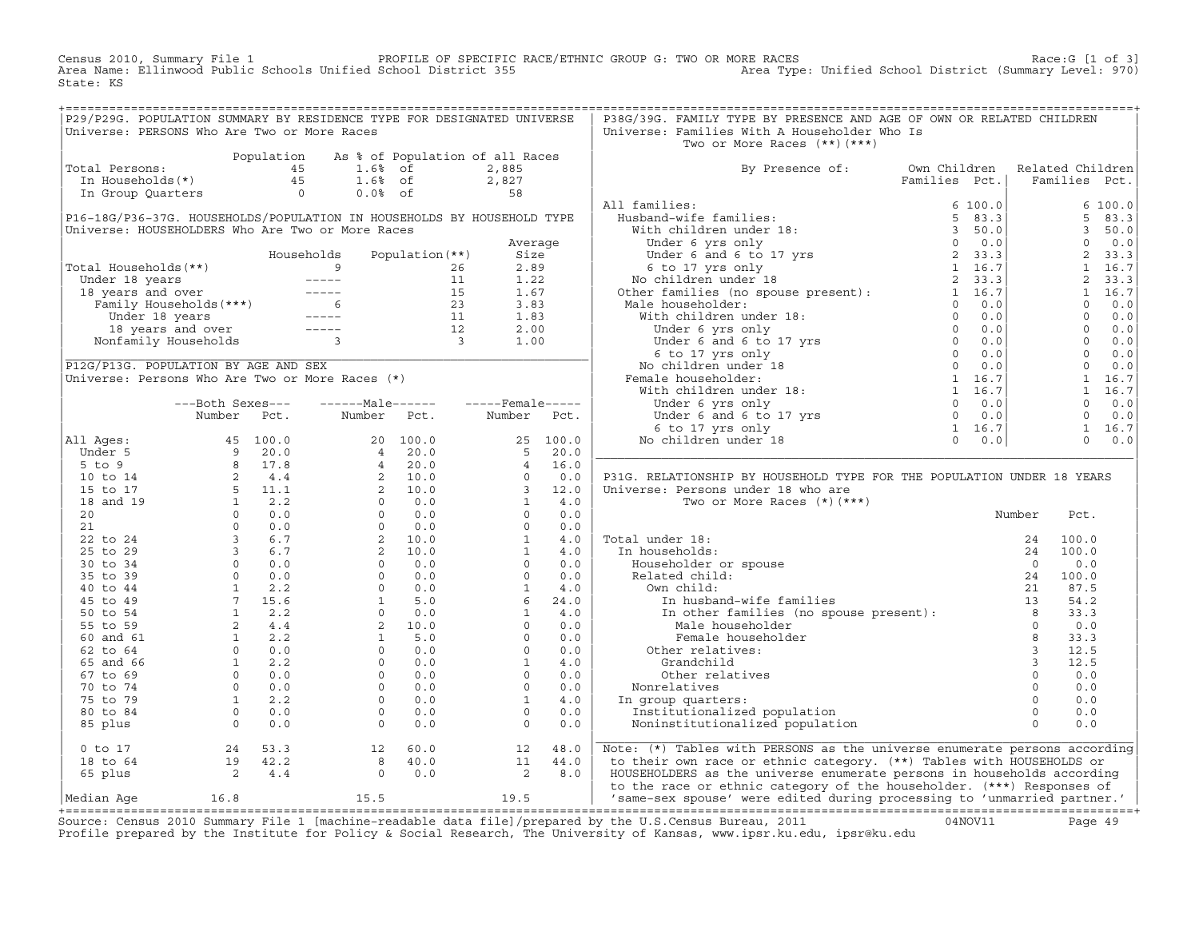Census 2010, Summary File 1 — PROFILE OF SPECIFIC RACE/ETHNIC GROUP G: TWO OR MORE RACES — Race:G [1 of 3]
Area Name: Ellinwood Public Schools Unified School District 355 — Area Type: Unified School District (Summary Level: 970)
State: KS

## P29/P29G. POPULATION SUMMARY BY RESIDENCE TYPE FOR DESIGNATED UNIVERSE
Universe: PERSONS Who Are Two or More Races

| | Population | As % of Population of all Races | |
|---|---|---|---|
| Total Persons: | 45 | 1.6% of | 2,885 |
| In Households(*) | 45 | 1.6% of | 2,827 |
| In Group Quarters | 0 | 0.0% of | 58 |

## P16-18G/P36-37G. HOUSEHOLDS/POPULATION IN HOUSEHOLDS BY HOUSEHOLD TYPE
Universe: HOUSEHOLDERS Who Are Two or More Races

| | Households | Population(**) | Average Size |
|---|---|---|---|
| Total Households(**) | 9 | 26 | 2.89 |
| Under 18 years | ----- | 11 | 1.22 |
| 18 years and over | ----- | 15 | 1.67 |
| Family Households(***) | 6 | 23 | 3.83 |
| Under 18 years | ----- | 11 | 1.83 |
| 18 years and over | ----- | 12 | 2.00 |
| Nonfamily Households | 3 | 3 | 1.00 |

## P12G/P13G. POPULATION BY AGE AND SEX
Universe: Persons Who Are Two or More Races (*)

| | Both Sexes Number | Both Sexes Pct. | Male Number | Male Pct. | Female Number | Female Pct. |
|---|---|---|---|---|---|---|
| All Ages: | 45 | 100.0 | 20 | 100.0 | 25 | 100.0 |
| Under 5 | 9 | 20.0 | 4 | 20.0 | 5 | 20.0 |
| 5 to 9 | 8 | 17.8 | 4 | 20.0 | 4 | 16.0 |
| 10 to 14 | 2 | 4.4 | 2 | 10.0 | 0 | 0.0 |
| 15 to 17 | 5 | 11.1 | 2 | 10.0 | 3 | 12.0 |
| 18 and 19 | 1 | 2.2 | 0 | 0.0 | 1 | 4.0 |
| 20 | 0 | 0.0 | 0 | 0.0 | 0 | 0.0 |
| 21 | 0 | 0.0 | 0 | 0.0 | 0 | 0.0 |
| 22 to 24 | 3 | 6.7 | 2 | 10.0 | 1 | 4.0 |
| 25 to 29 | 3 | 6.7 | 2 | 10.0 | 1 | 4.0 |
| 30 to 34 | 0 | 0.0 | 0 | 0.0 | 0 | 0.0 |
| 35 to 39 | 0 | 0.0 | 0 | 0.0 | 0 | 0.0 |
| 40 to 44 | 1 | 2.2 | 0 | 0.0 | 1 | 4.0 |
| 45 to 49 | 7 | 15.6 | 1 | 5.0 | 6 | 24.0 |
| 50 to 54 | 1 | 2.2 | 0 | 0.0 | 1 | 4.0 |
| 55 to 59 | 2 | 4.4 | 2 | 10.0 | 0 | 0.0 |
| 60 and 61 | 1 | 2.2 | 1 | 5.0 | 0 | 0.0 |
| 62 to 64 | 0 | 0.0 | 0 | 0.0 | 0 | 0.0 |
| 65 and 66 | 1 | 2.2 | 0 | 0.0 | 1 | 4.0 |
| 67 to 69 | 0 | 0.0 | 0 | 0.0 | 0 | 0.0 |
| 70 to 74 | 0 | 0.0 | 0 | 0.0 | 0 | 0.0 |
| 75 to 79 | 1 | 2.2 | 0 | 0.0 | 1 | 4.0 |
| 80 to 84 | 0 | 0.0 | 0 | 0.0 | 0 | 0.0 |
| 85 plus | 0 | 0.0 | 0 | 0.0 | 0 | 0.0 |
| 0 to 17 | 24 | 53.3 | 12 | 60.0 | 12 | 48.0 |
| 18 to 64 | 19 | 42.2 | 8 | 40.0 | 11 | 44.0 |
| 65 plus | 2 | 4.4 | 0 | 0.0 | 2 | 8.0 |
| Median Age | 16.8 | | 15.5 | | 19.5 | |

## P38G/39G. FAMILY TYPE BY PRESENCE AND AGE OF OWN OR RELATED CHILDREN
Universe: Families With A Householder Who Is Two or More Races (**)(***)

| By Presence of: | Own Children Families | Own Children Pct. | Related Children Families | Related Children Pct. |
|---|---|---|---|---|
| All families: | 6 | 100.0 | 6 | 100.0 |
| Husband-wife families: | 5 | 83.3 | 5 | 83.3 |
| With children under 18: | 3 | 50.0 | 3 | 50.0 |
| Under 6 yrs only | 0 | 0.0 | 0 | 0.0 |
| Under 6 and 6 to 17 yrs | 2 | 33.3 | 2 | 33.3 |
| 6 to 17 yrs only | 1 | 16.7 | 1 | 16.7 |
| No children under 18 | 2 | 33.3 | 2 | 33.3 |
| Other families (no spouse present): | 1 | 16.7 | 1 | 16.7 |
| Male householder: | 0 | 0.0 | 0 | 0.0 |
| With children under 18: | 0 | 0.0 | 0 | 0.0 |
| Under 6 yrs only | 0 | 0.0 | 0 | 0.0 |
| Under 6 and 6 to 17 yrs | 0 | 0.0 | 0 | 0.0 |
| 6 to 17 yrs only | 0 | 0.0 | 0 | 0.0 |
| No children under 18 | 0 | 0.0 | 0 | 0.0 |
| Female householder: | 1 | 16.7 | 1 | 16.7 |
| With children under 18: | 1 | 16.7 | 1 | 16.7 |
| Under 6 yrs only | 0 | 0.0 | 0 | 0.0 |
| Under 6 and 6 to 17 yrs | 0 | 0.0 | 0 | 0.0 |
| 6 to 17 yrs only | 1 | 16.7 | 1 | 16.7 |
| No children under 18 | 0 | 0.0 | 0 | 0.0 |

## P31G. RELATIONSHIP BY HOUSEHOLD TYPE FOR THE POPULATION UNDER 18 YEARS
Universe: Persons under 18 who are Two or More Races (*)(***)

| | Number | Pct. |
|---|---|---|
| Total under 18: | 24 | 100.0 |
| In households: | 24 | 100.0 |
| Householder or spouse | 0 | 0.0 |
| Related child: | 24 | 100.0 |
| Own child: | 21 | 87.5 |
| In husband-wife families | 13 | 54.2 |
| In other families (no spouse present): | 8 | 33.3 |
| Male householder | 0 | 0.0 |
| Female householder | 8 | 33.3 |
| Other relatives: | 3 | 12.5 |
| Grandchild | 3 | 12.5 |
| Other relatives | 0 | 0.0 |
| Nonrelatives | 0 | 0.0 |
| In group quarters: | 0 | 0.0 |
| Institutionalized population | 0 | 0.0 |
| Noninstitutionalized population | 0 | 0.0 |

Note: (*) Tables with PERSONS as the universe enumerate persons according to their own race or ethnic category. (**) Tables with HOUSEHOLDS or HOUSEHOLDERS as the universe enumerate persons in households according to the race or ethnic category of the householder. (***) Responses of 'same-sex spouse' were edited during processing to 'unmarried partner.'

Source: Census 2010 Summary File 1 [machine-readable data file]/prepared by the U.S.Census Bureau, 2011 — 04NOV11
Profile prepared by the Institute for Policy & Social Research, The University of Kansas, www.ipsr.ku.edu, ipsr@ku.edu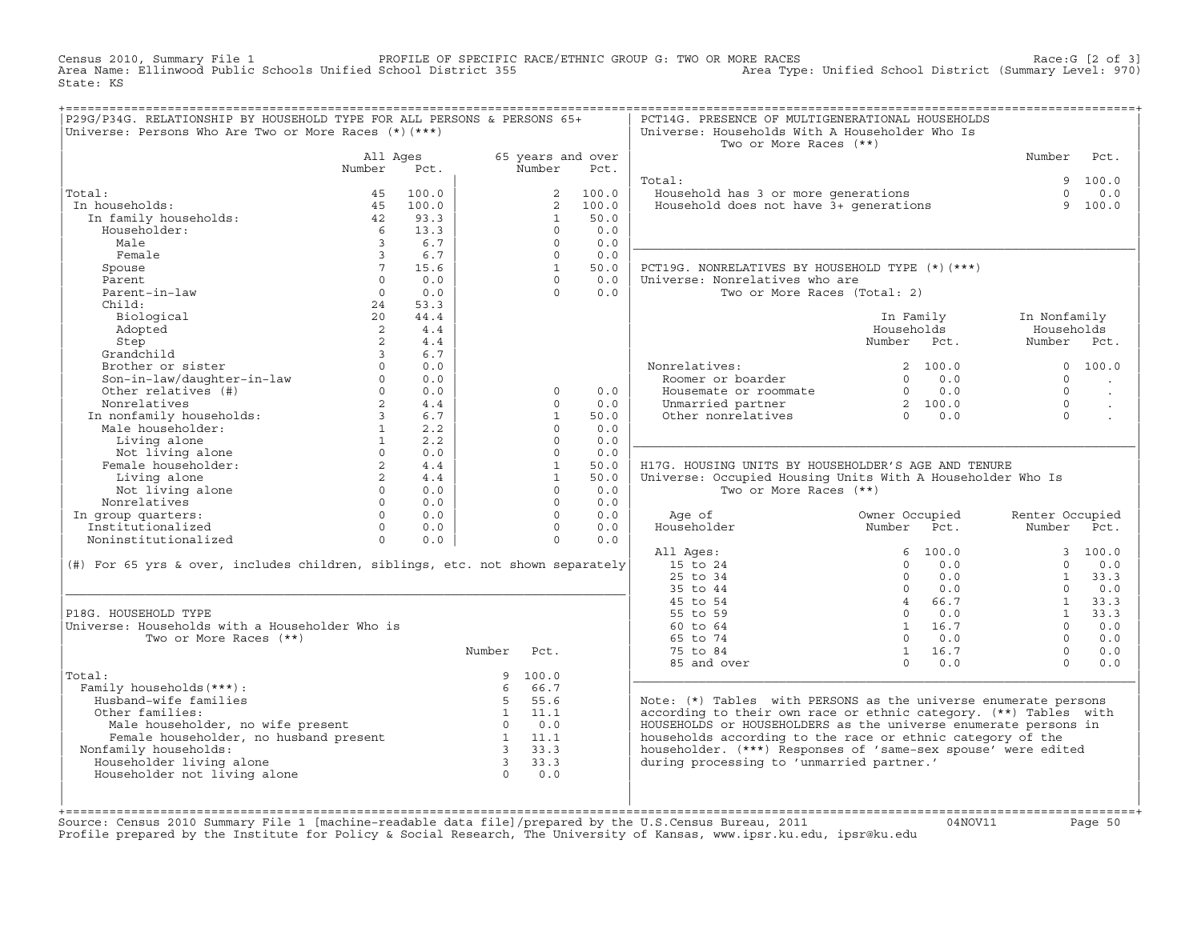Census 2010, Summary File 1 PROFILE OF SPECIFIC RACE/ETHNIC GROUP G: TWO OR MORE RACES Race:G [2 of 3]
Area Name: Ellinwood Public Schools Unified School District 355 Area Type: Unified School District (Summary Level: 970)
State: KS

## P29G/P34G. RELATIONSHIP BY HOUSEHOLD TYPE FOR ALL PERSONS & PERSONS 65+
Universe: Persons Who Are Two or More Races (*)(***)

| | All Ages Number | All Ages Pct. | 65 years and over Number | 65 years and over Pct. |
|---|---|---|---|---|
| Total: | 45 | 100.0 | 2 | 100.0 |
| In households: | 45 | 100.0 | 2 | 100.0 |
| In family households: | 42 | 93.3 | 1 | 50.0 |
| Householder: | 6 | 13.3 | 0 | 0.0 |
| Male | 3 | 6.7 | 0 | 0.0 |
| Female | 3 | 6.7 | 0 | 0.0 |
| Spouse | 7 | 15.6 | 1 | 50.0 |
| Parent | 0 | 0.0 | 0 | 0.0 |
| Parent-in-law | 0 | 0.0 | 0 | 0.0 |
| Child: | 24 | 53.3 | | |
| Biological | 20 | 44.4 | | |
| Adopted | 2 | 4.4 | | |
| Step | 2 | 4.4 | | |
| Grandchild | 3 | 6.7 | | |
| Brother or sister | 0 | 0.0 | | |
| Son-in-law/daughter-in-law | 0 | 0.0 | | |
| Other relatives (#) | 0 | 0.0 | 0 | 0.0 |
| Nonrelatives | 2 | 4.4 | 0 | 0.0 |
| In nonfamily households: | 3 | 6.7 | 1 | 50.0 |
| Male householder: | 1 | 2.2 | 0 | 0.0 |
| Living alone | 1 | 2.2 | 0 | 0.0 |
| Not living alone | 0 | 0.0 | 0 | 0.0 |
| Female householder: | 2 | 4.4 | 1 | 50.0 |
| Living alone | 2 | 4.4 | 1 | 50.0 |
| Not living alone | 0 | 0.0 | 0 | 0.0 |
| Nonrelatives | 0 | 0.0 | 0 | 0.0 |
| In group quarters: | 0 | 0.0 | 0 | 0.0 |
| Institutionalized | 0 | 0.0 | 0 | 0.0 |
| Noninstitutionalized | 0 | 0.0 | 0 | 0.0 |

(#) For 65 yrs & over, includes children, siblings, etc. not shown separately

## P18G. HOUSEHOLD TYPE
Universe: Households with a Householder Who is Two or More Races (**)

| | Number | Pct. |
|---|---|---|
| Total: | 9 | 100.0 |
| Family households(***): | 6 | 66.7 |
| Husband-wife families | 5 | 55.6 |
| Other families: | 1 | 11.1 |
| Male householder, no wife present | 0 | 0.0 |
| Female householder, no husband present | 1 | 11.1 |
| Nonfamily households: | 3 | 33.3 |
| Householder living alone | 3 | 33.3 |
| Householder not living alone | 0 | 0.0 |

## PCT14G. PRESENCE OF MULTIGENERATIONAL HOUSEHOLDS
Universe: Households With A Householder Who Is Two or More Races (**)

| | Number | Pct. |
|---|---|---|
| Total: | 9 | 100.0 |
| Household has 3 or more generations | 0 | 0.0 |
| Household does not have 3+ generations | 9 | 100.0 |

## PCT19G. NONRELATIVES BY HOUSEHOLD TYPE (*)(***)
Universe: Nonrelatives who are Two or More Races (Total: 2)

| | In Family Households Number | In Family Households Pct. | In Nonfamily Households Number | In Nonfamily Households Pct. |
|---|---|---|---|---|
| Nonrelatives: | 2 | 100.0 | 0 | 100.0 |
| Roomer or boarder | 0 | 0.0 | 0 | . |
| Housemate or roommate | 0 | 0.0 | 0 | . |
| Unmarried partner | 2 | 100.0 | 0 | . |
| Other nonrelatives | 0 | 0.0 | 0 | . |

## H17G. HOUSING UNITS BY HOUSEHOLDER'S AGE AND TENURE
Universe: Occupied Housing Units With A Householder Who Is Two or More Races (**)

| Age of Householder | Owner Occupied Number | Owner Occupied Pct. | Renter Occupied Number | Renter Occupied Pct. |
|---|---|---|---|---|
| All Ages: | 6 | 100.0 | 3 | 100.0 |
| 15 to 24 | 0 | 0.0 | 0 | 0.0 |
| 25 to 34 | 0 | 0.0 | 1 | 33.3 |
| 35 to 44 | 0 | 0.0 | 0 | 0.0 |
| 45 to 54 | 4 | 66.7 | 1 | 33.3 |
| 55 to 59 | 0 | 0.0 | 1 | 33.3 |
| 60 to 64 | 1 | 16.7 | 0 | 0.0 |
| 65 to 74 | 0 | 0.0 | 0 | 0.0 |
| 75 to 84 | 1 | 16.7 | 0 | 0.0 |
| 85 and over | 0 | 0.0 | 0 | 0.0 |

Note: (*) Tables with PERSONS as the universe enumerate persons according to their own race or ethnic category. (**) Tables with HOUSEHOLDS or HOUSEHOLDERS as the universe enumerate persons in households according to the race or ethnic category of the householder. (***) Responses of 'same-sex spouse' were edited during processing to 'unmarried partner.'

Source: Census 2010 Summary File 1 [machine-readable data file]/prepared by the U.S.Census Bureau, 2011 04NOV11
Profile prepared by the Institute for Policy & Social Research, The University of Kansas, www.ipsr.ku.edu, ipsr@ku.edu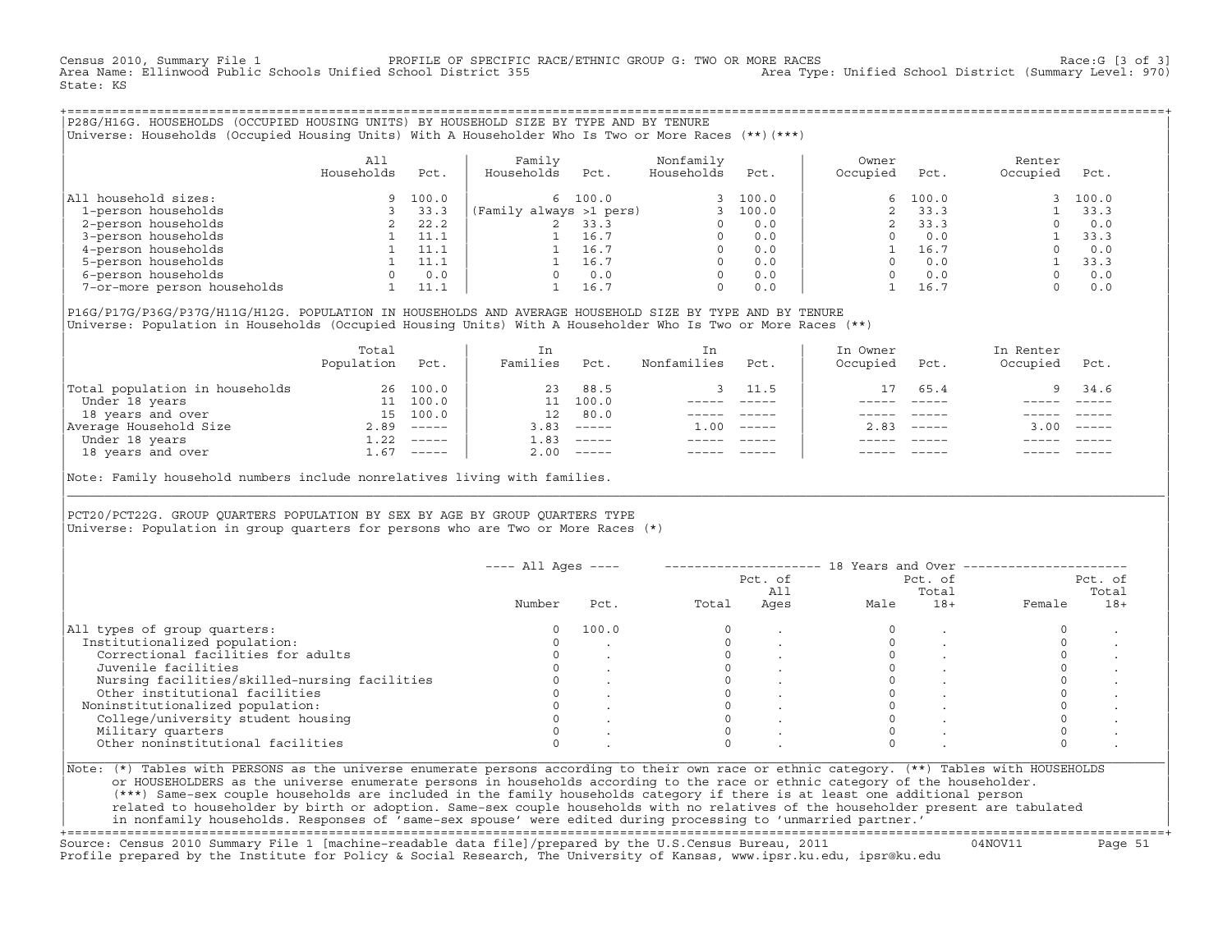Census 2010, Summary File 1 PROFILE OF SPECIFIC RACE/ETHNIC GROUP G: TWO OR MORE RACES Race:G [3 of 3]
Area Name: Ellinwood Public Schools Unified School District 355 Area Type: Unified School District (Summary Level: 970)
State: KS

## P28G/H16G. HOUSEHOLDS (OCCUPIED HOUSING UNITS) BY HOUSEHOLD SIZE BY TYPE AND BY TENURE

Universe: Households (Occupied Housing Units) With A Householder Who Is Two or More Races (**)(***)

| | All Households | Pct. | Family Households | Pct. | Nonfamily Households | Pct. | Owner Occupied | Pct. | Renter Occupied | Pct. |
|---|---|---|---|---|---|---|---|---|---|---|
| All household sizes: | 9 | 100.0 | 6 | 100.0 | 3 | 100.0 | 6 | 100.0 | 3 | 100.0 |
| 1-person households | 3 | 33.3 | (Family always >1 pers) | | 3 | 100.0 | 2 | 33.3 | 1 | 33.3 |
| 2-person households | 2 | 22.2 | 2 | 33.3 | 0 | 0.0 | 2 | 33.3 | 0 | 0.0 |
| 3-person households | 1 | 11.1 | 1 | 16.7 | 0 | 0.0 | 0 | 0.0 | 1 | 33.3 |
| 4-person households | 1 | 11.1 | 1 | 16.7 | 0 | 0.0 | 1 | 16.7 | 0 | 0.0 |
| 5-person households | 1 | 11.1 | 1 | 16.7 | 0 | 0.0 | 0 | 0.0 | 1 | 33.3 |
| 6-person households | 0 | 0.0 | 0 | 0.0 | 0 | 0.0 | 0 | 0.0 | 0 | 0.0 |
| 7-or-more person households | 1 | 11.1 | 1 | 16.7 | 0 | 0.0 | 1 | 16.7 | 0 | 0.0 |

## P16G/P17G/P36G/P37G/H11G/H12G. POPULATION IN HOUSEHOLDS AND AVERAGE HOUSEHOLD SIZE BY TYPE AND BY TENURE

Universe: Population in Households (Occupied Housing Units) With A Householder Who Is Two or More Races (**)

| | Total Population | Pct. | In Families | Pct. | In Nonfamilies | Pct. | In Owner Occupied | Pct. | In Renter Occupied | Pct. |
|---|---|---|---|---|---|---|---|---|---|---|
| Total population in households | 26 | 100.0 | 23 | 88.5 | 3 | 11.5 | 17 | 65.4 | 9 | 34.6 |
| Under 18 years | 11 | 100.0 | 11 | 100.0 | ----- | ----- | ----- | ----- | ----- | ----- |
| 18 years and over | 15 | 100.0 | 12 | 80.0 | ----- | ----- | ----- | ----- | ----- | ----- |
| Average Household Size | 2.89 | ----- | 3.83 | ----- | 1.00 | ----- | 2.83 | ----- | 3.00 | ----- |
| Under 18 years | 1.22 | ----- | 1.83 | ----- | ----- | ----- | ----- | ----- | ----- | ----- |
| 18 years and over | 1.67 | ----- | 2.00 | ----- | ----- | ----- | ----- | ----- | ----- | ----- |

Note: Family household numbers include nonrelatives living with families.

## PCT20/PCT22G. GROUP QUARTERS POPULATION BY SEX BY AGE BY GROUP QUARTERS TYPE

Universe: Population in group quarters for persons who are Two or More Races (*)

| | All Ages | | 18 Years and Over | | | | | |
|---|---|---|---|---|---|---|---|---|
| | Number | Pct. | Total | Pct. of All Ages | Male | Pct. of Total 18+ | Female | Pct. of Total 18+ |
| All types of group quarters: | 0 | 100.0 | 0 | . | 0 | . | 0 | . |
| Institutionalized population: | 0 | . | 0 | . | 0 | . | 0 | . |
| Correctional facilities for adults | 0 | . | 0 | . | 0 | . | 0 | . |
| Juvenile facilities | 0 | . | 0 | . | 0 | . | 0 | . |
| Nursing facilities/skilled-nursing facilities | 0 | . | 0 | . | 0 | . | 0 | . |
| Other institutional facilities | 0 | . | 0 | . | 0 | . | 0 | . |
| Noninstitutionalized population: | 0 | . | 0 | . | 0 | . | 0 | . |
| College/university student housing | 0 | . | 0 | . | 0 | . | 0 | . |
| Military quarters | 0 | . | 0 | . | 0 | . | 0 | . |
| Other noninstitutional facilities | 0 | . | 0 | . | 0 | . | 0 | . |

Note: (*) Tables with PERSONS as the universe enumerate persons according to their own race or ethnic category. (**) Tables with HOUSEHOLDS or HOUSEHOLDERS as the universe enumerate persons in households according to the race or ethnic category of the householder. (***) Same-sex couple households are included in the family households category if there is at least one additional person related to householder by birth or adoption. Same-sex couple households with no relatives of the householder present are tabulated in nonfamily households. Responses of 'same-sex spouse' were edited during processing to 'unmarried partner.'

Source: Census 2010 Summary File 1 [machine-readable data file]/prepared by the U.S.Census Bureau, 2011 04NOV11
Profile prepared by the Institute for Policy & Social Research, The University of Kansas, www.ipsr.ku.edu, ipsr@ku.edu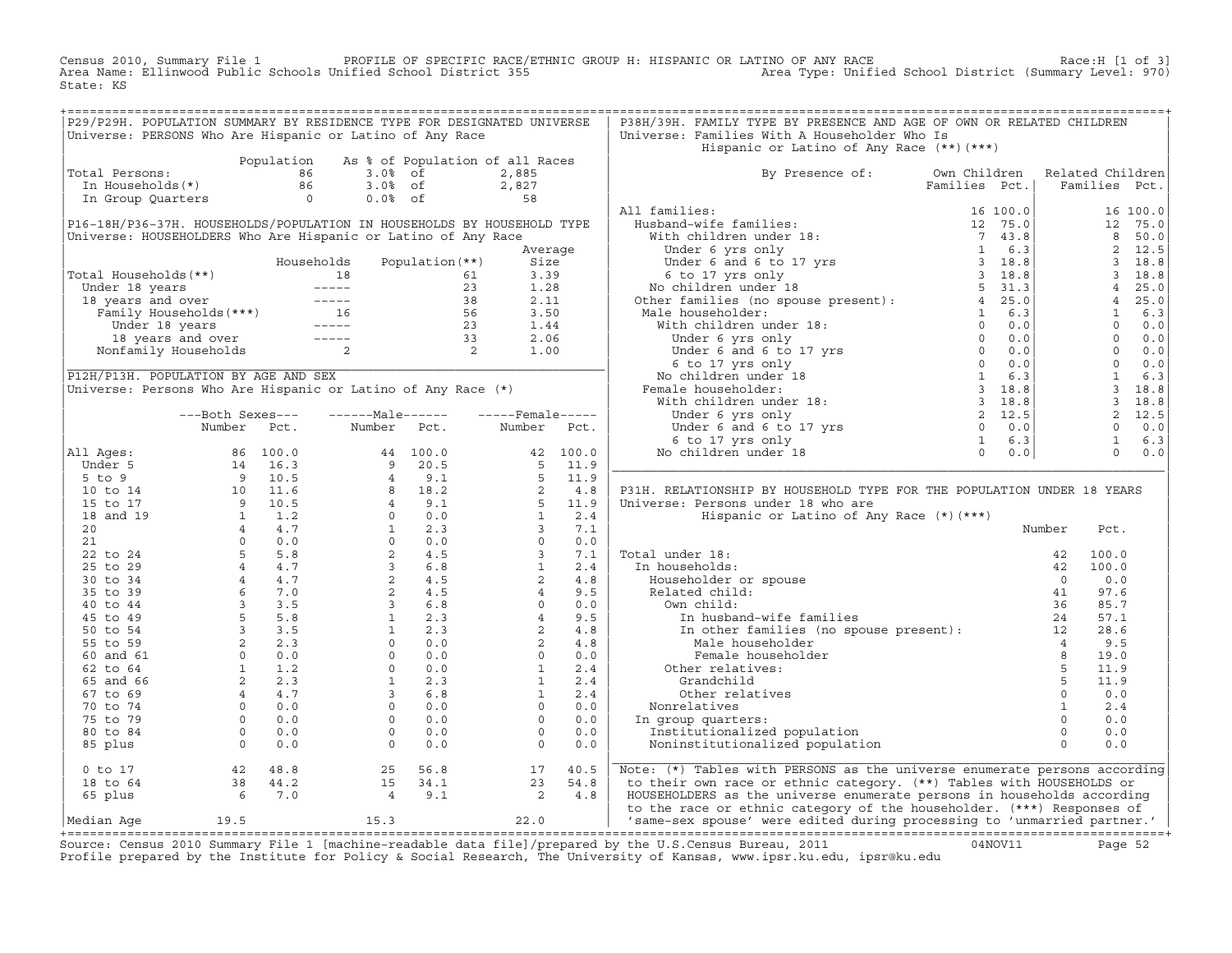Census 2010, Summary File 1 PROFILE OF SPECIFIC RACE/ETHNIC GROUP H: HISPANIC OR LATINO OF ANY RACE Race:H [1 of 3]
Area Name: Ellinwood Public Schools Unified School District 355 Area Type: Unified School District (Summary Level: 970)
State: KS

## P29/P29H. POPULATION SUMMARY BY RESIDENCE TYPE FOR DESIGNATED UNIVERSE

Universe: PERSONS Who Are Hispanic or Latino of Any Race

| | Population | As % of Population of all Races | |
|---|---|---|---|
| Total Persons: | 86 | 3.0% of | 2,885 |
| In Households(*) | 86 | 3.0% of | 2,827 |
| In Group Quarters | 0 | 0.0% of | 58 |

## P16-18H/P36-37H. HOUSEHOLDS/POPULATION IN HOUSEHOLDS BY HOUSEHOLD TYPE

Universe: HOUSEHOLDERS Who Are Hispanic or Latino of Any Race

| | Households | Population(**) | Average Size |
|---|---|---|---|
| Total Households(**) | 18 | 61 | 3.39 |
| Under 18 years | ----- | 23 | 1.28 |
| 18 years and over | ----- | 38 | 2.11 |
| Family Households(***) | 16 | 56 | 3.50 |
| Under 18 years | ----- | 23 | 1.44 |
| 18 years and over | ----- | 33 | 2.06 |
| Nonfamily Households | 2 | 2 | 1.00 |

## P12H/P13H. POPULATION BY AGE AND SEX

Universe: Persons Who Are Hispanic or Latino of Any Race (*)

| | Both Sexes Number | Both Sexes Pct. | Male Number | Male Pct. | Female Number | Female Pct. |
|---|---|---|---|---|---|---|
| All Ages: | 86 | 100.0 | 44 | 100.0 | 42 | 100.0 |
| Under 5 | 14 | 16.3 | 9 | 20.5 | 5 | 11.9 |
| 5 to 9 | 9 | 10.5 | 4 | 9.1 | 5 | 11.9 |
| 10 to 14 | 10 | 11.6 | 8 | 18.2 | 2 | 4.8 |
| 15 to 17 | 9 | 10.5 | 4 | 9.1 | 5 | 11.9 |
| 18 and 19 | 1 | 1.2 | 0 | 0.0 | 1 | 2.4 |
| 20 | 4 | 4.7 | 1 | 2.3 | 3 | 7.1 |
| 21 | 0 | 0.0 | 0 | 0.0 | 0 | 0.0 |
| 22 to 24 | 5 | 5.8 | 2 | 4.5 | 3 | 7.1 |
| 25 to 29 | 4 | 4.7 | 3 | 6.8 | 1 | 2.4 |
| 30 to 34 | 4 | 4.7 | 2 | 4.5 | 2 | 4.8 |
| 35 to 39 | 6 | 7.0 | 2 | 4.5 | 4 | 9.5 |
| 40 to 44 | 3 | 3.5 | 3 | 6.8 | 0 | 0.0 |
| 45 to 49 | 5 | 5.8 | 1 | 2.3 | 4 | 9.5 |
| 50 to 54 | 3 | 3.5 | 1 | 2.3 | 2 | 4.8 |
| 55 to 59 | 2 | 2.3 | 0 | 0.0 | 2 | 4.8 |
| 60 and 61 | 0 | 0.0 | 0 | 0.0 | 0 | 0.0 |
| 62 to 64 | 1 | 1.2 | 0 | 0.0 | 1 | 2.4 |
| 65 and 66 | 2 | 2.3 | 1 | 2.3 | 1 | 2.4 |
| 67 to 69 | 4 | 4.7 | 3 | 6.8 | 1 | 2.4 |
| 70 to 74 | 0 | 0.0 | 0 | 0.0 | 0 | 0.0 |
| 75 to 79 | 0 | 0.0 | 0 | 0.0 | 0 | 0.0 |
| 80 to 84 | 0 | 0.0 | 0 | 0.0 | 0 | 0.0 |
| 85 plus | 0 | 0.0 | 0 | 0.0 | 0 | 0.0 |
| 0 to 17 | 42 | 48.8 | 25 | 56.8 | 17 | 40.5 |
| 18 to 64 | 38 | 44.2 | 15 | 34.1 | 23 | 54.8 |
| 65 plus | 6 | 7.0 | 4 | 9.1 | 2 | 4.8 |
| Median Age | 19.5 | | 15.3 | | 22.0 | |

## P38H/39H. FAMILY TYPE BY PRESENCE AND AGE OF OWN OR RELATED CHILDREN

Universe: Families With A Householder Who Is Hispanic or Latino of Any Race (**)(***)

| By Presence of: | Own Children Families | Own Children Pct. | Related Children Families | Related Children Pct. |
|---|---|---|---|---|
| All families: | 16 | 100.0 | 16 | 100.0 |
| Husband-wife families: | 12 | 75.0 | 12 | 75.0 |
| With children under 18: | 7 | 43.8 | 8 | 50.0 |
| Under 6 yrs only | 1 | 6.3 | 2 | 12.5 |
| Under 6 and 6 to 17 yrs | 3 | 18.8 | 3 | 18.8 |
| 6 to 17 yrs only | 3 | 18.8 | 3 | 18.8 |
| No children under 18 | 5 | 31.3 | 4 | 25.0 |
| Other families (no spouse present): | 4 | 25.0 | 4 | 25.0 |
| Male householder: | 1 | 6.3 | 1 | 6.3 |
| With children under 18: | 0 | 0.0 | 0 | 0.0 |
| Under 6 yrs only | 0 | 0.0 | 0 | 0.0 |
| Under 6 and 6 to 17 yrs | 0 | 0.0 | 0 | 0.0 |
| 6 to 17 yrs only | 0 | 0.0 | 0 | 0.0 |
| No children under 18 | 1 | 6.3 | 1 | 6.3 |
| Female householder: | 3 | 18.8 | 3 | 18.8 |
| With children under 18: | 3 | 18.8 | 3 | 18.8 |
| Under 6 yrs only | 2 | 12.5 | 2 | 12.5 |
| Under 6 and 6 to 17 yrs | 0 | 0.0 | 0 | 0.0 |
| 6 to 17 yrs only | 1 | 6.3 | 1 | 6.3 |
| No children under 18 | 0 | 0.0 | 0 | 0.0 |

## P31H. RELATIONSHIP BY HOUSEHOLD TYPE FOR THE POPULATION UNDER 18 YEARS

Universe: Persons under 18 who are Hispanic or Latino of Any Race (*)(***)

| | Number | Pct. |
|---|---|---|
| Total under 18: | 42 | 100.0 |
| In households: | 42 | 100.0 |
| Householder or spouse | 0 | 0.0 |
| Related child: | 41 | 97.6 |
| Own child: | 36 | 85.7 |
| In husband-wife families | 24 | 57.1 |
| In other families (no spouse present): | 12 | 28.6 |
| Male householder | 4 | 9.5 |
| Female householder | 8 | 19.0 |
| Other relatives: | 5 | 11.9 |
| Grandchild | 5 | 11.9 |
| Other relatives | 0 | 0.0 |
| Nonrelatives | 1 | 2.4 |
| In group quarters: | 0 | 0.0 |
| Institutionalized population | 0 | 0.0 |
| Noninstitutionalized population | 0 | 0.0 |

Note: (*) Tables with PERSONS as the universe enumerate persons according to their own race or ethnic category. (**) Tables with HOUSEHOLDS or HOUSEHOLDERS as the universe enumerate persons in households according to the race or ethnic category of the householder. (***) Responses of 'same-sex spouse' were edited during processing to 'unmarried partner.'

Source: Census 2010 Summary File 1 [machine-readable data file]/prepared by the U.S.Census Bureau, 2011 04NOV11
Profile prepared by the Institute for Policy & Social Research, The University of Kansas, www.ipsr.ku.edu, ipsr@ku.edu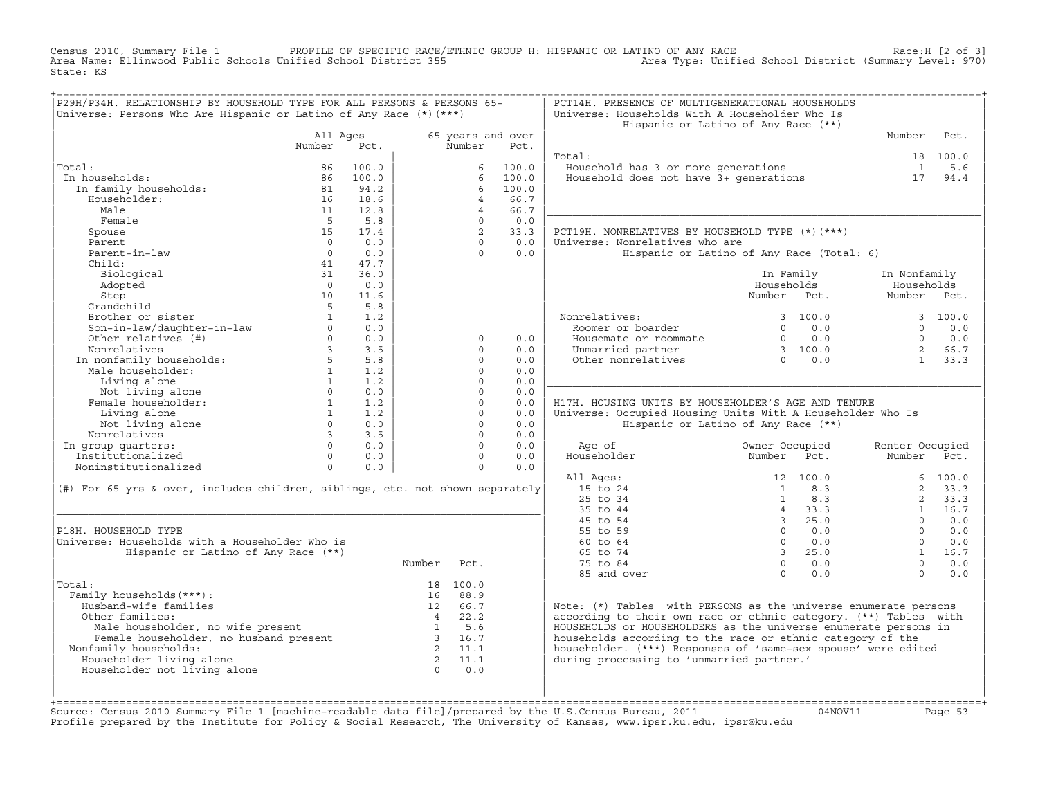Census 2010, Summary File 1 PROFILE OF SPECIFIC RACE/ETHNIC GROUP H: HISPANIC OR LATINO OF ANY RACE Race:H [2 of 3]
Area Name: Ellinwood Public Schools Unified School District 355 Area Type: Unified School District (Summary Level: 970)
State: KS

## P29H/P34H. RELATIONSHIP BY HOUSEHOLD TYPE FOR ALL PERSONS & PERSONS 65+

Universe: Persons Who Are Hispanic or Latino of Any Race (*)(***)

| | All Ages Number | All Ages Pct. | 65 years and over Number | 65 years and over Pct. |
|---|---|---|---|---|
| Total: | 86 | 100.0 | 6 | 100.0 |
| In households: | 86 | 100.0 | 6 | 100.0 |
| In family households: | 81 | 94.2 | 6 | 100.0 |
| Householder: | 16 | 18.6 | 4 | 66.7 |
| Male | 11 | 12.8 | 4 | 66.7 |
| Female | 5 | 5.8 | 0 | 0.0 |
| Spouse | 15 | 17.4 | 2 | 33.3 |
| Parent | 0 | 0.0 | 0 | 0.0 |
| Parent-in-law | 0 | 0.0 | 0 | 0.0 |
| Child: | 41 | 47.7 | | |
| Biological | 31 | 36.0 | | |
| Adopted | 0 | 0.0 | | |
| Step | 10 | 11.6 | | |
| Grandchild | 5 | 5.8 | | |
| Brother or sister | 1 | 1.2 | | |
| Son-in-law/daughter-in-law | 0 | 0.0 | | |
| Other relatives (#) | 0 | 0.0 | 0 | 0.0 |
| Nonrelatives | 3 | 3.5 | 0 | 0.0 |
| In nonfamily households: | 5 | 5.8 | 0 | 0.0 |
| Male householder: | 1 | 1.2 | 0 | 0.0 |
| Living alone | 1 | 1.2 | 0 | 0.0 |
| Not living alone | 0 | 0.0 | 0 | 0.0 |
| Female householder: | 1 | 1.2 | 0 | 0.0 |
| Living alone | 1 | 1.2 | 0 | 0.0 |
| Not living alone | 0 | 0.0 | 0 | 0.0 |
| Nonrelatives | 3 | 3.5 | 0 | 0.0 |
| In group quarters: | 0 | 0.0 | 0 | 0.0 |
| Institutionalized | 0 | 0.0 | 0 | 0.0 |
| Noninstitutionalized | 0 | 0.0 | 0 | 0.0 |

(#) For 65 yrs & over, includes children, siblings, etc. not shown separately

## P18H. HOUSEHOLD TYPE

Universe: Households with a Householder Who is Hispanic or Latino of Any Race (**)

| | Number | Pct. |
|---|---|---|
| Total: | 18 | 100.0 |
| Family households(***): | 16 | 88.9 |
| Husband-wife families | 12 | 66.7 |
| Other families: | 4 | 22.2 |
| Male householder, no wife present | 1 | 5.6 |
| Female householder, no husband present | 3 | 16.7 |
| Nonfamily households: | 2 | 11.1 |
| Householder living alone | 2 | 11.1 |
| Householder not living alone | 0 | 0.0 |

## PCT14H. PRESENCE OF MULTIGENERATIONAL HOUSEHOLDS

Universe: Households With A Householder Who Is Hispanic or Latino of Any Race (**)

| | Number | Pct. |
|---|---|---|
| Total: | 18 | 100.0 |
| Household has 3 or more generations | 1 | 5.6 |
| Household does not have 3+ generations | 17 | 94.4 |

## PCT19H. NONRELATIVES BY HOUSEHOLD TYPE (*)(***)

Universe: Nonrelatives who are Hispanic or Latino of Any Race (Total: 6)

| | In Family Households Number | In Family Households Pct. | In Nonfamily Households Number | In Nonfamily Households Pct. |
|---|---|---|---|---|
| Nonrelatives: | 3 | 100.0 | 3 | 100.0 |
| Roomer or boarder | 0 | 0.0 | 0 | 0.0 |
| Housemate or roommate | 0 | 0.0 | 0 | 0.0 |
| Unmarried partner | 3 | 100.0 | 2 | 66.7 |
| Other nonrelatives | 0 | 0.0 | 1 | 33.3 |

## H17H. HOUSING UNITS BY HOUSEHOLDER'S AGE AND TENURE

Universe: Occupied Housing Units With A Householder Who Is Hispanic or Latino of Any Race (**)

| Age of Householder | Owner Occupied Number | Owner Occupied Pct. | Renter Occupied Number | Renter Occupied Pct. |
|---|---|---|---|---|
| All Ages: | 12 | 100.0 | 6 | 100.0 |
| 15 to 24 | 1 | 8.3 | 2 | 33.3 |
| 25 to 34 | 1 | 8.3 | 2 | 33.3 |
| 35 to 44 | 4 | 33.3 | 1 | 16.7 |
| 45 to 54 | 3 | 25.0 | 0 | 0.0 |
| 55 to 59 | 0 | 0.0 | 0 | 0.0 |
| 60 to 64 | 0 | 0.0 | 0 | 0.0 |
| 65 to 74 | 3 | 25.0 | 1 | 16.7 |
| 75 to 84 | 0 | 0.0 | 0 | 0.0 |
| 85 and over | 0 | 0.0 | 0 | 0.0 |

Note: (*) Tables with PERSONS as the universe enumerate persons according to their own race or ethnic category. (**) Tables with HOUSEHOLDS or HOUSEHOLDERS as the universe enumerate persons in households according to the race or ethnic category of the householder. (***) Responses of 'same-sex spouse' were edited during processing to 'unmarried partner.'

Source: Census 2010 Summary File 1 [machine-readable data file]/prepared by the U.S.Census Bureau, 2011 04NOV11
Profile prepared by the Institute for Policy & Social Research, The University of Kansas, www.ipsr.ku.edu, ipsr@ku.edu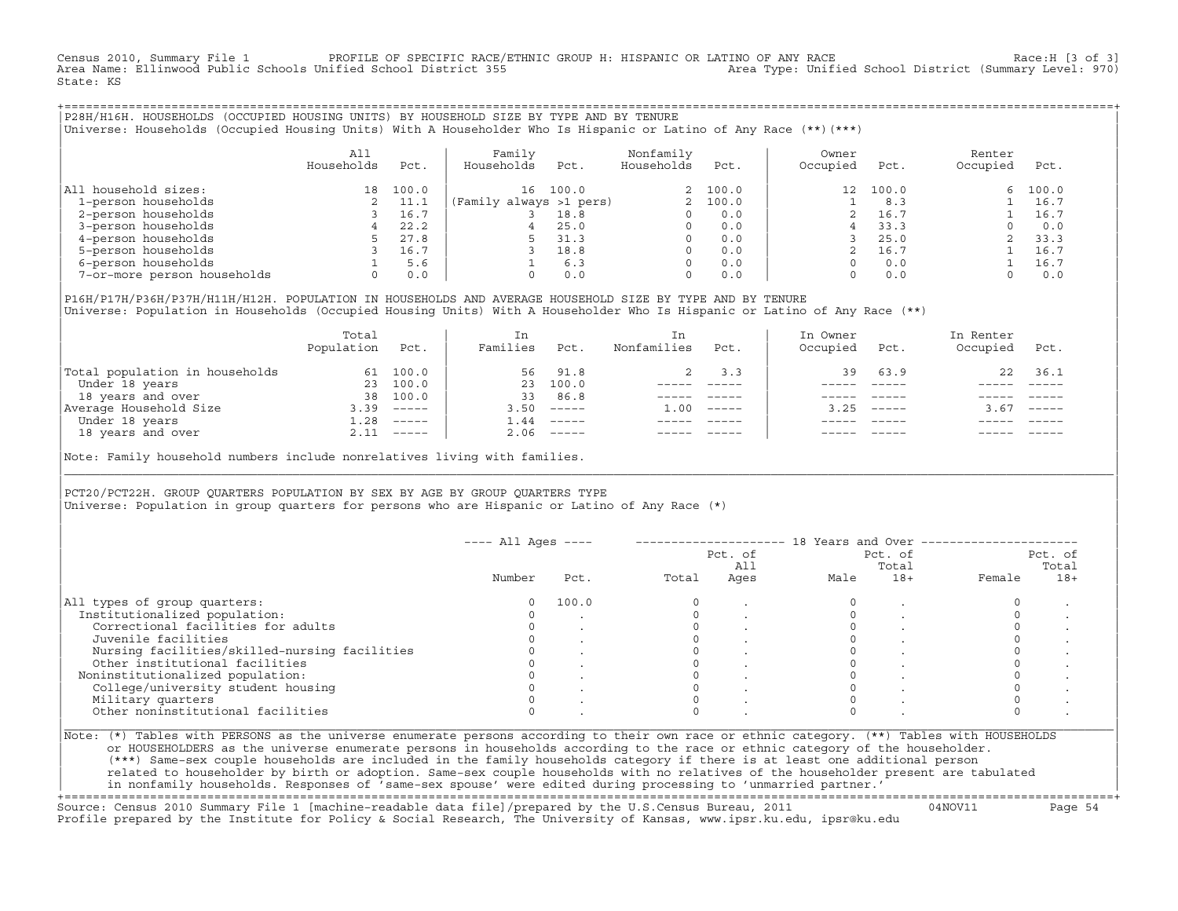Census 2010, Summary File 1 PROFILE OF SPECIFIC RACE/ETHNIC GROUP H: HISPANIC OR LATINO OF ANY RACE Race:H [3 of 3]
Area Name: Ellinwood Public Schools Unified School District 355 Area Type: Unified School District (Summary Level: 970)
State: KS

## P28H/H16H. HOUSEHOLDS (OCCUPIED HOUSING UNITS) BY HOUSEHOLD SIZE BY TYPE AND BY TENURE

Universe: Households (Occupied Housing Units) With A Householder Who Is Hispanic or Latino of Any Race (**)(***)

| | All Households | Pct. | Family Households | Pct. | Nonfamily Households | Pct. | Owner Occupied | Pct. | Renter Occupied | Pct. |
|---|---|---|---|---|---|---|---|---|---|---|
| All household sizes: | 18 | 100.0 | 16 | 100.0 | 2 | 100.0 | 12 | 100.0 | 6 | 100.0 |
| 1-person households | 2 | 11.1 | (Family always >1 pers) | | 2 | 100.0 | 1 | 8.3 | 1 | 16.7 |
| 2-person households | 3 | 16.7 | 3 | 18.8 | 0 | 0.0 | 2 | 16.7 | 1 | 16.7 |
| 3-person households | 4 | 22.2 | 4 | 25.0 | 0 | 0.0 | 4 | 33.3 | 0 | 0.0 |
| 4-person households | 5 | 27.8 | 5 | 31.3 | 0 | 0.0 | 3 | 25.0 | 2 | 33.3 |
| 5-person households | 3 | 16.7 | 3 | 18.8 | 0 | 0.0 | 2 | 16.7 | 1 | 16.7 |
| 6-person households | 1 | 5.6 | 1 | 6.3 | 0 | 0.0 | 0 | 0.0 | 1 | 16.7 |
| 7-or-more person households | 0 | 0.0 | 0 | 0.0 | 0 | 0.0 | 0 | 0.0 | 0 | 0.0 |

## P16H/P17H/P36H/P37H/H11H/H12H. POPULATION IN HOUSEHOLDS AND AVERAGE HOUSEHOLD SIZE BY TYPE AND BY TENURE

Universe: Population in Households (Occupied Housing Units) With A Householder Who Is Hispanic or Latino of Any Race (**)

| | Total Population | Pct. | In Families | Pct. | In Nonfamilies | Pct. | In Owner Occupied | Pct. | In Renter Occupied | Pct. |
|---|---|---|---|---|---|---|---|---|---|---|
| Total population in households | 61 | 100.0 | 56 | 91.8 | 2 | 3.3 | 39 | 63.9 | 22 | 36.1 |
| Under 18 years | 23 | 100.0 | 23 | 100.0 | ----- | ----- | ----- | ----- | ----- | ----- |
| 18 years and over | 38 | 100.0 | 33 | 86.8 | ----- | ----- | ----- | ----- | ----- | ----- |
| Average Household Size | 3.39 | ----- | 3.50 | ----- | 1.00 | ----- | 3.25 | ----- | 3.67 | ----- |
| Under 18 years | 1.28 | ----- | 1.44 | ----- | ----- | ----- | ----- | ----- | ----- | ----- |
| 18 years and over | 2.11 | ----- | 2.06 | ----- | ----- | ----- | ----- | ----- | ----- | ----- |

Note: Family household numbers include nonrelatives living with families.

## PCT20/PCT22H. GROUP QUARTERS POPULATION BY SEX BY AGE BY GROUP QUARTERS TYPE

Universe: Population in group quarters for persons who are Hispanic or Latino of Any Race (*)

| | All Ages | | 18 Years and Over | | | | | |
|---|---|---|---|---|---|---|---|---|
| | Number | Pct. | Total | Pct. of All Ages | Male | Pct. of Total 18+ | Female | Pct. of Total 18+ |
| All types of group quarters: | 0 | 100.0 | 0 | . | 0 | . | 0 | . |
| Institutionalized population: | 0 | . | 0 | . | 0 | . | 0 | . |
| Correctional facilities for adults | 0 | . | 0 | . | 0 | . | 0 | . |
| Juvenile facilities | 0 | . | 0 | . | 0 | . | 0 | . |
| Nursing facilities/skilled-nursing facilities | 0 | . | 0 | . | 0 | . | 0 | . |
| Other institutional facilities | 0 | . | 0 | . | 0 | . | 0 | . |
| Noninstitutionalized population: | 0 | . | 0 | . | 0 | . | 0 | . |
| College/university student housing | 0 | . | 0 | . | 0 | . | 0 | . |
| Military quarters | 0 | . | 0 | . | 0 | . | 0 | . |
| Other noninstitutional facilities | 0 | . | 0 | . | 0 | . | 0 | . |

Note: (*) Tables with PERSONS as the universe enumerate persons according to their own race or ethnic category. (**) Tables with HOUSEHOLDS or HOUSEHOLDERS as the universe enumerate persons in households according to the race or ethnic category of the householder. (***) Same-sex couple households are included in the family households category if there is at least one additional person related to householder by birth or adoption. Same-sex couple households with no relatives of the householder present are tabulated in nonfamily households. Responses of 'same-sex spouse' were edited during processing to 'unmarried partner.'

Source: Census 2010 Summary File 1 [machine-readable data file]/prepared by the U.S.Census Bureau, 2011 04NOV11
Profile prepared by the Institute for Policy & Social Research, The University of Kansas, www.ipsr.ku.edu, ipsr@ku.edu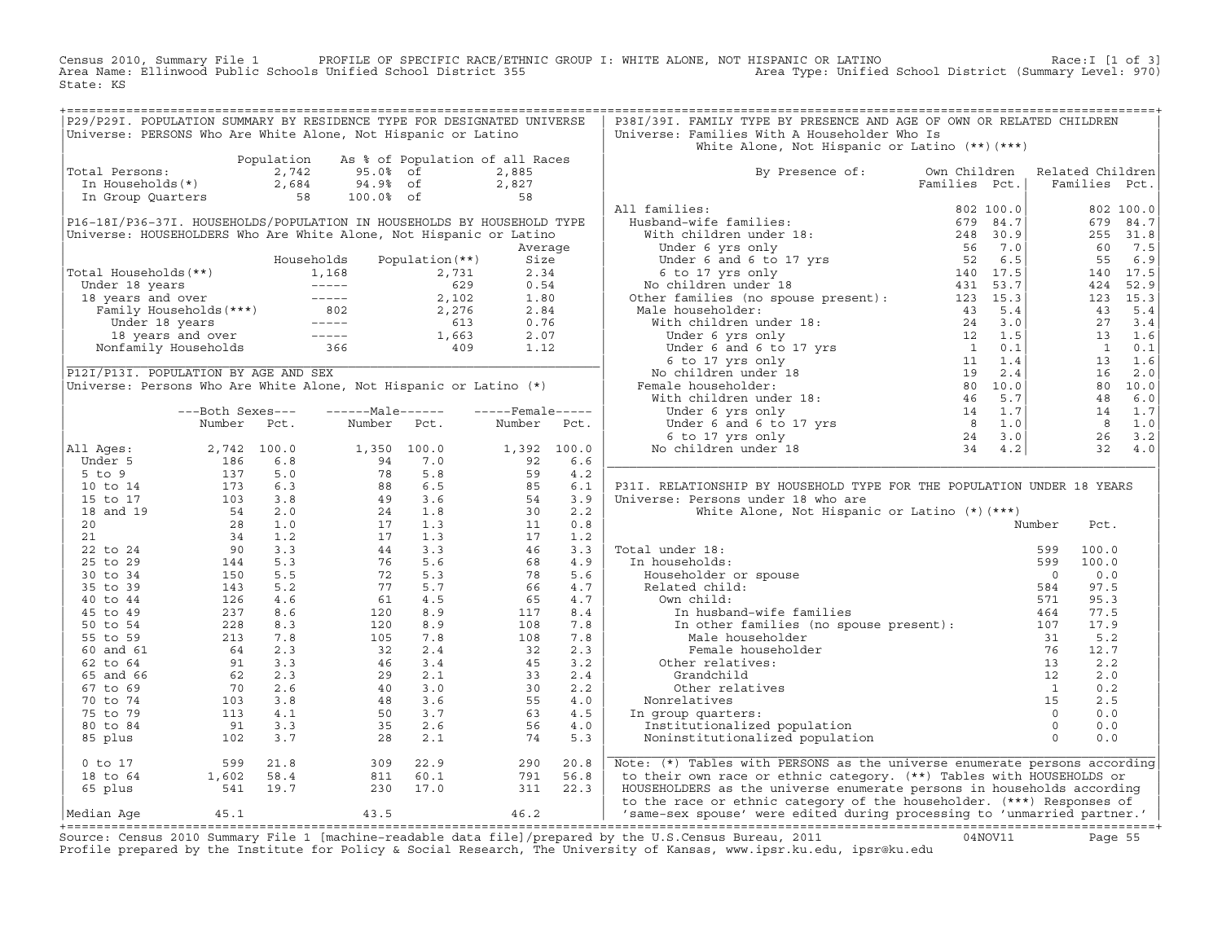Census 2010, Summary File 1 PROFILE OF SPECIFIC RACE/ETHNIC GROUP I: WHITE ALONE, NOT HISPANIC OR LATINO Race:I [1 of 3]
Area Name: Ellinwood Public Schools Unified School District 355 Area Type: Unified School District (Summary Level: 970)
State: KS

## P29/P29I. POPULATION SUMMARY BY RESIDENCE TYPE FOR DESIGNATED UNIVERSE

Universe: PERSONS Who Are White Alone, Not Hispanic or Latino

| | Population | As % of Population of all Races | |
|---|---|---|---|
| Total Persons: | 2,742 | 95.0% of | 2,885 |
| In Households(*) | 2,684 | 94.9% of | 2,827 |
| In Group Quarters | 58 | 100.0% of | 58 |

## P16-18I/P36-37I. HOUSEHOLDS/POPULATION IN HOUSEHOLDS BY HOUSEHOLD TYPE

Universe: HOUSEHOLDERS Who Are White Alone, Not Hispanic or Latino

| | Households | Population(**) | Average Size |
|---|---|---|---|
| Total Households(**) | 1,168 | 2,731 | 2.34 |
| Under 18 years | ----- | 629 | 0.54 |
| 18 years and over | ----- | 2,102 | 1.80 |
| Family Households(***) | 802 | 2,276 | 2.84 |
| Under 18 years | ----- | 613 | 0.76 |
| 18 years and over | ----- | 1,663 | 2.07 |
| Nonfamily Households | 366 | 409 | 1.12 |

## P12I/P13I. POPULATION BY AGE AND SEX

Universe: Persons Who Are White Alone, Not Hispanic or Latino (*)

| | Both Sexes Number | Both Sexes Pct. | Male Number | Male Pct. | Female Number | Female Pct. |
|---|---|---|---|---|---|---|
| All Ages: | 2,742 | 100.0 | 1,350 | 100.0 | 1,392 | 100.0 |
| Under 5 | 186 | 6.8 | 94 | 7.0 | 92 | 6.6 |
| 5 to 9 | 137 | 5.0 | 78 | 5.8 | 59 | 4.2 |
| 10 to 14 | 173 | 6.3 | 88 | 6.5 | 85 | 6.1 |
| 15 to 17 | 103 | 3.8 | 49 | 3.6 | 54 | 3.9 |
| 18 and 19 | 54 | 2.0 | 24 | 1.8 | 30 | 2.2 |
| 20 | 28 | 1.0 | 17 | 1.3 | 11 | 0.8 |
| 21 | 34 | 1.2 | 17 | 1.3 | 17 | 1.2 |
| 22 to 24 | 90 | 3.3 | 44 | 3.3 | 46 | 3.3 |
| 25 to 29 | 144 | 5.3 | 76 | 5.6 | 68 | 4.9 |
| 30 to 34 | 150 | 5.5 | 72 | 5.3 | 78 | 5.6 |
| 35 to 39 | 143 | 5.2 | 77 | 5.7 | 66 | 4.7 |
| 40 to 44 | 126 | 4.6 | 61 | 4.5 | 65 | 4.7 |
| 45 to 49 | 237 | 8.6 | 120 | 8.9 | 117 | 8.4 |
| 50 to 54 | 228 | 8.3 | 120 | 8.9 | 108 | 7.8 |
| 55 to 59 | 213 | 7.8 | 105 | 7.8 | 108 | 7.8 |
| 60 and 61 | 64 | 2.3 | 32 | 2.4 | 32 | 2.3 |
| 62 to 64 | 91 | 3.3 | 46 | 3.4 | 45 | 3.2 |
| 65 and 66 | 62 | 2.3 | 29 | 2.1 | 33 | 2.4 |
| 67 to 69 | 70 | 2.6 | 40 | 3.0 | 30 | 2.2 |
| 70 to 74 | 103 | 3.8 | 48 | 3.6 | 55 | 4.0 |
| 75 to 79 | 113 | 4.1 | 50 | 3.7 | 63 | 4.5 |
| 80 to 84 | 91 | 3.3 | 35 | 2.6 | 56 | 4.0 |
| 85 plus | 102 | 3.7 | 28 | 2.1 | 74 | 5.3 |
| 0 to 17 | 599 | 21.8 | 309 | 22.9 | 290 | 20.8 |
| 18 to 64 | 1,602 | 58.4 | 811 | 60.1 | 791 | 56.8 |
| 65 plus | 541 | 19.7 | 230 | 17.0 | 311 | 22.3 |
| Median Age | 45.1 | | 43.5 | | 46.2 | |

## P38I/39I. FAMILY TYPE BY PRESENCE AND AGE OF OWN OR RELATED CHILDREN

Universe: Families With A Householder Who Is White Alone, Not Hispanic or Latino (**)(***)

| By Presence of: | Own Children Families | Own Children Pct. | Related Children Families | Related Children Pct. |
|---|---|---|---|---|
| All families: | 802 | 100.0 | 802 | 100.0 |
| Husband-wife families: | 679 | 84.7 | 679 | 84.7 |
| With children under 18: | 248 | 30.9 | 255 | 31.8 |
| Under 6 yrs only | 56 | 7.0 | 60 | 7.5 |
| Under 6 and 6 to 17 yrs | 52 | 6.5 | 55 | 6.9 |
| 6 to 17 yrs only | 140 | 17.5 | 140 | 17.5 |
| No children under 18 | 431 | 53.7 | 424 | 52.9 |
| Other families (no spouse present): | 123 | 15.3 | 123 | 15.3 |
| Male householder: | 43 | 5.4 | 43 | 5.4 |
| With children under 18: | 24 | 3.0 | 27 | 3.4 |
| Under 6 yrs only | 12 | 1.5 | 13 | 1.6 |
| Under 6 and 6 to 17 yrs | 1 | 0.1 | 1 | 0.1 |
| 6 to 17 yrs only | 11 | 1.4 | 13 | 1.6 |
| No children under 18 | 19 | 2.4 | 16 | 2.0 |
| Female householder: | 80 | 10.0 | 80 | 10.0 |
| With children under 18: | 46 | 5.7 | 48 | 6.0 |
| Under 6 yrs only | 14 | 1.7 | 14 | 1.7 |
| Under 6 and 6 to 17 yrs | 8 | 1.0 | 8 | 1.0 |
| 6 to 17 yrs only | 24 | 3.0 | 26 | 3.2 |
| No children under 18 | 34 | 4.2 | 32 | 4.0 |

## P31I. RELATIONSHIP BY HOUSEHOLD TYPE FOR THE POPULATION UNDER 18 YEARS

Universe: Persons under 18 who are White Alone, Not Hispanic or Latino (*)(***)

| | Number | Pct. |
|---|---|---|
| Total under 18: | 599 | 100.0 |
| In households: | 599 | 100.0 |
| Householder or spouse | 0 | 0.0 |
| Related child: | 584 | 97.5 |
| Own child: | 571 | 95.3 |
| In husband-wife families | 464 | 77.5 |
| In other families (no spouse present): | 107 | 17.9 |
| Male householder | 31 | 5.2 |
| Female householder | 76 | 12.7 |
| Other relatives: | 13 | 2.2 |
| Grandchild | 12 | 2.0 |
| Other relatives | 1 | 0.2 |
| Nonrelatives | 15 | 2.5 |
| In group quarters: | 0 | 0.0 |
| Institutionalized population | 0 | 0.0 |
| Noninstitutionalized population | 0 | 0.0 |

Note: (*) Tables with PERSONS as the universe enumerate persons according to their own race or ethnic category. (**) Tables with HOUSEHOLDS or HOUSEHOLDERS as the universe enumerate persons in households according to the race or ethnic category of the householder. (***) Responses of 'same-sex spouse' were edited during processing to 'unmarried partner.'

Source: Census 2010 Summary File 1 [machine-readable data file]/prepared by the U.S.Census Bureau, 2011 04NOV11
Profile prepared by the Institute for Policy & Social Research, The University of Kansas, www.ipsr.ku.edu, ipsr@ku.edu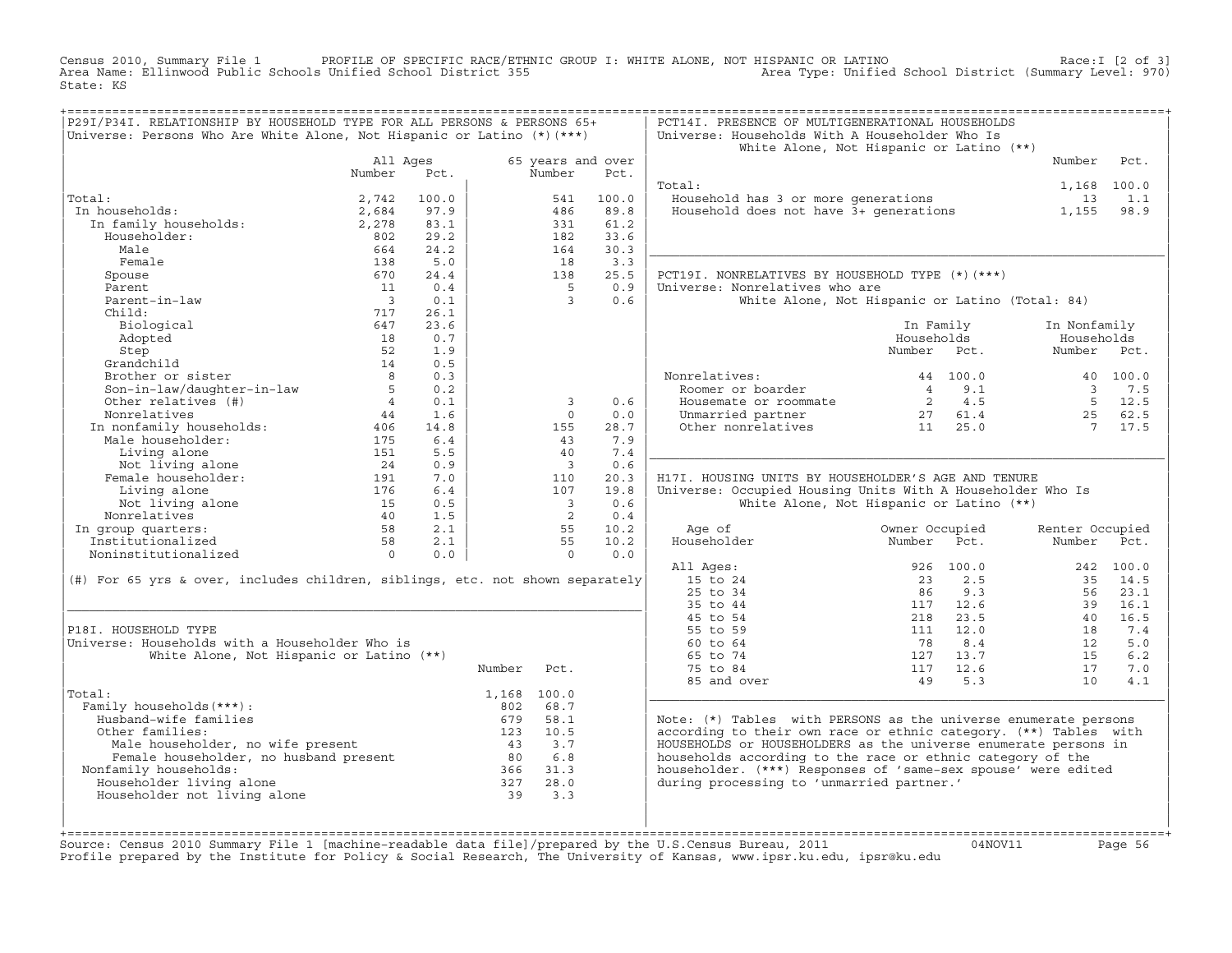Census 2010, Summary File 1 — PROFILE OF SPECIFIC RACE/ETHNIC GROUP I: WHITE ALONE, NOT HISPANIC OR LATINO — Race:I [2 of 3]
Area Name: Ellinwood Public Schools Unified School District 355 — Area Type: Unified School District (Summary Level: 970)
State: KS

## P29I/P34I. RELATIONSHIP BY HOUSEHOLD TYPE FOR ALL PERSONS & PERSONS 65+

Universe: Persons Who Are White Alone, Not Hispanic or Latino (*)(***)

| | All Ages Number | All Ages Pct. | 65 years and over Number | 65 years and over Pct. |
|---|---|---|---|---|
| Total: | 2,742 | 100.0 | 541 | 100.0 |
| In households: | 2,684 | 97.9 | 486 | 89.8 |
| In family households: | 2,278 | 83.1 | 331 | 61.2 |
| Householder: | 802 | 29.2 | 182 | 33.6 |
| Male | 664 | 24.2 | 164 | 30.3 |
| Female | 138 | 5.0 | 18 | 3.3 |
| Spouse | 670 | 24.4 | 138 | 25.5 |
| Parent | 11 | 0.4 | 5 | 0.9 |
| Parent-in-law | 3 | 0.1 | 3 | 0.6 |
| Child: | 717 | 26.1 | | |
| Biological | 647 | 23.6 | | |
| Adopted | 18 | 0.7 | | |
| Step | 52 | 1.9 | | |
| Grandchild | 14 | 0.5 | | |
| Brother or sister | 8 | 0.3 | | |
| Son-in-law/daughter-in-law | 5 | 0.2 | | |
| Other relatives (#) | 4 | 0.1 | 3 | 0.6 |
| Nonrelatives | 44 | 1.6 | 0 | 0.0 |
| In nonfamily households: | 406 | 14.8 | 155 | 28.7 |
| Male householder: | 175 | 6.4 | 43 | 7.9 |
| Living alone | 151 | 5.5 | 40 | 7.4 |
| Not living alone | 24 | 0.9 | 3 | 0.6 |
| Female householder: | 191 | 7.0 | 110 | 20.3 |
| Living alone | 176 | 6.4 | 107 | 19.8 |
| Not living alone | 15 | 0.5 | 3 | 0.6 |
| Nonrelatives | 40 | 1.5 | 2 | 0.4 |
| In group quarters: | 58 | 2.1 | 55 | 10.2 |
| Institutionalized | 58 | 2.1 | 55 | 10.2 |
| Noninstitutionalized | 0 | 0.0 | 0 | 0.0 |

(#) For 65 yrs & over, includes children, siblings, etc. not shown separately

## P18I. HOUSEHOLD TYPE

Universe: Households with a Householder Who is White Alone, Not Hispanic or Latino (**)

| | Number | Pct. |
|---|---|---|
| Total: | 1,168 | 100.0 |
| Family households(***): | 802 | 68.7 |
| Husband-wife families | 679 | 58.1 |
| Other families: | 123 | 10.5 |
| Male householder, no wife present | 43 | 3.7 |
| Female householder, no husband present | 80 | 6.8 |
| Nonfamily households: | 366 | 31.3 |
| Householder living alone | 327 | 28.0 |
| Householder not living alone | 39 | 3.3 |

## PCT14I. PRESENCE OF MULTIGENERATIONAL HOUSEHOLDS

Universe: Households With A Householder Who Is White Alone, Not Hispanic or Latino (**)

| | Number | Pct. |
|---|---|---|
| Total: | 1,168 | 100.0 |
| Household has 3 or more generations | 13 | 1.1 |
| Household does not have 3+ generations | 1,155 | 98.9 |

## PCT19I. NONRELATIVES BY HOUSEHOLD TYPE (*)(***)

Universe: Nonrelatives who are White Alone, Not Hispanic or Latino (Total: 84)

| | In Family Households Number | In Family Households Pct. | In Nonfamily Households Number | In Nonfamily Households Pct. |
|---|---|---|---|---|
| Nonrelatives: | 44 | 100.0 | 40 | 100.0 |
| Roomer or boarder | 4 | 9.1 | 3 | 7.5 |
| Housemate or roommate | 2 | 4.5 | 5 | 12.5 |
| Unmarried partner | 27 | 61.4 | 25 | 62.5 |
| Other nonrelatives | 11 | 25.0 | 7 | 17.5 |

## H17I. HOUSING UNITS BY HOUSEHOLDER'S AGE AND TENURE

Universe: Occupied Housing Units With A Householder Who Is White Alone, Not Hispanic or Latino (**)

| Age of Householder | Owner Occupied Number | Owner Occupied Pct. | Renter Occupied Number | Renter Occupied Pct. |
|---|---|---|---|---|
| All Ages: | 926 | 100.0 | 242 | 100.0 |
| 15 to 24 | 23 | 2.5 | 35 | 14.5 |
| 25 to 34 | 86 | 9.3 | 56 | 23.1 |
| 35 to 44 | 117 | 12.6 | 39 | 16.1 |
| 45 to 54 | 218 | 23.5 | 40 | 16.5 |
| 55 to 59 | 111 | 12.0 | 18 | 7.4 |
| 60 to 64 | 78 | 8.4 | 12 | 5.0 |
| 65 to 74 | 127 | 13.7 | 15 | 6.2 |
| 75 to 84 | 117 | 12.6 | 17 | 7.0 |
| 85 and over | 49 | 5.3 | 10 | 4.1 |

Note: (*) Tables with PERSONS as the universe enumerate persons according to their own race or ethnic category. (**) Tables with HOUSEHOLDS or HOUSEHOLDERS as the universe enumerate persons in households according to the race or ethnic category of the householder. (***) Responses of 'same-sex spouse' were edited during processing to 'unmarried partner.'

Source: Census 2010 Summary File 1 [machine-readable data file]/prepared by the U.S.Census Bureau, 2011 — 04NOV11
Profile prepared by the Institute for Policy & Social Research, The University of Kansas, www.ipsr.ku.edu, ipsr@ku.edu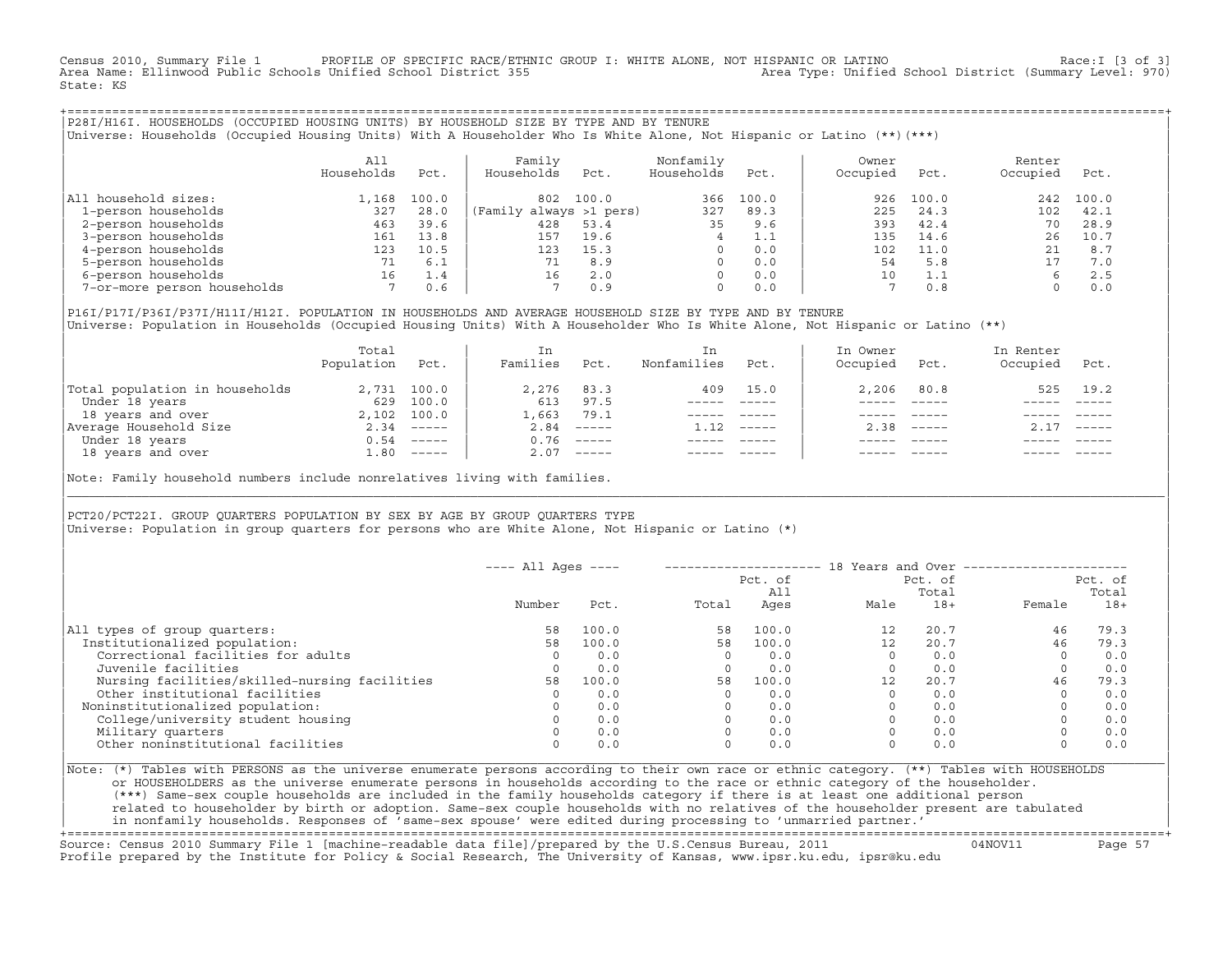Census 2010, Summary File 1 PROFILE OF SPECIFIC RACE/ETHNIC GROUP I: WHITE ALONE, NOT HISPANIC OR LATINO Race:I [3 of 3]
Area Name: Ellinwood Public Schools Unified School District 355 Area Type: Unified School District (Summary Level: 970)
State: KS

## P28I/H16I. HOUSEHOLDS (OCCUPIED HOUSING UNITS) BY HOUSEHOLD SIZE BY TYPE AND BY TENURE

Universe: Households (Occupied Housing Units) With A Householder Who Is White Alone, Not Hispanic or Latino (**)(***)

| | All Households | Pct. | Family Households | Pct. | Nonfamily Households | Pct. | Owner Occupied | Pct. | Renter Occupied | Pct. |
|---|---|---|---|---|---|---|---|---|---|---|
| All household sizes: | 1,168 | 100.0 | 802 | 100.0 | 366 | 100.0 | 926 | 100.0 | 242 | 100.0 |
| 1-person households | 327 | 28.0 | (Family always >1 pers) | | 327 | 89.3 | 225 | 24.3 | 102 | 42.1 |
| 2-person households | 463 | 39.6 | 428 | 53.4 | 35 | 9.6 | 393 | 42.4 | 70 | 28.9 |
| 3-person households | 161 | 13.8 | 157 | 19.6 | 4 | 1.1 | 135 | 14.6 | 26 | 10.7 |
| 4-person households | 123 | 10.5 | 123 | 15.3 | 0 | 0.0 | 102 | 11.0 | 21 | 8.7 |
| 5-person households | 71 | 6.1 | 71 | 8.9 | 0 | 0.0 | 54 | 5.8 | 17 | 7.0 |
| 6-person households | 16 | 1.4 | 16 | 2.0 | 0 | 0.0 | 10 | 1.1 | 6 | 2.5 |
| 7-or-more person households | 7 | 0.6 | 7 | 0.9 | 0 | 0.0 | 7 | 0.8 | 0 | 0.0 |

## P16I/P17I/P36I/P37I/H11I/H12I. POPULATION IN HOUSEHOLDS AND AVERAGE HOUSEHOLD SIZE BY TYPE AND BY TENURE

Universe: Population in Households (Occupied Housing Units) With A Householder Who Is White Alone, Not Hispanic or Latino (**)

| | Total Population | Pct. | In Families | Pct. | In Nonfamilies | Pct. | In Owner Occupied | Pct. | In Renter Occupied | Pct. |
|---|---|---|---|---|---|---|---|---|---|---|
| Total population in households | 2,731 | 100.0 | 2,276 | 83.3 | 409 | 15.0 | 2,206 | 80.8 | 525 | 19.2 |
| Under 18 years | 629 | 100.0 | 613 | 97.5 | ----- | ----- | ----- | ----- | ----- | ----- |
| 18 years and over | 2,102 | 100.0 | 1,663 | 79.1 | ----- | ----- | ----- | ----- | ----- | ----- |
| Average Household Size | 2.34 | ----- | 2.84 | ----- | 1.12 | ----- | 2.38 | ----- | 2.17 | ----- |
| Under 18 years | 0.54 | ----- | 0.76 | ----- | ----- | ----- | ----- | ----- | ----- | ----- |
| 18 years and over | 1.80 | ----- | 2.07 | ----- | ----- | ----- | ----- | ----- | ----- | ----- |

Note: Family household numbers include nonrelatives living with families.

## PCT20/PCT22I. GROUP QUARTERS POPULATION BY SEX BY AGE BY GROUP QUARTERS TYPE

Universe: Population in group quarters for persons who are White Alone, Not Hispanic or Latino (*)

| | ---- All Ages ---- | | 18 Years and Over | | | | | |
|---|---|---|---|---|---|---|---|---|
| | Number | Pct. | Total | Pct. of All Ages | Male | Pct. of Total 18+ | Female | Pct. of Total 18+ |
| All types of group quarters: | 58 | 100.0 | 58 | 100.0 | 12 | 20.7 | 46 | 79.3 |
| Institutionalized population: | 58 | 100.0 | 58 | 100.0 | 12 | 20.7 | 46 | 79.3 |
| Correctional facilities for adults | 0 | 0.0 | 0 | 0.0 | 0 | 0.0 | 0 | 0.0 |
| Juvenile facilities | 0 | 0.0 | 0 | 0.0 | 0 | 0.0 | 0 | 0.0 |
| Nursing facilities/skilled-nursing facilities | 58 | 100.0 | 58 | 100.0 | 12 | 20.7 | 46 | 79.3 |
| Other institutional facilities | 0 | 0.0 | 0 | 0.0 | 0 | 0.0 | 0 | 0.0 |
| Noninstitutionalized population: | 0 | 0.0 | 0 | 0.0 | 0 | 0.0 | 0 | 0.0 |
| College/university student housing | 0 | 0.0 | 0 | 0.0 | 0 | 0.0 | 0 | 0.0 |
| Military quarters | 0 | 0.0 | 0 | 0.0 | 0 | 0.0 | 0 | 0.0 |
| Other noninstitutional facilities | 0 | 0.0 | 0 | 0.0 | 0 | 0.0 | 0 | 0.0 |

Note: (*) Tables with PERSONS as the universe enumerate persons according to their own race or ethnic category. (**) Tables with HOUSEHOLDS or HOUSEHOLDERS as the universe enumerate persons in households according to the race or ethnic category of the householder. (***) Same-sex couple households are included in the family households category if there is at least one additional person related to householder by birth or adoption. Same-sex couple households with no relatives of the householder present are tabulated in nonfamily households. Responses of 'same-sex spouse' were edited during processing to 'unmarried partner.'

Source: Census 2010 Summary File 1 [machine-readable data file]/prepared by the U.S.Census Bureau, 2011 04NOV11
Profile prepared by the Institute for Policy & Social Research, The University of Kansas, www.ipsr.ku.edu, ipsr@ku.edu